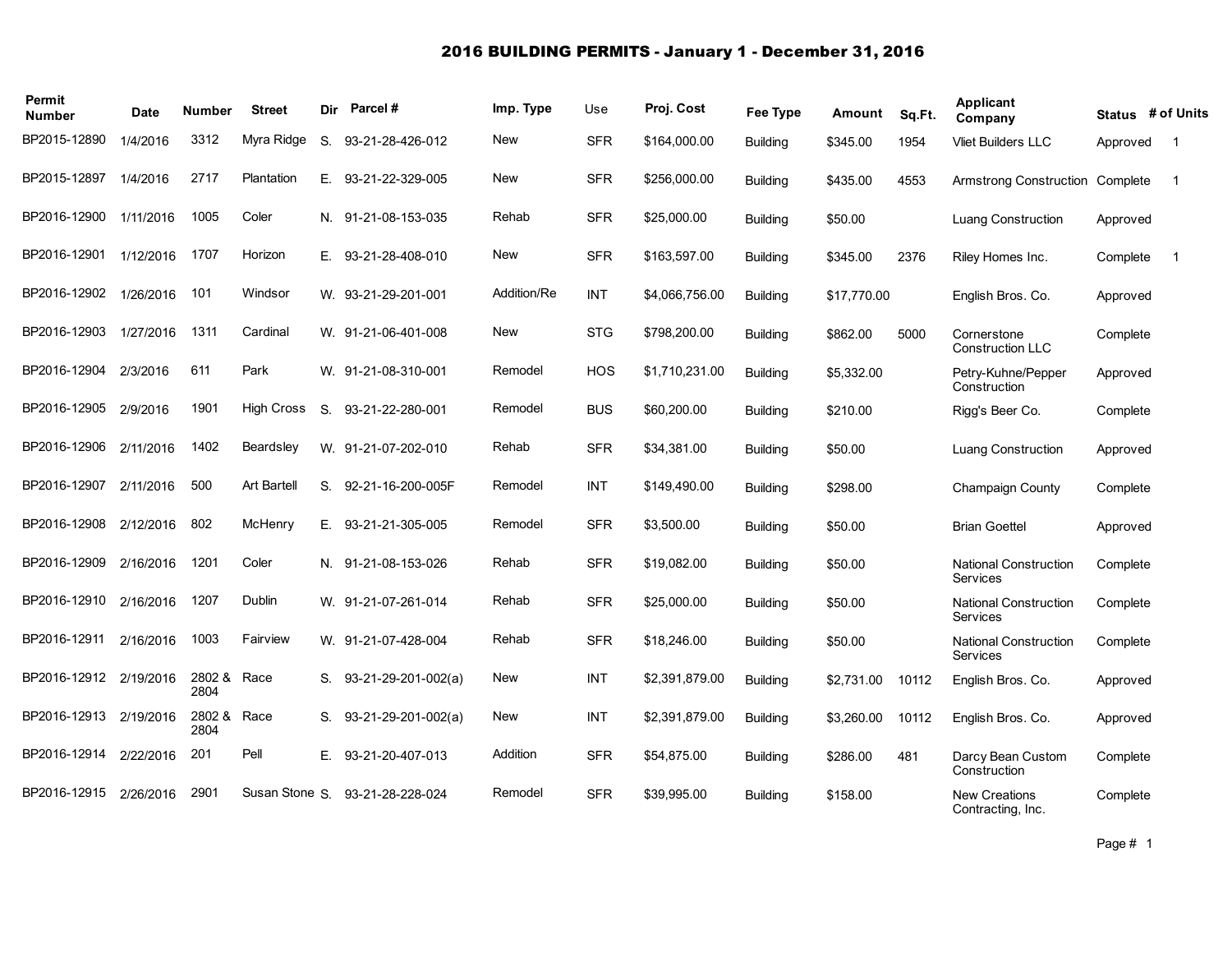# 2016 BUILDING PERMITS - January 1 - December 31, 2016

| Permit Number | Date | Number | Street | Dir | Parcel # | Imp. Type | Use | Proj. Cost | Fee Type | Amount | Sq.Ft. | Applicant Company | Status | # of Units |
|---|---|---|---|---|---|---|---|---|---|---|---|---|---|---|
| BP2015-12890 | 1/4/2016 | 3312 | Myra Ridge | S. | 93-21-28-426-012 | New | SFR | $164,000.00 | Building | $345.00 | 1954 | Vliet Builders LLC | Approved | 1 |
| BP2015-12897 | 1/4/2016 | 2717 | Plantation | E. | 93-21-22-329-005 | New | SFR | $256,000.00 | Building | $435.00 | 4553 | Armstrong Construction | Complete | 1 |
| BP2016-12900 | 1/11/2016 | 1005 | Coler | N. | 91-21-08-153-035 | Rehab | SFR | $25,000.00 | Building | $50.00 | | Luang Construction | Approved | |
| BP2016-12901 | 1/12/2016 | 1707 | Horizon | E. | 93-21-28-408-010 | New | SFR | $163,597.00 | Building | $345.00 | 2376 | Riley Homes Inc. | Complete | 1 |
| BP2016-12902 | 1/26/2016 | 101 | Windsor | W. | 93-21-29-201-001 | Addition/Re | INT | $4,066,756.00 | Building | $17,770.00 | | English Bros. Co. | Approved | |
| BP2016-12903 | 1/27/2016 | 1311 | Cardinal | W. | 91-21-06-401-008 | New | STG | $798,200.00 | Building | $862.00 | 5000 | Cornerstone Construction LLC | Complete | |
| BP2016-12904 | 2/3/2016 | 611 | Park | W. | 91-21-08-310-001 | Remodel | HOS | $1,710,231.00 | Building | $5,332.00 | | Petry-Kuhne/Pepper Construction | Approved | |
| BP2016-12905 | 2/9/2016 | 1901 | High Cross | S. | 93-21-22-280-001 | Remodel | BUS | $60,200.00 | Building | $210.00 | | Rigg's Beer Co. | Complete | |
| BP2016-12906 | 2/11/2016 | 1402 | Beardsley | W. | 91-21-07-202-010 | Rehab | SFR | $34,381.00 | Building | $50.00 | | Luang Construction | Approved | |
| BP2016-12907 | 2/11/2016 | 500 | Art Bartell | S. | 92-21-16-200-005F | Remodel | INT | $149,490.00 | Building | $298.00 | | Champaign County | Complete | |
| BP2016-12908 | 2/12/2016 | 802 | McHenry | E. | 93-21-21-305-005 | Remodel | SFR | $3,500.00 | Building | $50.00 | | Brian Goettel | Approved | |
| BP2016-12909 | 2/16/2016 | 1201 | Coler | N. | 91-21-08-153-026 | Rehab | SFR | $19,082.00 | Building | $50.00 | | National Construction Services | Complete | |
| BP2016-12910 | 2/16/2016 | 1207 | Dublin | W. | 91-21-07-261-014 | Rehab | SFR | $25,000.00 | Building | $50.00 | | National Construction Services | Complete | |
| BP2016-12911 | 2/16/2016 | 1003 | Fairview | W. | 91-21-07-428-004 | Rehab | SFR | $18,246.00 | Building | $50.00 | | National Construction Services | Complete | |
| BP2016-12912 | 2/19/2016 | 2802 & 2804 | Race | S. | 93-21-29-201-002(a) | New | INT | $2,391,879.00 | Building | $2,731.00 | 10112 | English Bros. Co. | Approved | |
| BP2016-12913 | 2/19/2016 | 2802 & 2804 | Race | S. | 93-21-29-201-002(a) | New | INT | $2,391,879.00 | Building | $3,260.00 | 10112 | English Bros. Co. | Approved | |
| BP2016-12914 | 2/22/2016 | 201 | Pell | E. | 93-21-20-407-013 | Addition | SFR | $54,875.00 | Building | $286.00 | 481 | Darcy Bean Custom Construction | Complete | |
| BP2016-12915 | 2/26/2016 | 2901 | Susan Stone | S. | 93-21-28-228-024 | Remodel | SFR | $39,995.00 | Building | $158.00 | | New Creations Contracting, Inc. | Complete | |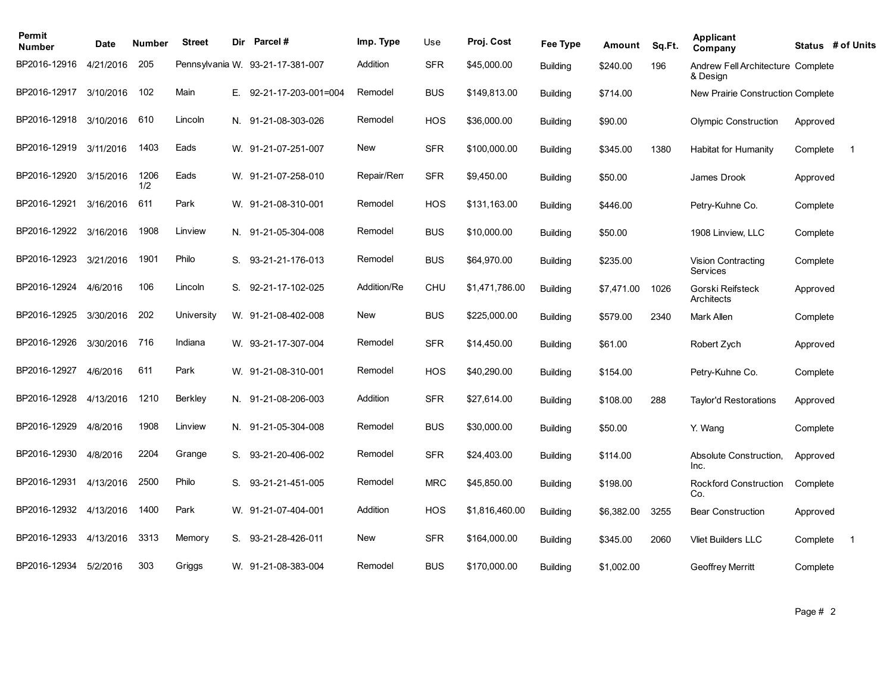| Permit Number | Date | Number | Street | Dir | Parcel # | Imp. Type | Use | Proj. Cost | Fee Type | Amount | Sq.Ft. | Applicant Company | Status | # of Units |
|---|---|---|---|---|---|---|---|---|---|---|---|---|---|---|
| BP2016-12916 | 4/21/2016 | 205 | Pennsylvania | W. | 93-21-17-381-007 | Addition | SFR | $45,000.00 | Building | $240.00 | 196 | Andrew Fell Architecture & Design | Complete | |
| BP2016-12917 | 3/10/2016 | 102 | Main | E. | 92-21-17-203-001=004 | Remodel | BUS | $149,813.00 | Building | $714.00 | | New Prairie Construction | Complete | |
| BP2016-12918 | 3/10/2016 | 610 | Lincoln | N. | 91-21-08-303-026 | Remodel | HOS | $36,000.00 | Building | $90.00 | | Olympic Construction | Approved | |
| BP2016-12919 | 3/11/2016 | 1403 | Eads | W. | 91-21-07-251-007 | New | SFR | $100,000.00 | Building | $345.00 | 1380 | Habitat for Humanity | Complete | 1 |
| BP2016-12920 | 3/15/2016 | 1206 1/2 | Eads | W. | 91-21-07-258-010 | Repair/Rem | SFR | $9,450.00 | Building | $50.00 | | James Drook | Approved | |
| BP2016-12921 | 3/16/2016 | 611 | Park | W. | 91-21-08-310-001 | Remodel | HOS | $131,163.00 | Building | $446.00 | | Petry-Kuhne Co. | Complete | |
| BP2016-12922 | 3/16/2016 | 1908 | Linview | N. | 91-21-05-304-008 | Remodel | BUS | $10,000.00 | Building | $50.00 | | 1908 Linview, LLC | Complete | |
| BP2016-12923 | 3/21/2016 | 1901 | Philo | S. | 93-21-21-176-013 | Remodel | BUS | $64,970.00 | Building | $235.00 | | Vision Contracting Services | Complete | |
| BP2016-12924 | 4/6/2016 | 106 | Lincoln | S. | 92-21-17-102-025 | Addition/Re | CHU | $1,471,786.00 | Building | $7,471.00 | 1026 | Gorski Reifsteck Architects | Approved | |
| BP2016-12925 | 3/30/2016 | 202 | University | W. | 91-21-08-402-008 | New | BUS | $225,000.00 | Building | $579.00 | 2340 | Mark Allen | Complete | |
| BP2016-12926 | 3/30/2016 | 716 | Indiana | W. | 93-21-17-307-004 | Remodel | SFR | $14,450.00 | Building | $61.00 | | Robert Zych | Approved | |
| BP2016-12927 | 4/6/2016 | 611 | Park | W. | 91-21-08-310-001 | Remodel | HOS | $40,290.00 | Building | $154.00 | | Petry-Kuhne Co. | Complete | |
| BP2016-12928 | 4/13/2016 | 1210 | Berkley | N. | 91-21-08-206-003 | Addition | SFR | $27,614.00 | Building | $108.00 | 288 | Taylor'd Restorations | Approved | |
| BP2016-12929 | 4/8/2016 | 1908 | Linview | N. | 91-21-05-304-008 | Remodel | BUS | $30,000.00 | Building | $50.00 | | Y. Wang | Complete | |
| BP2016-12930 | 4/8/2016 | 2204 | Grange | S. | 93-21-20-406-002 | Remodel | SFR | $24,403.00 | Building | $114.00 | | Absolute Construction, Inc. | Approved | |
| BP2016-12931 | 4/13/2016 | 2500 | Philo | S. | 93-21-21-451-005 | Remodel | MRC | $45,850.00 | Building | $198.00 | | Rockford Construction Co. | Complete | |
| BP2016-12932 | 4/13/2016 | 1400 | Park | W. | 91-21-07-404-001 | Addition | HOS | $1,816,460.00 | Building | $6,382.00 | 3255 | Bear Construction | Approved | |
| BP2016-12933 | 4/13/2016 | 3313 | Memory | S. | 93-21-28-426-011 | New | SFR | $164,000.00 | Building | $345.00 | 2060 | Vliet Builders LLC | Complete | 1 |
| BP2016-12934 | 5/2/2016 | 303 | Griggs | W. | 91-21-08-383-004 | Remodel | BUS | $170,000.00 | Building | $1,002.00 | | Geoffrey Merritt | Complete | |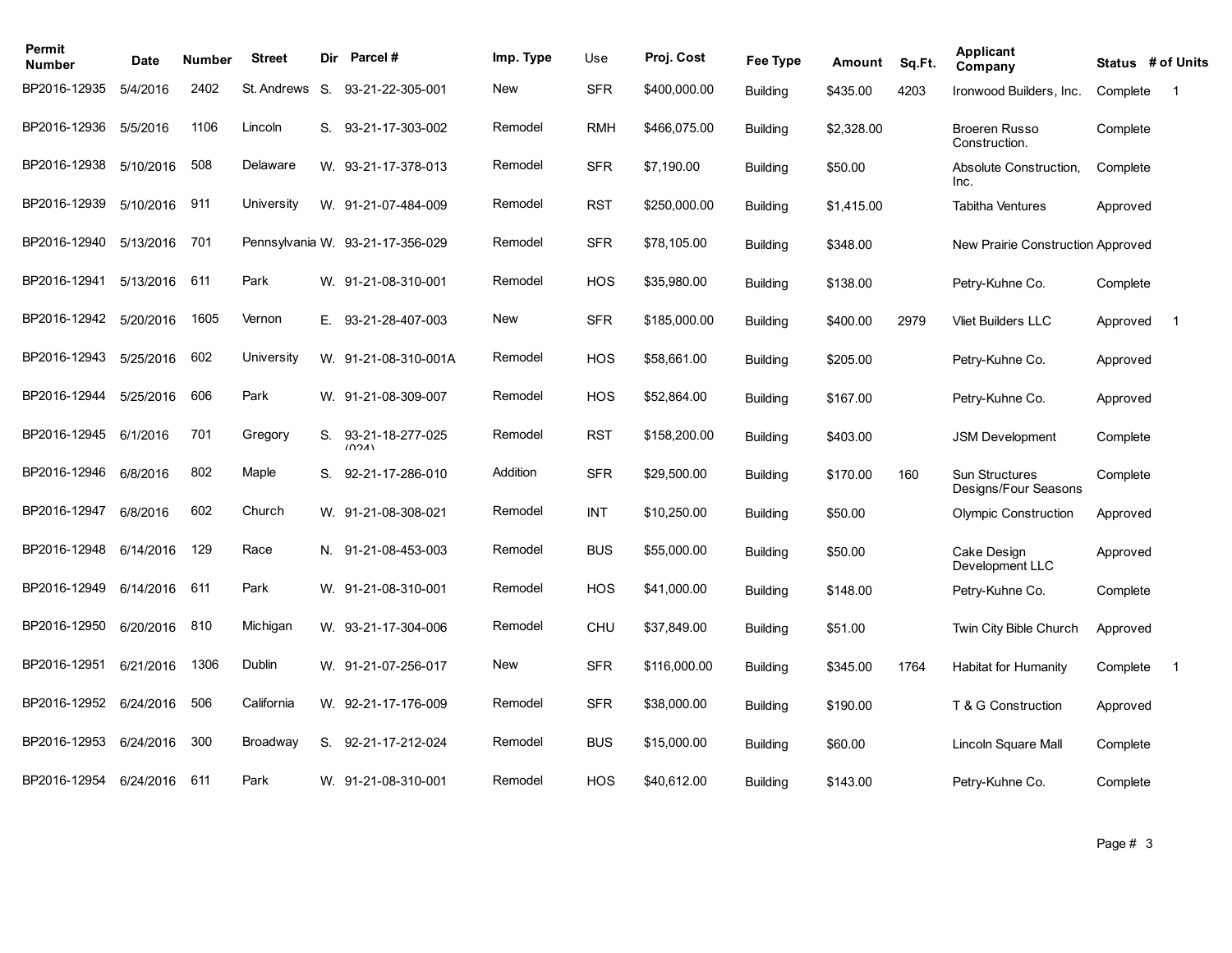| Permit Number | Date | Number | Street | Dir | Parcel # | Imp. Type | Use | Proj. Cost | Fee Type | Amount | Sq.Ft. | Applicant Company | Status | # of Units |
|---|---|---|---|---|---|---|---|---|---|---|---|---|---|---|
| BP2016-12935 | 5/4/2016 | 2402 | St. Andrews | S. | 93-21-22-305-001 | New | SFR | $400,000.00 | Building | $435.00 | 4203 | Ironwood Builders, Inc. | Complete | 1 |
| BP2016-12936 | 5/5/2016 | 1106 | Lincoln | S. | 93-21-17-303-002 | Remodel | RMH | $466,075.00 | Building | $2,328.00 | | Broeren Russo Construction. | Complete | |
| BP2016-12938 | 5/10/2016 | 508 | Delaware | W. | 93-21-17-378-013 | Remodel | SFR | $7,190.00 | Building | $50.00 | | Absolute Construction, Inc. | Complete | |
| BP2016-12939 | 5/10/2016 | 911 | University | W. | 91-21-07-484-009 | Remodel | RST | $250,000.00 | Building | $1,415.00 | | Tabitha Ventures | Approved | |
| BP2016-12940 | 5/13/2016 | 701 | Pennsylvania | W. | 93-21-17-356-029 | Remodel | SFR | $78,105.00 | Building | $348.00 | | New Prairie Construction | Approved | |
| BP2016-12941 | 5/13/2016 | 611 | Park | W. | 91-21-08-310-001 | Remodel | HOS | $35,980.00 | Building | $138.00 | | Petry-Kuhne Co. | Complete | |
| BP2016-12942 | 5/20/2016 | 1605 | Vernon | E. | 93-21-28-407-003 | New | SFR | $185,000.00 | Building | $400.00 | 2979 | Vliet Builders LLC | Approved | 1 |
| BP2016-12943 | 5/25/2016 | 602 | University | W. | 91-21-08-310-001A | Remodel | HOS | $58,661.00 | Building | $205.00 | | Petry-Kuhne Co. | Approved | |
| BP2016-12944 | 5/25/2016 | 606 | Park | W. | 91-21-08-309-007 | Remodel | HOS | $52,864.00 | Building | $167.00 | | Petry-Kuhne Co. | Approved | |
| BP2016-12945 | 6/1/2016 | 701 | Gregory | S. | 93-21-18-277-025 (024) | Remodel | RST | $158,200.00 | Building | $403.00 | | JSM Development | Complete | |
| BP2016-12946 | 6/8/2016 | 802 | Maple | S. | 92-21-17-286-010 | Addition | SFR | $29,500.00 | Building | $170.00 | 160 | Sun Structures Designs/Four Seasons | Complete | |
| BP2016-12947 | 6/8/2016 | 602 | Church | W. | 91-21-08-308-021 | Remodel | INT | $10,250.00 | Building | $50.00 | | Olympic Construction | Approved | |
| BP2016-12948 | 6/14/2016 | 129 | Race | N. | 91-21-08-453-003 | Remodel | BUS | $55,000.00 | Building | $50.00 | | Cake Design Development LLC | Approved | |
| BP2016-12949 | 6/14/2016 | 611 | Park | W. | 91-21-08-310-001 | Remodel | HOS | $41,000.00 | Building | $148.00 | | Petry-Kuhne Co. | Complete | |
| BP2016-12950 | 6/20/2016 | 810 | Michigan | W. | 93-21-17-304-006 | Remodel | CHU | $37,849.00 | Building | $51.00 | | Twin City Bible Church | Approved | |
| BP2016-12951 | 6/21/2016 | 1306 | Dublin | W. | 91-21-07-256-017 | New | SFR | $116,000.00 | Building | $345.00 | 1764 | Habitat for Humanity | Complete | 1 |
| BP2016-12952 | 6/24/2016 | 506 | California | W. | 92-21-17-176-009 | Remodel | SFR | $38,000.00 | Building | $190.00 | | T & G Construction | Approved | |
| BP2016-12953 | 6/24/2016 | 300 | Broadway | S. | 92-21-17-212-024 | Remodel | BUS | $15,000.00 | Building | $60.00 | | Lincoln Square Mall | Complete | |
| BP2016-12954 | 6/24/2016 | 611 | Park | W. | 91-21-08-310-001 | Remodel | HOS | $40,612.00 | Building | $143.00 | | Petry-Kuhne Co. | Complete | |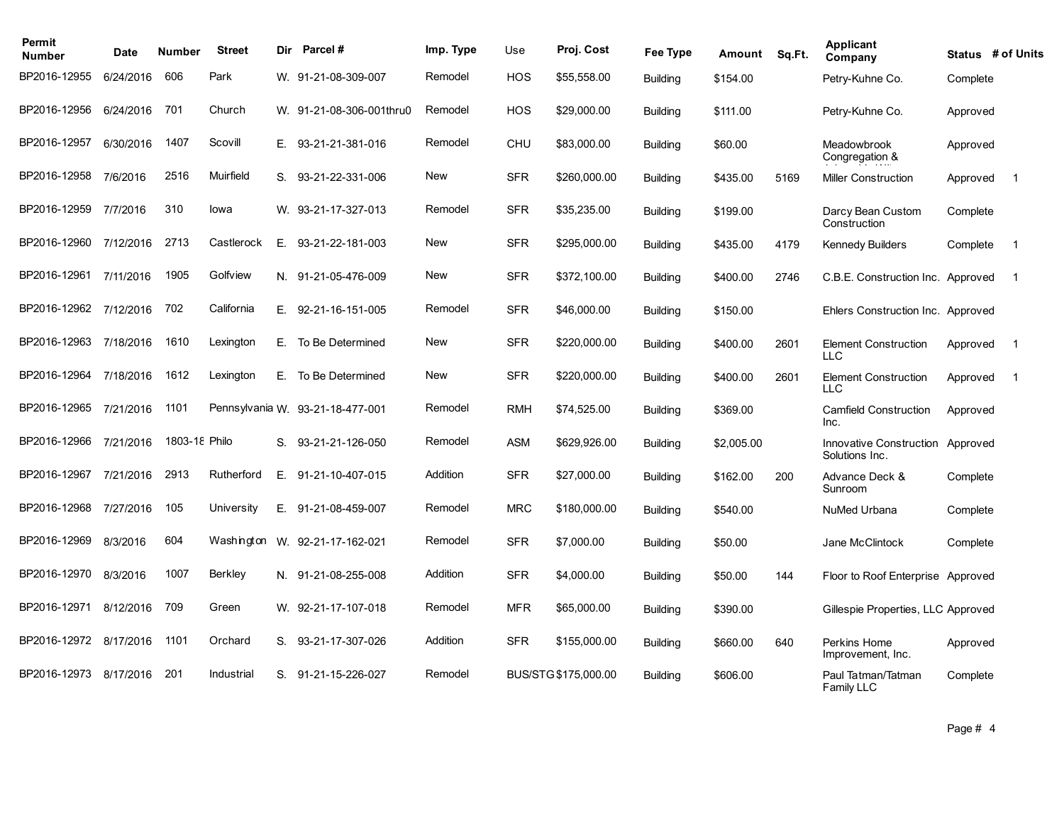| Permit Number | Date | Number | Street | Dir | Parcel # | Imp. Type | Use | Proj. Cost | Fee Type | Amount | Sq.Ft. | Applicant Company | Status | # of Units |
|---|---|---|---|---|---|---|---|---|---|---|---|---|---|---|
| BP2016-12955 | 6/24/2016 | 606 | Park | W. | 91-21-08-309-007 | Remodel | HOS | $55,558.00 | Building | $154.00 | | Petry-Kuhne Co. | Complete | |
| BP2016-12956 | 6/24/2016 | 701 | Church | W. | 91-21-08-306-001thru0 | Remodel | HOS | $29,000.00 | Building | $111.00 | | Petry-Kuhne Co. | Approved | |
| BP2016-12957 | 6/30/2016 | 1407 | Scovill | E. | 93-21-21-381-016 | Remodel | CHU | $83,000.00 | Building | $60.00 | | Meadowbrook Congregation & | Approved | |
| BP2016-12958 | 7/6/2016 | 2516 | Muirfield | S. | 93-21-22-331-006 | New | SFR | $260,000.00 | Building | $435.00 | 5169 | Miller Construction | Approved | 1 |
| BP2016-12959 | 7/7/2016 | 310 | Iowa | W. | 93-21-17-327-013 | Remodel | SFR | $35,235.00 | Building | $199.00 | | Darcy Bean Custom Construction | Complete | |
| BP2016-12960 | 7/12/2016 | 2713 | Castlerock | E. | 93-21-22-181-003 | New | SFR | $295,000.00 | Building | $435.00 | 4179 | Kennedy Builders | Complete | 1 |
| BP2016-12961 | 7/11/2016 | 1905 | Golfview | N. | 91-21-05-476-009 | New | SFR | $372,100.00 | Building | $400.00 | 2746 | C.B.E. Construction Inc. | Approved | 1 |
| BP2016-12962 | 7/12/2016 | 702 | California | E. | 92-21-16-151-005 | Remodel | SFR | $46,000.00 | Building | $150.00 | | Ehlers Construction Inc. | Approved | |
| BP2016-12963 | 7/18/2016 | 1610 | Lexington | E. | To Be Determined | New | SFR | $220,000.00 | Building | $400.00 | 2601 | Element Construction LLC | Approved | 1 |
| BP2016-12964 | 7/18/2016 | 1612 | Lexington | E. | To Be Determined | New | SFR | $220,000.00 | Building | $400.00 | 2601 | Element Construction LLC | Approved | 1 |
| BP2016-12965 | 7/21/2016 | 1101 | Pennsylvania | W. | 93-21-18-477-001 | Remodel | RMH | $74,525.00 | Building | $369.00 | | Camfield Construction Inc. | Approved | |
| BP2016-12966 | 7/21/2016 | 1803-18 | Philo | S. | 93-21-21-126-050 | Remodel | ASM | $629,926.00 | Building | $2,005.00 | | Innovative Construction Solutions Inc. | Approved | |
| BP2016-12967 | 7/21/2016 | 2913 | Rutherford | E. | 91-21-10-407-015 | Addition | SFR | $27,000.00 | Building | $162.00 | 200 | Advance Deck & Sunroom | Complete | |
| BP2016-12968 | 7/27/2016 | 105 | University | E. | 91-21-08-459-007 | Remodel | MRC | $180,000.00 | Building | $540.00 | | NuMed Urbana | Complete | |
| BP2016-12969 | 8/3/2016 | 604 | Washington | W. | 92-21-17-162-021 | Remodel | SFR | $7,000.00 | Building | $50.00 | | Jane McClintock | Complete | |
| BP2016-12970 | 8/3/2016 | 1007 | Berkley | N. | 91-21-08-255-008 | Addition | SFR | $4,000.00 | Building | $50.00 | 144 | Floor to Roof Enterprise | Approved | |
| BP2016-12971 | 8/12/2016 | 709 | Green | W. | 92-21-17-107-018 | Remodel | MFR | $65,000.00 | Building | $390.00 | | Gillespie Properties, LLC | Approved | |
| BP2016-12972 | 8/17/2016 | 1101 | Orchard | S. | 93-21-17-307-026 | Addition | SFR | $155,000.00 | Building | $660.00 | 640 | Perkins Home Improvement, Inc. | Approved | |
| BP2016-12973 | 8/17/2016 | 201 | Industrial | S. | 91-21-15-226-027 | Remodel | BUS/STG | $175,000.00 | Building | $606.00 | | Paul Tatman/Tatman Family LLC | Complete | |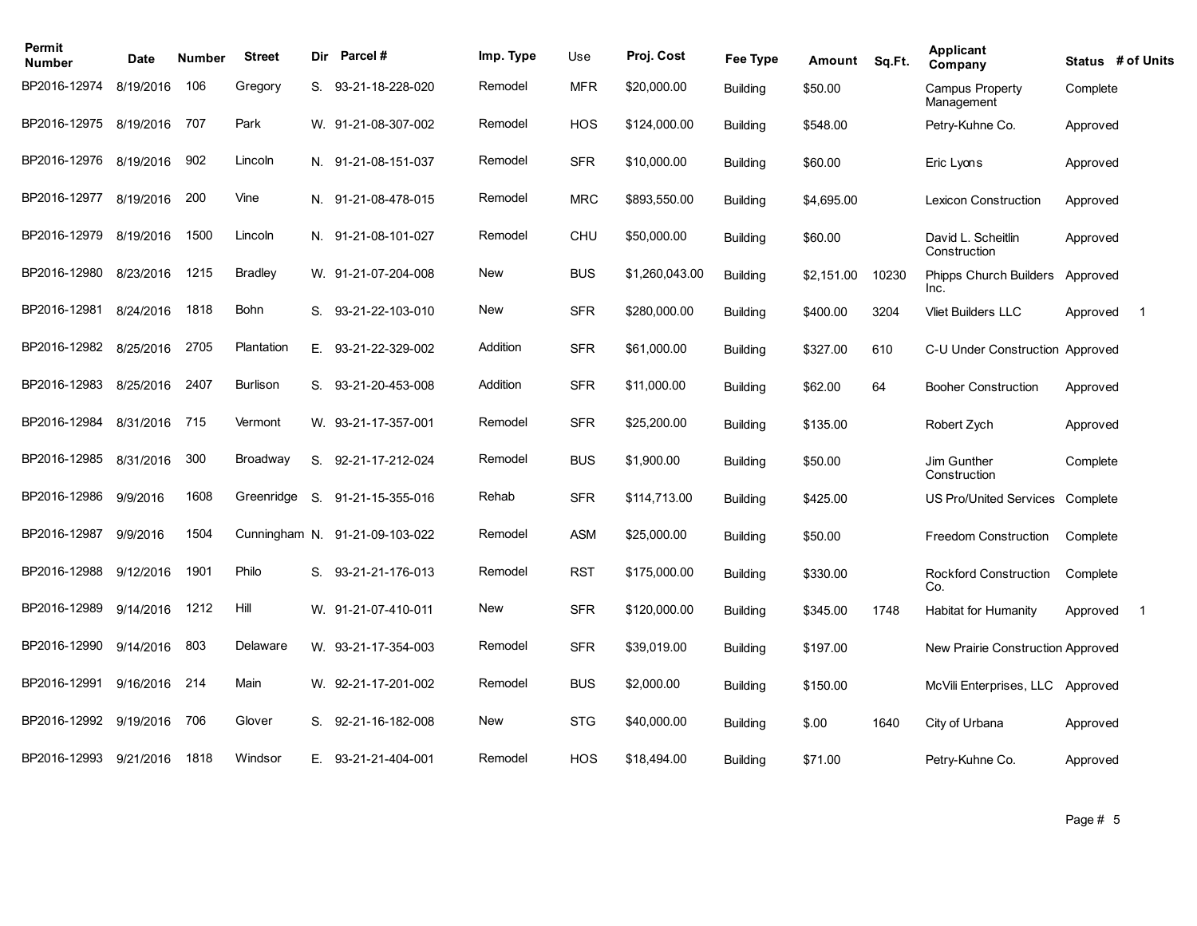| Permit Number | Date | Number | Street | Dir | Parcel # | Imp. Type | Use | Proj. Cost | Fee Type | Amount | Sq.Ft. | Applicant Company | Status | # of Units |
|---|---|---|---|---|---|---|---|---|---|---|---|---|---|---|
| BP2016-12974 | 8/19/2016 | 106 | Gregory | S. | 93-21-18-228-020 | Remodel | MFR | $20,000.00 | Building | $50.00 | | Campus Property Management | Complete | |
| BP2016-12975 | 8/19/2016 | 707 | Park | W. | 91-21-08-307-002 | Remodel | HOS | $124,000.00 | Building | $548.00 | | Petry-Kuhne Co. | Approved | |
| BP2016-12976 | 8/19/2016 | 902 | Lincoln | N. | 91-21-08-151-037 | Remodel | SFR | $10,000.00 | Building | $60.00 | | Eric Lyons | Approved | |
| BP2016-12977 | 8/19/2016 | 200 | Vine | N. | 91-21-08-478-015 | Remodel | MRC | $893,550.00 | Building | $4,695.00 | | Lexicon Construction | Approved | |
| BP2016-12979 | 8/19/2016 | 1500 | Lincoln | N. | 91-21-08-101-027 | Remodel | CHU | $50,000.00 | Building | $60.00 | | David L. Scheitlin Construction | Approved | |
| BP2016-12980 | 8/23/2016 | 1215 | Bradley | W. | 91-21-07-204-008 | New | BUS | $1,260,043.00 | Building | $2,151.00 | 10230 | Phipps Church Builders Inc. | Approved | |
| BP2016-12981 | 8/24/2016 | 1818 | Bohn | S. | 93-21-22-103-010 | New | SFR | $280,000.00 | Building | $400.00 | 3204 | Vliet Builders LLC | Approved | 1 |
| BP2016-12982 | 8/25/2016 | 2705 | Plantation | E. | 93-21-22-329-002 | Addition | SFR | $61,000.00 | Building | $327.00 | 610 | C-U Under Construction | Approved | |
| BP2016-12983 | 8/25/2016 | 2407 | Burlison | S. | 93-21-20-453-008 | Addition | SFR | $11,000.00 | Building | $62.00 | 64 | Booher Construction | Approved | |
| BP2016-12984 | 8/31/2016 | 715 | Vermont | W. | 93-21-17-357-001 | Remodel | SFR | $25,200.00 | Building | $135.00 | | Robert Zych | Approved | |
| BP2016-12985 | 8/31/2016 | 300 | Broadway | S. | 92-21-17-212-024 | Remodel | BUS | $1,900.00 | Building | $50.00 | | Jim Gunther Construction | Complete | |
| BP2016-12986 | 9/9/2016 | 1608 | Greenridge | S. | 91-21-15-355-016 | Rehab | SFR | $114,713.00 | Building | $425.00 | | US Pro/United Services | Complete | |
| BP2016-12987 | 9/9/2016 | 1504 | Cunningham | N. | 91-21-09-103-022 | Remodel | ASM | $25,000.00 | Building | $50.00 | | Freedom Construction | Complete | |
| BP2016-12988 | 9/12/2016 | 1901 | Philo | S. | 93-21-21-176-013 | Remodel | RST | $175,000.00 | Building | $330.00 | | Rockford Construction Co. | Complete | |
| BP2016-12989 | 9/14/2016 | 1212 | Hill | W. | 91-21-07-410-011 | New | SFR | $120,000.00 | Building | $345.00 | 1748 | Habitat for Humanity | Approved | 1 |
| BP2016-12990 | 9/14/2016 | 803 | Delaware | W. | 93-21-17-354-003 | Remodel | SFR | $39,019.00 | Building | $197.00 | | New Prairie Construction | Approved | |
| BP2016-12991 | 9/16/2016 | 214 | Main | W. | 92-21-17-201-002 | Remodel | BUS | $2,000.00 | Building | $150.00 | | McVili Enterprises, LLC | Approved | |
| BP2016-12992 | 9/19/2016 | 706 | Glover | S. | 92-21-16-182-008 | New | STG | $40,000.00 | Building | $.00 | 1640 | City of Urbana | Approved | |
| BP2016-12993 | 9/21/2016 | 1818 | Windsor | E. | 93-21-21-404-001 | Remodel | HOS | $18,494.00 | Building | $71.00 | | Petry-Kuhne Co. | Approved | |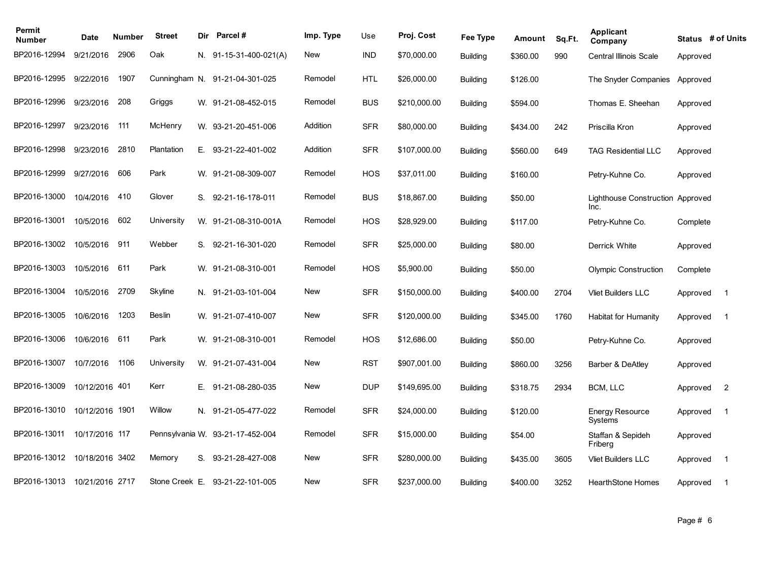| Permit Number | Date | Number | Street | Dir | Parcel # | Imp. Type | Use | Proj. Cost | Fee Type | Amount | Sq.Ft. | Applicant Company | Status | # of Units |
|---|---|---|---|---|---|---|---|---|---|---|---|---|---|---|
| BP2016-12994 | 9/21/2016 | 2906 | Oak | N. | 91-15-31-400-021(A) | New | IND | $70,000.00 | Building | $360.00 | 990 | Central Illinois Scale | Approved | |
| BP2016-12995 | 9/22/2016 | 1907 | Cunningham | N. | 91-21-04-301-025 | Remodel | HTL | $26,000.00 | Building | $126.00 | | The Snyder Companies | Approved | |
| BP2016-12996 | 9/23/2016 | 208 | Griggs | W. | 91-21-08-452-015 | Remodel | BUS | $210,000.00 | Building | $594.00 | | Thomas E. Sheehan | Approved | |
| BP2016-12997 | 9/23/2016 | 111 | McHenry | W. | 93-21-20-451-006 | Addition | SFR | $80,000.00 | Building | $434.00 | 242 | Priscilla Kron | Approved | |
| BP2016-12998 | 9/23/2016 | 2810 | Plantation | E. | 93-21-22-401-002 | Addition | SFR | $107,000.00 | Building | $560.00 | 649 | TAG Residential LLC | Approved | |
| BP2016-12999 | 9/27/2016 | 606 | Park | W. | 91-21-08-309-007 | Remodel | HOS | $37,011.00 | Building | $160.00 | | Petry-Kuhne Co. | Approved | |
| BP2016-13000 | 10/4/2016 | 410 | Glover | S. | 92-21-16-178-011 | Remodel | BUS | $18,867.00 | Building | $50.00 | | Lighthouse Construction Inc. | Approved | |
| BP2016-13001 | 10/5/2016 | 602 | University | W. | 91-21-08-310-001A | Remodel | HOS | $28,929.00 | Building | $117.00 | | Petry-Kuhne Co. | Complete | |
| BP2016-13002 | 10/5/2016 | 911 | Webber | S. | 92-21-16-301-020 | Remodel | SFR | $25,000.00 | Building | $80.00 | | Derrick White | Approved | |
| BP2016-13003 | 10/5/2016 | 611 | Park | W. | 91-21-08-310-001 | Remodel | HOS | $5,900.00 | Building | $50.00 | | Olympic Construction | Complete | |
| BP2016-13004 | 10/5/2016 | 2709 | Skyline | N. | 91-21-03-101-004 | New | SFR | $150,000.00 | Building | $400.00 | 2704 | Vliet Builders LLC | Approved | 1 |
| BP2016-13005 | 10/6/2016 | 1203 | Beslin | W. | 91-21-07-410-007 | New | SFR | $120,000.00 | Building | $345.00 | 1760 | Habitat for Humanity | Approved | 1 |
| BP2016-13006 | 10/6/2016 | 611 | Park | W. | 91-21-08-310-001 | Remodel | HOS | $12,686.00 | Building | $50.00 | | Petry-Kuhne Co. | Approved | |
| BP2016-13007 | 10/7/2016 | 1106 | University | W. | 91-21-07-431-004 | New | RST | $907,001.00 | Building | $860.00 | 3256 | Barber & DeAtley | Approved | |
| BP2016-13009 | 10/12/2016 | 401 | Kerr | E. | 91-21-08-280-035 | New | DUP | $149,695.00 | Building | $318.75 | 2934 | BCM, LLC | Approved | 2 |
| BP2016-13010 | 10/12/2016 | 1901 | Willow | N. | 91-21-05-477-022 | Remodel | SFR | $24,000.00 | Building | $120.00 | | Energy Resource Systems | Approved | 1 |
| BP2016-13011 | 10/17/2016 | 117 | Pennsylvania | W. | 93-21-17-452-004 | Remodel | SFR | $15,000.00 | Building | $54.00 | | Staffan & Sepideh Friberg | Approved | |
| BP2016-13012 | 10/18/2016 | 3402 | Memory | S. | 93-21-28-427-008 | New | SFR | $280,000.00 | Building | $435.00 | 3605 | Vliet Builders LLC | Approved | 1 |
| BP2016-13013 | 10/21/2016 | 2717 | Stone Creek | E. | 93-21-22-101-005 | New | SFR | $237,000.00 | Building | $400.00 | 3252 | HearthStone Homes | Approved | 1 |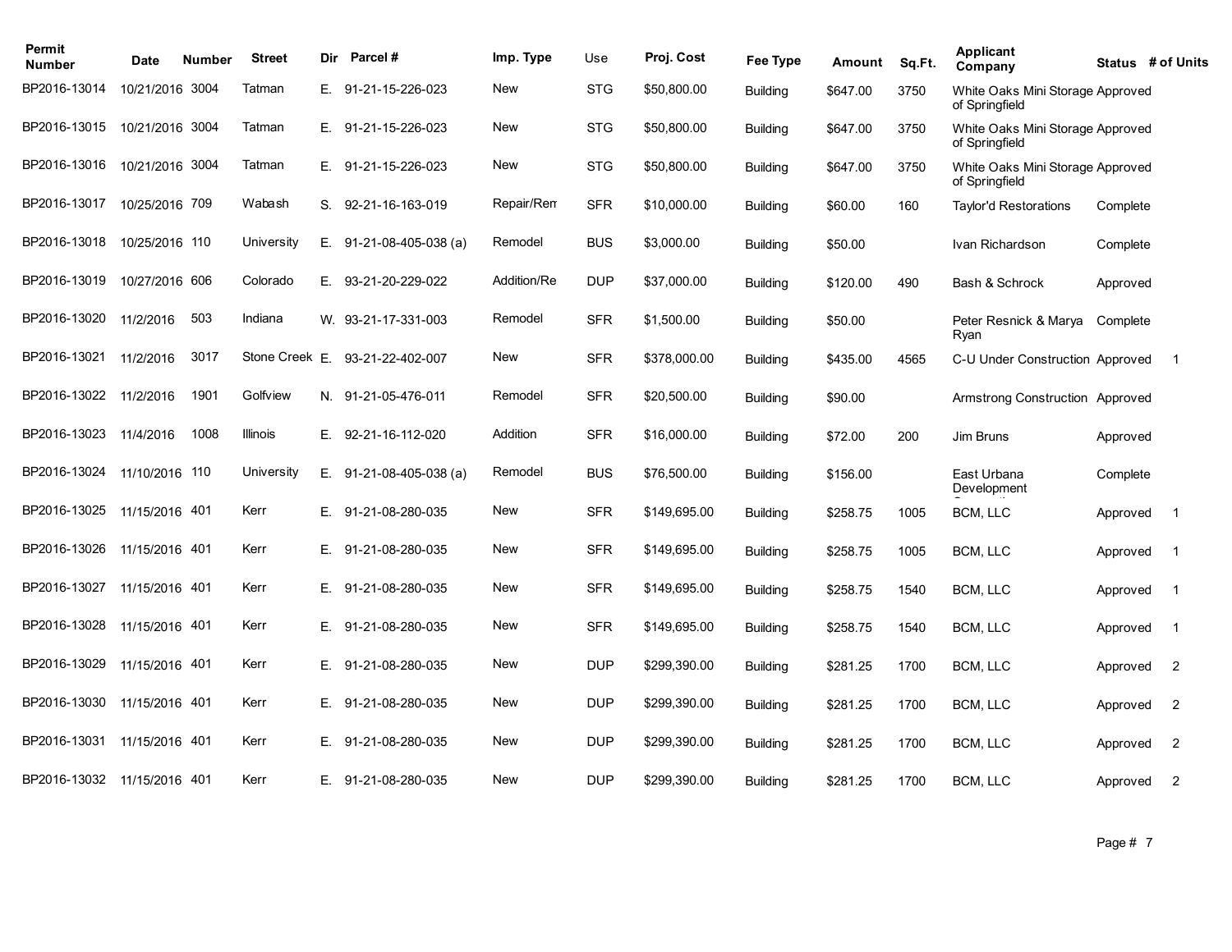| Permit Number | Date | Number | Street | Dir | Parcel # | Imp. Type | Use | Proj. Cost | Fee Type | Amount | Sq.Ft. | Applicant Company | Status | # of Units |
|---|---|---|---|---|---|---|---|---|---|---|---|---|---|---|
| BP2016-13014 | 10/21/2016 | 3004 | Tatman | E. | 91-21-15-226-023 | New | STG | $50,800.00 | Building | $647.00 | 3750 | White Oaks Mini Storage of Springfield | Approved | |
| BP2016-13015 | 10/21/2016 | 3004 | Tatman | E. | 91-21-15-226-023 | New | STG | $50,800.00 | Building | $647.00 | 3750 | White Oaks Mini Storage of Springfield | Approved | |
| BP2016-13016 | 10/21/2016 | 3004 | Tatman | E. | 91-21-15-226-023 | New | STG | $50,800.00 | Building | $647.00 | 3750 | White Oaks Mini Storage of Springfield | Approved | |
| BP2016-13017 | 10/25/2016 | 709 | Wabash | S. | 92-21-16-163-019 | Repair/Rem | SFR | $10,000.00 | Building | $60.00 | 160 | Taylor'd Restorations | Complete | |
| BP2016-13018 | 10/25/2016 | 110 | University | E. | 91-21-08-405-038 (a) | Remodel | BUS | $3,000.00 | Building | $50.00 | | Ivan Richardson | Complete | |
| BP2016-13019 | 10/27/2016 | 606 | Colorado | E. | 93-21-20-229-022 | Addition/Re | DUP | $37,000.00 | Building | $120.00 | 490 | Bash & Schrock | Approved | |
| BP2016-13020 | 11/2/2016 | 503 | Indiana | W. | 93-21-17-331-003 | Remodel | SFR | $1,500.00 | Building | $50.00 | | Peter Resnick & Marya Ryan | Complete | |
| BP2016-13021 | 11/2/2016 | 3017 | Stone Creek | E. | 93-21-22-402-007 | New | SFR | $378,000.00 | Building | $435.00 | 4565 | C-U Under Construction | Approved | 1 |
| BP2016-13022 | 11/2/2016 | 1901 | Golfview | N. | 91-21-05-476-011 | Remodel | SFR | $20,500.00 | Building | $90.00 | | Armstrong Construction | Approved | |
| BP2016-13023 | 11/4/2016 | 1008 | Illinois | E. | 92-21-16-112-020 | Addition | SFR | $16,000.00 | Building | $72.00 | 200 | Jim Bruns | Approved | |
| BP2016-13024 | 11/10/2016 | 110 | University | E. | 91-21-08-405-038 (a) | Remodel | BUS | $76,500.00 | Building | $156.00 | | East Urbana Development | Complete | |
| BP2016-13025 | 11/15/2016 | 401 | Kerr | E. | 91-21-08-280-035 | New | SFR | $149,695.00 | Building | $258.75 | 1005 | BCM, LLC | Approved | 1 |
| BP2016-13026 | 11/15/2016 | 401 | Kerr | E. | 91-21-08-280-035 | New | SFR | $149,695.00 | Building | $258.75 | 1005 | BCM, LLC | Approved | 1 |
| BP2016-13027 | 11/15/2016 | 401 | Kerr | E. | 91-21-08-280-035 | New | SFR | $149,695.00 | Building | $258.75 | 1540 | BCM, LLC | Approved | 1 |
| BP2016-13028 | 11/15/2016 | 401 | Kerr | E. | 91-21-08-280-035 | New | SFR | $149,695.00 | Building | $258.75 | 1540 | BCM, LLC | Approved | 1 |
| BP2016-13029 | 11/15/2016 | 401 | Kerr | E. | 91-21-08-280-035 | New | DUP | $299,390.00 | Building | $281.25 | 1700 | BCM, LLC | Approved | 2 |
| BP2016-13030 | 11/15/2016 | 401 | Kerr | E. | 91-21-08-280-035 | New | DUP | $299,390.00 | Building | $281.25 | 1700 | BCM, LLC | Approved | 2 |
| BP2016-13031 | 11/15/2016 | 401 | Kerr | E. | 91-21-08-280-035 | New | DUP | $299,390.00 | Building | $281.25 | 1700 | BCM, LLC | Approved | 2 |
| BP2016-13032 | 11/15/2016 | 401 | Kerr | E. | 91-21-08-280-035 | New | DUP | $299,390.00 | Building | $281.25 | 1700 | BCM, LLC | Approved | 2 |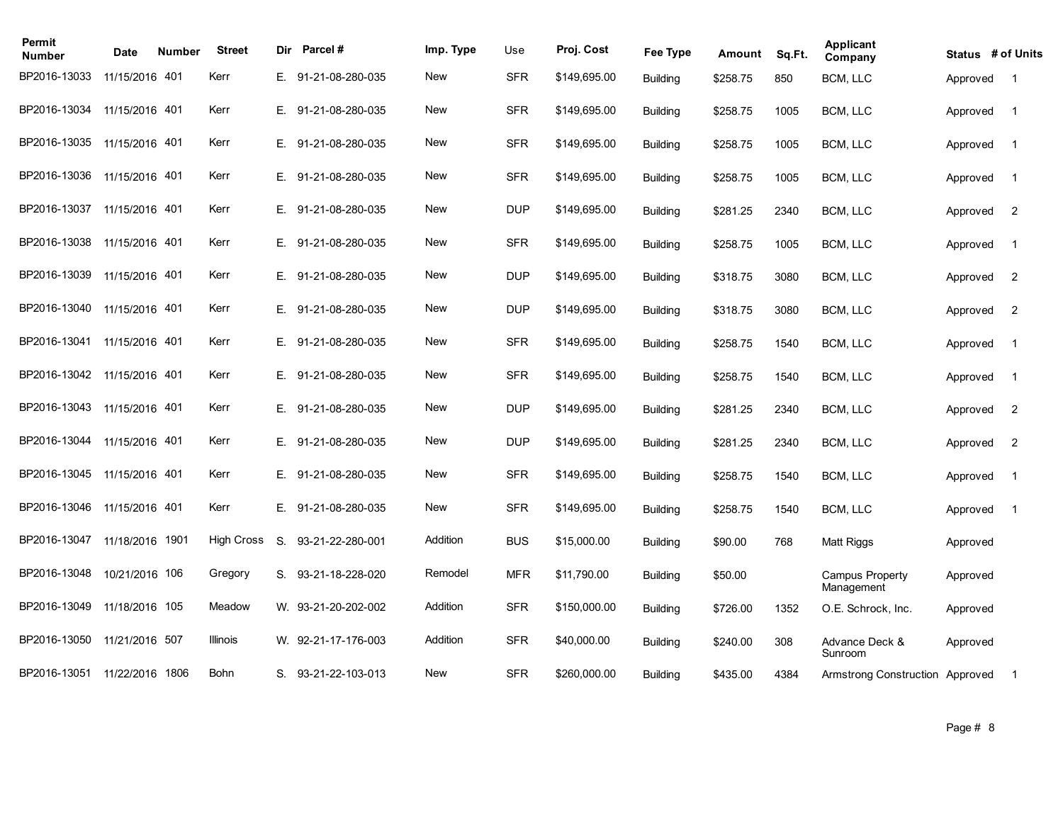| Permit Number | Date | Number | Street | Dir | Parcel # | Imp. Type | Use | Proj. Cost | Fee Type | Amount | Sq.Ft. | Applicant Company | Status | # of Units |
|---|---|---|---|---|---|---|---|---|---|---|---|---|---|---|
| BP2016-13033 | 11/15/2016 | 401 | Kerr | E. | 91-21-08-280-035 | New | SFR | $149,695.00 | Building | $258.75 | 850 | BCM, LLC | Approved | 1 |
| BP2016-13034 | 11/15/2016 | 401 | Kerr | E. | 91-21-08-280-035 | New | SFR | $149,695.00 | Building | $258.75 | 1005 | BCM, LLC | Approved | 1 |
| BP2016-13035 | 11/15/2016 | 401 | Kerr | E. | 91-21-08-280-035 | New | SFR | $149,695.00 | Building | $258.75 | 1005 | BCM, LLC | Approved | 1 |
| BP2016-13036 | 11/15/2016 | 401 | Kerr | E. | 91-21-08-280-035 | New | SFR | $149,695.00 | Building | $258.75 | 1005 | BCM, LLC | Approved | 1 |
| BP2016-13037 | 11/15/2016 | 401 | Kerr | E. | 91-21-08-280-035 | New | DUP | $149,695.00 | Building | $281.25 | 2340 | BCM, LLC | Approved | 2 |
| BP2016-13038 | 11/15/2016 | 401 | Kerr | E. | 91-21-08-280-035 | New | SFR | $149,695.00 | Building | $258.75 | 1005 | BCM, LLC | Approved | 1 |
| BP2016-13039 | 11/15/2016 | 401 | Kerr | E. | 91-21-08-280-035 | New | DUP | $149,695.00 | Building | $318.75 | 3080 | BCM, LLC | Approved | 2 |
| BP2016-13040 | 11/15/2016 | 401 | Kerr | E. | 91-21-08-280-035 | New | DUP | $149,695.00 | Building | $318.75 | 3080 | BCM, LLC | Approved | 2 |
| BP2016-13041 | 11/15/2016 | 401 | Kerr | E. | 91-21-08-280-035 | New | SFR | $149,695.00 | Building | $258.75 | 1540 | BCM, LLC | Approved | 1 |
| BP2016-13042 | 11/15/2016 | 401 | Kerr | E. | 91-21-08-280-035 | New | SFR | $149,695.00 | Building | $258.75 | 1540 | BCM, LLC | Approved | 1 |
| BP2016-13043 | 11/15/2016 | 401 | Kerr | E. | 91-21-08-280-035 | New | DUP | $149,695.00 | Building | $281.25 | 2340 | BCM, LLC | Approved | 2 |
| BP2016-13044 | 11/15/2016 | 401 | Kerr | E. | 91-21-08-280-035 | New | DUP | $149,695.00 | Building | $281.25 | 2340 | BCM, LLC | Approved | 2 |
| BP2016-13045 | 11/15/2016 | 401 | Kerr | E. | 91-21-08-280-035 | New | SFR | $149,695.00 | Building | $258.75 | 1540 | BCM, LLC | Approved | 1 |
| BP2016-13046 | 11/15/2016 | 401 | Kerr | E. | 91-21-08-280-035 | New | SFR | $149,695.00 | Building | $258.75 | 1540 | BCM, LLC | Approved | 1 |
| BP2016-13047 | 11/18/2016 | 1901 | High Cross | S. | 93-21-22-280-001 | Addition | BUS | $15,000.00 | Building | $90.00 | 768 | Matt Riggs | Approved | |
| BP2016-13048 | 10/21/2016 | 106 | Gregory | S. | 93-21-18-228-020 | Remodel | MFR | $11,790.00 | Building | $50.00 | | Campus Property Management | Approved | |
| BP2016-13049 | 11/18/2016 | 105 | Meadow | W. | 93-21-20-202-002 | Addition | SFR | $150,000.00 | Building | $726.00 | 1352 | O.E. Schrock, Inc. | Approved | |
| BP2016-13050 | 11/21/2016 | 507 | Illinois | W. | 92-21-17-176-003 | Addition | SFR | $40,000.00 | Building | $240.00 | 308 | Advance Deck & Sunroom | Approved | |
| BP2016-13051 | 11/22/2016 | 1806 | Bohn | S. | 93-21-22-103-013 | New | SFR | $260,000.00 | Building | $435.00 | 4384 | Armstrong Construction | Approved | 1 |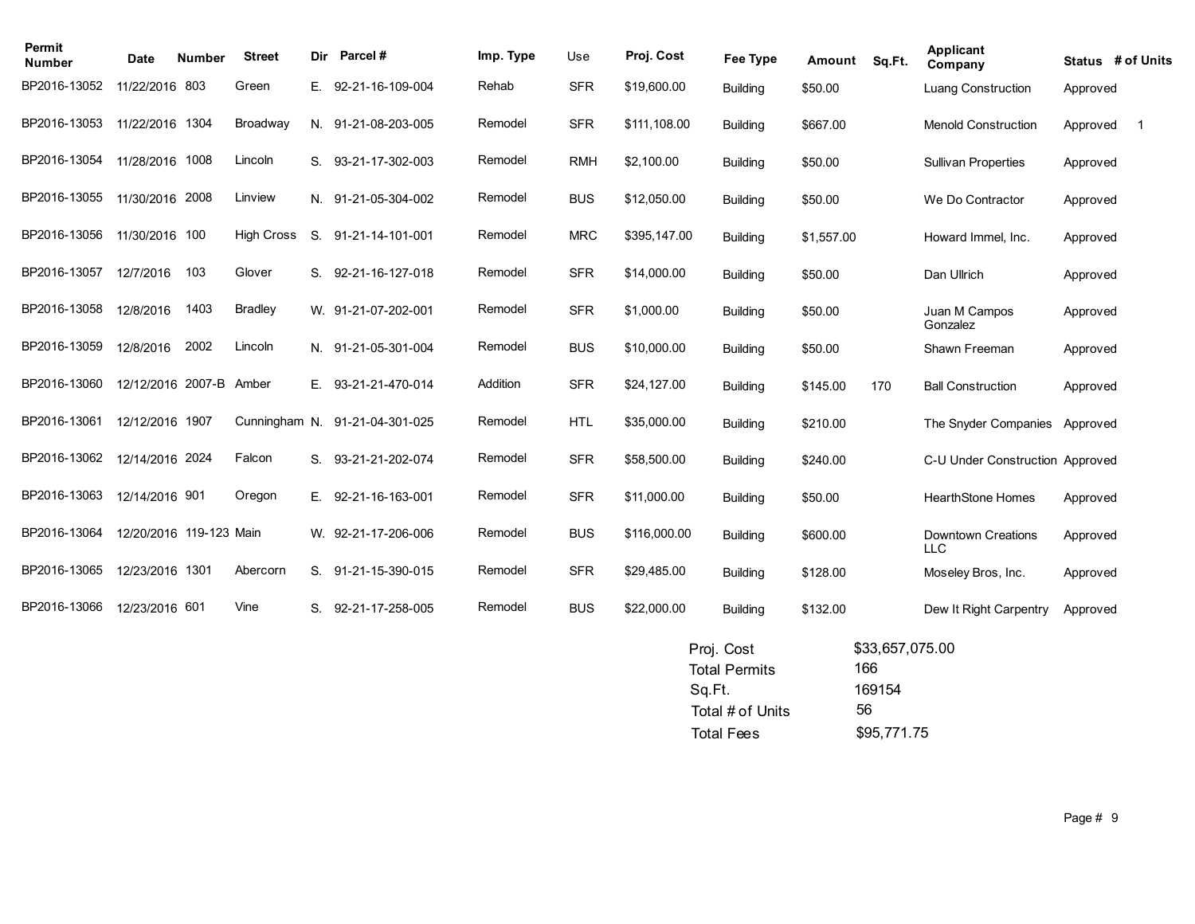| Permit Number | Date | Number | Street | Dir | Parcel # | Imp. Type | Use | Proj. Cost | Fee Type | Amount | Sq.Ft. | Applicant Company | Status | # of Units |
|---|---|---|---|---|---|---|---|---|---|---|---|---|---|---|
| BP2016-13052 | 11/22/2016 | 803 | Green | E. | 92-21-16-109-004 | Rehab | SFR | $19,600.00 | Building | $50.00 | | Luang Construction | Approved | |
| BP2016-13053 | 11/22/2016 | 1304 | Broadway | N. | 91-21-08-203-005 | Remodel | SFR | $111,108.00 | Building | $667.00 | | Menold Construction | Approved | 1 |
| BP2016-13054 | 11/28/2016 | 1008 | Lincoln | S. | 93-21-17-302-003 | Remodel | RMH | $2,100.00 | Building | $50.00 | | Sullivan Properties | Approved | |
| BP2016-13055 | 11/30/2016 | 2008 | Linview | N. | 91-21-05-304-002 | Remodel | BUS | $12,050.00 | Building | $50.00 | | We Do Contractor | Approved | |
| BP2016-13056 | 11/30/2016 | 100 | High Cross | S. | 91-21-14-101-001 | Remodel | MRC | $395,147.00 | Building | $1,557.00 | | Howard Immel, Inc. | Approved | |
| BP2016-13057 | 12/7/2016 | 103 | Glover | S. | 92-21-16-127-018 | Remodel | SFR | $14,000.00 | Building | $50.00 | | Dan Ullrich | Approved | |
| BP2016-13058 | 12/8/2016 | 1403 | Bradley | W. | 91-21-07-202-001 | Remodel | SFR | $1,000.00 | Building | $50.00 | | Juan M Campos Gonzalez | Approved | |
| BP2016-13059 | 12/8/2016 | 2002 | Lincoln | N. | 91-21-05-301-004 | Remodel | BUS | $10,000.00 | Building | $50.00 | | Shawn Freeman | Approved | |
| BP2016-13060 | 12/12/2016 | 2007-B | Amber | E. | 93-21-21-470-014 | Addition | SFR | $24,127.00 | Building | $145.00 | 170 | Ball Construction | Approved | |
| BP2016-13061 | 12/12/2016 | 1907 | Cunningham | N. | 91-21-04-301-025 | Remodel | HTL | $35,000.00 | Building | $210.00 | | The Snyder Companies | Approved | |
| BP2016-13062 | 12/14/2016 | 2024 | Falcon | S. | 93-21-21-202-074 | Remodel | SFR | $58,500.00 | Building | $240.00 | | C-U Under Construction | Approved | |
| BP2016-13063 | 12/14/2016 | 901 | Oregon | E. | 92-21-16-163-001 | Remodel | SFR | $11,000.00 | Building | $50.00 | | HearthStone Homes | Approved | |
| BP2016-13064 | 12/20/2016 | 119-123 | Main | W. | 92-21-17-206-006 | Remodel | BUS | $116,000.00 | Building | $600.00 | | Downtown Creations LLC | Approved | |
| BP2016-13065 | 12/23/2016 | 1301 | Abercorn | S. | 91-21-15-390-015 | Remodel | SFR | $29,485.00 | Building | $128.00 | | Moseley Bros, Inc. | Approved | |
| BP2016-13066 | 12/23/2016 | 601 | Vine | S. | 92-21-17-258-005 | Remodel | BUS | $22,000.00 | Building | $132.00 | | Dew It Right Carpentry | Approved | |

| | |
|---|---|
| Proj. Cost | $33,657,075.00 |
| Total Permits | 166 |
| Sq.Ft. | 169154 |
| Total # of Units | 56 |
| Total Fees | $95,771.75 |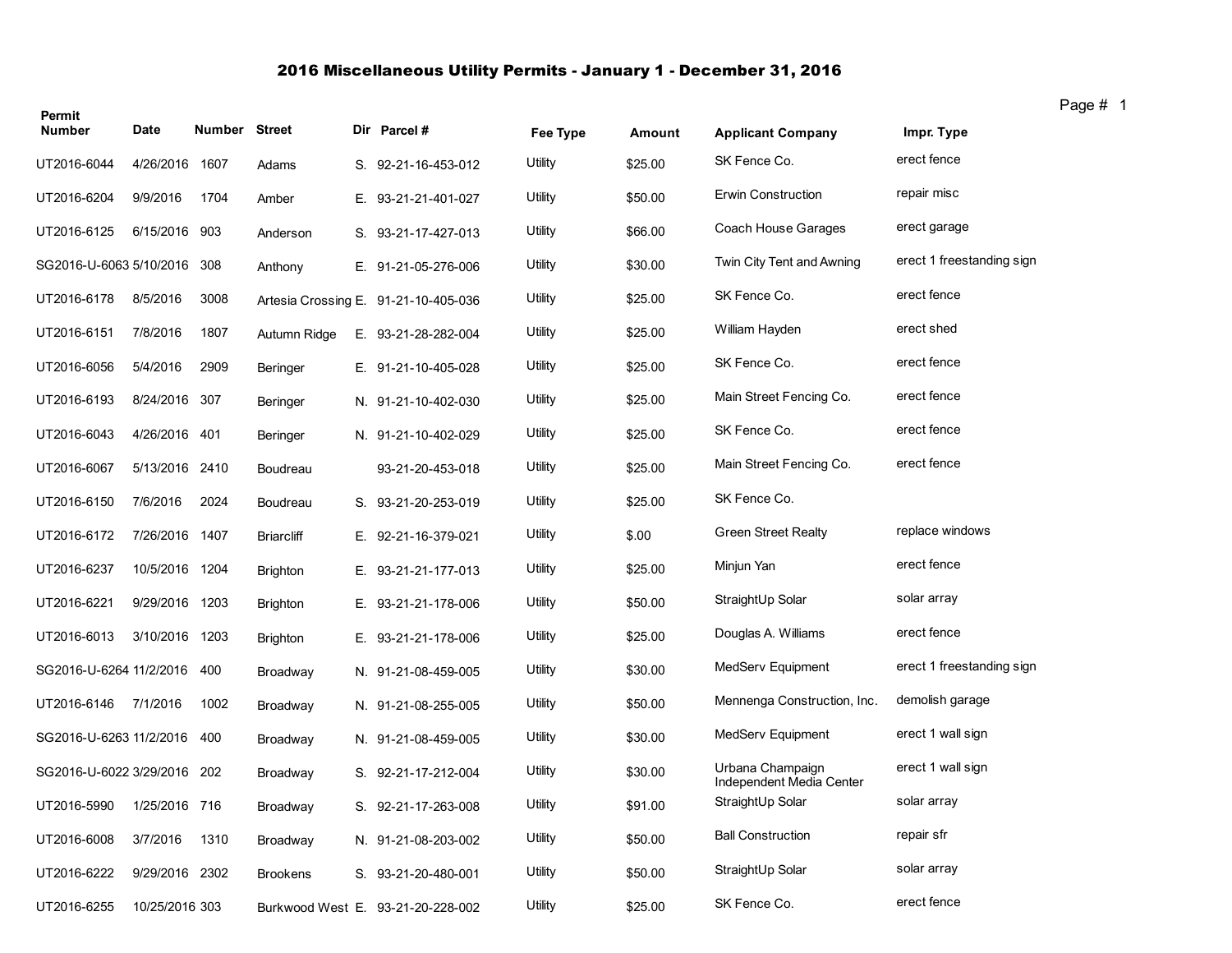# 2016 Miscellaneous Utility Permits - January 1 - December 31, 2016

| Permit Number | Date | Number | Street | Dir | Parcel # | Fee Type | Amount | Applicant Company | Impr. Type |
|---|---|---|---|---|---|---|---|---|---|
| UT2016-6044 | 4/26/2016 | 1607 | Adams | S. | 92-21-16-453-012 | Utility | $25.00 | SK Fence Co. | erect fence |
| UT2016-6204 | 9/9/2016 | 1704 | Amber | E. | 93-21-21-401-027 | Utility | $50.00 | Erwin Construction | repair misc |
| UT2016-6125 | 6/15/2016 | 903 | Anderson | S. | 93-21-17-427-013 | Utility | $66.00 | Coach House Garages | erect garage |
| SG2016-U-6063 | 5/10/2016 | 308 | Anthony | E. | 91-21-05-276-006 | Utility | $30.00 | Twin City Tent and Awning | erect 1 freestanding sign |
| UT2016-6178 | 8/5/2016 | 3008 | Artesia Crossing | E. | 91-21-10-405-036 | Utility | $25.00 | SK Fence Co. | erect fence |
| UT2016-6151 | 7/8/2016 | 1807 | Autumn Ridge | E. | 93-21-28-282-004 | Utility | $25.00 | William Hayden | erect shed |
| UT2016-6056 | 5/4/2016 | 2909 | Beringer | E. | 91-21-10-405-028 | Utility | $25.00 | SK Fence Co. | erect fence |
| UT2016-6193 | 8/24/2016 | 307 | Beringer | N. | 91-21-10-402-030 | Utility | $25.00 | Main Street Fencing Co. | erect fence |
| UT2016-6043 | 4/26/2016 | 401 | Beringer | N. | 91-21-10-402-029 | Utility | $25.00 | SK Fence Co. | erect fence |
| UT2016-6067 | 5/13/2016 | 2410 | Boudreau | | 93-21-20-453-018 | Utility | $25.00 | Main Street Fencing Co. | erect fence |
| UT2016-6150 | 7/6/2016 | 2024 | Boudreau | S. | 93-21-20-253-019 | Utility | $25.00 | SK Fence Co. | |
| UT2016-6172 | 7/26/2016 | 1407 | Briarcliff | E. | 92-21-16-379-021 | Utility | $.00 | Green Street Realty | replace windows |
| UT2016-6237 | 10/5/2016 | 1204 | Brighton | E. | 93-21-21-177-013 | Utility | $25.00 | Minjun Yan | erect fence |
| UT2016-6221 | 9/29/2016 | 1203 | Brighton | E. | 93-21-21-178-006 | Utility | $50.00 | StraightUp Solar | solar array |
| UT2016-6013 | 3/10/2016 | 1203 | Brighton | E. | 93-21-21-178-006 | Utility | $25.00 | Douglas A. Williams | erect fence |
| SG2016-U-6264 | 11/2/2016 | 400 | Broadway | N. | 91-21-08-459-005 | Utility | $30.00 | MedServ Equipment | erect 1 freestanding sign |
| UT2016-6146 | 7/1/2016 | 1002 | Broadway | N. | 91-21-08-255-005 | Utility | $50.00 | Mennenga Construction, Inc. | demolish garage |
| SG2016-U-6263 | 11/2/2016 | 400 | Broadway | N. | 91-21-08-459-005 | Utility | $30.00 | MedServ Equipment | erect 1 wall sign |
| SG2016-U-6022 | 3/29/2016 | 202 | Broadway | S. | 92-21-17-212-004 | Utility | $30.00 | Urbana Champaign Independent Media Center | erect 1 wall sign |
| UT2016-5990 | 1/25/2016 | 716 | Broadway | S. | 92-21-17-263-008 | Utility | $91.00 | StraightUp Solar | solar array |
| UT2016-6008 | 3/7/2016 | 1310 | Broadway | N. | 91-21-08-203-002 | Utility | $50.00 | Ball Construction | repair sfr |
| UT2016-6222 | 9/29/2016 | 2302 | Brookens | S. | 93-21-20-480-001 | Utility | $50.00 | StraightUp Solar | solar array |
| UT2016-6255 | 10/25/2016 | 303 | Burkwood West | E. | 93-21-20-228-002 | Utility | $25.00 | SK Fence Co. | erect fence |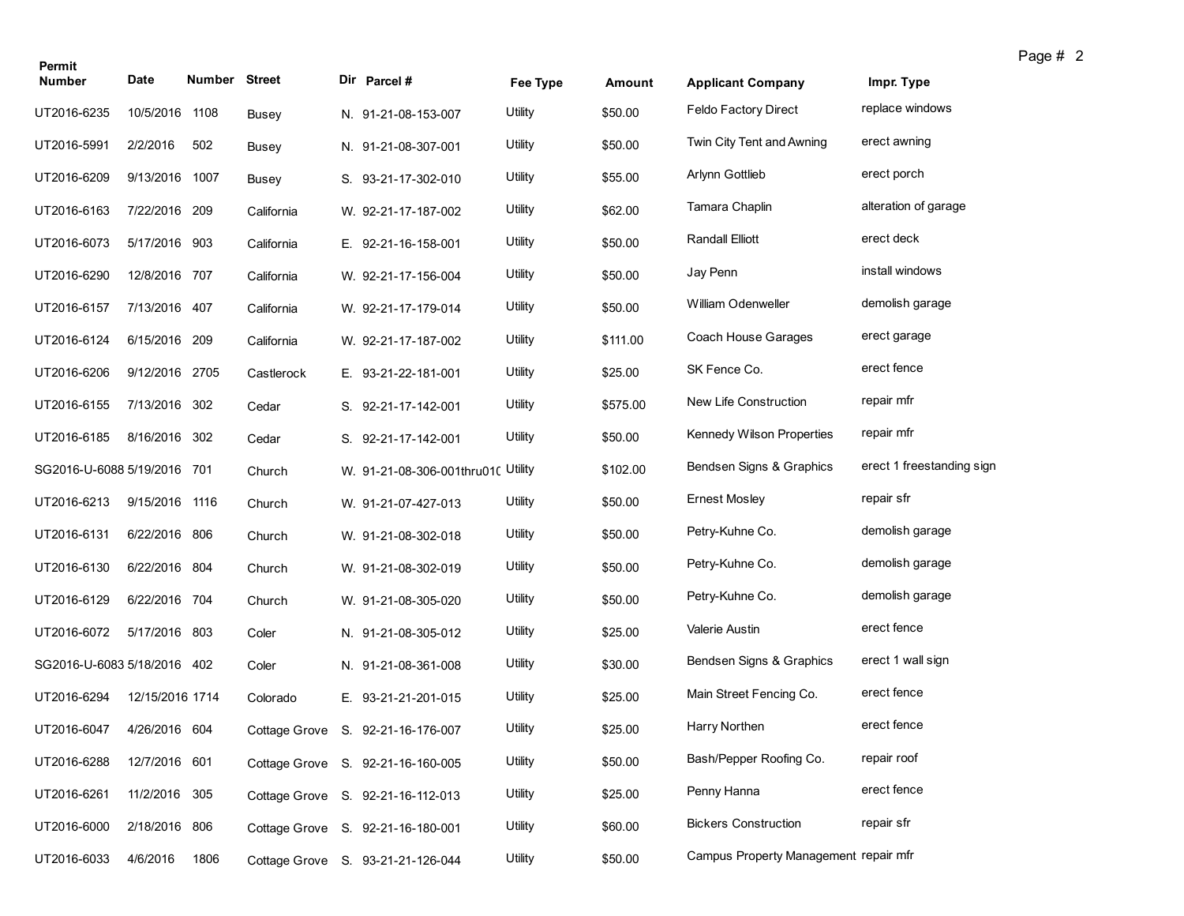| Permit Number | Date | Number | Street | Dir | Parcel # | Fee Type | Amount | Applicant Company | Impr. Type |
|---|---|---|---|---|---|---|---|---|---|
| UT2016-6235 | 10/5/2016 | 1108 | Busey | N. | 91-21-08-153-007 | Utility | $50.00 | Feldo Factory Direct | replace windows |
| UT2016-5991 | 2/2/2016 | 502 | Busey | N. | 91-21-08-307-001 | Utility | $50.00 | Twin City Tent and Awning | erect awning |
| UT2016-6209 | 9/13/2016 | 1007 | Busey | S. | 93-21-17-302-010 | Utility | $55.00 | Arlynn Gottlieb | erect porch |
| UT2016-6163 | 7/22/2016 | 209 | California | W. | 92-21-17-187-002 | Utility | $62.00 | Tamara Chaplin | alteration of garage |
| UT2016-6073 | 5/17/2016 | 903 | California | E. | 92-21-16-158-001 | Utility | $50.00 | Randall Elliott | erect deck |
| UT2016-6290 | 12/8/2016 | 707 | California | W. | 92-21-17-156-004 | Utility | $50.00 | Jay Penn | install windows |
| UT2016-6157 | 7/13/2016 | 407 | California | W. | 92-21-17-179-014 | Utility | $50.00 | William Odenweller | demolish garage |
| UT2016-6124 | 6/15/2016 | 209 | California | W. | 92-21-17-187-002 | Utility | $111.00 | Coach House Garages | erect garage |
| UT2016-6206 | 9/12/2016 | 2705 | Castlerock | E. | 93-21-22-181-001 | Utility | $25.00 | SK Fence Co. | erect fence |
| UT2016-6155 | 7/13/2016 | 302 | Cedar | S. | 92-21-17-142-001 | Utility | $575.00 | New Life Construction | repair mfr |
| UT2016-6185 | 8/16/2016 | 302 | Cedar | S. | 92-21-17-142-001 | Utility | $50.00 | Kennedy Wilson Properties | repair mfr |
| SG2016-U-6088 | 5/19/2016 | 701 | Church | W. | 91-21-08-306-001thru010 | Utility | $102.00 | Bendsen Signs & Graphics | erect 1 freestanding sign |
| UT2016-6213 | 9/15/2016 | 1116 | Church | W. | 91-21-07-427-013 | Utility | $50.00 | Ernest Mosley | repair sfr |
| UT2016-6131 | 6/22/2016 | 806 | Church | W. | 91-21-08-302-018 | Utility | $50.00 | Petry-Kuhne Co. | demolish garage |
| UT2016-6130 | 6/22/2016 | 804 | Church | W. | 91-21-08-302-019 | Utility | $50.00 | Petry-Kuhne Co. | demolish garage |
| UT2016-6129 | 6/22/2016 | 704 | Church | W. | 91-21-08-305-020 | Utility | $50.00 | Petry-Kuhne Co. | demolish garage |
| UT2016-6072 | 5/17/2016 | 803 | Coler | N. | 91-21-08-305-012 | Utility | $25.00 | Valerie Austin | erect fence |
| SG2016-U-6083 | 5/18/2016 | 402 | Coler | N. | 91-21-08-361-008 | Utility | $30.00 | Bendsen Signs & Graphics | erect 1 wall sign |
| UT2016-6294 | 12/15/2016 | 1714 | Colorado | E. | 93-21-21-201-015 | Utility | $25.00 | Main Street Fencing Co. | erect fence |
| UT2016-6047 | 4/26/2016 | 604 | Cottage Grove | S. | 92-21-16-176-007 | Utility | $25.00 | Harry Northen | erect fence |
| UT2016-6288 | 12/7/2016 | 601 | Cottage Grove | S. | 92-21-16-160-005 | Utility | $50.00 | Bash/Pepper Roofing Co. | repair roof |
| UT2016-6261 | 11/2/2016 | 305 | Cottage Grove | S. | 92-21-16-112-013 | Utility | $25.00 | Penny Hanna | erect fence |
| UT2016-6000 | 2/18/2016 | 806 | Cottage Grove | S. | 92-21-16-180-001 | Utility | $60.00 | Bickers Construction | repair sfr |
| UT2016-6033 | 4/6/2016 | 1806 | Cottage Grove | S. | 93-21-21-126-044 | Utility | $50.00 | Campus Property Management | repair mfr |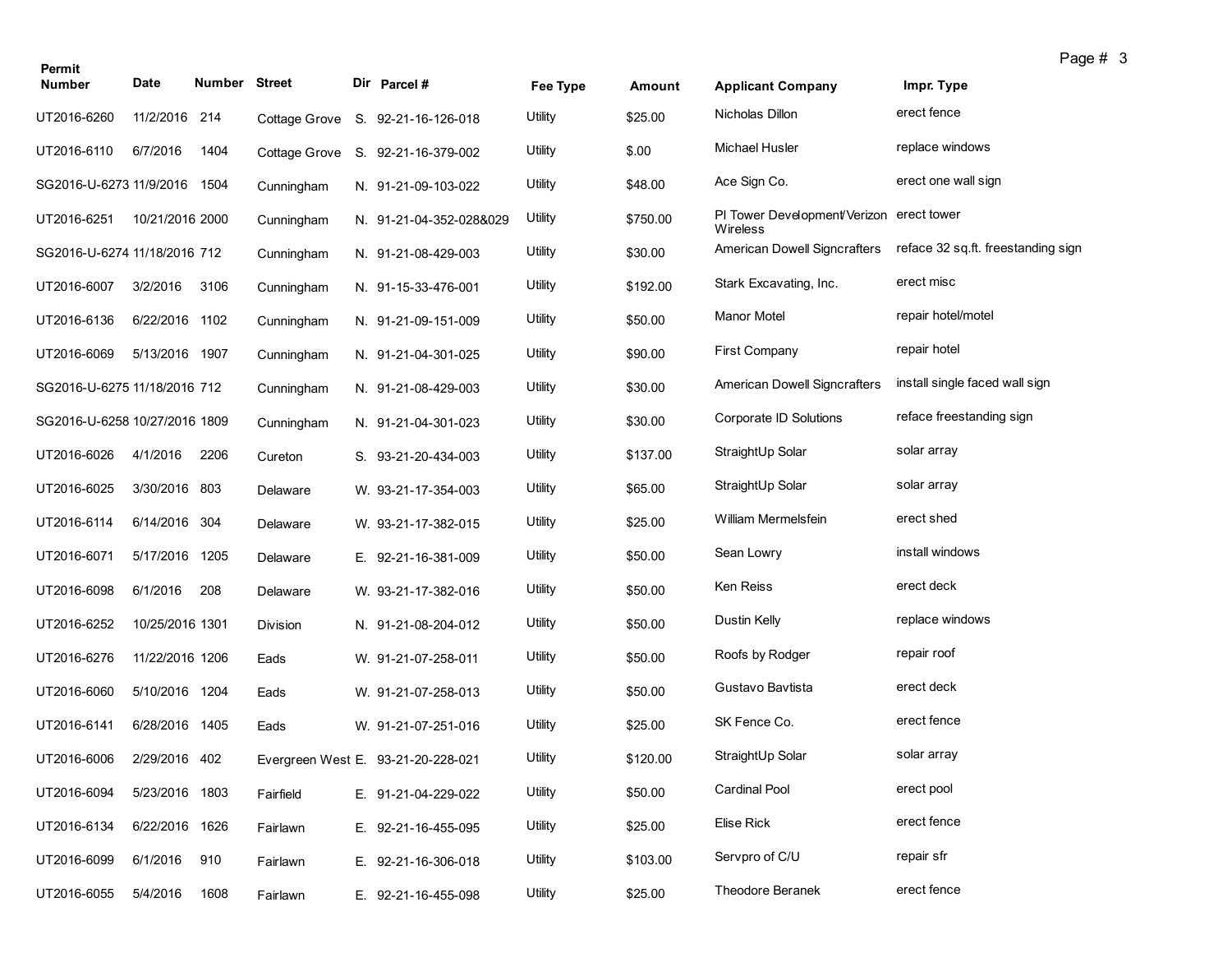| Permit Number | Date | Number | Street | Dir | Parcel # | Fee Type | Amount | Applicant Company | Impr. Type |
|---|---|---|---|---|---|---|---|---|---|
| UT2016-6260 | 11/2/2016 | 214 | Cottage Grove | S. | 92-21-16-126-018 | Utility | $25.00 | Nicholas Dillon | erect fence |
| UT2016-6110 | 6/7/2016 | 1404 | Cottage Grove | S. | 92-21-16-379-002 | Utility | $.00 | Michael Husler | replace windows |
| SG2016-U-6273 | 11/9/2016 | 1504 | Cunningham | N. | 91-21-09-103-022 | Utility | $48.00 | Ace Sign Co. | erect one wall sign |
| UT2016-6251 | 10/21/2016 | 2000 | Cunningham | N. | 91-21-04-352-028&029 | Utility | $750.00 | PI Tower Development/Verizon Wireless | erect tower |
| SG2016-U-6274 | 11/18/2016 | 712 | Cunningham | N. | 91-21-08-429-003 | Utility | $30.00 | American Dowell Signcrafters | reface 32 sq.ft. freestanding sign |
| UT2016-6007 | 3/2/2016 | 3106 | Cunningham | N. | 91-15-33-476-001 | Utility | $192.00 | Stark Excavating, Inc. | erect misc |
| UT2016-6136 | 6/22/2016 | 1102 | Cunningham | N. | 91-21-09-151-009 | Utility | $50.00 | Manor Motel | repair hotel/motel |
| UT2016-6069 | 5/13/2016 | 1907 | Cunningham | N. | 91-21-04-301-025 | Utility | $90.00 | First Company | repair hotel |
| SG2016-U-6275 | 11/18/2016 | 712 | Cunningham | N. | 91-21-08-429-003 | Utility | $30.00 | American Dowell Signcrafters | install single faced wall sign |
| SG2016-U-6258 | 10/27/2016 | 1809 | Cunningham | N. | 91-21-04-301-023 | Utility | $30.00 | Corporate ID Solutions | reface freestanding sign |
| UT2016-6026 | 4/1/2016 | 2206 | Cureton | S. | 93-21-20-434-003 | Utility | $137.00 | StraightUp Solar | solar array |
| UT2016-6025 | 3/30/2016 | 803 | Delaware | W. | 93-21-17-354-003 | Utility | $65.00 | StraightUp Solar | solar array |
| UT2016-6114 | 6/14/2016 | 304 | Delaware | W. | 93-21-17-382-015 | Utility | $25.00 | William Mermelsfein | erect shed |
| UT2016-6071 | 5/17/2016 | 1205 | Delaware | E. | 92-21-16-381-009 | Utility | $50.00 | Sean Lowry | install windows |
| UT2016-6098 | 6/1/2016 | 208 | Delaware | W. | 93-21-17-382-016 | Utility | $50.00 | Ken Reiss | erect deck |
| UT2016-6252 | 10/25/2016 | 1301 | Division | N. | 91-21-08-204-012 | Utility | $50.00 | Dustin Kelly | replace windows |
| UT2016-6276 | 11/22/2016 | 1206 | Eads | W. | 91-21-07-258-011 | Utility | $50.00 | Roofs by Rodger | repair roof |
| UT2016-6060 | 5/10/2016 | 1204 | Eads | W. | 91-21-07-258-013 | Utility | $50.00 | Gustavo Bavtista | erect deck |
| UT2016-6141 | 6/28/2016 | 1405 | Eads | W. | 91-21-07-251-016 | Utility | $25.00 | SK Fence Co. | erect fence |
| UT2016-6006 | 2/29/2016 | 402 | Evergreen West | E. | 93-21-20-228-021 | Utility | $120.00 | StraightUp Solar | solar array |
| UT2016-6094 | 5/23/2016 | 1803 | Fairfield | E. | 91-21-04-229-022 | Utility | $50.00 | Cardinal Pool | erect pool |
| UT2016-6134 | 6/22/2016 | 1626 | Fairlawn | E. | 92-21-16-455-095 | Utility | $25.00 | Elise Rick | erect fence |
| UT2016-6099 | 6/1/2016 | 910 | Fairlawn | E. | 92-21-16-306-018 | Utility | $103.00 | Servpro of C/U | repair sfr |
| UT2016-6055 | 5/4/2016 | 1608 | Fairlawn | E. | 92-21-16-455-098 | Utility | $25.00 | Theodore Beranek | erect fence |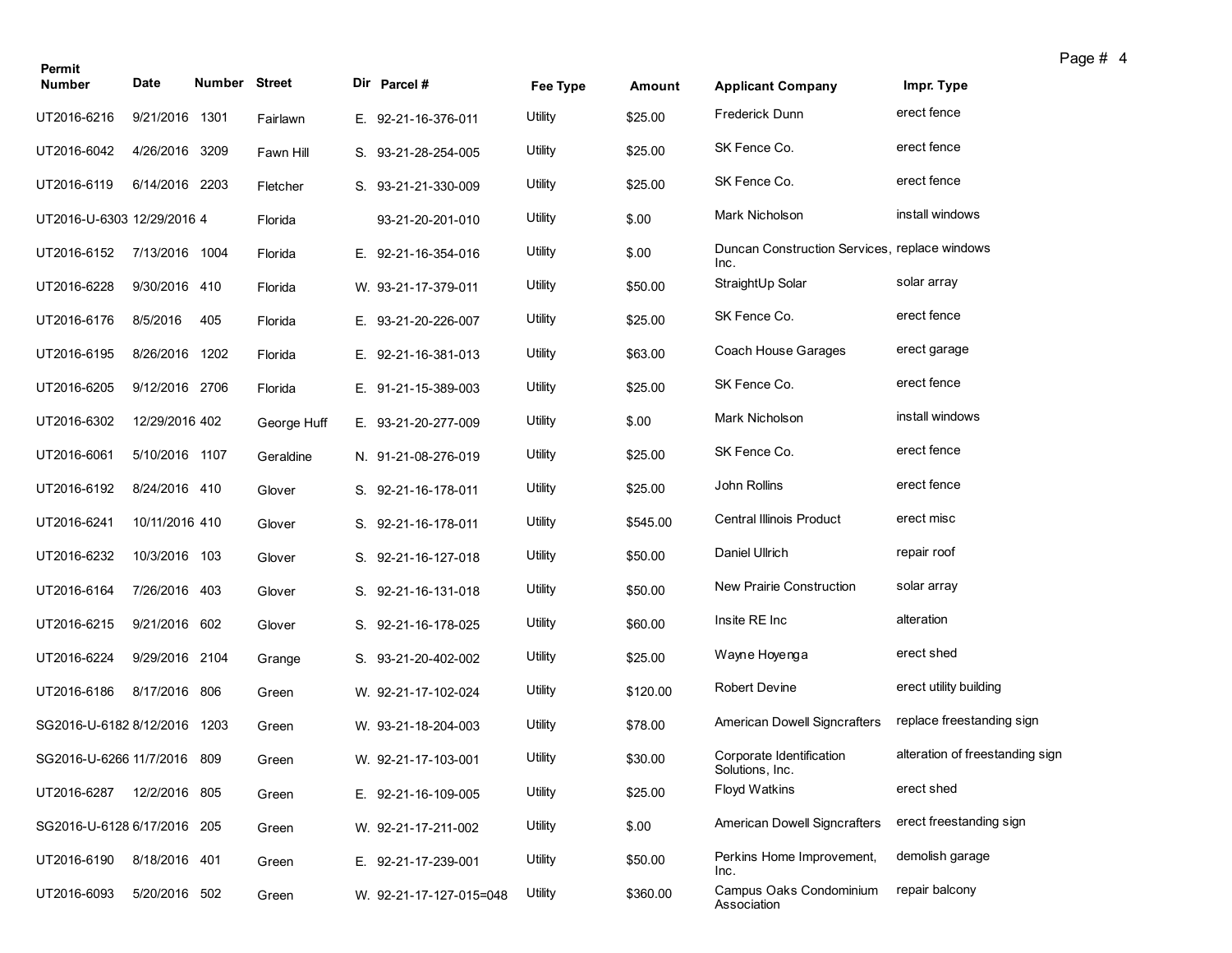| Permit Number | Date | Number | Street | Dir | Parcel # | Fee Type | Amount | Applicant Company | Impr. Type |
|---|---|---|---|---|---|---|---|---|---|
| UT2016-6216 | 9/21/2016 | 1301 | Fairlawn | E. | 92-21-16-376-011 | Utility | $25.00 | Frederick Dunn | erect fence |
| UT2016-6042 | 4/26/2016 | 3209 | Fawn Hill | S. | 93-21-28-254-005 | Utility | $25.00 | SK Fence Co. | erect fence |
| UT2016-6119 | 6/14/2016 | 2203 | Fletcher | S. | 93-21-21-330-009 | Utility | $25.00 | SK Fence Co. | erect fence |
| UT2016-U-6303 | 12/29/2016 | 4 | Florida | | 93-21-20-201-010 | Utility | $.00 | Mark Nicholson | install windows |
| UT2016-6152 | 7/13/2016 | 1004 | Florida | E. | 92-21-16-354-016 | Utility | $.00 | Duncan Construction Services, Inc. | replace windows |
| UT2016-6228 | 9/30/2016 | 410 | Florida | W. | 93-21-17-379-011 | Utility | $50.00 | StraightUp Solar | solar array |
| UT2016-6176 | 8/5/2016 | 405 | Florida | E. | 93-21-20-226-007 | Utility | $25.00 | SK Fence Co. | erect fence |
| UT2016-6195 | 8/26/2016 | 1202 | Florida | E. | 92-21-16-381-013 | Utility | $63.00 | Coach House Garages | erect garage |
| UT2016-6205 | 9/12/2016 | 2706 | Florida | E. | 91-21-15-389-003 | Utility | $25.00 | SK Fence Co. | erect fence |
| UT2016-6302 | 12/29/2016 | 402 | George Huff | E. | 93-21-20-277-009 | Utility | $.00 | Mark Nicholson | install windows |
| UT2016-6061 | 5/10/2016 | 1107 | Geraldine | N. | 91-21-08-276-019 | Utility | $25.00 | SK Fence Co. | erect fence |
| UT2016-6192 | 8/24/2016 | 410 | Glover | S. | 92-21-16-178-011 | Utility | $25.00 | John Rollins | erect fence |
| UT2016-6241 | 10/11/2016 | 410 | Glover | S. | 92-21-16-178-011 | Utility | $545.00 | Central Illinois Product | erect misc |
| UT2016-6232 | 10/3/2016 | 103 | Glover | S. | 92-21-16-127-018 | Utility | $50.00 | Daniel Ullrich | repair roof |
| UT2016-6164 | 7/26/2016 | 403 | Glover | S. | 92-21-16-131-018 | Utility | $50.00 | New Prairie Construction | solar array |
| UT2016-6215 | 9/21/2016 | 602 | Glover | S. | 92-21-16-178-025 | Utility | $60.00 | Insite RE Inc | alteration |
| UT2016-6224 | 9/29/2016 | 2104 | Grange | S. | 93-21-20-402-002 | Utility | $25.00 | Wayne Hoyenga | erect shed |
| UT2016-6186 | 8/17/2016 | 806 | Green | W. | 92-21-17-102-024 | Utility | $120.00 | Robert Devine | erect utility building |
| SG2016-U-6182 | 8/12/2016 | 1203 | Green | W. | 93-21-18-204-003 | Utility | $78.00 | American Dowell Signcrafters | replace freestanding sign |
| SG2016-U-6266 | 11/7/2016 | 809 | Green | W. | 92-21-17-103-001 | Utility | $30.00 | Corporate Identification Solutions, Inc. | alteration of freestanding sign |
| UT2016-6287 | 12/2/2016 | 805 | Green | E. | 92-21-16-109-005 | Utility | $25.00 | Floyd Watkins | erect shed |
| SG2016-U-6128 | 6/17/2016 | 205 | Green | W. | 92-21-17-211-002 | Utility | $.00 | American Dowell Signcrafters | erect freestanding sign |
| UT2016-6190 | 8/18/2016 | 401 | Green | E. | 92-21-17-239-001 | Utility | $50.00 | Perkins Home Improvement, Inc. | demolish garage |
| UT2016-6093 | 5/20/2016 | 502 | Green | W. | 92-21-17-127-015=048 | Utility | $360.00 | Campus Oaks Condominium Association | repair balcony |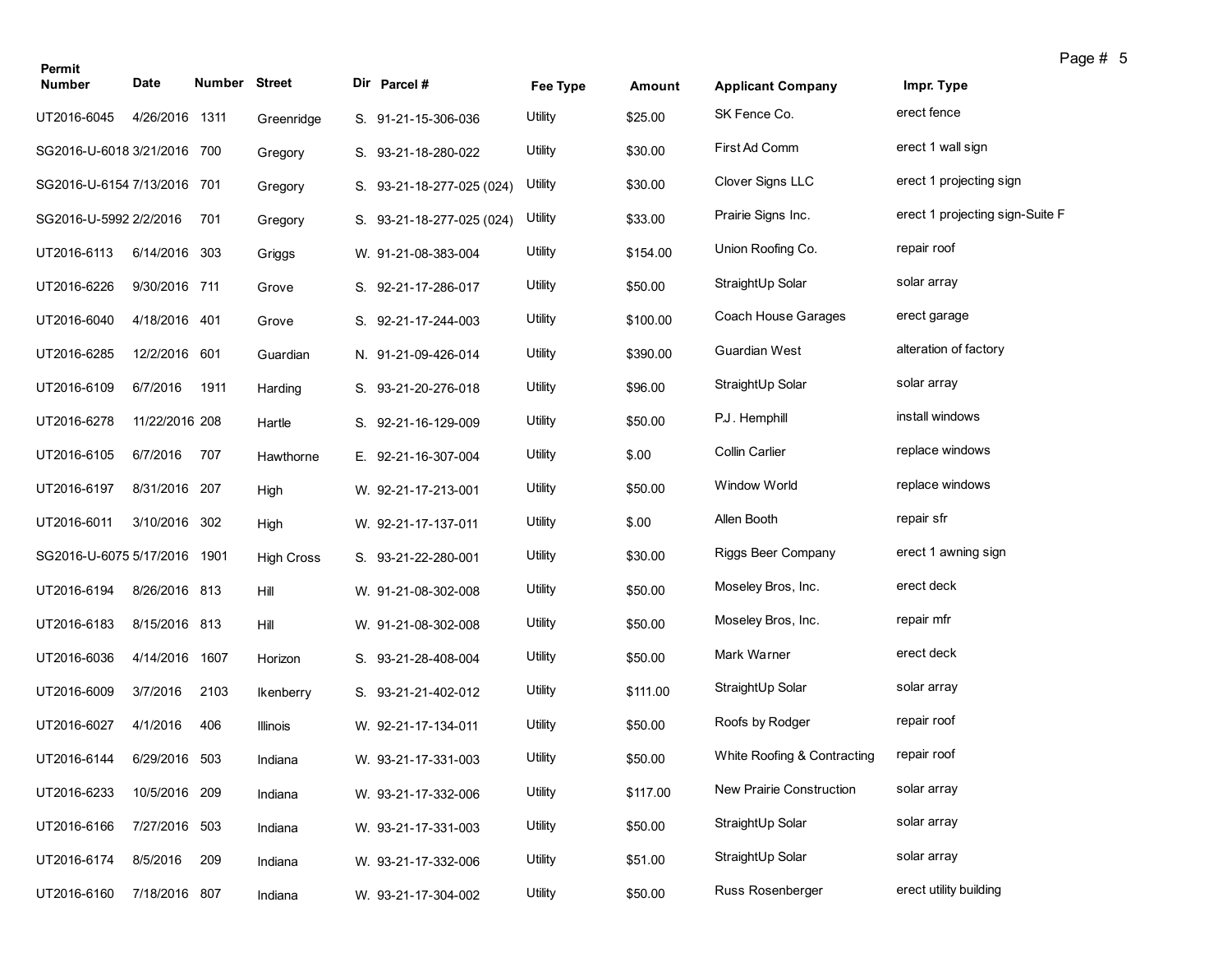| Permit Number | Date | Number | Street | Dir | Parcel # | Fee Type | Amount | Applicant Company | Impr. Type |
|---|---|---|---|---|---|---|---|---|---|
| UT2016-6045 | 4/26/2016 | 1311 | Greenridge | S. | 91-21-15-306-036 | Utility | $25.00 | SK Fence Co. | erect fence |
| SG2016-U-6018 | 3/21/2016 | 700 | Gregory | S. | 93-21-18-280-022 | Utility | $30.00 | First Ad Comm | erect 1 wall sign |
| SG2016-U-6154 | 7/13/2016 | 701 | Gregory | S. | 93-21-18-277-025 (024) | Utility | $30.00 | Clover Signs LLC | erect 1 projecting sign |
| SG2016-U-5992 | 2/2/2016 | 701 | Gregory | S. | 93-21-18-277-025 (024) | Utility | $33.00 | Prairie Signs Inc. | erect 1 projecting sign-Suite F |
| UT2016-6113 | 6/14/2016 | 303 | Griggs | W. | 91-21-08-383-004 | Utility | $154.00 | Union Roofing Co. | repair roof |
| UT2016-6226 | 9/30/2016 | 711 | Grove | S. | 92-21-17-286-017 | Utility | $50.00 | StraightUp Solar | solar array |
| UT2016-6040 | 4/18/2016 | 401 | Grove | S. | 92-21-17-244-003 | Utility | $100.00 | Coach House Garages | erect garage |
| UT2016-6285 | 12/2/2016 | 601 | Guardian | N. | 91-21-09-426-014 | Utility | $390.00 | Guardian West | alteration of factory |
| UT2016-6109 | 6/7/2016 | 1911 | Harding | S. | 93-21-20-276-018 | Utility | $96.00 | StraightUp Solar | solar array |
| UT2016-6278 | 11/22/2016 | 208 | Hartle | S. | 92-21-16-129-009 | Utility | $50.00 | P.J. Hemphill | install windows |
| UT2016-6105 | 6/7/2016 | 707 | Hawthorne | E. | 92-21-16-307-004 | Utility | $.00 | Collin Carlier | replace windows |
| UT2016-6197 | 8/31/2016 | 207 | High | W. | 92-21-17-213-001 | Utility | $50.00 | Window World | replace windows |
| UT2016-6011 | 3/10/2016 | 302 | High | W. | 92-21-17-137-011 | Utility | $.00 | Allen Booth | repair sfr |
| SG2016-U-6075 | 5/17/2016 | 1901 | High Cross | S. | 93-21-22-280-001 | Utility | $30.00 | Riggs Beer Company | erect 1 awning sign |
| UT2016-6194 | 8/26/2016 | 813 | Hill | W. | 91-21-08-302-008 | Utility | $50.00 | Moseley Bros, Inc. | erect deck |
| UT2016-6183 | 8/15/2016 | 813 | Hill | W. | 91-21-08-302-008 | Utility | $50.00 | Moseley Bros, Inc. | repair mfr |
| UT2016-6036 | 4/14/2016 | 1607 | Horizon | S. | 93-21-28-408-004 | Utility | $50.00 | Mark Warner | erect deck |
| UT2016-6009 | 3/7/2016 | 2103 | Ikenberry | S. | 93-21-21-402-012 | Utility | $111.00 | StraightUp Solar | solar array |
| UT2016-6027 | 4/1/2016 | 406 | Illinois | W. | 92-21-17-134-011 | Utility | $50.00 | Roofs by Rodger | repair roof |
| UT2016-6144 | 6/29/2016 | 503 | Indiana | W. | 93-21-17-331-003 | Utility | $50.00 | White Roofing & Contracting | repair roof |
| UT2016-6233 | 10/5/2016 | 209 | Indiana | W. | 93-21-17-332-006 | Utility | $117.00 | New Prairie Construction | solar array |
| UT2016-6166 | 7/27/2016 | 503 | Indiana | W. | 93-21-17-331-003 | Utility | $50.00 | StraightUp Solar | solar array |
| UT2016-6174 | 8/5/2016 | 209 | Indiana | W. | 93-21-17-332-006 | Utility | $51.00 | StraightUp Solar | solar array |
| UT2016-6160 | 7/18/2016 | 807 | Indiana | W. | 93-21-17-304-002 | Utility | $50.00 | Russ Rosenberger | erect utility building |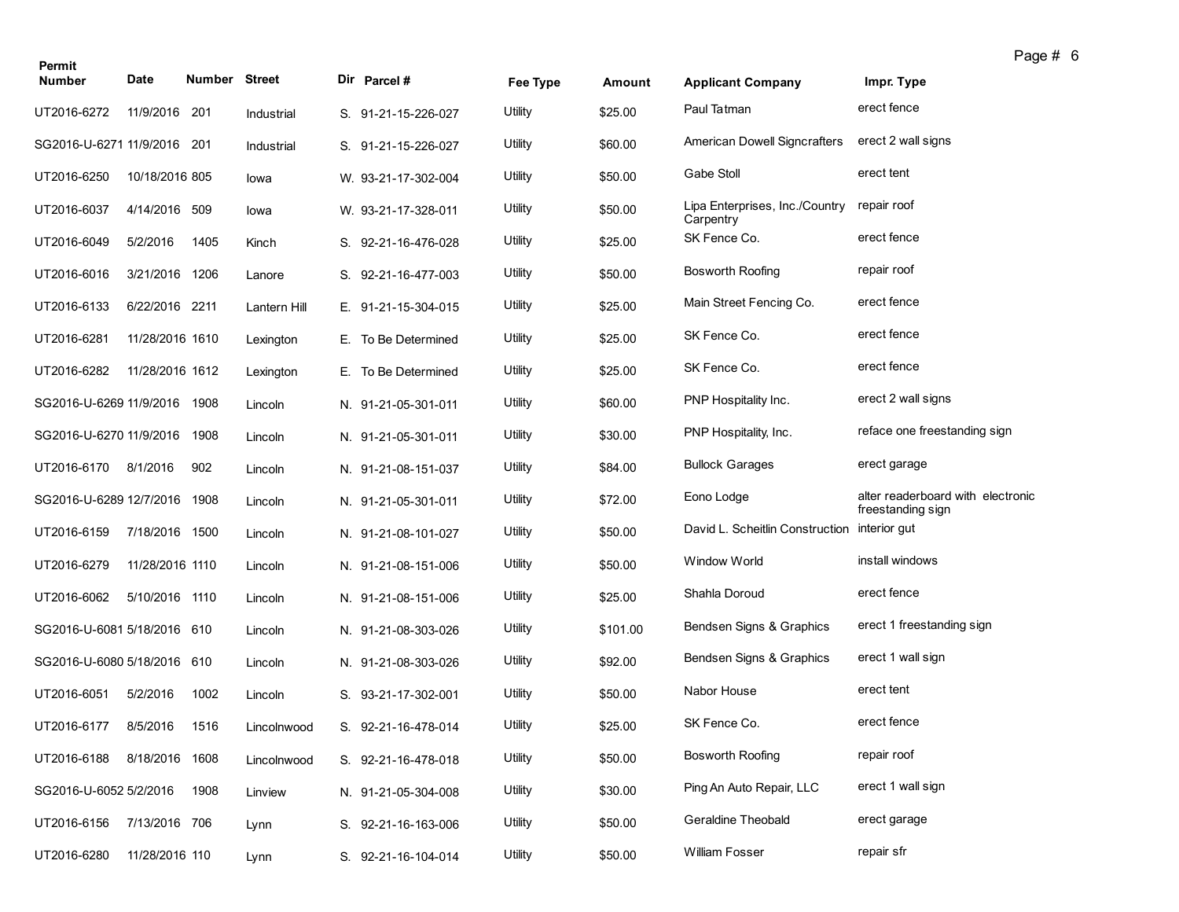| Permit Number | Date | Number | Street | Dir | Parcel # | Fee Type | Amount | Applicant Company | Impr. Type |
|---|---|---|---|---|---|---|---|---|---|
| UT2016-6272 | 11/9/2016 | 201 | Industrial | S. | 91-21-15-226-027 | Utility | $25.00 | Paul Tatman | erect fence |
| SG2016-U-6271 | 11/9/2016 | 201 | Industrial | S. | 91-21-15-226-027 | Utility | $60.00 | American Dowell Signcrafters | erect 2 wall signs |
| UT2016-6250 | 10/18/2016 | 805 | Iowa | W. | 93-21-17-302-004 | Utility | $50.00 | Gabe Stoll | erect tent |
| UT2016-6037 | 4/14/2016 | 509 | Iowa | W. | 93-21-17-328-011 | Utility | $50.00 | Lipa Enterprises, Inc./Country Carpentry | repair roof |
| UT2016-6049 | 5/2/2016 | 1405 | Kinch | S. | 92-21-16-476-028 | Utility | $25.00 | SK Fence Co. | erect fence |
| UT2016-6016 | 3/21/2016 | 1206 | Lanore | S. | 92-21-16-477-003 | Utility | $50.00 | Bosworth Roofing | repair roof |
| UT2016-6133 | 6/22/2016 | 2211 | Lantern Hill | E. | 91-21-15-304-015 | Utility | $25.00 | Main Street Fencing Co. | erect fence |
| UT2016-6281 | 11/28/2016 | 1610 | Lexington | E. | To Be Determined | Utility | $25.00 | SK Fence Co. | erect fence |
| UT2016-6282 | 11/28/2016 | 1612 | Lexington | E. | To Be Determined | Utility | $25.00 | SK Fence Co. | erect fence |
| SG2016-U-6269 | 11/9/2016 | 1908 | Lincoln | N. | 91-21-05-301-011 | Utility | $60.00 | PNP Hospitality Inc. | erect 2 wall signs |
| SG2016-U-6270 | 11/9/2016 | 1908 | Lincoln | N. | 91-21-05-301-011 | Utility | $30.00 | PNP Hospitality, Inc. | reface one freestanding sign |
| UT2016-6170 | 8/1/2016 | 902 | Lincoln | N. | 91-21-08-151-037 | Utility | $84.00 | Bullock Garages | erect garage |
| SG2016-U-6289 | 12/7/2016 | 1908 | Lincoln | N. | 91-21-05-301-011 | Utility | $72.00 | Eono Lodge | alter readerboard with electronic freestanding sign |
| UT2016-6159 | 7/18/2016 | 1500 | Lincoln | N. | 91-21-08-101-027 | Utility | $50.00 | David L. Scheitlin Construction | interior gut |
| UT2016-6279 | 11/28/2016 | 1110 | Lincoln | N. | 91-21-08-151-006 | Utility | $50.00 | Window World | install windows |
| UT2016-6062 | 5/10/2016 | 1110 | Lincoln | N. | 91-21-08-151-006 | Utility | $25.00 | Shahla Doroud | erect fence |
| SG2016-U-6081 | 5/18/2016 | 610 | Lincoln | N. | 91-21-08-303-026 | Utility | $101.00 | Bendsen Signs & Graphics | erect 1 freestanding sign |
| SG2016-U-6080 | 5/18/2016 | 610 | Lincoln | N. | 91-21-08-303-026 | Utility | $92.00 | Bendsen Signs & Graphics | erect 1 wall sign |
| UT2016-6051 | 5/2/2016 | 1002 | Lincoln | S. | 93-21-17-302-001 | Utility | $50.00 | Nabor House | erect tent |
| UT2016-6177 | 8/5/2016 | 1516 | Lincolnwood | S. | 92-21-16-478-014 | Utility | $25.00 | SK Fence Co. | erect fence |
| UT2016-6188 | 8/18/2016 | 1608 | Lincolnwood | S. | 92-21-16-478-018 | Utility | $50.00 | Bosworth Roofing | repair roof |
| SG2016-U-6052 | 5/2/2016 | 1908 | Linview | N. | 91-21-05-304-008 | Utility | $30.00 | Ping An Auto Repair, LLC | erect 1 wall sign |
| UT2016-6156 | 7/13/2016 | 706 | Lynn | S. | 92-21-16-163-006 | Utility | $50.00 | Geraldine Theobald | erect garage |
| UT2016-6280 | 11/28/2016 | 110 | Lynn | S. | 92-21-16-104-014 | Utility | $50.00 | William Fosser | repair sfr |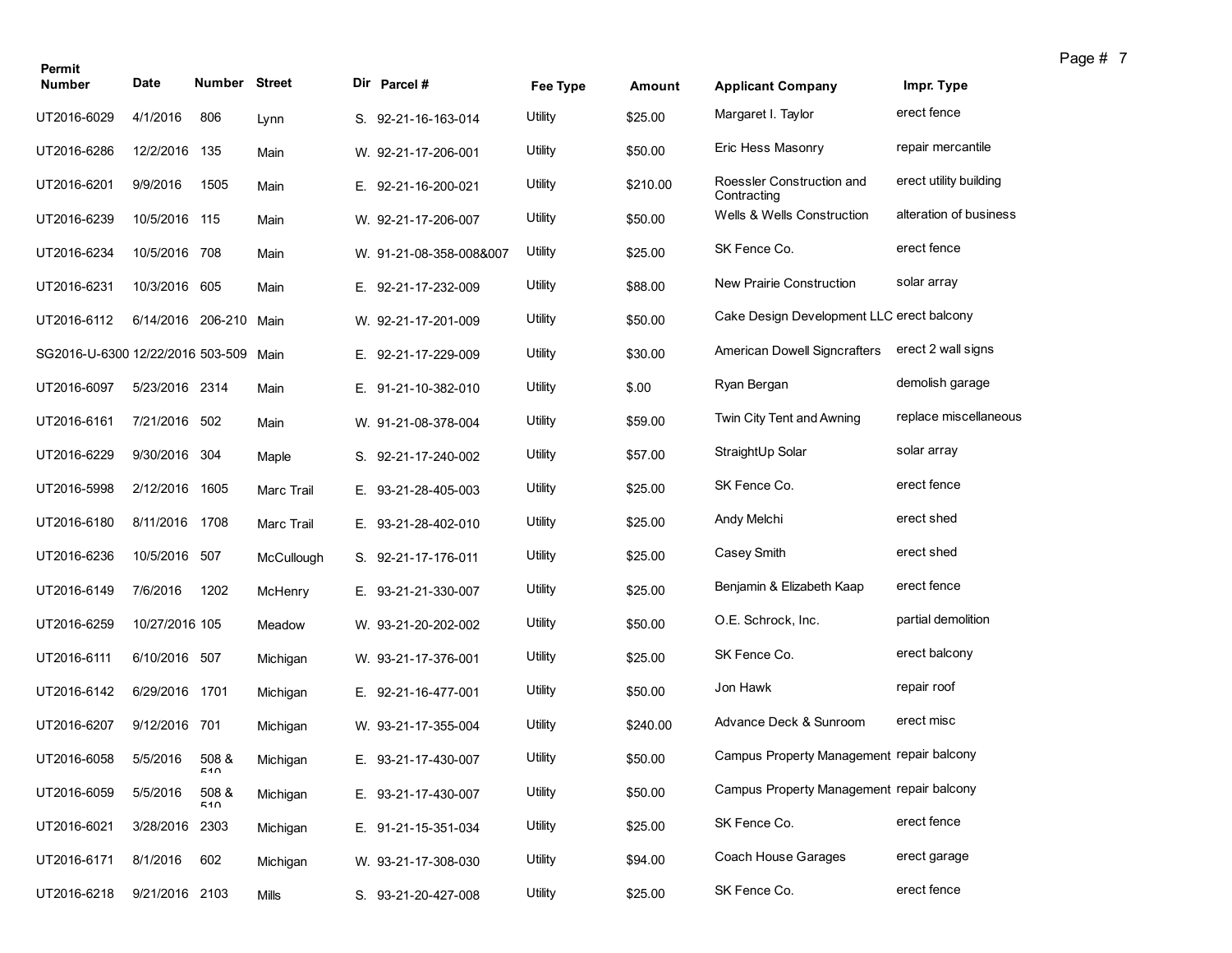| Permit Number | Date | Number | Street | Dir | Parcel # | Fee Type | Amount | Applicant Company | Impr. Type |
|---|---|---|---|---|---|---|---|---|---|
| UT2016-6029 | 4/1/2016 | 806 | Lynn | S. | 92-21-16-163-014 | Utility | $25.00 | Margaret I. Taylor | erect fence |
| UT2016-6286 | 12/2/2016 | 135 | Main | W. | 92-21-17-206-001 | Utility | $50.00 | Eric Hess Masonry | repair mercantile |
| UT2016-6201 | 9/9/2016 | 1505 | Main | E. | 92-21-16-200-021 | Utility | $210.00 | Roessler Construction and Contracting | erect utility building |
| UT2016-6239 | 10/5/2016 | 115 | Main | W. | 92-21-17-206-007 | Utility | $50.00 | Wells & Wells Construction | alteration of business |
| UT2016-6234 | 10/5/2016 | 708 | Main | W. | 91-21-08-358-008&007 | Utility | $25.00 | SK Fence Co. | erect fence |
| UT2016-6231 | 10/3/2016 | 605 | Main | E. | 92-21-17-232-009 | Utility | $88.00 | New Prairie Construction | solar array |
| UT2016-6112 | 6/14/2016 | 206-210 | Main | W. | 92-21-17-201-009 | Utility | $50.00 | Cake Design Development LLC | erect balcony |
| SG2016-U-6300 | 12/22/2016 | 503-509 | Main | E. | 92-21-17-229-009 | Utility | $30.00 | American Dowell Signcrafters | erect 2 wall signs |
| UT2016-6097 | 5/23/2016 | 2314 | Main | E. | 91-21-10-382-010 | Utility | $.00 | Ryan Bergan | demolish garage |
| UT2016-6161 | 7/21/2016 | 502 | Main | W. | 91-21-08-378-004 | Utility | $59.00 | Twin City Tent and Awning | replace miscellaneous |
| UT2016-6229 | 9/30/2016 | 304 | Maple | S. | 92-21-17-240-002 | Utility | $57.00 | StraightUp Solar | solar array |
| UT2016-5998 | 2/12/2016 | 1605 | Marc Trail | E. | 93-21-28-405-003 | Utility | $25.00 | SK Fence Co. | erect fence |
| UT2016-6180 | 8/11/2016 | 1708 | Marc Trail | E. | 93-21-28-402-010 | Utility | $25.00 | Andy Melchi | erect shed |
| UT2016-6236 | 10/5/2016 | 507 | McCullough | S. | 92-21-17-176-011 | Utility | $25.00 | Casey Smith | erect shed |
| UT2016-6149 | 7/6/2016 | 1202 | McHenry | E. | 93-21-21-330-007 | Utility | $25.00 | Benjamin & Elizabeth Kaap | erect fence |
| UT2016-6259 | 10/27/2016 | 105 | Meadow | W. | 93-21-20-202-002 | Utility | $50.00 | O.E. Schrock, Inc. | partial demolition |
| UT2016-6111 | 6/10/2016 | 507 | Michigan | W. | 93-21-17-376-001 | Utility | $25.00 | SK Fence Co. | erect balcony |
| UT2016-6142 | 6/29/2016 | 1701 | Michigan | E. | 92-21-16-477-001 | Utility | $50.00 | Jon Hawk | repair roof |
| UT2016-6207 | 9/12/2016 | 701 | Michigan | W. | 93-21-17-355-004 | Utility | $240.00 | Advance Deck & Sunroom | erect misc |
| UT2016-6058 | 5/5/2016 | 508 & 510 | Michigan | E. | 93-21-17-430-007 | Utility | $50.00 | Campus Property Management | repair balcony |
| UT2016-6059 | 5/5/2016 | 508 & 510 | Michigan | E. | 93-21-17-430-007 | Utility | $50.00 | Campus Property Management | repair balcony |
| UT2016-6021 | 3/28/2016 | 2303 | Michigan | E. | 91-21-15-351-034 | Utility | $25.00 | SK Fence Co. | erect fence |
| UT2016-6171 | 8/1/2016 | 602 | Michigan | W. | 93-21-17-308-030 | Utility | $94.00 | Coach House Garages | erect garage |
| UT2016-6218 | 9/21/2016 | 2103 | Mills | S. | 93-21-20-427-008 | Utility | $25.00 | SK Fence Co. | erect fence |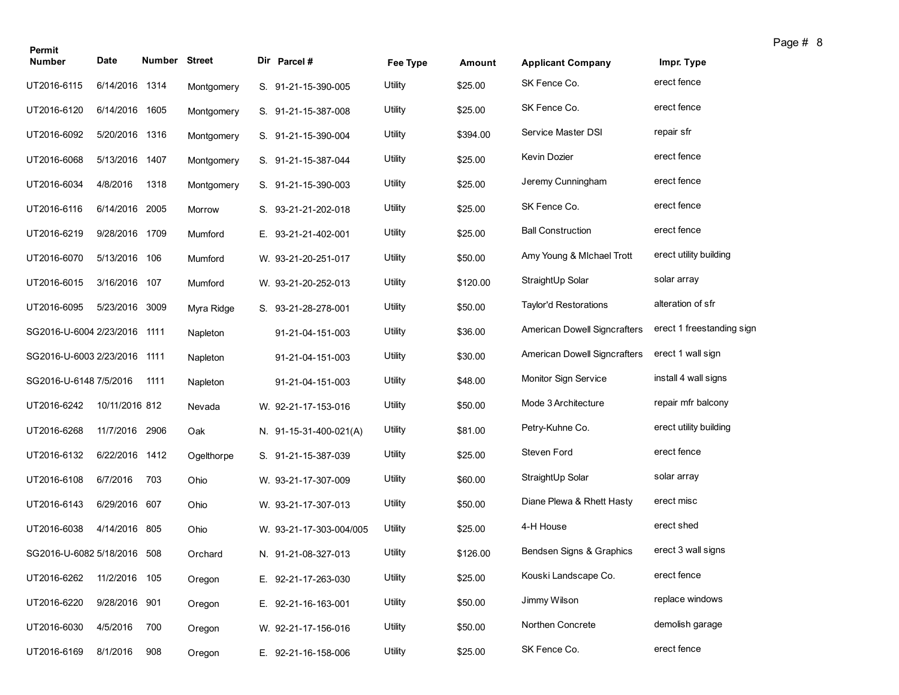| Permit Number | Date | Number | Street | Dir | Parcel # | Fee Type | Amount | Applicant Company | Impr. Type |
|---|---|---|---|---|---|---|---|---|---|
| UT2016-6115 | 6/14/2016 | 1314 | Montgomery | S. | 91-21-15-390-005 | Utility | $25.00 | SK Fence Co. | erect fence |
| UT2016-6120 | 6/14/2016 | 1605 | Montgomery | S. | 91-21-15-387-008 | Utility | $25.00 | SK Fence Co. | erect fence |
| UT2016-6092 | 5/20/2016 | 1316 | Montgomery | S. | 91-21-15-390-004 | Utility | $394.00 | Service Master DSI | repair sfr |
| UT2016-6068 | 5/13/2016 | 1407 | Montgomery | S. | 91-21-15-387-044 | Utility | $25.00 | Kevin Dozier | erect fence |
| UT2016-6034 | 4/8/2016 | 1318 | Montgomery | S. | 91-21-15-390-003 | Utility | $25.00 | Jeremy Cunningham | erect fence |
| UT2016-6116 | 6/14/2016 | 2005 | Morrow | S. | 93-21-21-202-018 | Utility | $25.00 | SK Fence Co. | erect fence |
| UT2016-6219 | 9/28/2016 | 1709 | Mumford | E. | 93-21-21-402-001 | Utility | $25.00 | Ball Construction | erect fence |
| UT2016-6070 | 5/13/2016 | 106 | Mumford | W. | 93-21-20-251-017 | Utility | $50.00 | Amy Young & MIchael Trott | erect utility building |
| UT2016-6015 | 3/16/2016 | 107 | Mumford | W. | 93-21-20-252-013 | Utility | $120.00 | StraightUp Solar | solar array |
| UT2016-6095 | 5/23/2016 | 3009 | Myra Ridge | S. | 93-21-28-278-001 | Utility | $50.00 | Taylor'd Restorations | alteration of sfr |
| SG2016-U-6004 | 2/23/2016 | 1111 | Napleton | | 91-21-04-151-003 | Utility | $36.00 | American Dowell Signcrafters | erect 1 freestanding sign |
| SG2016-U-6003 | 2/23/2016 | 1111 | Napleton | | 91-21-04-151-003 | Utility | $30.00 | American Dowell Signcrafters | erect 1 wall sign |
| SG2016-U-6148 | 7/5/2016 | 1111 | Napleton | | 91-21-04-151-003 | Utility | $48.00 | Monitor Sign Service | install 4 wall signs |
| UT2016-6242 | 10/11/2016 | 812 | Nevada | W. | 92-21-17-153-016 | Utility | $50.00 | Mode 3 Architecture | repair mfr balcony |
| UT2016-6268 | 11/7/2016 | 2906 | Oak | N. | 91-15-31-400-021(A) | Utility | $81.00 | Petry-Kuhne Co. | erect utility building |
| UT2016-6132 | 6/22/2016 | 1412 | Ogelthorpe | S. | 91-21-15-387-039 | Utility | $25.00 | Steven Ford | erect fence |
| UT2016-6108 | 6/7/2016 | 703 | Ohio | W. | 93-21-17-307-009 | Utility | $60.00 | StraightUp Solar | solar array |
| UT2016-6143 | 6/29/2016 | 607 | Ohio | W. | 93-21-17-307-013 | Utility | $50.00 | Diane Plewa & Rhett Hasty | erect misc |
| UT2016-6038 | 4/14/2016 | 805 | Ohio | W. | 93-21-17-303-004/005 | Utility | $25.00 | 4-H House | erect shed |
| SG2016-U-6082 | 5/18/2016 | 508 | Orchard | N. | 91-21-08-327-013 | Utility | $126.00 | Bendsen Signs & Graphics | erect 3 wall signs |
| UT2016-6262 | 11/2/2016 | 105 | Oregon | E. | 92-21-17-263-030 | Utility | $25.00 | Kouski Landscape Co. | erect fence |
| UT2016-6220 | 9/28/2016 | 901 | Oregon | E. | 92-21-16-163-001 | Utility | $50.00 | Jimmy Wilson | replace windows |
| UT2016-6030 | 4/5/2016 | 700 | Oregon | W. | 92-21-17-156-016 | Utility | $50.00 | Northen Concrete | demolish garage |
| UT2016-6169 | 8/1/2016 | 908 | Oregon | E. | 92-21-16-158-006 | Utility | $25.00 | SK Fence Co. | erect fence |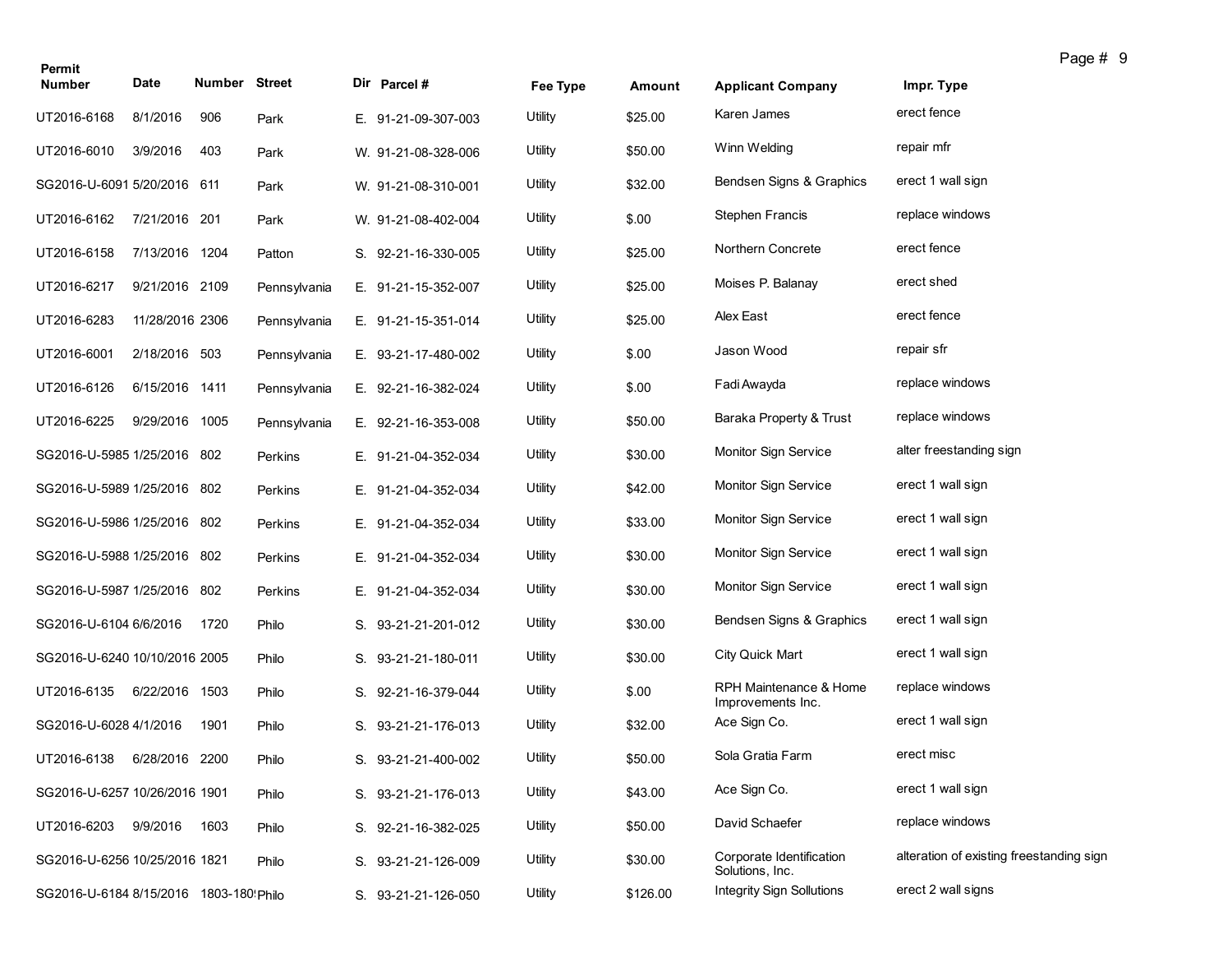| Permit Number | Date | Number | Street | Dir | Parcel # | Fee Type | Amount | Applicant Company | Impr. Type |
|---|---|---|---|---|---|---|---|---|---|
| UT2016-6168 | 8/1/2016 | 906 | Park | E. | 91-21-09-307-003 | Utility | $25.00 | Karen James | erect fence |
| UT2016-6010 | 3/9/2016 | 403 | Park | W. | 91-21-08-328-006 | Utility | $50.00 | Winn Welding | repair mfr |
| SG2016-U-6091 | 5/20/2016 | 611 | Park | W. | 91-21-08-310-001 | Utility | $32.00 | Bendsen Signs & Graphics | erect 1 wall sign |
| UT2016-6162 | 7/21/2016 | 201 | Park | W. | 91-21-08-402-004 | Utility | $.00 | Stephen Francis | replace windows |
| UT2016-6158 | 7/13/2016 | 1204 | Patton | S. | 92-21-16-330-005 | Utility | $25.00 | Northern Concrete | erect fence |
| UT2016-6217 | 9/21/2016 | 2109 | Pennsylvania | E. | 91-21-15-352-007 | Utility | $25.00 | Moises P. Balanay | erect shed |
| UT2016-6283 | 11/28/2016 | 2306 | Pennsylvania | E. | 91-21-15-351-014 | Utility | $25.00 | Alex East | erect fence |
| UT2016-6001 | 2/18/2016 | 503 | Pennsylvania | E. | 93-21-17-480-002 | Utility | $.00 | Jason Wood | repair sfr |
| UT2016-6126 | 6/15/2016 | 1411 | Pennsylvania | E. | 92-21-16-382-024 | Utility | $.00 | Fadi Awayda | replace windows |
| UT2016-6225 | 9/29/2016 | 1005 | Pennsylvania | E. | 92-21-16-353-008 | Utility | $50.00 | Baraka Property & Trust | replace windows |
| SG2016-U-5985 | 1/25/2016 | 802 | Perkins | E. | 91-21-04-352-034 | Utility | $30.00 | Monitor Sign Service | alter freestanding sign |
| SG2016-U-5989 | 1/25/2016 | 802 | Perkins | E. | 91-21-04-352-034 | Utility | $42.00 | Monitor Sign Service | erect 1 wall sign |
| SG2016-U-5986 | 1/25/2016 | 802 | Perkins | E. | 91-21-04-352-034 | Utility | $33.00 | Monitor Sign Service | erect 1 wall sign |
| SG2016-U-5988 | 1/25/2016 | 802 | Perkins | E. | 91-21-04-352-034 | Utility | $30.00 | Monitor Sign Service | erect 1 wall sign |
| SG2016-U-5987 | 1/25/2016 | 802 | Perkins | E. | 91-21-04-352-034 | Utility | $30.00 | Monitor Sign Service | erect 1 wall sign |
| SG2016-U-6104 | 6/6/2016 | 1720 | Philo | S. | 93-21-21-201-012 | Utility | $30.00 | Bendsen Signs & Graphics | erect 1 wall sign |
| SG2016-U-6240 | 10/10/2016 | 2005 | Philo | S. | 93-21-21-180-011 | Utility | $30.00 | City Quick Mart | erect 1 wall sign |
| UT2016-6135 | 6/22/2016 | 1503 | Philo | S. | 92-21-16-379-044 | Utility | $.00 | RPH Maintenance & Home Improvements Inc. | replace windows |
| SG2016-U-6028 | 4/1/2016 | 1901 | Philo | S. | 93-21-21-176-013 | Utility | $32.00 | Ace Sign Co. | erect 1 wall sign |
| UT2016-6138 | 6/28/2016 | 2200 | Philo | S. | 93-21-21-400-002 | Utility | $50.00 | Sola Gratia Farm | erect misc |
| SG2016-U-6257 | 10/26/2016 | 1901 | Philo | S. | 93-21-21-176-013 | Utility | $43.00 | Ace Sign Co. | erect 1 wall sign |
| UT2016-6203 | 9/9/2016 | 1603 | Philo | S. | 92-21-16-382-025 | Utility | $50.00 | David Schaefer | replace windows |
| SG2016-U-6256 | 10/25/2016 | 1821 | Philo | S. | 93-21-21-126-009 | Utility | $30.00 | Corporate Identification Solutions, Inc. | alteration of existing freestanding sign |
| SG2016-U-6184 | 8/15/2016 | 1803-180! | Philo | S. | 93-21-21-126-050 | Utility | $126.00 | Integrity Sign Sollutions | erect 2 wall signs |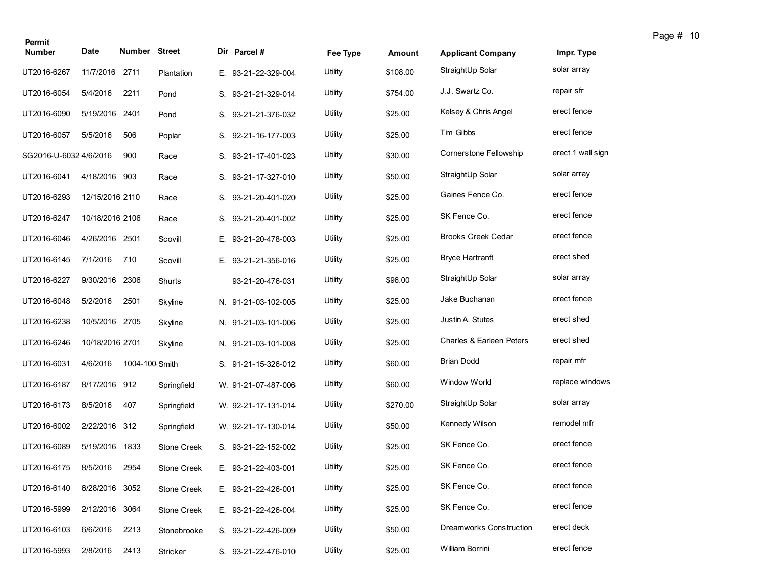| Permit Number | Date | Number | Street | Dir | Parcel # | Fee Type | Amount | Applicant Company | Impr. Type |
|---|---|---|---|---|---|---|---|---|---|
| UT2016-6267 | 11/7/2016 | 2711 | Plantation | E. | 93-21-22-329-004 | Utility | $108.00 | StraightUp Solar | solar array |
| UT2016-6054 | 5/4/2016 | 2211 | Pond | S. | 93-21-21-329-014 | Utility | $754.00 | J.J. Swartz Co. | repair sfr |
| UT2016-6090 | 5/19/2016 | 2401 | Pond | S. | 93-21-21-376-032 | Utility | $25.00 | Kelsey & Chris Angel | erect fence |
| UT2016-6057 | 5/5/2016 | 506 | Poplar | S. | 92-21-16-177-003 | Utility | $25.00 | Tim Gibbs | erect fence |
| SG2016-U-6032 | 4/6/2016 | 900 | Race | S. | 93-21-17-401-023 | Utility | $30.00 | Cornerstone Fellowship | erect 1 wall sign |
| UT2016-6041 | 4/18/2016 | 903 | Race | S. | 93-21-17-327-010 | Utility | $50.00 | StraightUp Solar | solar array |
| UT2016-6293 | 12/15/2016 | 2110 | Race | S. | 93-21-20-401-020 | Utility | $25.00 | Gaines Fence Co. | erect fence |
| UT2016-6247 | 10/18/2016 | 2106 | Race | S. | 93-21-20-401-002 | Utility | $25.00 | SK Fence Co. | erect fence |
| UT2016-6046 | 4/26/2016 | 2501 | Scovill | E. | 93-21-20-478-003 | Utility | $25.00 | Brooks Creek Cedar | erect fence |
| UT2016-6145 | 7/1/2016 | 710 | Scovill | E. | 93-21-21-356-016 | Utility | $25.00 | Bryce Hartranft | erect shed |
| UT2016-6227 | 9/30/2016 | 2306 | Shurts | | 93-21-20-476-031 | Utility | $96.00 | StraightUp Solar | solar array |
| UT2016-6048 | 5/2/2016 | 2501 | Skyline | N. | 91-21-03-102-005 | Utility | $25.00 | Jake Buchanan | erect fence |
| UT2016-6238 | 10/5/2016 | 2705 | Skyline | N. | 91-21-03-101-006 | Utility | $25.00 | Justin A. Stutes | erect shed |
| UT2016-6246 | 10/18/2016 | 2701 | Skyline | N. | 91-21-03-101-008 | Utility | $25.00 | Charles & Earleen Peters | erect shed |
| UT2016-6031 | 4/6/2016 | 1004-100 | Smith | S. | 91-21-15-326-012 | Utility | $60.00 | Brian Dodd | repair mfr |
| UT2016-6187 | 8/17/2016 | 912 | Springfield | W. | 91-21-07-487-006 | Utility | $60.00 | Window World | replace windows |
| UT2016-6173 | 8/5/2016 | 407 | Springfield | W. | 92-21-17-131-014 | Utility | $270.00 | StraightUp Solar | solar array |
| UT2016-6002 | 2/22/2016 | 312 | Springfield | W. | 92-21-17-130-014 | Utility | $50.00 | Kennedy Wilson | remodel mfr |
| UT2016-6089 | 5/19/2016 | 1833 | Stone Creek | S. | 93-21-22-152-002 | Utility | $25.00 | SK Fence Co. | erect fence |
| UT2016-6175 | 8/5/2016 | 2954 | Stone Creek | E. | 93-21-22-403-001 | Utility | $25.00 | SK Fence Co. | erect fence |
| UT2016-6140 | 6/28/2016 | 3052 | Stone Creek | E. | 93-21-22-426-001 | Utility | $25.00 | SK Fence Co. | erect fence |
| UT2016-5999 | 2/12/2016 | 3064 | Stone Creek | E. | 93-21-22-426-004 | Utility | $25.00 | SK Fence Co. | erect fence |
| UT2016-6103 | 6/6/2016 | 2213 | Stonebrooke | S. | 93-21-22-426-009 | Utility | $50.00 | Dreamworks Construction | erect deck |
| UT2016-5993 | 2/8/2016 | 2413 | Stricker | S. | 93-21-22-476-010 | Utility | $25.00 | William Borrini | erect fence |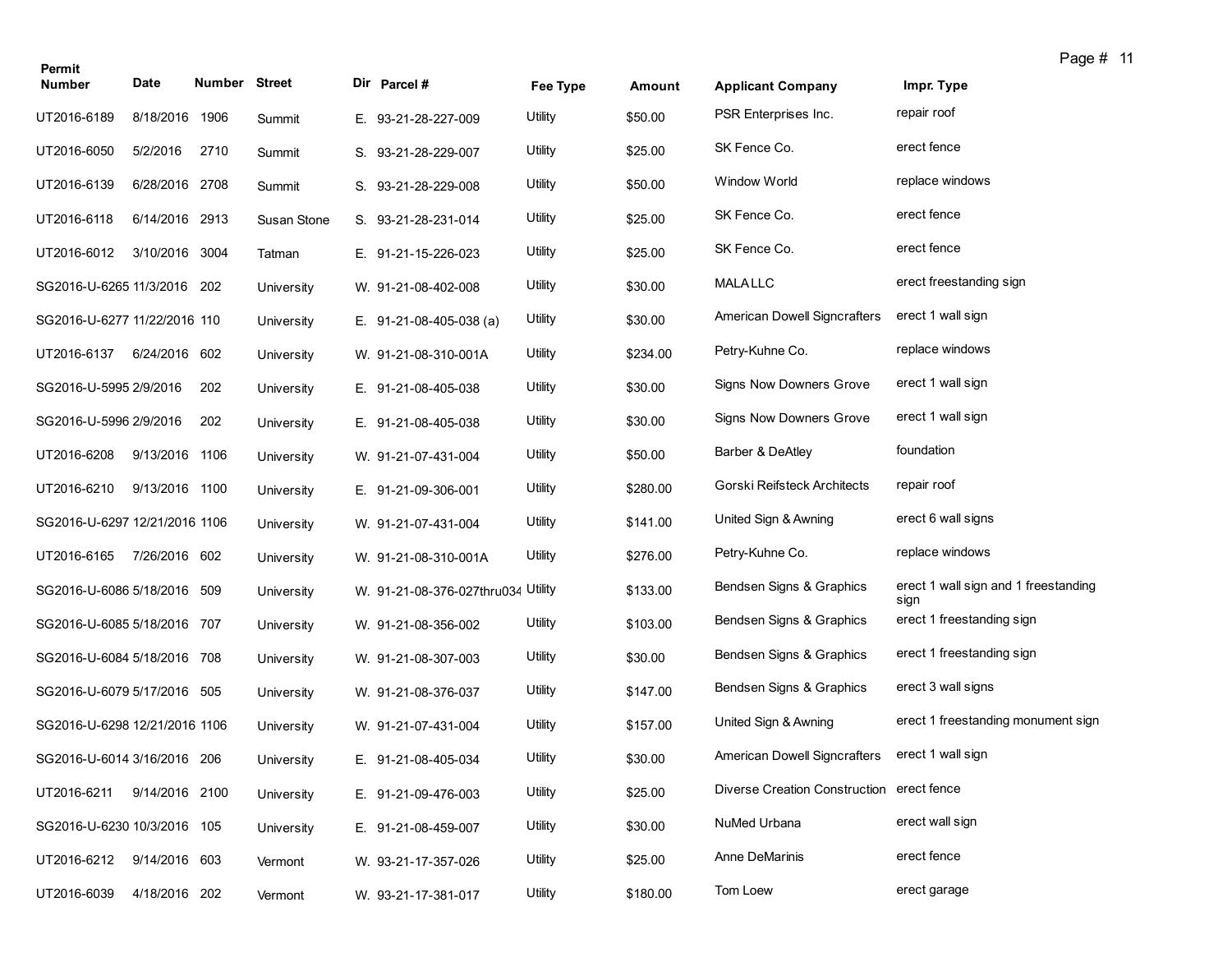| Permit Number | Date | Number | Street | Dir | Parcel # | Fee Type | Amount | Applicant Company | Impr. Type |
|---|---|---|---|---|---|---|---|---|---|
| UT2016-6189 | 8/18/2016 | 1906 | Summit | E. | 93-21-28-227-009 | Utility | $50.00 | PSR Enterprises Inc. | repair roof |
| UT2016-6050 | 5/2/2016 | 2710 | Summit | S. | 93-21-28-229-007 | Utility | $25.00 | SK Fence Co. | erect fence |
| UT2016-6139 | 6/28/2016 | 2708 | Summit | S. | 93-21-28-229-008 | Utility | $50.00 | Window World | replace windows |
| UT2016-6118 | 6/14/2016 | 2913 | Susan Stone | S. | 93-21-28-231-014 | Utility | $25.00 | SK Fence Co. | erect fence |
| UT2016-6012 | 3/10/2016 | 3004 | Tatman | E. | 91-21-15-226-023 | Utility | $25.00 | SK Fence Co. | erect fence |
| SG2016-U-6265 | 11/3/2016 | 202 | University | W. | 91-21-08-402-008 | Utility | $30.00 | MALA LLC | erect freestanding sign |
| SG2016-U-6277 | 11/22/2016 | 110 | University | E. | 91-21-08-405-038 (a) | Utility | $30.00 | American Dowell Signcrafters | erect 1 wall sign |
| UT2016-6137 | 6/24/2016 | 602 | University | W. | 91-21-08-310-001A | Utility | $234.00 | Petry-Kuhne Co. | replace windows |
| SG2016-U-5995 | 2/9/2016 | 202 | University | E. | 91-21-08-405-038 | Utility | $30.00 | Signs Now Downers Grove | erect 1 wall sign |
| SG2016-U-5996 | 2/9/2016 | 202 | University | E. | 91-21-08-405-038 | Utility | $30.00 | Signs Now Downers Grove | erect 1 wall sign |
| UT2016-6208 | 9/13/2016 | 1106 | University | W. | 91-21-07-431-004 | Utility | $50.00 | Barber & DeAtley | foundation |
| UT2016-6210 | 9/13/2016 | 1100 | University | E. | 91-21-09-306-001 | Utility | $280.00 | Gorski Reifsteck Architects | repair roof |
| SG2016-U-6297 | 12/21/2016 | 1106 | University | W. | 91-21-07-431-004 | Utility | $141.00 | United Sign & Awning | erect 6 wall signs |
| UT2016-6165 | 7/26/2016 | 602 | University | W. | 91-21-08-310-001A | Utility | $276.00 | Petry-Kuhne Co. | replace windows |
| SG2016-U-6086 | 5/18/2016 | 509 | University | W. | 91-21-08-376-027thru034 | Utility | $133.00 | Bendsen Signs & Graphics | erect 1 wall sign and 1 freestanding sign |
| SG2016-U-6085 | 5/18/2016 | 707 | University | W. | 91-21-08-356-002 | Utility | $103.00 | Bendsen Signs & Graphics | erect 1 freestanding sign |
| SG2016-U-6084 | 5/18/2016 | 708 | University | W. | 91-21-08-307-003 | Utility | $30.00 | Bendsen Signs & Graphics | erect 1 freestanding sign |
| SG2016-U-6079 | 5/17/2016 | 505 | University | W. | 91-21-08-376-037 | Utility | $147.00 | Bendsen Signs & Graphics | erect 3 wall signs |
| SG2016-U-6298 | 12/21/2016 | 1106 | University | W. | 91-21-07-431-004 | Utility | $157.00 | United Sign & Awning | erect 1 freestanding monument sign |
| SG2016-U-6014 | 3/16/2016 | 206 | University | E. | 91-21-08-405-034 | Utility | $30.00 | American Dowell Signcrafters | erect 1 wall sign |
| UT2016-6211 | 9/14/2016 | 2100 | University | E. | 91-21-09-476-003 | Utility | $25.00 | Diverse Creation Construction | erect fence |
| SG2016-U-6230 | 10/3/2016 | 105 | University | E. | 91-21-08-459-007 | Utility | $30.00 | NuMed Urbana | erect wall sign |
| UT2016-6212 | 9/14/2016 | 603 | Vermont | W. | 93-21-17-357-026 | Utility | $25.00 | Anne DeMarinis | erect fence |
| UT2016-6039 | 4/18/2016 | 202 | Vermont | W. | 93-21-17-381-017 | Utility | $180.00 | Tom Loew | erect garage |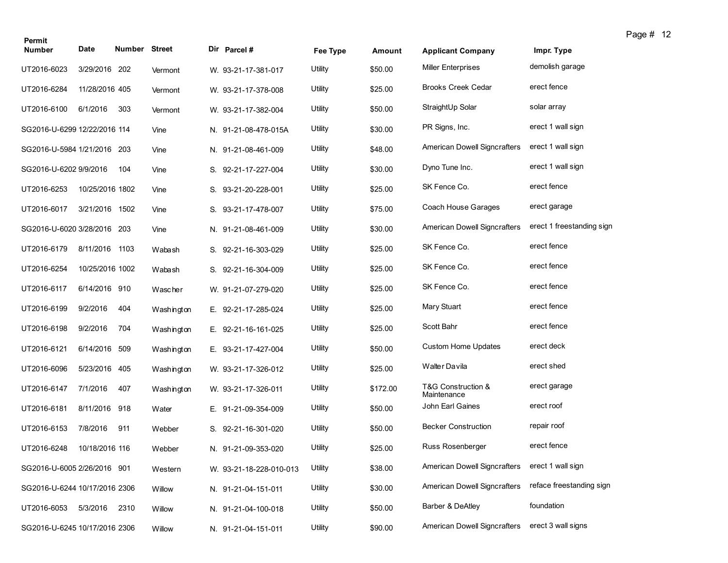| Permit Number | Date | Number | Street | Dir | Parcel # | Fee Type | Amount | Applicant Company | Impr. Type |
|---|---|---|---|---|---|---|---|---|---|
| UT2016-6023 | 3/29/2016 | 202 | Vermont | W. | 93-21-17-381-017 | Utility | $50.00 | Miller Enterprises | demolish garage |
| UT2016-6284 | 11/28/2016 | 405 | Vermont | W. | 93-21-17-378-008 | Utility | $25.00 | Brooks Creek Cedar | erect fence |
| UT2016-6100 | 6/1/2016 | 303 | Vermont | W. | 93-21-17-382-004 | Utility | $50.00 | StraightUp Solar | solar array |
| SG2016-U-6299 | 12/22/2016 | 114 | Vine | N. | 91-21-08-478-015A | Utility | $30.00 | PR Signs, Inc. | erect 1 wall sign |
| SG2016-U-5984 | 1/21/2016 | 203 | Vine | N. | 91-21-08-461-009 | Utility | $48.00 | American Dowell Signcrafters | erect 1 wall sign |
| SG2016-U-6202 | 9/9/2016 | 104 | Vine | S. | 92-21-17-227-004 | Utility | $30.00 | Dyno Tune Inc. | erect 1 wall sign |
| UT2016-6253 | 10/25/2016 | 1802 | Vine | S. | 93-21-20-228-001 | Utility | $25.00 | SK Fence Co. | erect fence |
| UT2016-6017 | 3/21/2016 | 1502 | Vine | S. | 93-21-17-478-007 | Utility | $75.00 | Coach House Garages | erect garage |
| SG2016-U-6020 | 3/28/2016 | 203 | Vine | N. | 91-21-08-461-009 | Utility | $30.00 | American Dowell Signcrafters | erect 1 freestanding sign |
| UT2016-6179 | 8/11/2016 | 1103 | Wabash | S. | 92-21-16-303-029 | Utility | $25.00 | SK Fence Co. | erect fence |
| UT2016-6254 | 10/25/2016 | 1002 | Wabash | S. | 92-21-16-304-009 | Utility | $25.00 | SK Fence Co. | erect fence |
| UT2016-6117 | 6/14/2016 | 910 | Wascher | W. | 91-21-07-279-020 | Utility | $25.00 | SK Fence Co. | erect fence |
| UT2016-6199 | 9/2/2016 | 404 | Washington | E. | 92-21-17-285-024 | Utility | $25.00 | Mary Stuart | erect fence |
| UT2016-6198 | 9/2/2016 | 704 | Washington | E. | 92-21-16-161-025 | Utility | $25.00 | Scott Bahr | erect fence |
| UT2016-6121 | 6/14/2016 | 509 | Washington | E. | 93-21-17-427-004 | Utility | $50.00 | Custom Home Updates | erect deck |
| UT2016-6096 | 5/23/2016 | 405 | Washington | W. | 93-21-17-326-012 | Utility | $25.00 | Walter Davila | erect shed |
| UT2016-6147 | 7/1/2016 | 407 | Washington | W. | 93-21-17-326-011 | Utility | $172.00 | T&G Construction & Maintenance | erect garage |
| UT2016-6181 | 8/11/2016 | 918 | Water | E. | 91-21-09-354-009 | Utility | $50.00 | John Earl Gaines | erect roof |
| UT2016-6153 | 7/8/2016 | 911 | Webber | S. | 92-21-16-301-020 | Utility | $50.00 | Becker Construction | repair roof |
| UT2016-6248 | 10/18/2016 | 116 | Webber | N. | 91-21-09-353-020 | Utility | $25.00 | Russ Rosenberger | erect fence |
| SG2016-U-6005 | 2/26/2016 | 901 | Western | W. | 93-21-18-228-010-013 | Utility | $38.00 | American Dowell Signcrafters | erect 1 wall sign |
| SG2016-U-6244 | 10/17/2016 | 2306 | Willow | N. | 91-21-04-151-011 | Utility | $30.00 | American Dowell Signcrafters | reface freestanding sign |
| UT2016-6053 | 5/3/2016 | 2310 | Willow | N. | 91-21-04-100-018 | Utility | $50.00 | Barber & DeAtley | foundation |
| SG2016-U-6245 | 10/17/2016 | 2306 | Willow | N. | 91-21-04-151-011 | Utility | $90.00 | American Dowell Signcrafters | erect 3 wall signs |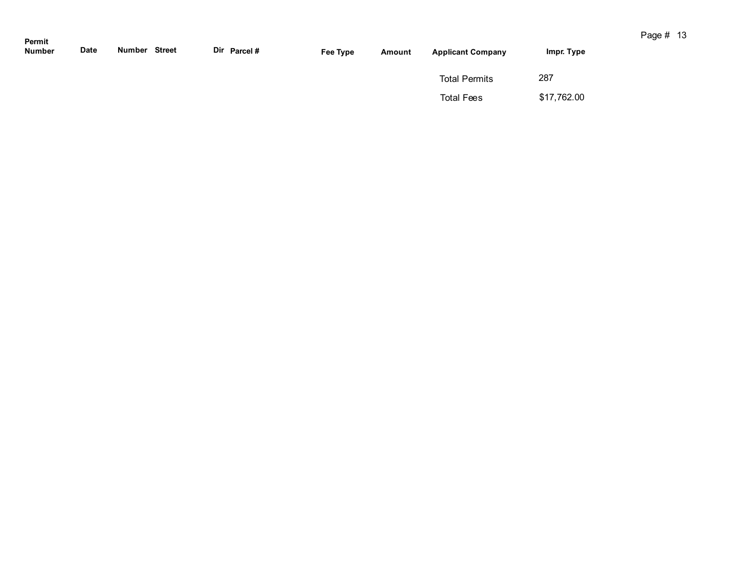| Permit Number | Date | Number | Street | Dir | Parcel # | Fee Type | Amount | Applicant Company | Impr. Type |
| --- | --- | --- | --- | --- | --- | --- | --- | --- | --- |

Total Permits 287

Total Fees $17,762.00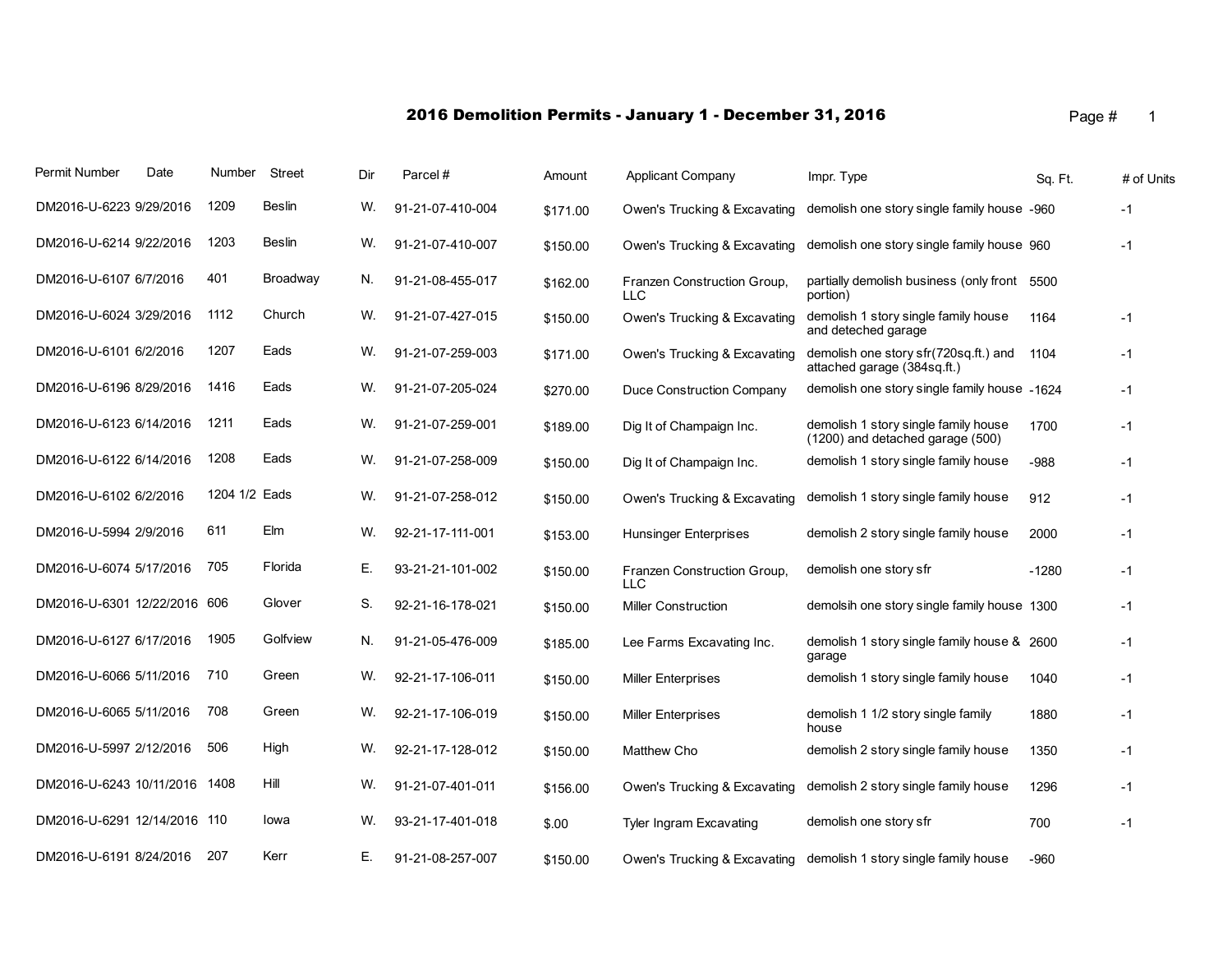# 2016 Demolition Permits - January 1 - December 31, 2016

| Permit Number | Date | Number | Street | Dir | Parcel # | Amount | Applicant Company | Impr. Type | Sq. Ft. | # of Units |
|---|---|---|---|---|---|---|---|---|---|---|
| DM2016-U-6223 | 9/29/2016 | 1209 | Beslin | W. | 91-21-07-410-004 | $171.00 | Owen's Trucking & Excavating | demolish one story single family house | -960 | -1 |
| DM2016-U-6214 | 9/22/2016 | 1203 | Beslin | W. | 91-21-07-410-007 | $150.00 | Owen's Trucking & Excavating | demolish one story single family house | 960 | -1 |
| DM2016-U-6107 | 6/7/2016 | 401 | Broadway | N. | 91-21-08-455-017 | $162.00 | Franzen Construction Group, LLC | partially demolish business (only front portion) | 5500 | |
| DM2016-U-6024 | 3/29/2016 | 1112 | Church | W. | 91-21-07-427-015 | $150.00 | Owen's Trucking & Excavating | demolish 1 story single family house and deteched garage | 1164 | -1 |
| DM2016-U-6101 | 6/2/2016 | 1207 | Eads | W. | 91-21-07-259-003 | $171.00 | Owen's Trucking & Excavating | demolish one story sfr(720sq.ft.) and attached garage (384sq.ft.) | 1104 | -1 |
| DM2016-U-6196 | 8/29/2016 | 1416 | Eads | W. | 91-21-07-205-024 | $270.00 | Duce Construction Company | demolish one story single family house | -1624 | -1 |
| DM2016-U-6123 | 6/14/2016 | 1211 | Eads | W. | 91-21-07-259-001 | $189.00 | Dig It of Champaign Inc. | demolish 1 story single family house (1200) and detached garage (500) | 1700 | -1 |
| DM2016-U-6122 | 6/14/2016 | 1208 | Eads | W. | 91-21-07-258-009 | $150.00 | Dig It of Champaign Inc. | demolish 1 story single family house | -988 | -1 |
| DM2016-U-6102 | 6/2/2016 | 1204 1/2 | Eads | W. | 91-21-07-258-012 | $150.00 | Owen's Trucking & Excavating | demolish 1 story single family house | 912 | -1 |
| DM2016-U-5994 | 2/9/2016 | 611 | Elm | W. | 92-21-17-111-001 | $153.00 | Hunsinger Enterprises | demolish 2 story single family house | 2000 | -1 |
| DM2016-U-6074 | 5/17/2016 | 705 | Florida | E. | 93-21-21-101-002 | $150.00 | Franzen Construction Group, LLC | demolish one story sfr | -1280 | -1 |
| DM2016-U-6301 | 12/22/2016 | 606 | Glover | S. | 92-21-16-178-021 | $150.00 | Miller Construction | demolsih one story single family house | 1300 | -1 |
| DM2016-U-6127 | 6/17/2016 | 1905 | Golfview | N. | 91-21-05-476-009 | $185.00 | Lee Farms Excavating Inc. | demolish 1 story single family house & garage | 2600 | -1 |
| DM2016-U-6066 | 5/11/2016 | 710 | Green | W. | 92-21-17-106-011 | $150.00 | Miller Enterprises | demolish 1 story single family house | 1040 | -1 |
| DM2016-U-6065 | 5/11/2016 | 708 | Green | W. | 92-21-17-106-019 | $150.00 | Miller Enterprises | demolish 1 1/2 story single family house | 1880 | -1 |
| DM2016-U-5997 | 2/12/2016 | 506 | High | W. | 92-21-17-128-012 | $150.00 | Matthew Cho | demolish 2 story single family house | 1350 | -1 |
| DM2016-U-6243 | 10/11/2016 | 1408 | Hill | W. | 91-21-07-401-011 | $156.00 | Owen's Trucking & Excavating | demolish 2 story single family house | 1296 | -1 |
| DM2016-U-6291 | 12/14/2016 | 110 | Iowa | W. | 93-21-17-401-018 | $.00 | Tyler Ingram Excavating | demolish one story sfr | 700 | -1 |
| DM2016-U-6191 | 8/24/2016 | 207 | Kerr | E. | 91-21-08-257-007 | $150.00 | Owen's Trucking & Excavating | demolish 1 story single family house | -960 | |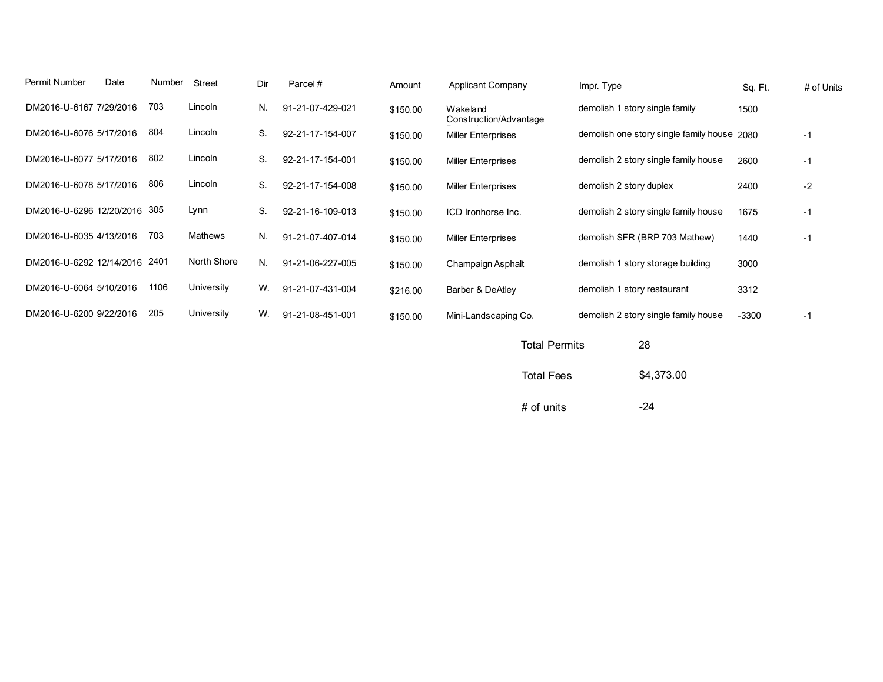| Permit Number | Date | Number | Street | Dir | Parcel # | Amount | Applicant Company | Impr. Type | Sq. Ft. | # of Units |
|---|---|---|---|---|---|---|---|---|---|---|
| DM2016-U-6167 | 7/29/2016 | 703 | Lincoln | N. | 91-21-07-429-021 | $150.00 | Wakeland Construction/Advantage | demolish 1 story single family | 1500 | |
| DM2016-U-6076 | 5/17/2016 | 804 | Lincoln | S. | 92-21-17-154-007 | $150.00 | Miller Enterprises | demolish one story single family house | 2080 | -1 |
| DM2016-U-6077 | 5/17/2016 | 802 | Lincoln | S. | 92-21-17-154-001 | $150.00 | Miller Enterprises | demolish 2 story single family house | 2600 | -1 |
| DM2016-U-6078 | 5/17/2016 | 806 | Lincoln | S. | 92-21-17-154-008 | $150.00 | Miller Enterprises | demolish 2 story duplex | 2400 | -2 |
| DM2016-U-6296 | 12/20/2016 | 305 | Lynn | S. | 92-21-16-109-013 | $150.00 | ICD Ironhorse Inc. | demolish 2 story single family house | 1675 | -1 |
| DM2016-U-6035 | 4/13/2016 | 703 | Mathews | N. | 91-21-07-407-014 | $150.00 | Miller Enterprises | demolish SFR (BRP 703 Mathew) | 1440 | -1 |
| DM2016-U-6292 | 12/14/2016 | 2401 | North Shore | N. | 91-21-06-227-005 | $150.00 | Champaign Asphalt | demolish 1 story storage building | 3000 | |
| DM2016-U-6064 | 5/10/2016 | 1106 | University | W. | 91-21-07-431-004 | $216.00 | Barber & DeAtley | demolish 1 story restaurant | 3312 | |
| DM2016-U-6200 | 9/22/2016 | 205 | University | W. | 91-21-08-451-001 | $150.00 | Mini-Landscaping Co. | demolish 2 story single family house | -3300 | -1 |

| | |
|---|---|
| Total Permits | 28 |
| Total Fees | $4,373.00 |
| # of units | -24 |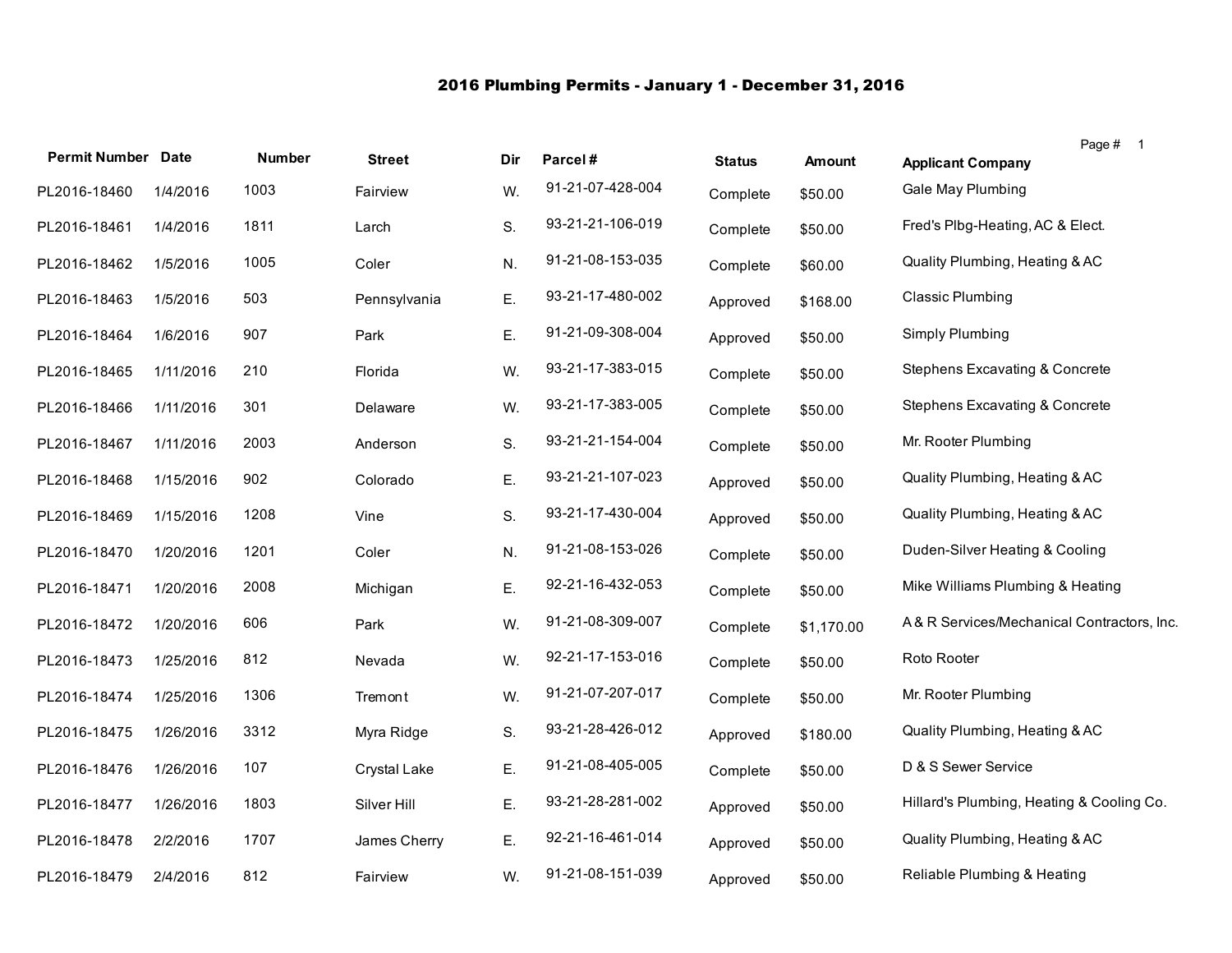# 2016 Plumbing Permits - January 1 - December 31, 2016

| Permit Number | Date | Number | Street | Dir | Parcel # | Status | Amount | Applicant Company |
|---|---|---|---|---|---|---|---|---|
| PL2016-18460 | 1/4/2016 | 1003 | Fairview | W. | 91-21-07-428-004 | Complete | $50.00 | Gale May Plumbing |
| PL2016-18461 | 1/4/2016 | 1811 | Larch | S. | 93-21-21-106-019 | Complete | $50.00 | Fred's Plbg-Heating, AC & Elect. |
| PL2016-18462 | 1/5/2016 | 1005 | Coler | N. | 91-21-08-153-035 | Complete | $60.00 | Quality Plumbing, Heating & AC |
| PL2016-18463 | 1/5/2016 | 503 | Pennsylvania | E. | 93-21-17-480-002 | Approved | $168.00 | Classic Plumbing |
| PL2016-18464 | 1/6/2016 | 907 | Park | E. | 91-21-09-308-004 | Approved | $50.00 | Simply Plumbing |
| PL2016-18465 | 1/11/2016 | 210 | Florida | W. | 93-21-17-383-015 | Complete | $50.00 | Stephens Excavating & Concrete |
| PL2016-18466 | 1/11/2016 | 301 | Delaware | W. | 93-21-17-383-005 | Complete | $50.00 | Stephens Excavating & Concrete |
| PL2016-18467 | 1/11/2016 | 2003 | Anderson | S. | 93-21-21-154-004 | Complete | $50.00 | Mr. Rooter Plumbing |
| PL2016-18468 | 1/15/2016 | 902 | Colorado | E. | 93-21-21-107-023 | Approved | $50.00 | Quality Plumbing, Heating & AC |
| PL2016-18469 | 1/15/2016 | 1208 | Vine | S. | 93-21-17-430-004 | Approved | $50.00 | Quality Plumbing, Heating & AC |
| PL2016-18470 | 1/20/2016 | 1201 | Coler | N. | 91-21-08-153-026 | Complete | $50.00 | Duden-Silver Heating & Cooling |
| PL2016-18471 | 1/20/2016 | 2008 | Michigan | E. | 92-21-16-432-053 | Complete | $50.00 | Mike Williams Plumbing & Heating |
| PL2016-18472 | 1/20/2016 | 606 | Park | W. | 91-21-08-309-007 | Complete | $1,170.00 | A & R Services/Mechanical Contractors, Inc. |
| PL2016-18473 | 1/25/2016 | 812 | Nevada | W. | 92-21-17-153-016 | Complete | $50.00 | Roto Rooter |
| PL2016-18474 | 1/25/2016 | 1306 | Tremont | W. | 91-21-07-207-017 | Complete | $50.00 | Mr. Rooter Plumbing |
| PL2016-18475 | 1/26/2016 | 3312 | Myra Ridge | S. | 93-21-28-426-012 | Approved | $180.00 | Quality Plumbing, Heating & AC |
| PL2016-18476 | 1/26/2016 | 107 | Crystal Lake | E. | 91-21-08-405-005 | Complete | $50.00 | D & S Sewer Service |
| PL2016-18477 | 1/26/2016 | 1803 | Silver Hill | E. | 93-21-28-281-002 | Approved | $50.00 | Hillard's Plumbing, Heating & Cooling Co. |
| PL2016-18478 | 2/2/2016 | 1707 | James Cherry | E. | 92-21-16-461-014 | Approved | $50.00 | Quality Plumbing, Heating & AC |
| PL2016-18479 | 2/4/2016 | 812 | Fairview | W. | 91-21-08-151-039 | Approved | $50.00 | Reliable Plumbing & Heating |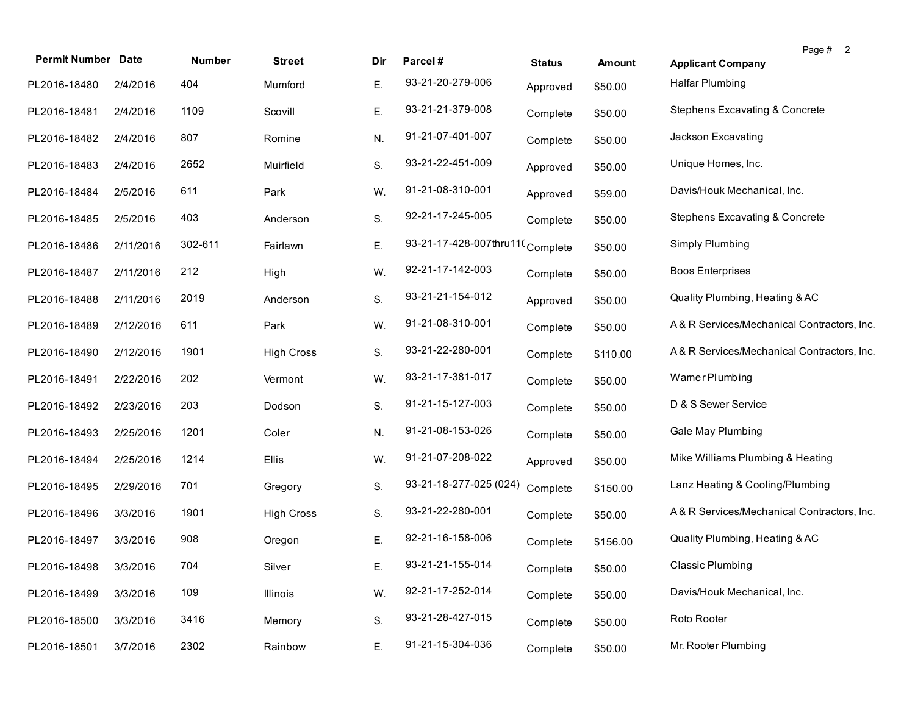| Permit Number | Date | Number | Street | Dir | Parcel # | Status | Amount | Applicant Company |
|---|---|---|---|---|---|---|---|---|
| PL2016-18480 | 2/4/2016 | 404 | Mumford | E. | 93-21-20-279-006 | Approved | $50.00 | Halfar Plumbing |
| PL2016-18481 | 2/4/2016 | 1109 | Scovill | E. | 93-21-21-379-008 | Complete | $50.00 | Stephens Excavating & Concrete |
| PL2016-18482 | 2/4/2016 | 807 | Romine | N. | 91-21-07-401-007 | Complete | $50.00 | Jackson Excavating |
| PL2016-18483 | 2/4/2016 | 2652 | Muirfield | S. | 93-21-22-451-009 | Approved | $50.00 | Unique Homes, Inc. |
| PL2016-18484 | 2/5/2016 | 611 | Park | W. | 91-21-08-310-001 | Approved | $59.00 | Davis/Houk Mechanical, Inc. |
| PL2016-18485 | 2/5/2016 | 403 | Anderson | S. | 92-21-17-245-005 | Complete | $50.00 | Stephens Excavating & Concrete |
| PL2016-18486 | 2/11/2016 | 302-611 | Fairlawn | E. | 93-21-17-428-007thru11( | Complete | $50.00 | Simply Plumbing |
| PL2016-18487 | 2/11/2016 | 212 | High | W. | 92-21-17-142-003 | Complete | $50.00 | Boos Enterprises |
| PL2016-18488 | 2/11/2016 | 2019 | Anderson | S. | 93-21-21-154-012 | Approved | $50.00 | Quality Plumbing, Heating & AC |
| PL2016-18489 | 2/12/2016 | 611 | Park | W. | 91-21-08-310-001 | Complete | $50.00 | A & R Services/Mechanical Contractors, Inc. |
| PL2016-18490 | 2/12/2016 | 1901 | High Cross | S. | 93-21-22-280-001 | Complete | $110.00 | A & R Services/Mechanical Contractors, Inc. |
| PL2016-18491 | 2/22/2016 | 202 | Vermont | W. | 93-21-17-381-017 | Complete | $50.00 | Warner Plumbing |
| PL2016-18492 | 2/23/2016 | 203 | Dodson | S. | 91-21-15-127-003 | Complete | $50.00 | D & S Sewer Service |
| PL2016-18493 | 2/25/2016 | 1201 | Coler | N. | 91-21-08-153-026 | Complete | $50.00 | Gale May Plumbing |
| PL2016-18494 | 2/25/2016 | 1214 | Ellis | W. | 91-21-07-208-022 | Approved | $50.00 | Mike Williams Plumbing & Heating |
| PL2016-18495 | 2/29/2016 | 701 | Gregory | S. | 93-21-18-277-025 (024) | Complete | $150.00 | Lanz Heating & Cooling/Plumbing |
| PL2016-18496 | 3/3/2016 | 1901 | High Cross | S. | 93-21-22-280-001 | Complete | $50.00 | A & R Services/Mechanical Contractors, Inc. |
| PL2016-18497 | 3/3/2016 | 908 | Oregon | E. | 92-21-16-158-006 | Complete | $156.00 | Quality Plumbing, Heating & AC |
| PL2016-18498 | 3/3/2016 | 704 | Silver | E. | 93-21-21-155-014 | Complete | $50.00 | Classic Plumbing |
| PL2016-18499 | 3/3/2016 | 109 | Illinois | W. | 92-21-17-252-014 | Complete | $50.00 | Davis/Houk Mechanical, Inc. |
| PL2016-18500 | 3/3/2016 | 3416 | Memory | S. | 93-21-28-427-015 | Complete | $50.00 | Roto Rooter |
| PL2016-18501 | 3/7/2016 | 2302 | Rainbow | E. | 91-21-15-304-036 | Complete | $50.00 | Mr. Rooter Plumbing |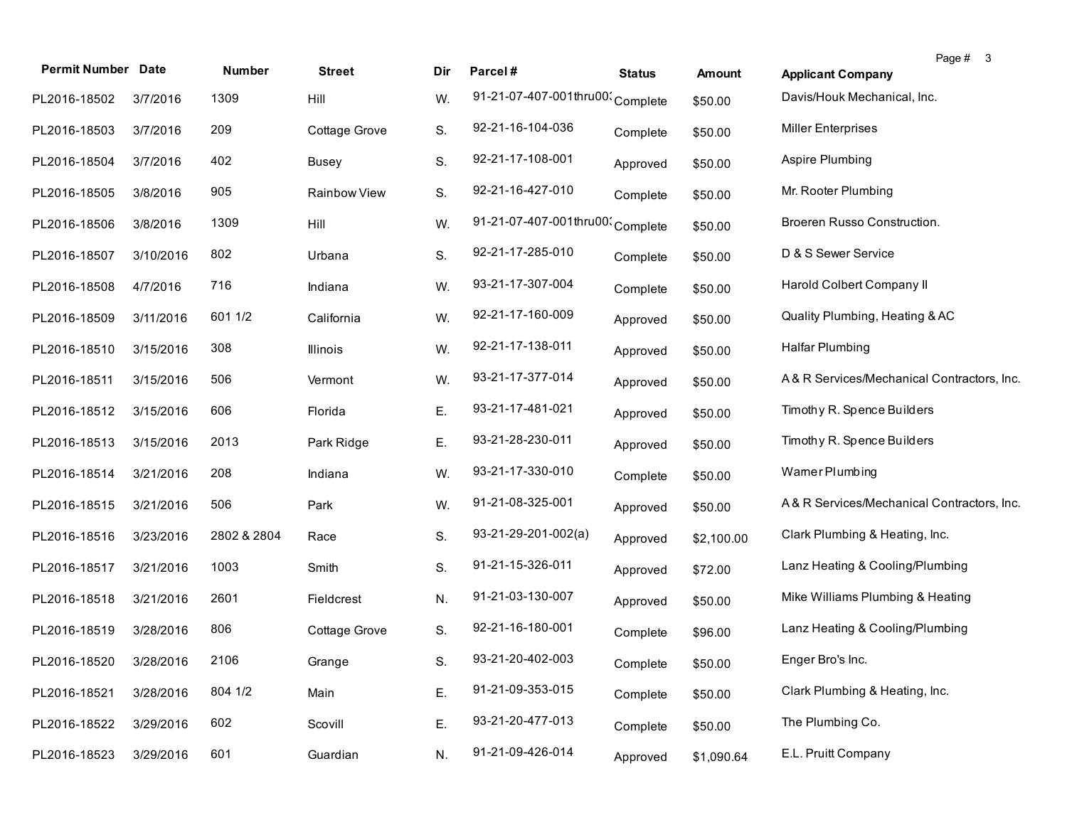| Permit Number | Date | Number | Street | Dir | Parcel # | Status | Amount | Applicant Company |
|---|---|---|---|---|---|---|---|---|
| PL2016-18502 | 3/7/2016 | 1309 | Hill | W. | 91-21-07-407-001thru003 | Complete | $50.00 | Davis/Houk Mechanical, Inc. |
| PL2016-18503 | 3/7/2016 | 209 | Cottage Grove | S. | 92-21-16-104-036 | Complete | $50.00 | Miller Enterprises |
| PL2016-18504 | 3/7/2016 | 402 | Busey | S. | 92-21-17-108-001 | Approved | $50.00 | Aspire Plumbing |
| PL2016-18505 | 3/8/2016 | 905 | Rainbow View | S. | 92-21-16-427-010 | Complete | $50.00 | Mr. Rooter Plumbing |
| PL2016-18506 | 3/8/2016 | 1309 | Hill | W. | 91-21-07-407-001thru003 | Complete | $50.00 | Broeren Russo Construction. |
| PL2016-18507 | 3/10/2016 | 802 | Urbana | S. | 92-21-17-285-010 | Complete | $50.00 | D & S Sewer Service |
| PL2016-18508 | 4/7/2016 | 716 | Indiana | W. | 93-21-17-307-004 | Complete | $50.00 | Harold Colbert Company II |
| PL2016-18509 | 3/11/2016 | 601 1/2 | California | W. | 92-21-17-160-009 | Approved | $50.00 | Quality Plumbing, Heating & AC |
| PL2016-18510 | 3/15/2016 | 308 | Illinois | W. | 92-21-17-138-011 | Approved | $50.00 | Halfar Plumbing |
| PL2016-18511 | 3/15/2016 | 506 | Vermont | W. | 93-21-17-377-014 | Approved | $50.00 | A & R Services/Mechanical Contractors, Inc. |
| PL2016-18512 | 3/15/2016 | 606 | Florida | E. | 93-21-17-481-021 | Approved | $50.00 | Timothy R. Spence Builders |
| PL2016-18513 | 3/15/2016 | 2013 | Park Ridge | E. | 93-21-28-230-011 | Approved | $50.00 | Timothy R. Spence Builders |
| PL2016-18514 | 3/21/2016 | 208 | Indiana | W. | 93-21-17-330-010 | Complete | $50.00 | Warner Plumbing |
| PL2016-18515 | 3/21/2016 | 506 | Park | W. | 91-21-08-325-001 | Approved | $50.00 | A & R Services/Mechanical Contractors, Inc. |
| PL2016-18516 | 3/23/2016 | 2802 & 2804 | Race | S. | 93-21-29-201-002(a) | Approved | $2,100.00 | Clark Plumbing & Heating, Inc. |
| PL2016-18517 | 3/21/2016 | 1003 | Smith | S. | 91-21-15-326-011 | Approved | $72.00 | Lanz Heating & Cooling/Plumbing |
| PL2016-18518 | 3/21/2016 | 2601 | Fieldcrest | N. | 91-21-03-130-007 | Approved | $50.00 | Mike Williams Plumbing & Heating |
| PL2016-18519 | 3/28/2016 | 806 | Cottage Grove | S. | 92-21-16-180-001 | Complete | $96.00 | Lanz Heating & Cooling/Plumbing |
| PL2016-18520 | 3/28/2016 | 2106 | Grange | S. | 93-21-20-402-003 | Complete | $50.00 | Enger Bro's Inc. |
| PL2016-18521 | 3/28/2016 | 804 1/2 | Main | E. | 91-21-09-353-015 | Complete | $50.00 | Clark Plumbing & Heating, Inc. |
| PL2016-18522 | 3/29/2016 | 602 | Scovill | E. | 93-21-20-477-013 | Complete | $50.00 | The Plumbing Co. |
| PL2016-18523 | 3/29/2016 | 601 | Guardian | N. | 91-21-09-426-014 | Approved | $1,090.64 | E.L. Pruitt Company |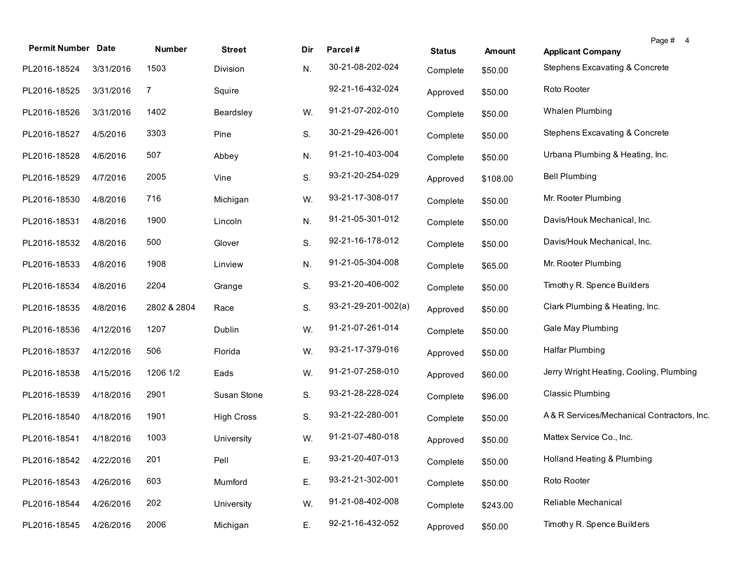| Permit Number | Date | Number | Street | Dir | Parcel # | Status | Amount | Applicant Company |
|---|---|---|---|---|---|---|---|---|
| PL2016-18524 | 3/31/2016 | 1503 | Division | N. | 30-21-08-202-024 | Complete | $50.00 | Stephens Excavating & Concrete |
| PL2016-18525 | 3/31/2016 | 7 | Squire | | 92-21-16-432-024 | Approved | $50.00 | Roto Rooter |
| PL2016-18526 | 3/31/2016 | 1402 | Beardsley | W. | 91-21-07-202-010 | Complete | $50.00 | Whalen Plumbing |
| PL2016-18527 | 4/5/2016 | 3303 | Pine | S. | 30-21-29-426-001 | Complete | $50.00 | Stephens Excavating & Concrete |
| PL2016-18528 | 4/6/2016 | 507 | Abbey | N. | 91-21-10-403-004 | Complete | $50.00 | Urbana Plumbing & Heating, Inc. |
| PL2016-18529 | 4/7/2016 | 2005 | Vine | S. | 93-21-20-254-029 | Approved | $108.00 | Bell Plumbing |
| PL2016-18530 | 4/8/2016 | 716 | Michigan | W. | 93-21-17-308-017 | Complete | $50.00 | Mr. Rooter Plumbing |
| PL2016-18531 | 4/8/2016 | 1900 | Lincoln | N. | 91-21-05-301-012 | Complete | $50.00 | Davis/Houk Mechanical, Inc. |
| PL2016-18532 | 4/8/2016 | 500 | Glover | S. | 92-21-16-178-012 | Complete | $50.00 | Davis/Houk Mechanical, Inc. |
| PL2016-18533 | 4/8/2016 | 1908 | Linview | N. | 91-21-05-304-008 | Complete | $65.00 | Mr. Rooter Plumbing |
| PL2016-18534 | 4/8/2016 | 2204 | Grange | S. | 93-21-20-406-002 | Complete | $50.00 | Timothy R. Spence Builders |
| PL2016-18535 | 4/8/2016 | 2802 & 2804 | Race | S. | 93-21-29-201-002(a) | Approved | $50.00 | Clark Plumbing & Heating, Inc. |
| PL2016-18536 | 4/12/2016 | 1207 | Dublin | W. | 91-21-07-261-014 | Complete | $50.00 | Gale May Plumbing |
| PL2016-18537 | 4/12/2016 | 506 | Florida | W. | 93-21-17-379-016 | Approved | $50.00 | Halfar Plumbing |
| PL2016-18538 | 4/15/2016 | 1206 1/2 | Eads | W. | 91-21-07-258-010 | Approved | $60.00 | Jerry Wright Heating, Cooling, Plumbing |
| PL2016-18539 | 4/18/2016 | 2901 | Susan Stone | S. | 93-21-28-228-024 | Complete | $96.00 | Classic Plumbing |
| PL2016-18540 | 4/18/2016 | 1901 | High Cross | S. | 93-21-22-280-001 | Complete | $50.00 | A & R Services/Mechanical Contractors, Inc. |
| PL2016-18541 | 4/18/2016 | 1003 | University | W. | 91-21-07-480-018 | Approved | $50.00 | Mattex Service Co., Inc. |
| PL2016-18542 | 4/22/2016 | 201 | Pell | E. | 93-21-20-407-013 | Complete | $50.00 | Holland Heating & Plumbing |
| PL2016-18543 | 4/26/2016 | 603 | Mumford | E. | 93-21-21-302-001 | Complete | $50.00 | Roto Rooter |
| PL2016-18544 | 4/26/2016 | 202 | University | W. | 91-21-08-402-008 | Complete | $243.00 | Reliable Mechanical |
| PL2016-18545 | 4/26/2016 | 2006 | Michigan | E. | 92-21-16-432-052 | Approved | $50.00 | Timothy R. Spence Builders |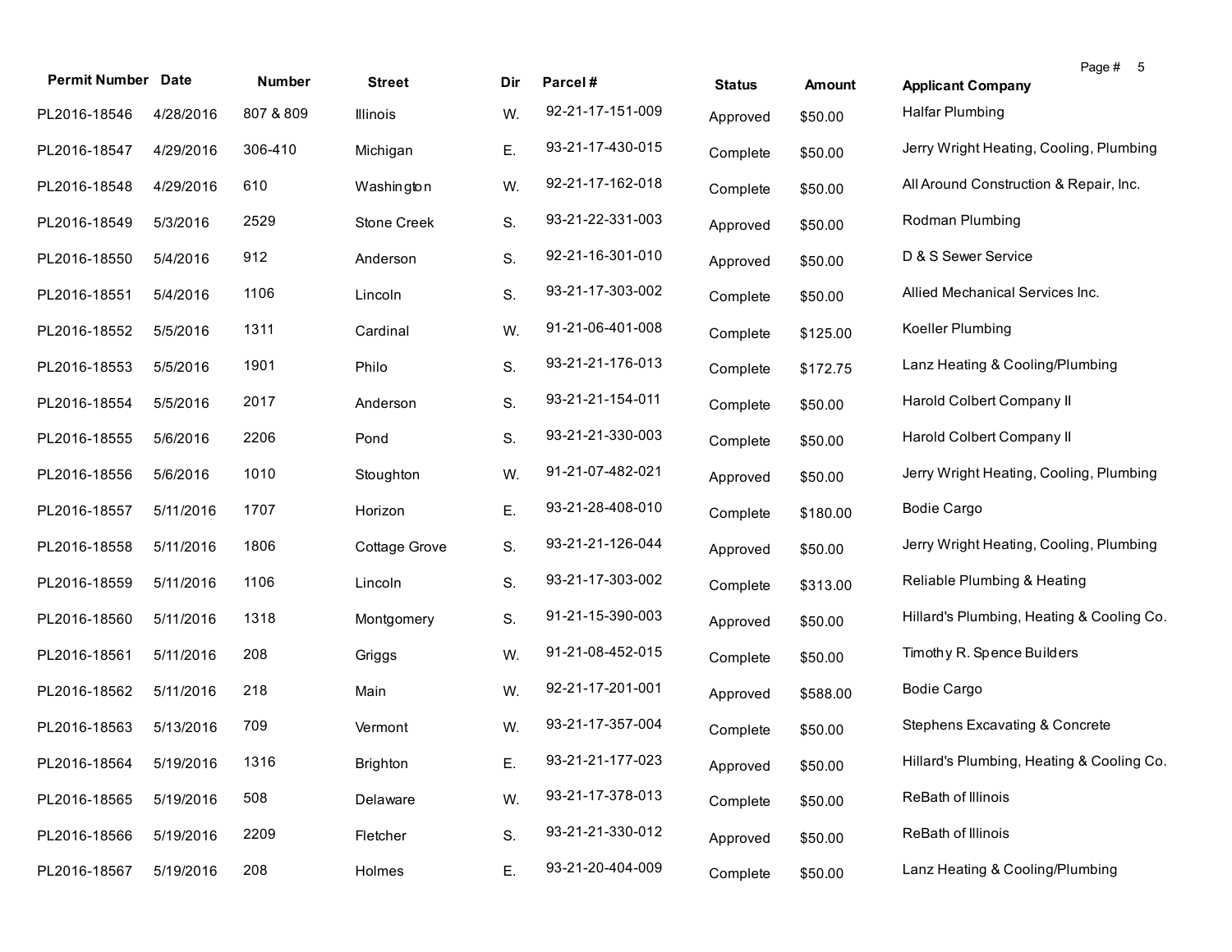| Permit Number | Date | Number | Street | Dir | Parcel # | Status | Amount | Applicant Company |
|---|---|---|---|---|---|---|---|---|
| PL2016-18546 | 4/28/2016 | 807 & 809 | Illinois | W. | 92-21-17-151-009 | Approved | $50.00 | Halfar Plumbing |
| PL2016-18547 | 4/29/2016 | 306-410 | Michigan | E. | 93-21-17-430-015 | Complete | $50.00 | Jerry Wright Heating, Cooling, Plumbing |
| PL2016-18548 | 4/29/2016 | 610 | Washington | W. | 92-21-17-162-018 | Complete | $50.00 | All Around Construction & Repair, Inc. |
| PL2016-18549 | 5/3/2016 | 2529 | Stone Creek | S. | 93-21-22-331-003 | Approved | $50.00 | Rodman Plumbing |
| PL2016-18550 | 5/4/2016 | 912 | Anderson | S. | 92-21-16-301-010 | Approved | $50.00 | D & S Sewer Service |
| PL2016-18551 | 5/4/2016 | 1106 | Lincoln | S. | 93-21-17-303-002 | Complete | $50.00 | Allied Mechanical Services Inc. |
| PL2016-18552 | 5/5/2016 | 1311 | Cardinal | W. | 91-21-06-401-008 | Complete | $125.00 | Koeller Plumbing |
| PL2016-18553 | 5/5/2016 | 1901 | Philo | S. | 93-21-21-176-013 | Complete | $172.75 | Lanz Heating & Cooling/Plumbing |
| PL2016-18554 | 5/5/2016 | 2017 | Anderson | S. | 93-21-21-154-011 | Complete | $50.00 | Harold Colbert Company II |
| PL2016-18555 | 5/6/2016 | 2206 | Pond | S. | 93-21-21-330-003 | Complete | $50.00 | Harold Colbert Company II |
| PL2016-18556 | 5/6/2016 | 1010 | Stoughton | W. | 91-21-07-482-021 | Approved | $50.00 | Jerry Wright Heating, Cooling, Plumbing |
| PL2016-18557 | 5/11/2016 | 1707 | Horizon | E. | 93-21-28-408-010 | Complete | $180.00 | Bodie Cargo |
| PL2016-18558 | 5/11/2016 | 1806 | Cottage Grove | S. | 93-21-21-126-044 | Approved | $50.00 | Jerry Wright Heating, Cooling, Plumbing |
| PL2016-18559 | 5/11/2016 | 1106 | Lincoln | S. | 93-21-17-303-002 | Complete | $313.00 | Reliable Plumbing & Heating |
| PL2016-18560 | 5/11/2016 | 1318 | Montgomery | S. | 91-21-15-390-003 | Approved | $50.00 | Hillard's Plumbing, Heating & Cooling Co. |
| PL2016-18561 | 5/11/2016 | 208 | Griggs | W. | 91-21-08-452-015 | Complete | $50.00 | Timothy R. Spence Builders |
| PL2016-18562 | 5/11/2016 | 218 | Main | W. | 92-21-17-201-001 | Approved | $588.00 | Bodie Cargo |
| PL2016-18563 | 5/13/2016 | 709 | Vermont | W. | 93-21-17-357-004 | Complete | $50.00 | Stephens Excavating & Concrete |
| PL2016-18564 | 5/19/2016 | 1316 | Brighton | E. | 93-21-21-177-023 | Approved | $50.00 | Hillard's Plumbing, Heating & Cooling Co. |
| PL2016-18565 | 5/19/2016 | 508 | Delaware | W. | 93-21-17-378-013 | Complete | $50.00 | ReBath of Illinois |
| PL2016-18566 | 5/19/2016 | 2209 | Fletcher | S. | 93-21-21-330-012 | Approved | $50.00 | ReBath of Illinois |
| PL2016-18567 | 5/19/2016 | 208 | Holmes | E. | 93-21-20-404-009 | Complete | $50.00 | Lanz Heating & Cooling/Plumbing |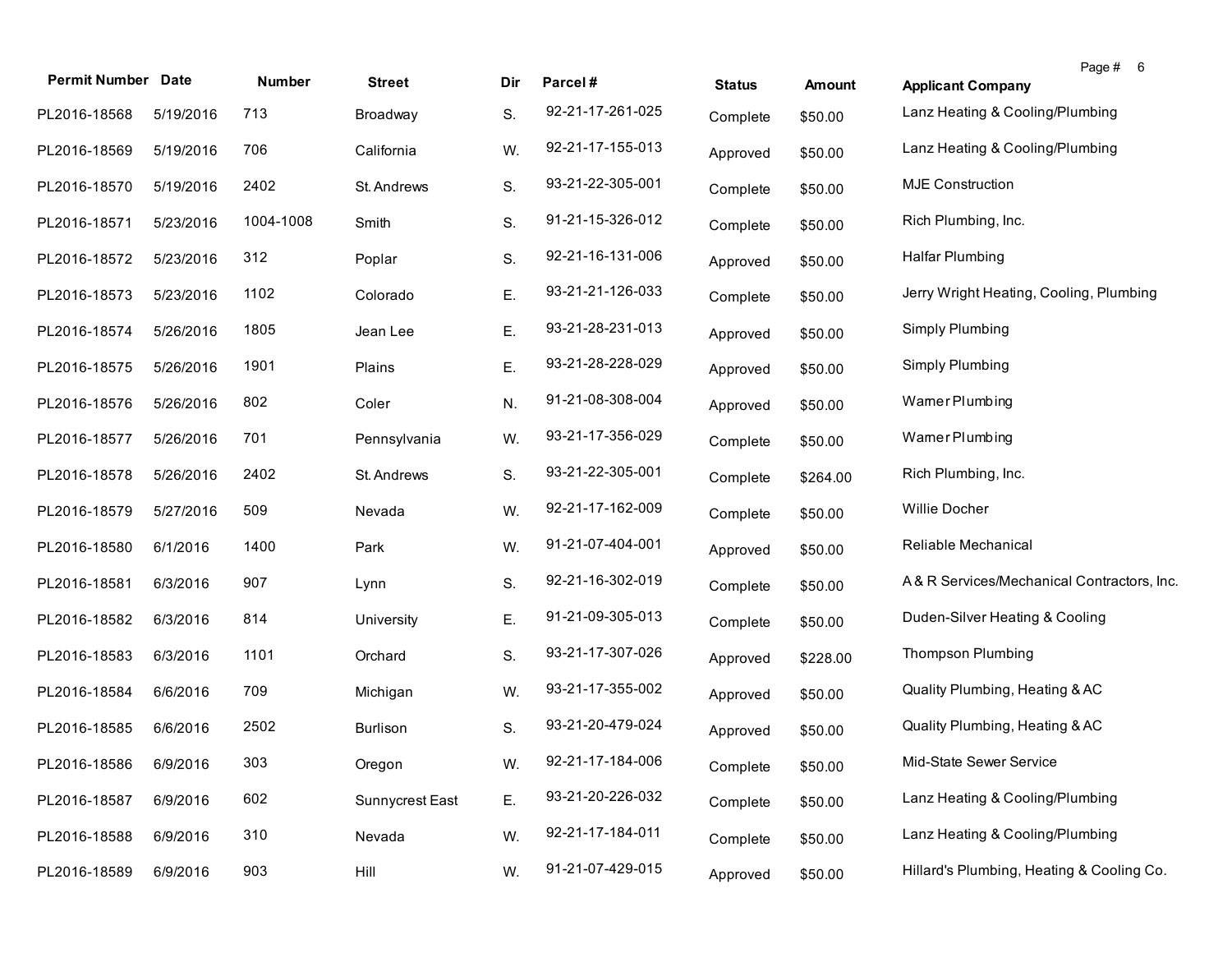| Permit Number | Date | Number | Street | Dir | Parcel # | Status | Amount | Applicant Company |
|---|---|---|---|---|---|---|---|---|
| PL2016-18568 | 5/19/2016 | 713 | Broadway | S. | 92-21-17-261-025 | Complete | $50.00 | Lanz Heating & Cooling/Plumbing |
| PL2016-18569 | 5/19/2016 | 706 | California | W. | 92-21-17-155-013 | Approved | $50.00 | Lanz Heating & Cooling/Plumbing |
| PL2016-18570 | 5/19/2016 | 2402 | St. Andrews | S. | 93-21-22-305-001 | Complete | $50.00 | MJE Construction |
| PL2016-18571 | 5/23/2016 | 1004-1008 | Smith | S. | 91-21-15-326-012 | Complete | $50.00 | Rich Plumbing, Inc. |
| PL2016-18572 | 5/23/2016 | 312 | Poplar | S. | 92-21-16-131-006 | Approved | $50.00 | Halfar Plumbing |
| PL2016-18573 | 5/23/2016 | 1102 | Colorado | E. | 93-21-21-126-033 | Complete | $50.00 | Jerry Wright Heating, Cooling, Plumbing |
| PL2016-18574 | 5/26/2016 | 1805 | Jean Lee | E. | 93-21-28-231-013 | Approved | $50.00 | Simply Plumbing |
| PL2016-18575 | 5/26/2016 | 1901 | Plains | E. | 93-21-28-228-029 | Approved | $50.00 | Simply Plumbing |
| PL2016-18576 | 5/26/2016 | 802 | Coler | N. | 91-21-08-308-004 | Approved | $50.00 | Warner Plumbing |
| PL2016-18577 | 5/26/2016 | 701 | Pennsylvania | W. | 93-21-17-356-029 | Complete | $50.00 | Warner Plumbing |
| PL2016-18578 | 5/26/2016 | 2402 | St. Andrews | S. | 93-21-22-305-001 | Complete | $264.00 | Rich Plumbing, Inc. |
| PL2016-18579 | 5/27/2016 | 509 | Nevada | W. | 92-21-17-162-009 | Complete | $50.00 | Willie Docher |
| PL2016-18580 | 6/1/2016 | 1400 | Park | W. | 91-21-07-404-001 | Approved | $50.00 | Reliable Mechanical |
| PL2016-18581 | 6/3/2016 | 907 | Lynn | S. | 92-21-16-302-019 | Complete | $50.00 | A & R Services/Mechanical Contractors, Inc. |
| PL2016-18582 | 6/3/2016 | 814 | University | E. | 91-21-09-305-013 | Complete | $50.00 | Duden-Silver Heating & Cooling |
| PL2016-18583 | 6/3/2016 | 1101 | Orchard | S. | 93-21-17-307-026 | Approved | $228.00 | Thompson Plumbing |
| PL2016-18584 | 6/6/2016 | 709 | Michigan | W. | 93-21-17-355-002 | Approved | $50.00 | Quality Plumbing, Heating & AC |
| PL2016-18585 | 6/6/2016 | 2502 | Burlison | S. | 93-21-20-479-024 | Approved | $50.00 | Quality Plumbing, Heating & AC |
| PL2016-18586 | 6/9/2016 | 303 | Oregon | W. | 92-21-17-184-006 | Complete | $50.00 | Mid-State Sewer Service |
| PL2016-18587 | 6/9/2016 | 602 | Sunnycrest East | E. | 93-21-20-226-032 | Complete | $50.00 | Lanz Heating & Cooling/Plumbing |
| PL2016-18588 | 6/9/2016 | 310 | Nevada | W. | 92-21-17-184-011 | Complete | $50.00 | Lanz Heating & Cooling/Plumbing |
| PL2016-18589 | 6/9/2016 | 903 | Hill | W. | 91-21-07-429-015 | Approved | $50.00 | Hillard's Plumbing, Heating & Cooling Co. |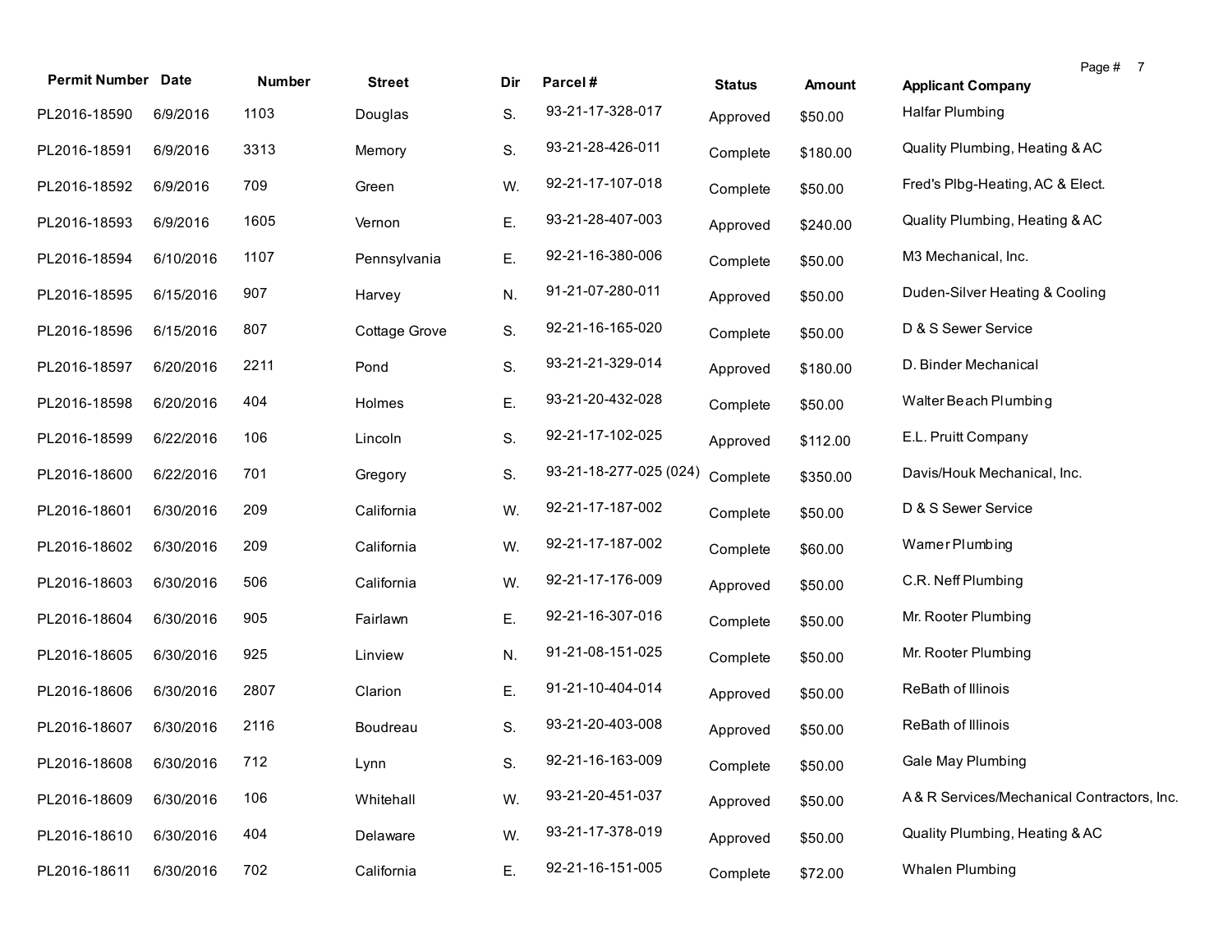| Permit Number | Date | Number | Street | Dir | Parcel # | Status | Amount | Applicant Company |
|---|---|---|---|---|---|---|---|---|
| PL2016-18590 | 6/9/2016 | 1103 | Douglas | S. | 93-21-17-328-017 | Approved | $50.00 | Halfar Plumbing |
| PL2016-18591 | 6/9/2016 | 3313 | Memory | S. | 93-21-28-426-011 | Complete | $180.00 | Quality Plumbing, Heating & AC |
| PL2016-18592 | 6/9/2016 | 709 | Green | W. | 92-21-17-107-018 | Complete | $50.00 | Fred's Plbg-Heating, AC & Elect. |
| PL2016-18593 | 6/9/2016 | 1605 | Vernon | E. | 93-21-28-407-003 | Approved | $240.00 | Quality Plumbing, Heating & AC |
| PL2016-18594 | 6/10/2016 | 1107 | Pennsylvania | E. | 92-21-16-380-006 | Complete | $50.00 | M3 Mechanical, Inc. |
| PL2016-18595 | 6/15/2016 | 907 | Harvey | N. | 91-21-07-280-011 | Approved | $50.00 | Duden-Silver Heating & Cooling |
| PL2016-18596 | 6/15/2016 | 807 | Cottage Grove | S. | 92-21-16-165-020 | Complete | $50.00 | D & S Sewer Service |
| PL2016-18597 | 6/20/2016 | 2211 | Pond | S. | 93-21-21-329-014 | Approved | $180.00 | D. Binder Mechanical |
| PL2016-18598 | 6/20/2016 | 404 | Holmes | E. | 93-21-20-432-028 | Complete | $50.00 | Walter Beach Plumbing |
| PL2016-18599 | 6/22/2016 | 106 | Lincoln | S. | 92-21-17-102-025 | Approved | $112.00 | E.L. Pruitt Company |
| PL2016-18600 | 6/22/2016 | 701 | Gregory | S. | 93-21-18-277-025 (024) | Complete | $350.00 | Davis/Houk Mechanical, Inc. |
| PL2016-18601 | 6/30/2016 | 209 | California | W. | 92-21-17-187-002 | Complete | $50.00 | D & S Sewer Service |
| PL2016-18602 | 6/30/2016 | 209 | California | W. | 92-21-17-187-002 | Complete | $60.00 | Warner Plumbing |
| PL2016-18603 | 6/30/2016 | 506 | California | W. | 92-21-17-176-009 | Approved | $50.00 | C.R. Neff Plumbing |
| PL2016-18604 | 6/30/2016 | 905 | Fairlawn | E. | 92-21-16-307-016 | Complete | $50.00 | Mr. Rooter Plumbing |
| PL2016-18605 | 6/30/2016 | 925 | Linview | N. | 91-21-08-151-025 | Complete | $50.00 | Mr. Rooter Plumbing |
| PL2016-18606 | 6/30/2016 | 2807 | Clarion | E. | 91-21-10-404-014 | Approved | $50.00 | ReBath of Illinois |
| PL2016-18607 | 6/30/2016 | 2116 | Boudreau | S. | 93-21-20-403-008 | Approved | $50.00 | ReBath of Illinois |
| PL2016-18608 | 6/30/2016 | 712 | Lynn | S. | 92-21-16-163-009 | Complete | $50.00 | Gale May Plumbing |
| PL2016-18609 | 6/30/2016 | 106 | Whitehall | W. | 93-21-20-451-037 | Approved | $50.00 | A & R Services/Mechanical Contractors, Inc. |
| PL2016-18610 | 6/30/2016 | 404 | Delaware | W. | 93-21-17-378-019 | Approved | $50.00 | Quality Plumbing, Heating & AC |
| PL2016-18611 | 6/30/2016 | 702 | California | E. | 92-21-16-151-005 | Complete | $72.00 | Whalen Plumbing |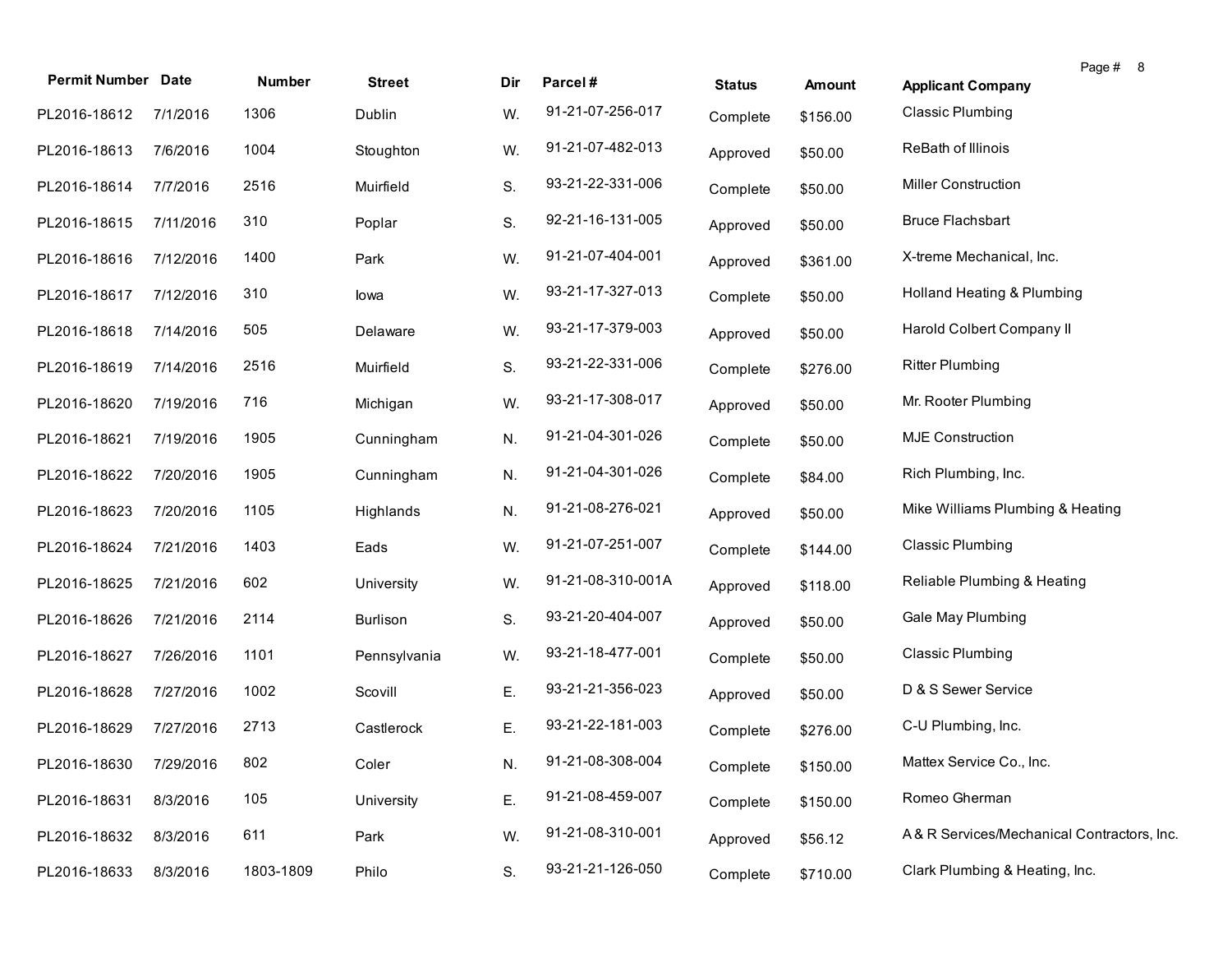| Permit Number | Date | Number | Street | Dir | Parcel # | Status | Amount | Applicant Company |
|---|---|---|---|---|---|---|---|---|
| PL2016-18612 | 7/1/2016 | 1306 | Dublin | W. | 91-21-07-256-017 | Complete | $156.00 | Classic Plumbing |
| PL2016-18613 | 7/6/2016 | 1004 | Stoughton | W. | 91-21-07-482-013 | Approved | $50.00 | ReBath of Illinois |
| PL2016-18614 | 7/7/2016 | 2516 | Muirfield | S. | 93-21-22-331-006 | Complete | $50.00 | Miller Construction |
| PL2016-18615 | 7/11/2016 | 310 | Poplar | S. | 92-21-16-131-005 | Approved | $50.00 | Bruce Flachsbart |
| PL2016-18616 | 7/12/2016 | 1400 | Park | W. | 91-21-07-404-001 | Approved | $361.00 | X-treme Mechanical, Inc. |
| PL2016-18617 | 7/12/2016 | 310 | Iowa | W. | 93-21-17-327-013 | Complete | $50.00 | Holland Heating & Plumbing |
| PL2016-18618 | 7/14/2016 | 505 | Delaware | W. | 93-21-17-379-003 | Approved | $50.00 | Harold Colbert Company II |
| PL2016-18619 | 7/14/2016 | 2516 | Muirfield | S. | 93-21-22-331-006 | Complete | $276.00 | Ritter Plumbing |
| PL2016-18620 | 7/19/2016 | 716 | Michigan | W. | 93-21-17-308-017 | Approved | $50.00 | Mr. Rooter Plumbing |
| PL2016-18621 | 7/19/2016 | 1905 | Cunningham | N. | 91-21-04-301-026 | Complete | $50.00 | MJE Construction |
| PL2016-18622 | 7/20/2016 | 1905 | Cunningham | N. | 91-21-04-301-026 | Complete | $84.00 | Rich Plumbing, Inc. |
| PL2016-18623 | 7/20/2016 | 1105 | Highlands | N. | 91-21-08-276-021 | Approved | $50.00 | Mike Williams Plumbing & Heating |
| PL2016-18624 | 7/21/2016 | 1403 | Eads | W. | 91-21-07-251-007 | Complete | $144.00 | Classic Plumbing |
| PL2016-18625 | 7/21/2016 | 602 | University | W. | 91-21-08-310-001A | Approved | $118.00 | Reliable Plumbing & Heating |
| PL2016-18626 | 7/21/2016 | 2114 | Burlison | S. | 93-21-20-404-007 | Approved | $50.00 | Gale May Plumbing |
| PL2016-18627 | 7/26/2016 | 1101 | Pennsylvania | W. | 93-21-18-477-001 | Complete | $50.00 | Classic Plumbing |
| PL2016-18628 | 7/27/2016 | 1002 | Scovill | E. | 93-21-21-356-023 | Approved | $50.00 | D & S Sewer Service |
| PL2016-18629 | 7/27/2016 | 2713 | Castlerock | E. | 93-21-22-181-003 | Complete | $276.00 | C-U Plumbing, Inc. |
| PL2016-18630 | 7/29/2016 | 802 | Coler | N. | 91-21-08-308-004 | Complete | $150.00 | Mattex Service Co., Inc. |
| PL2016-18631 | 8/3/2016 | 105 | University | E. | 91-21-08-459-007 | Complete | $150.00 | Romeo Gherman |
| PL2016-18632 | 8/3/2016 | 611 | Park | W. | 91-21-08-310-001 | Approved | $56.12 | A & R Services/Mechanical Contractors, Inc. |
| PL2016-18633 | 8/3/2016 | 1803-1809 | Philo | S. | 93-21-21-126-050 | Complete | $710.00 | Clark Plumbing & Heating, Inc. |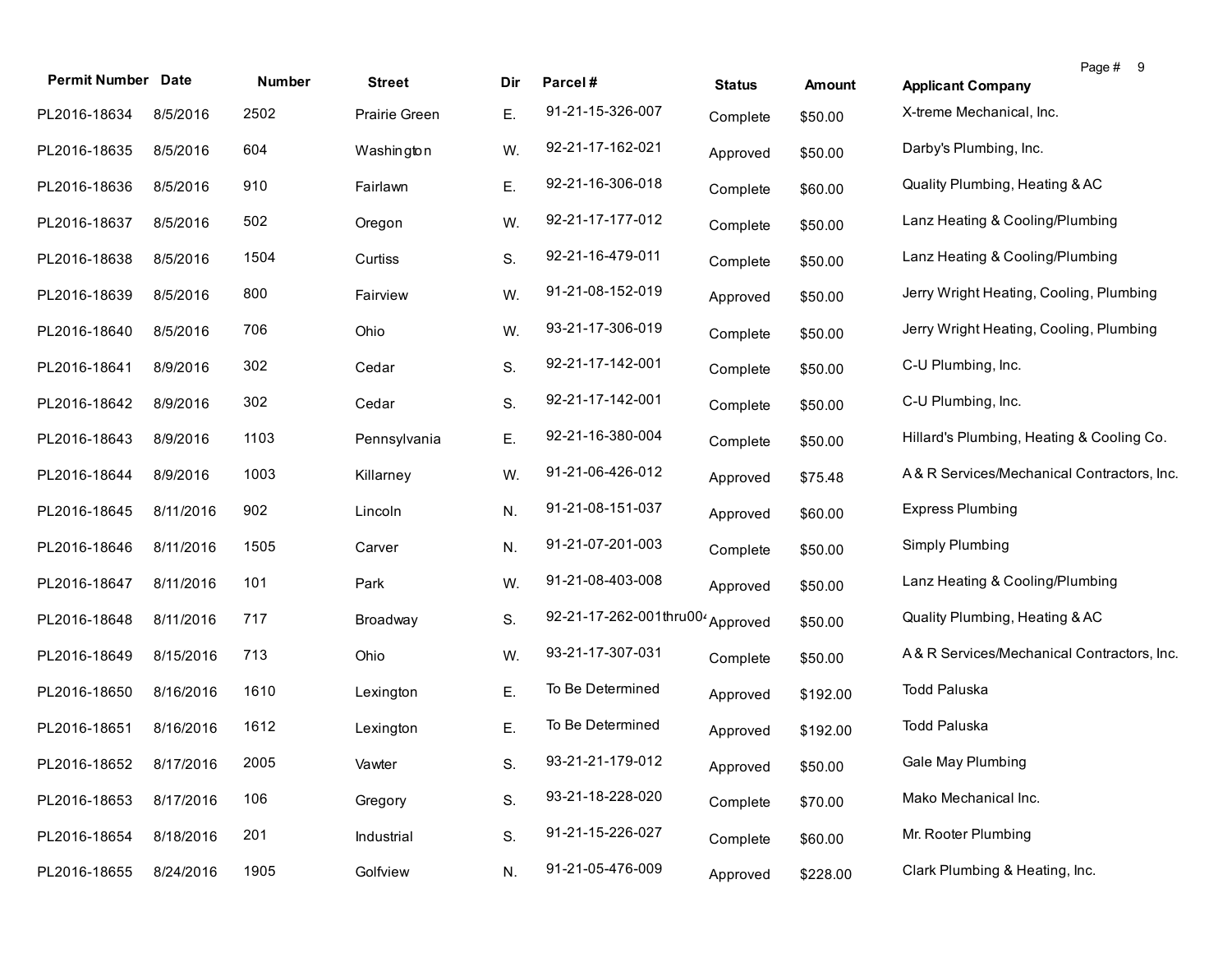| Permit Number | Date | Number | Street | Dir | Parcel # | Status | Amount | Applicant Company |
|---|---|---|---|---|---|---|---|---|
| PL2016-18634 | 8/5/2016 | 2502 | Prairie Green | E. | 91-21-15-326-007 | Complete | $50.00 | X-treme Mechanical, Inc. |
| PL2016-18635 | 8/5/2016 | 604 | Washington | W. | 92-21-17-162-021 | Approved | $50.00 | Darby's Plumbing, Inc. |
| PL2016-18636 | 8/5/2016 | 910 | Fairlawn | E. | 92-21-16-306-018 | Complete | $60.00 | Quality Plumbing, Heating & AC |
| PL2016-18637 | 8/5/2016 | 502 | Oregon | W. | 92-21-17-177-012 | Complete | $50.00 | Lanz Heating & Cooling/Plumbing |
| PL2016-18638 | 8/5/2016 | 1504 | Curtiss | S. | 92-21-16-479-011 | Complete | $50.00 | Lanz Heating & Cooling/Plumbing |
| PL2016-18639 | 8/5/2016 | 800 | Fairview | W. | 91-21-08-152-019 | Approved | $50.00 | Jerry Wright Heating, Cooling, Plumbing |
| PL2016-18640 | 8/5/2016 | 706 | Ohio | W. | 93-21-17-306-019 | Complete | $50.00 | Jerry Wright Heating, Cooling, Plumbing |
| PL2016-18641 | 8/9/2016 | 302 | Cedar | S. | 92-21-17-142-001 | Complete | $50.00 | C-U Plumbing, Inc. |
| PL2016-18642 | 8/9/2016 | 302 | Cedar | S. | 92-21-17-142-001 | Complete | $50.00 | C-U Plumbing, Inc. |
| PL2016-18643 | 8/9/2016 | 1103 | Pennsylvania | E. | 92-21-16-380-004 | Complete | $50.00 | Hillard's Plumbing, Heating & Cooling Co. |
| PL2016-18644 | 8/9/2016 | 1003 | Killarney | W. | 91-21-06-426-012 | Approved | $75.48 | A & R Services/Mechanical Contractors, Inc. |
| PL2016-18645 | 8/11/2016 | 902 | Lincoln | N. | 91-21-08-151-037 | Approved | $60.00 | Express Plumbing |
| PL2016-18646 | 8/11/2016 | 1505 | Carver | N. | 91-21-07-201-003 | Complete | $50.00 | Simply Plumbing |
| PL2016-18647 | 8/11/2016 | 101 | Park | W. | 91-21-08-403-008 | Approved | $50.00 | Lanz Heating & Cooling/Plumbing |
| PL2016-18648 | 8/11/2016 | 717 | Broadway | S. | 92-21-17-262-001thru004 | Approved | $50.00 | Quality Plumbing, Heating & AC |
| PL2016-18649 | 8/15/2016 | 713 | Ohio | W. | 93-21-17-307-031 | Complete | $50.00 | A & R Services/Mechanical Contractors, Inc. |
| PL2016-18650 | 8/16/2016 | 1610 | Lexington | E. | To Be Determined | Approved | $192.00 | Todd Paluska |
| PL2016-18651 | 8/16/2016 | 1612 | Lexington | E. | To Be Determined | Approved | $192.00 | Todd Paluska |
| PL2016-18652 | 8/17/2016 | 2005 | Vawter | S. | 93-21-21-179-012 | Approved | $50.00 | Gale May Plumbing |
| PL2016-18653 | 8/17/2016 | 106 | Gregory | S. | 93-21-18-228-020 | Complete | $70.00 | Mako Mechanical Inc. |
| PL2016-18654 | 8/18/2016 | 201 | Industrial | S. | 91-21-15-226-027 | Complete | $60.00 | Mr. Rooter Plumbing |
| PL2016-18655 | 8/24/2016 | 1905 | Golfview | N. | 91-21-05-476-009 | Approved | $228.00 | Clark Plumbing & Heating, Inc. |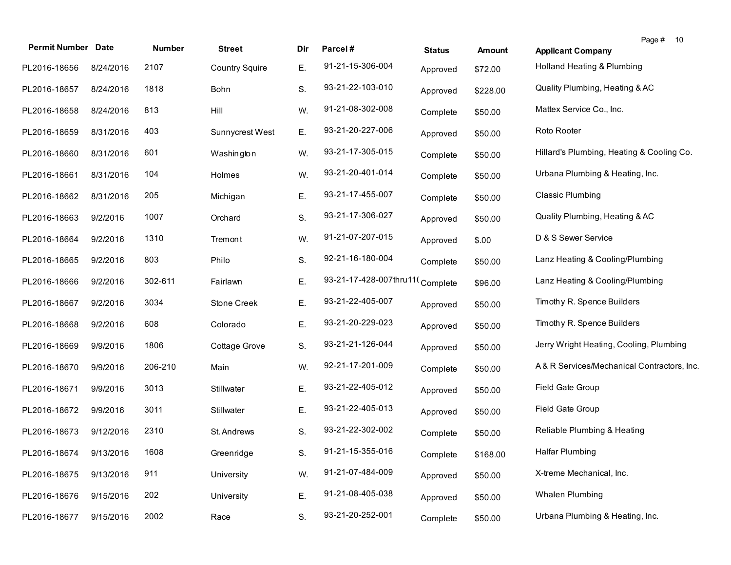| Permit Number | Date | Number | Street | Dir | Parcel # | Status | Amount | Applicant Company |
|---|---|---|---|---|---|---|---|---|
| PL2016-18656 | 8/24/2016 | 2107 | Country Squire | E. | 91-21-15-306-004 | Approved | $72.00 | Holland Heating & Plumbing |
| PL2016-18657 | 8/24/2016 | 1818 | Bohn | S. | 93-21-22-103-010 | Approved | $228.00 | Quality Plumbing, Heating & AC |
| PL2016-18658 | 8/24/2016 | 813 | Hill | W. | 91-21-08-302-008 | Complete | $50.00 | Mattex Service Co., Inc. |
| PL2016-18659 | 8/31/2016 | 403 | Sunnycrest West | E. | 93-21-20-227-006 | Approved | $50.00 | Roto Rooter |
| PL2016-18660 | 8/31/2016 | 601 | Washington | W. | 93-21-17-305-015 | Complete | $50.00 | Hillard's Plumbing, Heating & Cooling Co. |
| PL2016-18661 | 8/31/2016 | 104 | Holmes | W. | 93-21-20-401-014 | Complete | $50.00 | Urbana Plumbing & Heating, Inc. |
| PL2016-18662 | 8/31/2016 | 205 | Michigan | E. | 93-21-17-455-007 | Complete | $50.00 | Classic Plumbing |
| PL2016-18663 | 9/2/2016 | 1007 | Orchard | S. | 93-21-17-306-027 | Approved | $50.00 | Quality Plumbing, Heating & AC |
| PL2016-18664 | 9/2/2016 | 1310 | Tremont | W. | 91-21-07-207-015 | Approved | $.00 | D & S Sewer Service |
| PL2016-18665 | 9/2/2016 | 803 | Philo | S. | 92-21-16-180-004 | Complete | $50.00 | Lanz Heating & Cooling/Plumbing |
| PL2016-18666 | 9/2/2016 | 302-611 | Fairlawn | E. | 93-21-17-428-007thru11( | Complete | $96.00 | Lanz Heating & Cooling/Plumbing |
| PL2016-18667 | 9/2/2016 | 3034 | Stone Creek | E. | 93-21-22-405-007 | Approved | $50.00 | Timothy R. Spence Builders |
| PL2016-18668 | 9/2/2016 | 608 | Colorado | E. | 93-21-20-229-023 | Approved | $50.00 | Timothy R. Spence Builders |
| PL2016-18669 | 9/9/2016 | 1806 | Cottage Grove | S. | 93-21-21-126-044 | Approved | $50.00 | Jerry Wright Heating, Cooling, Plumbing |
| PL2016-18670 | 9/9/2016 | 206-210 | Main | W. | 92-21-17-201-009 | Complete | $50.00 | A & R Services/Mechanical Contractors, Inc. |
| PL2016-18671 | 9/9/2016 | 3013 | Stillwater | E. | 93-21-22-405-012 | Approved | $50.00 | Field Gate Group |
| PL2016-18672 | 9/9/2016 | 3011 | Stillwater | E. | 93-21-22-405-013 | Approved | $50.00 | Field Gate Group |
| PL2016-18673 | 9/12/2016 | 2310 | St. Andrews | S. | 93-21-22-302-002 | Complete | $50.00 | Reliable Plumbing & Heating |
| PL2016-18674 | 9/13/2016 | 1608 | Greenridge | S. | 91-21-15-355-016 | Complete | $168.00 | Halfar Plumbing |
| PL2016-18675 | 9/13/2016 | 911 | University | W. | 91-21-07-484-009 | Approved | $50.00 | X-treme Mechanical, Inc. |
| PL2016-18676 | 9/15/2016 | 202 | University | E. | 91-21-08-405-038 | Approved | $50.00 | Whalen Plumbing |
| PL2016-18677 | 9/15/2016 | 2002 | Race | S. | 93-21-20-252-001 | Complete | $50.00 | Urbana Plumbing & Heating, Inc. |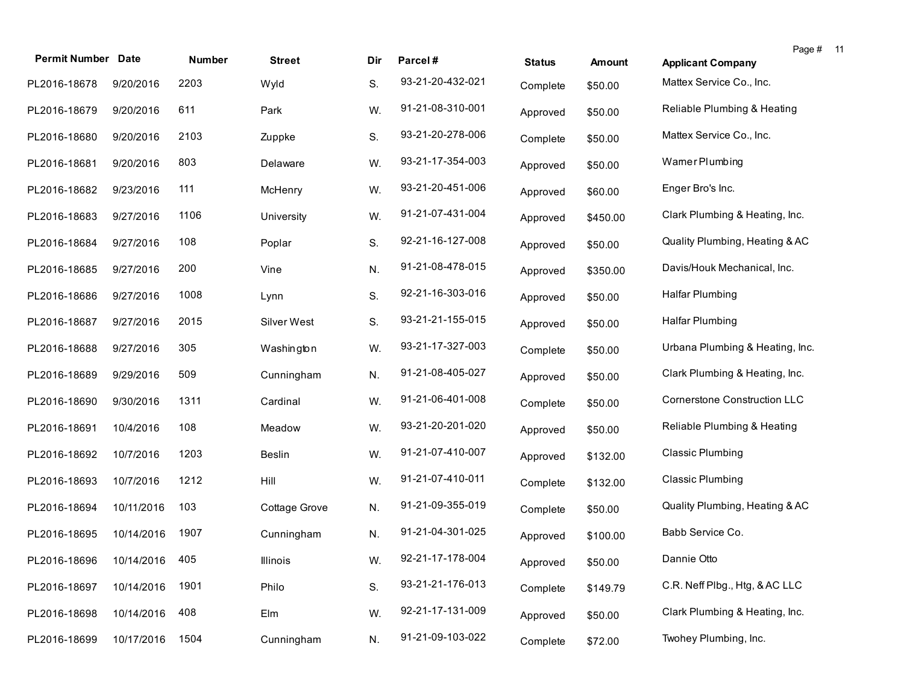| Permit Number | Date | Number | Street | Dir | Parcel # | Status | Amount | Applicant Company |
|---|---|---|---|---|---|---|---|---|
| PL2016-18678 | 9/20/2016 | 2203 | Wyld | S. | 93-21-20-432-021 | Complete | $50.00 | Mattex Service Co., Inc. |
| PL2016-18679 | 9/20/2016 | 611 | Park | W. | 91-21-08-310-001 | Approved | $50.00 | Reliable Plumbing & Heating |
| PL2016-18680 | 9/20/2016 | 2103 | Zuppke | S. | 93-21-20-278-006 | Complete | $50.00 | Mattex Service Co., Inc. |
| PL2016-18681 | 9/20/2016 | 803 | Delaware | W. | 93-21-17-354-003 | Approved | $50.00 | Warner Plumbing |
| PL2016-18682 | 9/23/2016 | 111 | McHenry | W. | 93-21-20-451-006 | Approved | $60.00 | Enger Bro's Inc. |
| PL2016-18683 | 9/27/2016 | 1106 | University | W. | 91-21-07-431-004 | Approved | $450.00 | Clark Plumbing & Heating, Inc. |
| PL2016-18684 | 9/27/2016 | 108 | Poplar | S. | 92-21-16-127-008 | Approved | $50.00 | Quality Plumbing, Heating & AC |
| PL2016-18685 | 9/27/2016 | 200 | Vine | N. | 91-21-08-478-015 | Approved | $350.00 | Davis/Houk Mechanical, Inc. |
| PL2016-18686 | 9/27/2016 | 1008 | Lynn | S. | 92-21-16-303-016 | Approved | $50.00 | Halfar Plumbing |
| PL2016-18687 | 9/27/2016 | 2015 | Silver West | S. | 93-21-21-155-015 | Approved | $50.00 | Halfar Plumbing |
| PL2016-18688 | 9/27/2016 | 305 | Washington | W. | 93-21-17-327-003 | Complete | $50.00 | Urbana Plumbing & Heating, Inc. |
| PL2016-18689 | 9/29/2016 | 509 | Cunningham | N. | 91-21-08-405-027 | Approved | $50.00 | Clark Plumbing & Heating, Inc. |
| PL2016-18690 | 9/30/2016 | 1311 | Cardinal | W. | 91-21-06-401-008 | Complete | $50.00 | Cornerstone Construction LLC |
| PL2016-18691 | 10/4/2016 | 108 | Meadow | W. | 93-21-20-201-020 | Approved | $50.00 | Reliable Plumbing & Heating |
| PL2016-18692 | 10/7/2016 | 1203 | Beslin | W. | 91-21-07-410-007 | Approved | $132.00 | Classic Plumbing |
| PL2016-18693 | 10/7/2016 | 1212 | Hill | W. | 91-21-07-410-011 | Complete | $132.00 | Classic Plumbing |
| PL2016-18694 | 10/11/2016 | 103 | Cottage Grove | N. | 91-21-09-355-019 | Complete | $50.00 | Quality Plumbing, Heating & AC |
| PL2016-18695 | 10/14/2016 | 1907 | Cunningham | N. | 91-21-04-301-025 | Approved | $100.00 | Babb Service Co. |
| PL2016-18696 | 10/14/2016 | 405 | Illinois | W. | 92-21-17-178-004 | Approved | $50.00 | Dannie Otto |
| PL2016-18697 | 10/14/2016 | 1901 | Philo | S. | 93-21-21-176-013 | Complete | $149.79 | C.R. Neff Plbg., Htg, & AC LLC |
| PL2016-18698 | 10/14/2016 | 408 | Elm | W. | 92-21-17-131-009 | Approved | $50.00 | Clark Plumbing & Heating, Inc. |
| PL2016-18699 | 10/17/2016 | 1504 | Cunningham | N. | 91-21-09-103-022 | Complete | $72.00 | Twohey Plumbing, Inc. |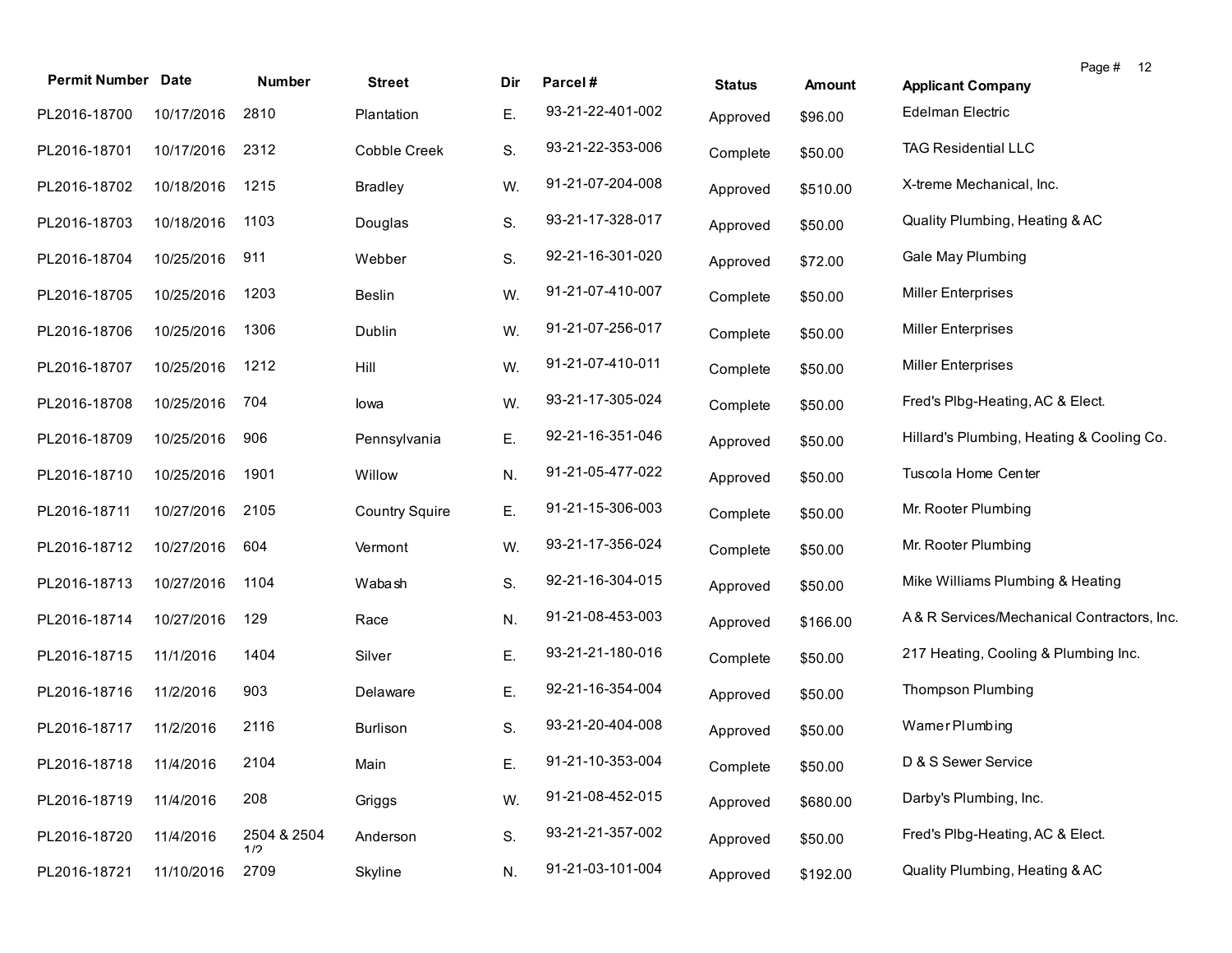| Permit Number | Date | Number | Street | Dir | Parcel # | Status | Amount | Applicant Company |
|---|---|---|---|---|---|---|---|---|
| PL2016-18700 | 10/17/2016 | 2810 | Plantation | E. | 93-21-22-401-002 | Approved | $96.00 | Edelman Electric |
| PL2016-18701 | 10/17/2016 | 2312 | Cobble Creek | S. | 93-21-22-353-006 | Complete | $50.00 | TAG Residential LLC |
| PL2016-18702 | 10/18/2016 | 1215 | Bradley | W. | 91-21-07-204-008 | Approved | $510.00 | X-treme Mechanical, Inc. |
| PL2016-18703 | 10/18/2016 | 1103 | Douglas | S. | 93-21-17-328-017 | Approved | $50.00 | Quality Plumbing, Heating & AC |
| PL2016-18704 | 10/25/2016 | 911 | Webber | S. | 92-21-16-301-020 | Approved | $72.00 | Gale May Plumbing |
| PL2016-18705 | 10/25/2016 | 1203 | Beslin | W. | 91-21-07-410-007 | Complete | $50.00 | Miller Enterprises |
| PL2016-18706 | 10/25/2016 | 1306 | Dublin | W. | 91-21-07-256-017 | Complete | $50.00 | Miller Enterprises |
| PL2016-18707 | 10/25/2016 | 1212 | Hill | W. | 91-21-07-410-011 | Complete | $50.00 | Miller Enterprises |
| PL2016-18708 | 10/25/2016 | 704 | Iowa | W. | 93-21-17-305-024 | Complete | $50.00 | Fred's Plbg-Heating, AC & Elect. |
| PL2016-18709 | 10/25/2016 | 906 | Pennsylvania | E. | 92-21-16-351-046 | Approved | $50.00 | Hillard's Plumbing, Heating & Cooling Co. |
| PL2016-18710 | 10/25/2016 | 1901 | Willow | N. | 91-21-05-477-022 | Approved | $50.00 | Tuscola Home Center |
| PL2016-18711 | 10/27/2016 | 2105 | Country Squire | E. | 91-21-15-306-003 | Complete | $50.00 | Mr. Rooter Plumbing |
| PL2016-18712 | 10/27/2016 | 604 | Vermont | W. | 93-21-17-356-024 | Complete | $50.00 | Mr. Rooter Plumbing |
| PL2016-18713 | 10/27/2016 | 1104 | Wabash | S. | 92-21-16-304-015 | Approved | $50.00 | Mike Williams Plumbing & Heating |
| PL2016-18714 | 10/27/2016 | 129 | Race | N. | 91-21-08-453-003 | Approved | $166.00 | A & R Services/Mechanical Contractors, Inc. |
| PL2016-18715 | 11/1/2016 | 1404 | Silver | E. | 93-21-21-180-016 | Complete | $50.00 | 217 Heating, Cooling & Plumbing Inc. |
| PL2016-18716 | 11/2/2016 | 903 | Delaware | E. | 92-21-16-354-004 | Approved | $50.00 | Thompson Plumbing |
| PL2016-18717 | 11/2/2016 | 2116 | Burlison | S. | 93-21-20-404-008 | Approved | $50.00 | Warner Plumbing |
| PL2016-18718 | 11/4/2016 | 2104 | Main | E. | 91-21-10-353-004 | Complete | $50.00 | D & S Sewer Service |
| PL2016-18719 | 11/4/2016 | 208 | Griggs | W. | 91-21-08-452-015 | Approved | $680.00 | Darby's Plumbing, Inc. |
| PL2016-18720 | 11/4/2016 | 2504 & 2504 1/2 | Anderson | S. | 93-21-21-357-002 | Approved | $50.00 | Fred's Plbg-Heating, AC & Elect. |
| PL2016-18721 | 11/10/2016 | 2709 | Skyline | N. | 91-21-03-101-004 | Approved | $192.00 | Quality Plumbing, Heating & AC |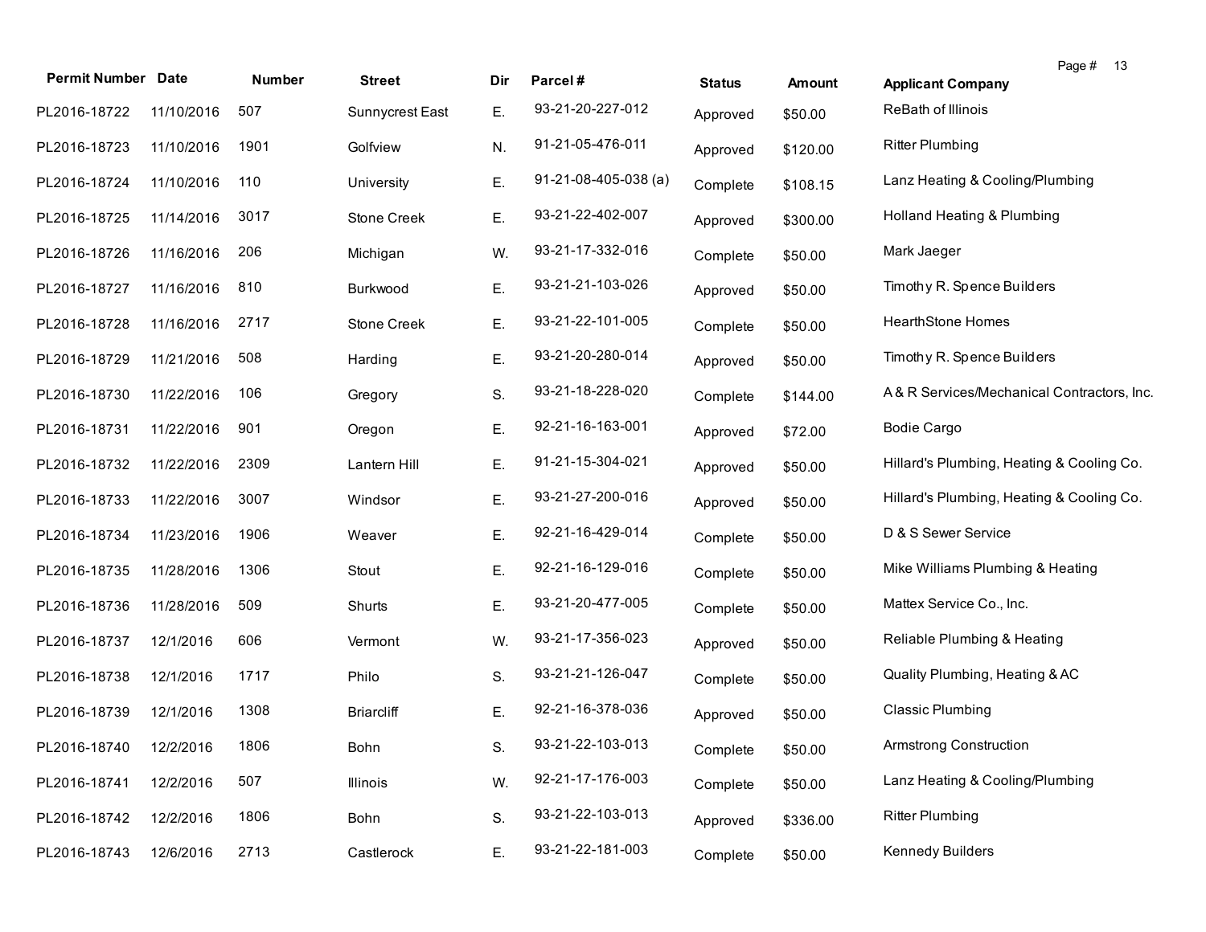| Permit Number | Date | Number | Street | Dir | Parcel # | Status | Amount | Applicant Company |
|---|---|---|---|---|---|---|---|---|
| PL2016-18722 | 11/10/2016 | 507 | Sunnycrest East | E. | 93-21-20-227-012 | Approved | $50.00 | ReBath of Illinois |
| PL2016-18723 | 11/10/2016 | 1901 | Golfview | N. | 91-21-05-476-011 | Approved | $120.00 | Ritter Plumbing |
| PL2016-18724 | 11/10/2016 | 110 | University | E. | 91-21-08-405-038 (a) | Complete | $108.15 | Lanz Heating & Cooling/Plumbing |
| PL2016-18725 | 11/14/2016 | 3017 | Stone Creek | E. | 93-21-22-402-007 | Approved | $300.00 | Holland Heating & Plumbing |
| PL2016-18726 | 11/16/2016 | 206 | Michigan | W. | 93-21-17-332-016 | Complete | $50.00 | Mark Jaeger |
| PL2016-18727 | 11/16/2016 | 810 | Burkwood | E. | 93-21-21-103-026 | Approved | $50.00 | Timothy R. Spence Builders |
| PL2016-18728 | 11/16/2016 | 2717 | Stone Creek | E. | 93-21-22-101-005 | Complete | $50.00 | HearthStone Homes |
| PL2016-18729 | 11/21/2016 | 508 | Harding | E. | 93-21-20-280-014 | Approved | $50.00 | Timothy R. Spence Builders |
| PL2016-18730 | 11/22/2016 | 106 | Gregory | S. | 93-21-18-228-020 | Complete | $144.00 | A & R Services/Mechanical Contractors, Inc. |
| PL2016-18731 | 11/22/2016 | 901 | Oregon | E. | 92-21-16-163-001 | Approved | $72.00 | Bodie Cargo |
| PL2016-18732 | 11/22/2016 | 2309 | Lantern Hill | E. | 91-21-15-304-021 | Approved | $50.00 | Hillard's Plumbing, Heating & Cooling Co. |
| PL2016-18733 | 11/22/2016 | 3007 | Windsor | E. | 93-21-27-200-016 | Approved | $50.00 | Hillard's Plumbing, Heating & Cooling Co. |
| PL2016-18734 | 11/23/2016 | 1906 | Weaver | E. | 92-21-16-429-014 | Complete | $50.00 | D & S Sewer Service |
| PL2016-18735 | 11/28/2016 | 1306 | Stout | E. | 92-21-16-129-016 | Complete | $50.00 | Mike Williams Plumbing & Heating |
| PL2016-18736 | 11/28/2016 | 509 | Shurts | E. | 93-21-20-477-005 | Complete | $50.00 | Mattex Service Co., Inc. |
| PL2016-18737 | 12/1/2016 | 606 | Vermont | W. | 93-21-17-356-023 | Approved | $50.00 | Reliable Plumbing & Heating |
| PL2016-18738 | 12/1/2016 | 1717 | Philo | S. | 93-21-21-126-047 | Complete | $50.00 | Quality Plumbing, Heating & AC |
| PL2016-18739 | 12/1/2016 | 1308 | Briarcliff | E. | 92-21-16-378-036 | Approved | $50.00 | Classic Plumbing |
| PL2016-18740 | 12/2/2016 | 1806 | Bohn | S. | 93-21-22-103-013 | Complete | $50.00 | Armstrong Construction |
| PL2016-18741 | 12/2/2016 | 507 | Illinois | W. | 92-21-17-176-003 | Complete | $50.00 | Lanz Heating & Cooling/Plumbing |
| PL2016-18742 | 12/2/2016 | 1806 | Bohn | S. | 93-21-22-103-013 | Approved | $336.00 | Ritter Plumbing |
| PL2016-18743 | 12/6/2016 | 2713 | Castlerock | E. | 93-21-22-181-003 | Complete | $50.00 | Kennedy Builders |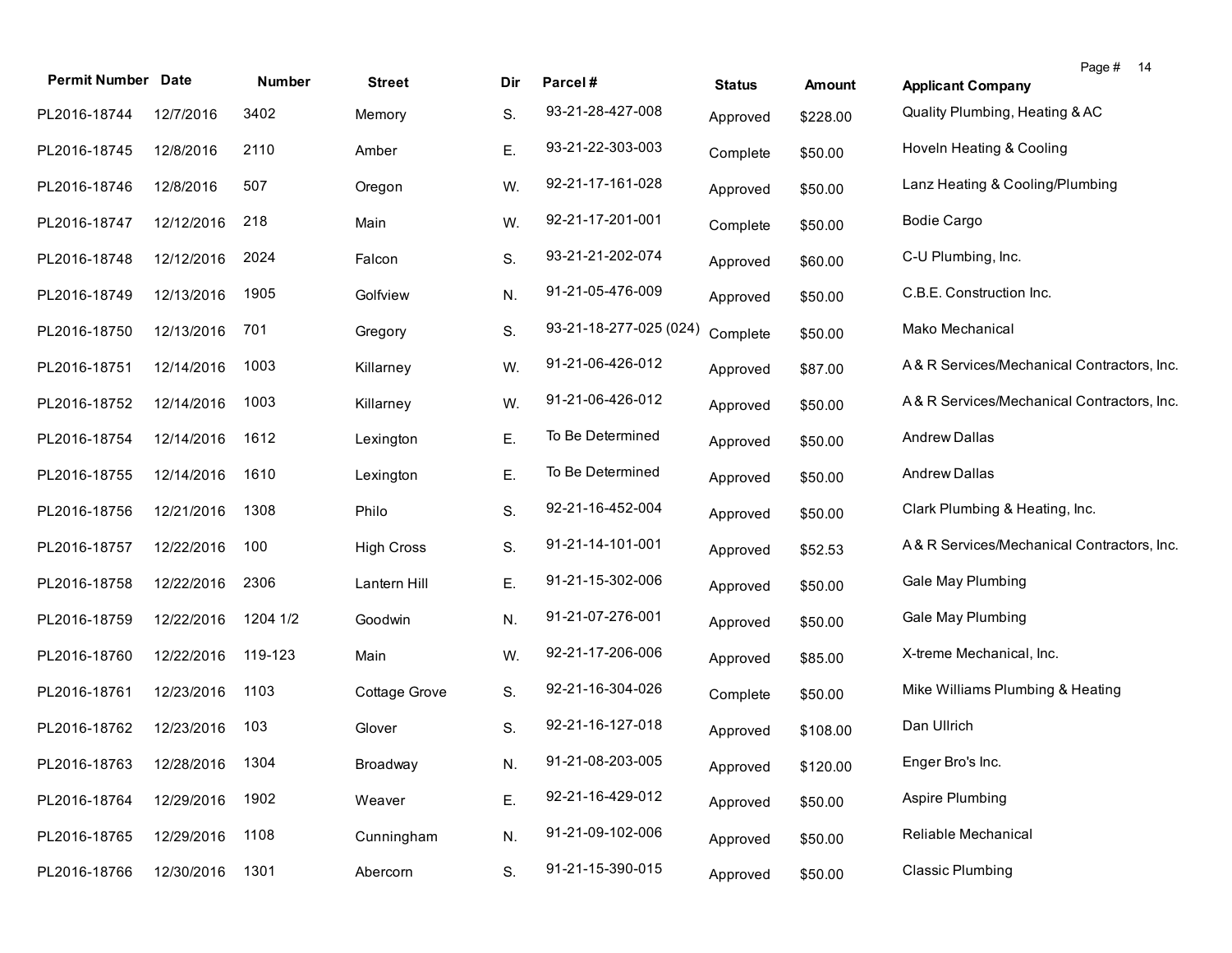| Permit Number | Date | Number | Street | Dir | Parcel # | Status | Amount | Applicant Company |
|---|---|---|---|---|---|---|---|---|
| PL2016-18744 | 12/7/2016 | 3402 | Memory | S. | 93-21-28-427-008 | Approved | $228.00 | Quality Plumbing, Heating & AC |
| PL2016-18745 | 12/8/2016 | 2110 | Amber | E. | 93-21-22-303-003 | Complete | $50.00 | Hoveln Heating & Cooling |
| PL2016-18746 | 12/8/2016 | 507 | Oregon | W. | 92-21-17-161-028 | Approved | $50.00 | Lanz Heating & Cooling/Plumbing |
| PL2016-18747 | 12/12/2016 | 218 | Main | W. | 92-21-17-201-001 | Complete | $50.00 | Bodie Cargo |
| PL2016-18748 | 12/12/2016 | 2024 | Falcon | S. | 93-21-21-202-074 | Approved | $60.00 | C-U Plumbing, Inc. |
| PL2016-18749 | 12/13/2016 | 1905 | Golfview | N. | 91-21-05-476-009 | Approved | $50.00 | C.B.E. Construction Inc. |
| PL2016-18750 | 12/13/2016 | 701 | Gregory | S. | 93-21-18-277-025 (024) | Complete | $50.00 | Mako Mechanical |
| PL2016-18751 | 12/14/2016 | 1003 | Killarney | W. | 91-21-06-426-012 | Approved | $87.00 | A & R Services/Mechanical Contractors, Inc. |
| PL2016-18752 | 12/14/2016 | 1003 | Killarney | W. | 91-21-06-426-012 | Approved | $50.00 | A & R Services/Mechanical Contractors, Inc. |
| PL2016-18754 | 12/14/2016 | 1612 | Lexington | E. | To Be Determined | Approved | $50.00 | Andrew Dallas |
| PL2016-18755 | 12/14/2016 | 1610 | Lexington | E. | To Be Determined | Approved | $50.00 | Andrew Dallas |
| PL2016-18756 | 12/21/2016 | 1308 | Philo | S. | 92-21-16-452-004 | Approved | $50.00 | Clark Plumbing & Heating, Inc. |
| PL2016-18757 | 12/22/2016 | 100 | High Cross | S. | 91-21-14-101-001 | Approved | $52.53 | A & R Services/Mechanical Contractors, Inc. |
| PL2016-18758 | 12/22/2016 | 2306 | Lantern Hill | E. | 91-21-15-302-006 | Approved | $50.00 | Gale May Plumbing |
| PL2016-18759 | 12/22/2016 | 1204 1/2 | Goodwin | N. | 91-21-07-276-001 | Approved | $50.00 | Gale May Plumbing |
| PL2016-18760 | 12/22/2016 | 119-123 | Main | W. | 92-21-17-206-006 | Approved | $85.00 | X-treme Mechanical, Inc. |
| PL2016-18761 | 12/23/2016 | 1103 | Cottage Grove | S. | 92-21-16-304-026 | Complete | $50.00 | Mike Williams Plumbing & Heating |
| PL2016-18762 | 12/23/2016 | 103 | Glover | S. | 92-21-16-127-018 | Approved | $108.00 | Dan Ullrich |
| PL2016-18763 | 12/28/2016 | 1304 | Broadway | N. | 91-21-08-203-005 | Approved | $120.00 | Enger Bro's Inc. |
| PL2016-18764 | 12/29/2016 | 1902 | Weaver | E. | 92-21-16-429-012 | Approved | $50.00 | Aspire Plumbing |
| PL2016-18765 | 12/29/2016 | 1108 | Cunningham | N. | 91-21-09-102-006 | Approved | $50.00 | Reliable Mechanical |
| PL2016-18766 | 12/30/2016 | 1301 | Abercorn | S. | 91-21-15-390-015 | Approved | $50.00 | Classic Plumbing |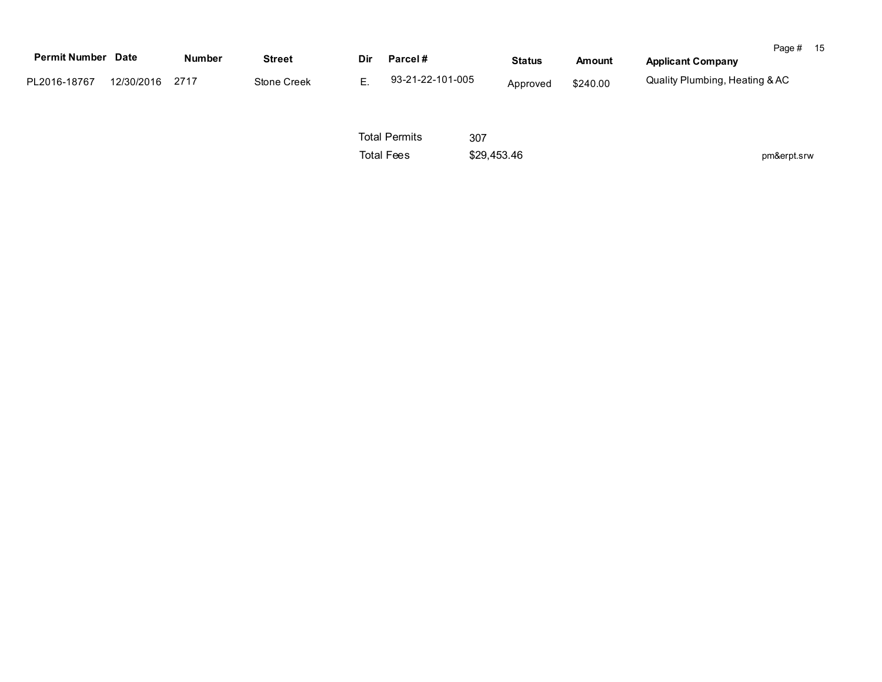| Permit Number | Date | Number | Street | Dir | Parcel # | Status | Amount | Applicant Company |
|---|---|---|---|---|---|---|---|---|
| PL2016-18767 | 12/30/2016 | 2717 | Stone Creek | E. | 93-21-22-101-005 | Approved | $240.00 | Quality Plumbing, Heating & AC |

Total Permits 307

Total Fees $29,453.46

pm&erpt.srw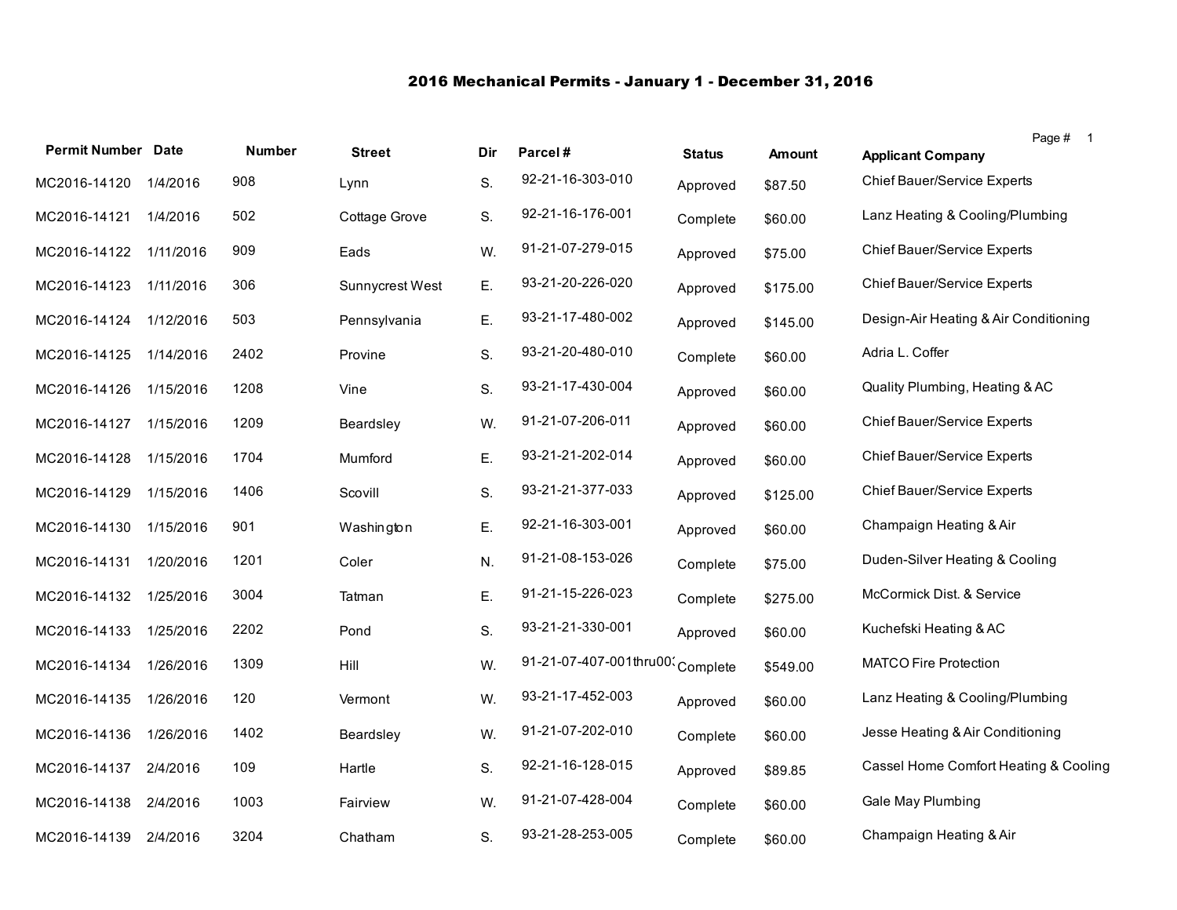# 2016 Mechanical Permits - January 1 - December 31, 2016

| Permit Number | Date | Number | Street | Dir | Parcel # | Status | Amount | Applicant Company |
|---|---|---|---|---|---|---|---|---|
| MC2016-14120 | 1/4/2016 | 908 | Lynn | S. | 92-21-16-303-010 | Approved | $87.50 | Chief Bauer/Service Experts |
| MC2016-14121 | 1/4/2016 | 502 | Cottage Grove | S. | 92-21-16-176-001 | Complete | $60.00 | Lanz Heating & Cooling/Plumbing |
| MC2016-14122 | 1/11/2016 | 909 | Eads | W. | 91-21-07-279-015 | Approved | $75.00 | Chief Bauer/Service Experts |
| MC2016-14123 | 1/11/2016 | 306 | Sunnycrest West | E. | 93-21-20-226-020 | Approved | $175.00 | Chief Bauer/Service Experts |
| MC2016-14124 | 1/12/2016 | 503 | Pennsylvania | E. | 93-21-17-480-002 | Approved | $145.00 | Design-Air Heating & Air Conditioning |
| MC2016-14125 | 1/14/2016 | 2402 | Provine | S. | 93-21-20-480-010 | Complete | $60.00 | Adria L. Coffer |
| MC2016-14126 | 1/15/2016 | 1208 | Vine | S. | 93-21-17-430-004 | Approved | $60.00 | Quality Plumbing, Heating & AC |
| MC2016-14127 | 1/15/2016 | 1209 | Beardsley | W. | 91-21-07-206-011 | Approved | $60.00 | Chief Bauer/Service Experts |
| MC2016-14128 | 1/15/2016 | 1704 | Mumford | E. | 93-21-21-202-014 | Approved | $60.00 | Chief Bauer/Service Experts |
| MC2016-14129 | 1/15/2016 | 1406 | Scovill | S. | 93-21-21-377-033 | Approved | $125.00 | Chief Bauer/Service Experts |
| MC2016-14130 | 1/15/2016 | 901 | Washington | E. | 92-21-16-303-001 | Approved | $60.00 | Champaign Heating & Air |
| MC2016-14131 | 1/20/2016 | 1201 | Coler | N. | 91-21-08-153-026 | Complete | $75.00 | Duden-Silver Heating & Cooling |
| MC2016-14132 | 1/25/2016 | 3004 | Tatman | E. | 91-21-15-226-023 | Complete | $275.00 | McCormick Dist. & Service |
| MC2016-14133 | 1/25/2016 | 2202 | Pond | S. | 93-21-21-330-001 | Approved | $60.00 | Kuchefski Heating & AC |
| MC2016-14134 | 1/26/2016 | 1309 | Hill | W. | 91-21-07-407-001thru003 | Complete | $549.00 | MATCO Fire Protection |
| MC2016-14135 | 1/26/2016 | 120 | Vermont | W. | 93-21-17-452-003 | Approved | $60.00 | Lanz Heating & Cooling/Plumbing |
| MC2016-14136 | 1/26/2016 | 1402 | Beardsley | W. | 91-21-07-202-010 | Complete | $60.00 | Jesse Heating & Air Conditioning |
| MC2016-14137 | 2/4/2016 | 109 | Hartle | S. | 92-21-16-128-015 | Approved | $89.85 | Cassel Home Comfort Heating & Cooling |
| MC2016-14138 | 2/4/2016 | 1003 | Fairview | W. | 91-21-07-428-004 | Complete | $60.00 | Gale May Plumbing |
| MC2016-14139 | 2/4/2016 | 3204 | Chatham | S. | 93-21-28-253-005 | Complete | $60.00 | Champaign Heating & Air |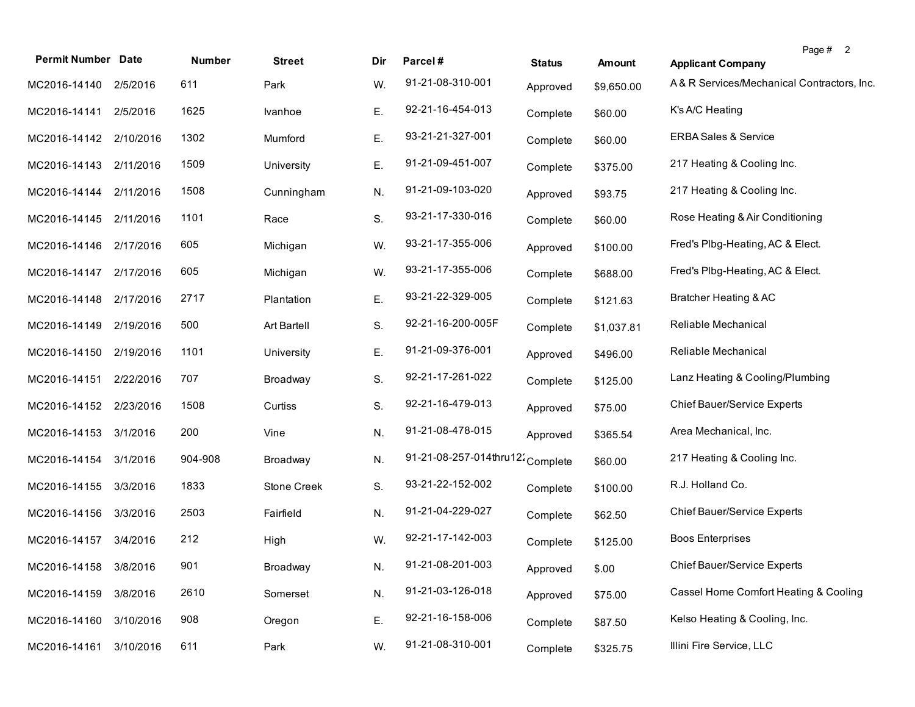| Permit Number | Date | Number | Street | Dir | Parcel # | Status | Amount | Applicant Company |
|---|---|---|---|---|---|---|---|---|
| MC2016-14140 | 2/5/2016 | 611 | Park | W. | 91-21-08-310-001 | Approved | $9,650.00 | A & R Services/Mechanical Contractors, Inc. |
| MC2016-14141 | 2/5/2016 | 1625 | Ivanhoe | E. | 92-21-16-454-013 | Complete | $60.00 | K's A/C Heating |
| MC2016-14142 | 2/10/2016 | 1302 | Mumford | E. | 93-21-21-327-001 | Complete | $60.00 | ERBA Sales & Service |
| MC2016-14143 | 2/11/2016 | 1509 | University | E. | 91-21-09-451-007 | Complete | $375.00 | 217 Heating & Cooling Inc. |
| MC2016-14144 | 2/11/2016 | 1508 | Cunningham | N. | 91-21-09-103-020 | Approved | $93.75 | 217 Heating & Cooling Inc. |
| MC2016-14145 | 2/11/2016 | 1101 | Race | S. | 93-21-17-330-016 | Complete | $60.00 | Rose Heating & Air Conditioning |
| MC2016-14146 | 2/17/2016 | 605 | Michigan | W. | 93-21-17-355-006 | Approved | $100.00 | Fred's Plbg-Heating, AC & Elect. |
| MC2016-14147 | 2/17/2016 | 605 | Michigan | W. | 93-21-17-355-006 | Complete | $688.00 | Fred's Plbg-Heating, AC & Elect. |
| MC2016-14148 | 2/17/2016 | 2717 | Plantation | E. | 93-21-22-329-005 | Complete | $121.63 | Bratcher Heating & AC |
| MC2016-14149 | 2/19/2016 | 500 | Art Bartell | S. | 92-21-16-200-005F | Complete | $1,037.81 | Reliable Mechanical |
| MC2016-14150 | 2/19/2016 | 1101 | University | E. | 91-21-09-376-001 | Approved | $496.00 | Reliable Mechanical |
| MC2016-14151 | 2/22/2016 | 707 | Broadway | S. | 92-21-17-261-022 | Complete | $125.00 | Lanz Heating & Cooling/Plumbing |
| MC2016-14152 | 2/23/2016 | 1508 | Curtiss | S. | 92-21-16-479-013 | Approved | $75.00 | Chief Bauer/Service Experts |
| MC2016-14153 | 3/1/2016 | 200 | Vine | N. | 91-21-08-478-015 | Approved | $365.54 | Area Mechanical, Inc. |
| MC2016-14154 | 3/1/2016 | 904-908 | Broadway | N. | 91-21-08-257-014thru12 | Complete | $60.00 | 217 Heating & Cooling Inc. |
| MC2016-14155 | 3/3/2016 | 1833 | Stone Creek | S. | 93-21-22-152-002 | Complete | $100.00 | R.J. Holland Co. |
| MC2016-14156 | 3/3/2016 | 2503 | Fairfield | N. | 91-21-04-229-027 | Complete | $62.50 | Chief Bauer/Service Experts |
| MC2016-14157 | 3/4/2016 | 212 | High | W. | 92-21-17-142-003 | Complete | $125.00 | Boos Enterprises |
| MC2016-14158 | 3/8/2016 | 901 | Broadway | N. | 91-21-08-201-003 | Approved | $.00 | Chief Bauer/Service Experts |
| MC2016-14159 | 3/8/2016 | 2610 | Somerset | N. | 91-21-03-126-018 | Approved | $75.00 | Cassel Home Comfort Heating & Cooling |
| MC2016-14160 | 3/10/2016 | 908 | Oregon | E. | 92-21-16-158-006 | Complete | $87.50 | Kelso Heating & Cooling, Inc. |
| MC2016-14161 | 3/10/2016 | 611 | Park | W. | 91-21-08-310-001 | Complete | $325.75 | Illini Fire Service, LLC |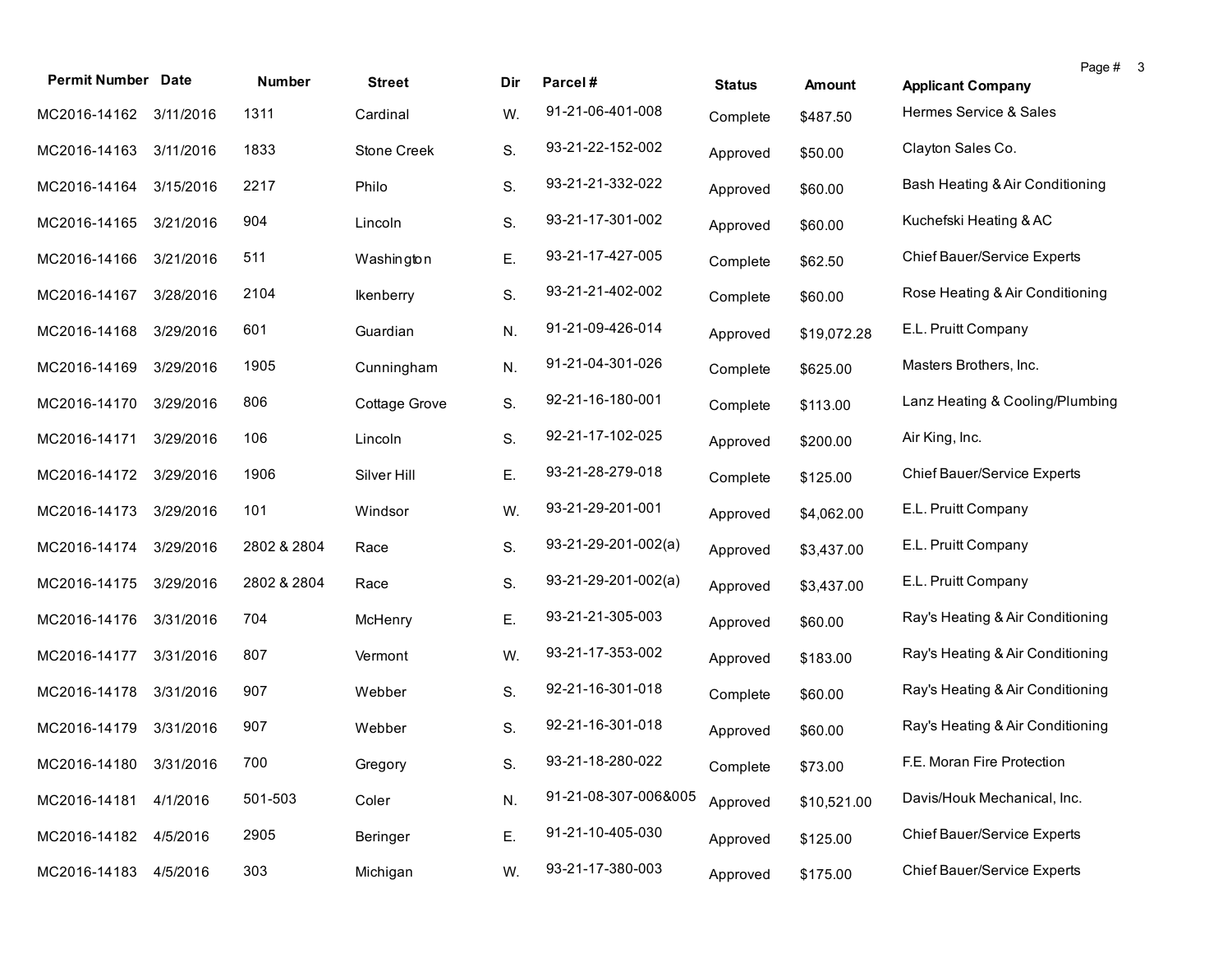| Permit Number | Date | Number | Street | Dir | Parcel # | Status | Amount | Applicant Company |
|---|---|---|---|---|---|---|---|---|
| MC2016-14162 | 3/11/2016 | 1311 | Cardinal | W. | 91-21-06-401-008 | Complete | $487.50 | Hermes Service & Sales |
| MC2016-14163 | 3/11/2016 | 1833 | Stone Creek | S. | 93-21-22-152-002 | Approved | $50.00 | Clayton Sales Co. |
| MC2016-14164 | 3/15/2016 | 2217 | Philo | S. | 93-21-21-332-022 | Approved | $60.00 | Bash Heating & Air Conditioning |
| MC2016-14165 | 3/21/2016 | 904 | Lincoln | S. | 93-21-17-301-002 | Approved | $60.00 | Kuchefski Heating & AC |
| MC2016-14166 | 3/21/2016 | 511 | Washington | E. | 93-21-17-427-005 | Complete | $62.50 | Chief Bauer/Service Experts |
| MC2016-14167 | 3/28/2016 | 2104 | Ikenberry | S. | 93-21-21-402-002 | Complete | $60.00 | Rose Heating & Air Conditioning |
| MC2016-14168 | 3/29/2016 | 601 | Guardian | N. | 91-21-09-426-014 | Approved | $19,072.28 | E.L. Pruitt Company |
| MC2016-14169 | 3/29/2016 | 1905 | Cunningham | N. | 91-21-04-301-026 | Complete | $625.00 | Masters Brothers, Inc. |
| MC2016-14170 | 3/29/2016 | 806 | Cottage Grove | S. | 92-21-16-180-001 | Complete | $113.00 | Lanz Heating & Cooling/Plumbing |
| MC2016-14171 | 3/29/2016 | 106 | Lincoln | S. | 92-21-17-102-025 | Approved | $200.00 | Air King, Inc. |
| MC2016-14172 | 3/29/2016 | 1906 | Silver Hill | E. | 93-21-28-279-018 | Complete | $125.00 | Chief Bauer/Service Experts |
| MC2016-14173 | 3/29/2016 | 101 | Windsor | W. | 93-21-29-201-001 | Approved | $4,062.00 | E.L. Pruitt Company |
| MC2016-14174 | 3/29/2016 | 2802 & 2804 | Race | S. | 93-21-29-201-002(a) | Approved | $3,437.00 | E.L. Pruitt Company |
| MC2016-14175 | 3/29/2016 | 2802 & 2804 | Race | S. | 93-21-29-201-002(a) | Approved | $3,437.00 | E.L. Pruitt Company |
| MC2016-14176 | 3/31/2016 | 704 | McHenry | E. | 93-21-21-305-003 | Approved | $60.00 | Ray's Heating & Air Conditioning |
| MC2016-14177 | 3/31/2016 | 807 | Vermont | W. | 93-21-17-353-002 | Approved | $183.00 | Ray's Heating & Air Conditioning |
| MC2016-14178 | 3/31/2016 | 907 | Webber | S. | 92-21-16-301-018 | Complete | $60.00 | Ray's Heating & Air Conditioning |
| MC2016-14179 | 3/31/2016 | 907 | Webber | S. | 92-21-16-301-018 | Approved | $60.00 | Ray's Heating & Air Conditioning |
| MC2016-14180 | 3/31/2016 | 700 | Gregory | S. | 93-21-18-280-022 | Complete | $73.00 | F.E. Moran Fire Protection |
| MC2016-14181 | 4/1/2016 | 501-503 | Coler | N. | 91-21-08-307-006&005 | Approved | $10,521.00 | Davis/Houk Mechanical, Inc. |
| MC2016-14182 | 4/5/2016 | 2905 | Beringer | E. | 91-21-10-405-030 | Approved | $125.00 | Chief Bauer/Service Experts |
| MC2016-14183 | 4/5/2016 | 303 | Michigan | W. | 93-21-17-380-003 | Approved | $175.00 | Chief Bauer/Service Experts |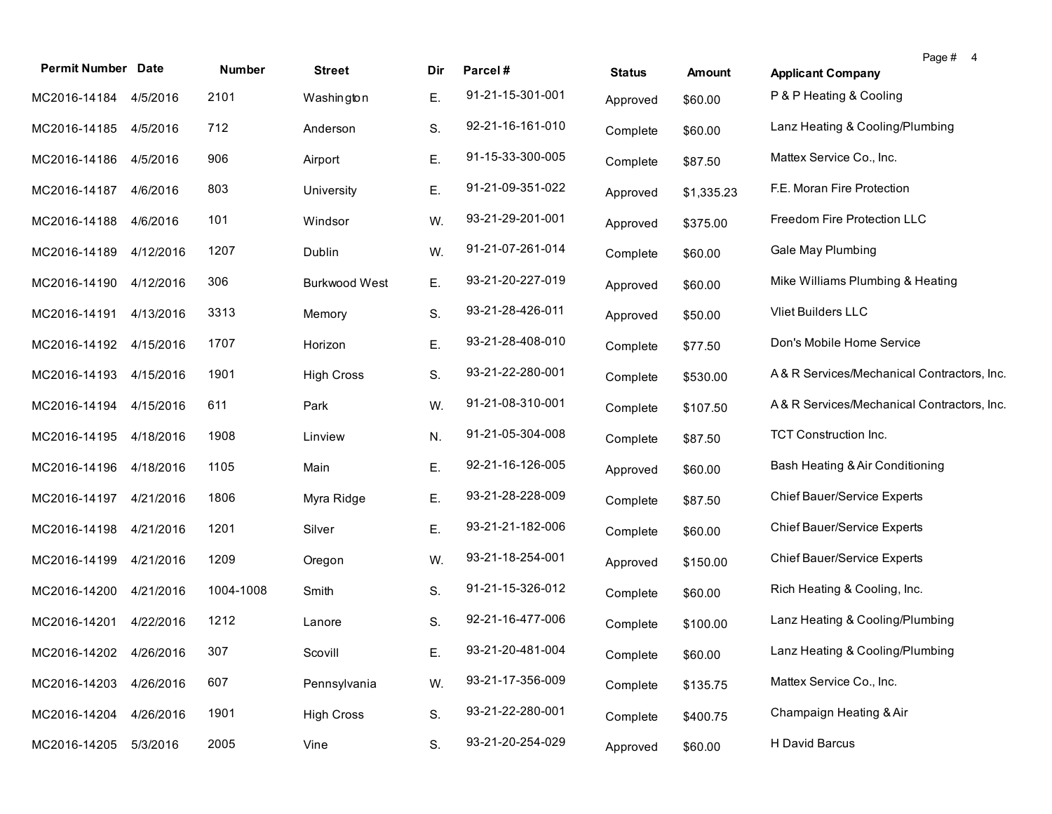| Permit Number | Date | Number | Street | Dir | Parcel # | Status | Amount | Applicant Company |
|---|---|---|---|---|---|---|---|---|
| MC2016-14184 | 4/5/2016 | 2101 | Washington | E. | 91-21-15-301-001 | Approved | $60.00 | P & P Heating & Cooling |
| MC2016-14185 | 4/5/2016 | 712 | Anderson | S. | 92-21-16-161-010 | Complete | $60.00 | Lanz Heating & Cooling/Plumbing |
| MC2016-14186 | 4/5/2016 | 906 | Airport | E. | 91-15-33-300-005 | Complete | $87.50 | Mattex Service Co., Inc. |
| MC2016-14187 | 4/6/2016 | 803 | University | E. | 91-21-09-351-022 | Approved | $1,335.23 | F.E. Moran Fire Protection |
| MC2016-14188 | 4/6/2016 | 101 | Windsor | W. | 93-21-29-201-001 | Approved | $375.00 | Freedom Fire Protection LLC |
| MC2016-14189 | 4/12/2016 | 1207 | Dublin | W. | 91-21-07-261-014 | Complete | $60.00 | Gale May Plumbing |
| MC2016-14190 | 4/12/2016 | 306 | Burkwood West | E. | 93-21-20-227-019 | Approved | $60.00 | Mike Williams Plumbing & Heating |
| MC2016-14191 | 4/13/2016 | 3313 | Memory | S. | 93-21-28-426-011 | Approved | $50.00 | Vliet Builders LLC |
| MC2016-14192 | 4/15/2016 | 1707 | Horizon | E. | 93-21-28-408-010 | Complete | $77.50 | Don's Mobile Home Service |
| MC2016-14193 | 4/15/2016 | 1901 | High Cross | S. | 93-21-22-280-001 | Complete | $530.00 | A & R Services/Mechanical Contractors, Inc. |
| MC2016-14194 | 4/15/2016 | 611 | Park | W. | 91-21-08-310-001 | Complete | $107.50 | A & R Services/Mechanical Contractors, Inc. |
| MC2016-14195 | 4/18/2016 | 1908 | Linview | N. | 91-21-05-304-008 | Complete | $87.50 | TCT Construction Inc. |
| MC2016-14196 | 4/18/2016 | 1105 | Main | E. | 92-21-16-126-005 | Approved | $60.00 | Bash Heating & Air Conditioning |
| MC2016-14197 | 4/21/2016 | 1806 | Myra Ridge | E. | 93-21-28-228-009 | Complete | $87.50 | Chief Bauer/Service Experts |
| MC2016-14198 | 4/21/2016 | 1201 | Silver | E. | 93-21-21-182-006 | Complete | $60.00 | Chief Bauer/Service Experts |
| MC2016-14199 | 4/21/2016 | 1209 | Oregon | W. | 93-21-18-254-001 | Approved | $150.00 | Chief Bauer/Service Experts |
| MC2016-14200 | 4/21/2016 | 1004-1008 | Smith | S. | 91-21-15-326-012 | Complete | $60.00 | Rich Heating & Cooling, Inc. |
| MC2016-14201 | 4/22/2016 | 1212 | Lanore | S. | 92-21-16-477-006 | Complete | $100.00 | Lanz Heating & Cooling/Plumbing |
| MC2016-14202 | 4/26/2016 | 307 | Scovill | E. | 93-21-20-481-004 | Complete | $60.00 | Lanz Heating & Cooling/Plumbing |
| MC2016-14203 | 4/26/2016 | 607 | Pennsylvania | W. | 93-21-17-356-009 | Complete | $135.75 | Mattex Service Co., Inc. |
| MC2016-14204 | 4/26/2016 | 1901 | High Cross | S. | 93-21-22-280-001 | Complete | $400.75 | Champaign Heating & Air |
| MC2016-14205 | 5/3/2016 | 2005 | Vine | S. | 93-21-20-254-029 | Approved | $60.00 | H David Barcus |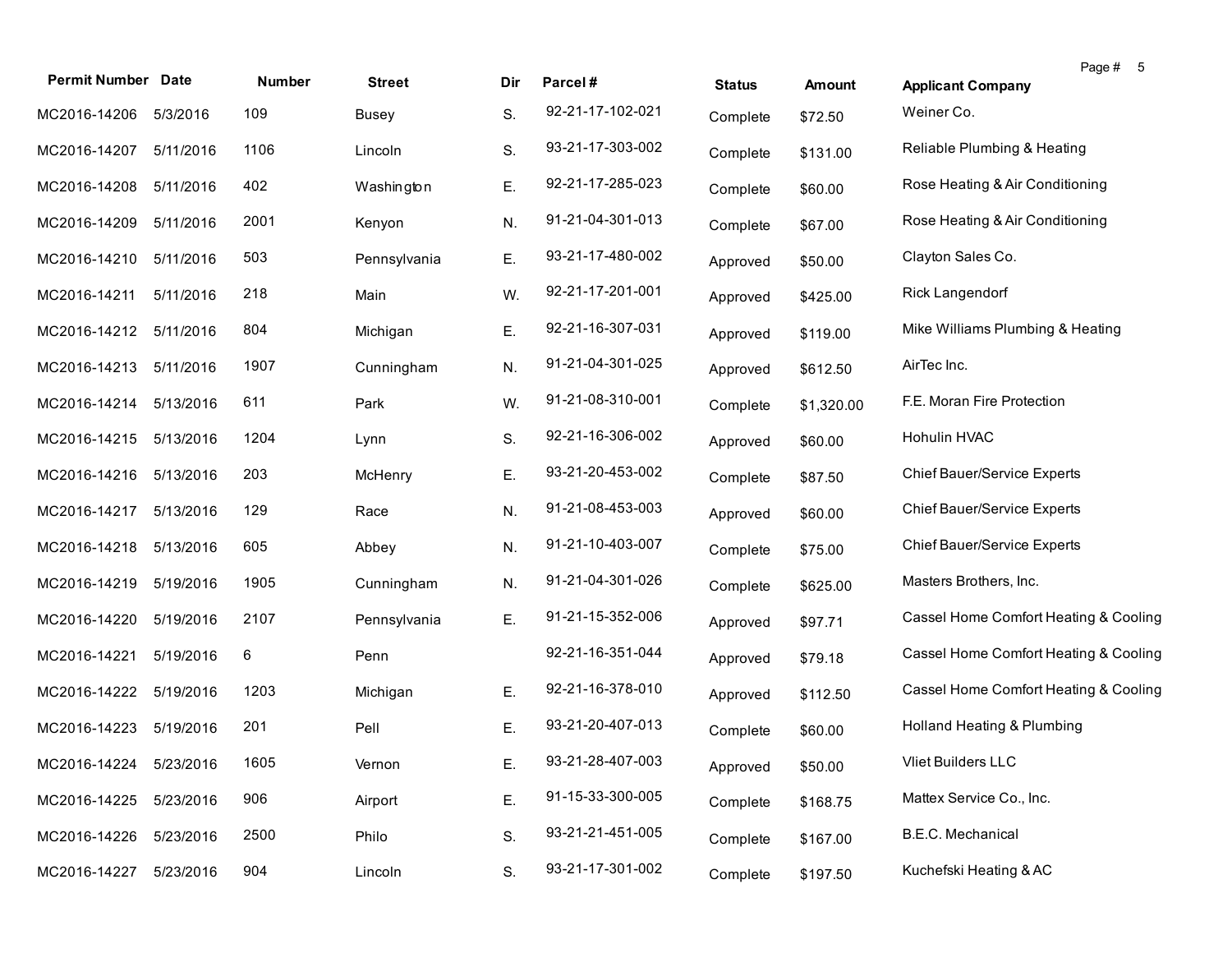| Permit Number | Date | Number | Street | Dir | Parcel # | Status | Amount | Applicant Company |
|---|---|---|---|---|---|---|---|---|
| MC2016-14206 | 5/3/2016 | 109 | Busey | S. | 92-21-17-102-021 | Complete | $72.50 | Weiner Co. |
| MC2016-14207 | 5/11/2016 | 1106 | Lincoln | S. | 93-21-17-303-002 | Complete | $131.00 | Reliable Plumbing & Heating |
| MC2016-14208 | 5/11/2016 | 402 | Washington | E. | 92-21-17-285-023 | Complete | $60.00 | Rose Heating & Air Conditioning |
| MC2016-14209 | 5/11/2016 | 2001 | Kenyon | N. | 91-21-04-301-013 | Complete | $67.00 | Rose Heating & Air Conditioning |
| MC2016-14210 | 5/11/2016 | 503 | Pennsylvania | E. | 93-21-17-480-002 | Approved | $50.00 | Clayton Sales Co. |
| MC2016-14211 | 5/11/2016 | 218 | Main | W. | 92-21-17-201-001 | Approved | $425.00 | Rick Langendorf |
| MC2016-14212 | 5/11/2016 | 804 | Michigan | E. | 92-21-16-307-031 | Approved | $119.00 | Mike Williams Plumbing & Heating |
| MC2016-14213 | 5/11/2016 | 1907 | Cunningham | N. | 91-21-04-301-025 | Approved | $612.50 | AirTec Inc. |
| MC2016-14214 | 5/13/2016 | 611 | Park | W. | 91-21-08-310-001 | Complete | $1,320.00 | F.E. Moran Fire Protection |
| MC2016-14215 | 5/13/2016 | 1204 | Lynn | S. | 92-21-16-306-002 | Approved | $60.00 | Hohulin HVAC |
| MC2016-14216 | 5/13/2016 | 203 | McHenry | E. | 93-21-20-453-002 | Complete | $87.50 | Chief Bauer/Service Experts |
| MC2016-14217 | 5/13/2016 | 129 | Race | N. | 91-21-08-453-003 | Approved | $60.00 | Chief Bauer/Service Experts |
| MC2016-14218 | 5/13/2016 | 605 | Abbey | N. | 91-21-10-403-007 | Complete | $75.00 | Chief Bauer/Service Experts |
| MC2016-14219 | 5/19/2016 | 1905 | Cunningham | N. | 91-21-04-301-026 | Complete | $625.00 | Masters Brothers, Inc. |
| MC2016-14220 | 5/19/2016 | 2107 | Pennsylvania | E. | 91-21-15-352-006 | Approved | $97.71 | Cassel Home Comfort Heating & Cooling |
| MC2016-14221 | 5/19/2016 | 6 | Penn | | 92-21-16-351-044 | Approved | $79.18 | Cassel Home Comfort Heating & Cooling |
| MC2016-14222 | 5/19/2016 | 1203 | Michigan | E. | 92-21-16-378-010 | Approved | $112.50 | Cassel Home Comfort Heating & Cooling |
| MC2016-14223 | 5/19/2016 | 201 | Pell | E. | 93-21-20-407-013 | Complete | $60.00 | Holland Heating & Plumbing |
| MC2016-14224 | 5/23/2016 | 1605 | Vernon | E. | 93-21-28-407-003 | Approved | $50.00 | Vliet Builders LLC |
| MC2016-14225 | 5/23/2016 | 906 | Airport | E. | 91-15-33-300-005 | Complete | $168.75 | Mattex Service Co., Inc. |
| MC2016-14226 | 5/23/2016 | 2500 | Philo | S. | 93-21-21-451-005 | Complete | $167.00 | B.E.C. Mechanical |
| MC2016-14227 | 5/23/2016 | 904 | Lincoln | S. | 93-21-17-301-002 | Complete | $197.50 | Kuchefski Heating & AC |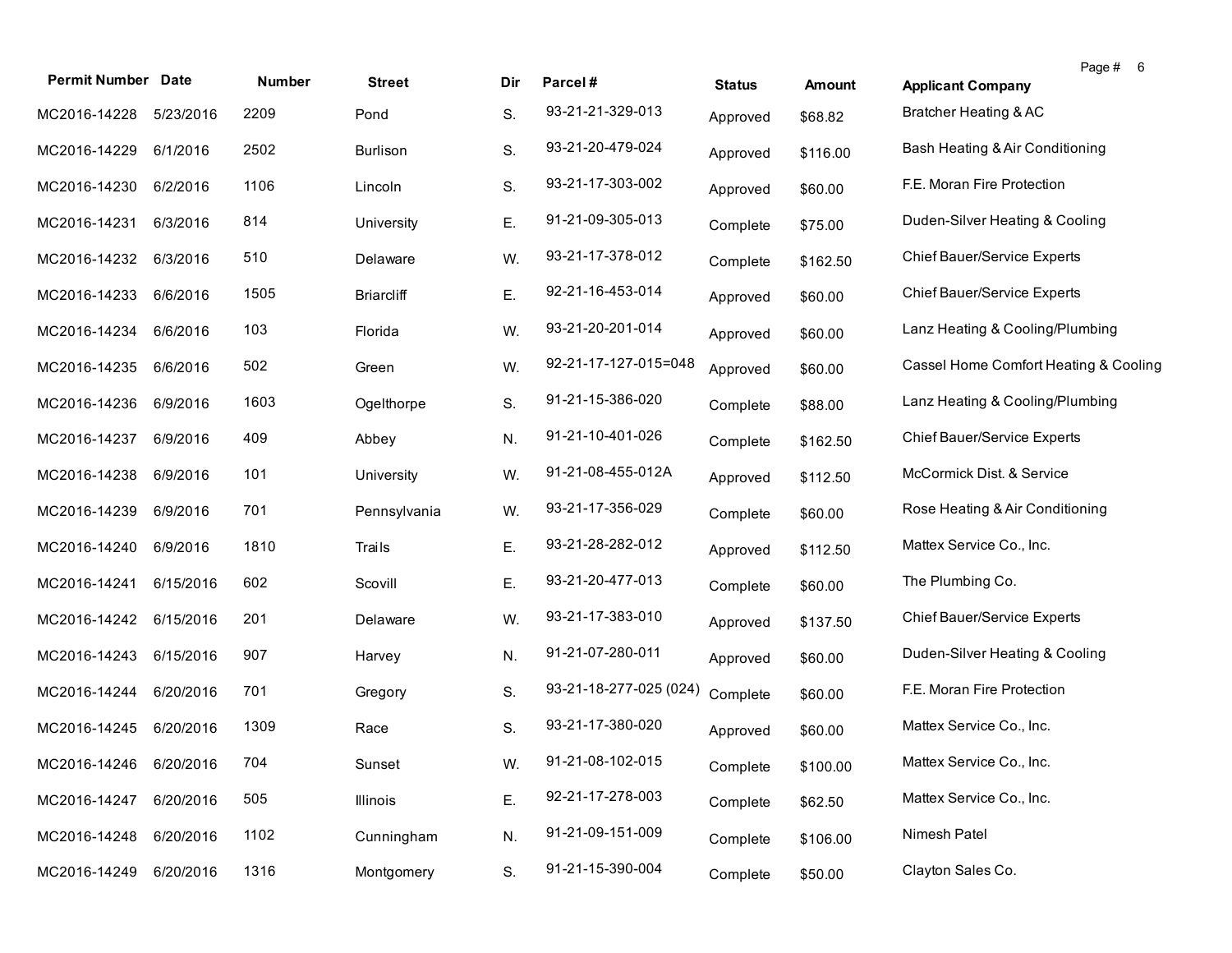| Permit Number | Date | Number | Street | Dir | Parcel # | Status | Amount | Applicant Company |
|---|---|---|---|---|---|---|---|---|
| MC2016-14228 | 5/23/2016 | 2209 | Pond | S. | 93-21-21-329-013 | Approved | $68.82 | Bratcher Heating & AC |
| MC2016-14229 | 6/1/2016 | 2502 | Burlison | S. | 93-21-20-479-024 | Approved | $116.00 | Bash Heating & Air Conditioning |
| MC2016-14230 | 6/2/2016 | 1106 | Lincoln | S. | 93-21-17-303-002 | Approved | $60.00 | F.E. Moran Fire Protection |
| MC2016-14231 | 6/3/2016 | 814 | University | E. | 91-21-09-305-013 | Complete | $75.00 | Duden-Silver Heating & Cooling |
| MC2016-14232 | 6/3/2016 | 510 | Delaware | W. | 93-21-17-378-012 | Complete | $162.50 | Chief Bauer/Service Experts |
| MC2016-14233 | 6/6/2016 | 1505 | Briarcliff | E. | 92-21-16-453-014 | Approved | $60.00 | Chief Bauer/Service Experts |
| MC2016-14234 | 6/6/2016 | 103 | Florida | W. | 93-21-20-201-014 | Approved | $60.00 | Lanz Heating & Cooling/Plumbing |
| MC2016-14235 | 6/6/2016 | 502 | Green | W. | 92-21-17-127-015=048 | Approved | $60.00 | Cassel Home Comfort Heating & Cooling |
| MC2016-14236 | 6/9/2016 | 1603 | Ogelthorpe | S. | 91-21-15-386-020 | Complete | $88.00 | Lanz Heating & Cooling/Plumbing |
| MC2016-14237 | 6/9/2016 | 409 | Abbey | N. | 91-21-10-401-026 | Complete | $162.50 | Chief Bauer/Service Experts |
| MC2016-14238 | 6/9/2016 | 101 | University | W. | 91-21-08-455-012A | Approved | $112.50 | McCormick Dist. & Service |
| MC2016-14239 | 6/9/2016 | 701 | Pennsylvania | W. | 93-21-17-356-029 | Complete | $60.00 | Rose Heating & Air Conditioning |
| MC2016-14240 | 6/9/2016 | 1810 | Trails | E. | 93-21-28-282-012 | Approved | $112.50 | Mattex Service Co., Inc. |
| MC2016-14241 | 6/15/2016 | 602 | Scovill | E. | 93-21-20-477-013 | Complete | $60.00 | The Plumbing Co. |
| MC2016-14242 | 6/15/2016 | 201 | Delaware | W. | 93-21-17-383-010 | Approved | $137.50 | Chief Bauer/Service Experts |
| MC2016-14243 | 6/15/2016 | 907 | Harvey | N. | 91-21-07-280-011 | Approved | $60.00 | Duden-Silver Heating & Cooling |
| MC2016-14244 | 6/20/2016 | 701 | Gregory | S. | 93-21-18-277-025 (024) | Complete | $60.00 | F.E. Moran Fire Protection |
| MC2016-14245 | 6/20/2016 | 1309 | Race | S. | 93-21-17-380-020 | Approved | $60.00 | Mattex Service Co., Inc. |
| MC2016-14246 | 6/20/2016 | 704 | Sunset | W. | 91-21-08-102-015 | Complete | $100.00 | Mattex Service Co., Inc. |
| MC2016-14247 | 6/20/2016 | 505 | Illinois | E. | 92-21-17-278-003 | Complete | $62.50 | Mattex Service Co., Inc. |
| MC2016-14248 | 6/20/2016 | 1102 | Cunningham | N. | 91-21-09-151-009 | Complete | $106.00 | Nimesh Patel |
| MC2016-14249 | 6/20/2016 | 1316 | Montgomery | S. | 91-21-15-390-004 | Complete | $50.00 | Clayton Sales Co. |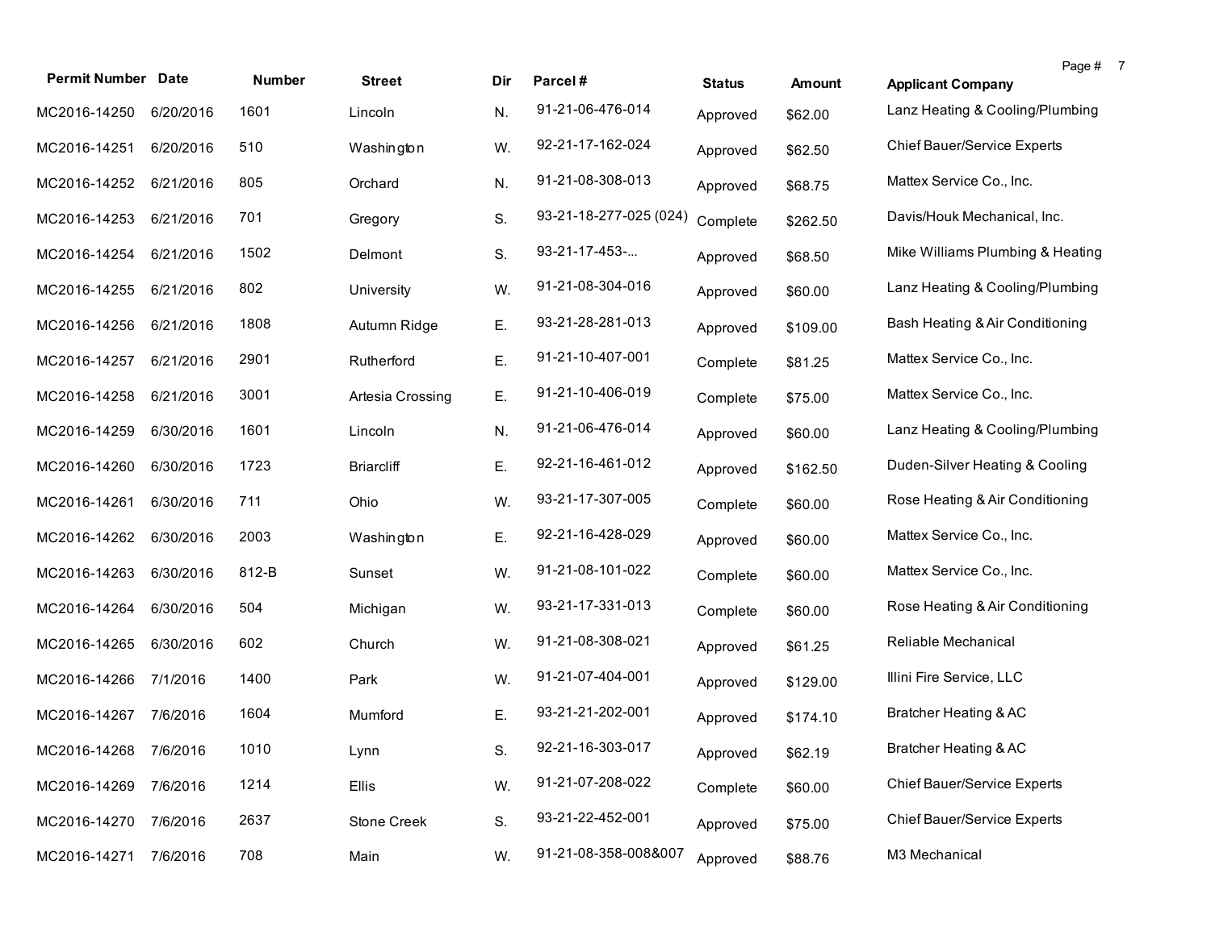| Permit Number | Date | Number | Street | Dir | Parcel # | Status | Amount | Applicant Company |
|---|---|---|---|---|---|---|---|---|
| MC2016-14250 | 6/20/2016 | 1601 | Lincoln | N. | 91-21-06-476-014 | Approved | $62.00 | Lanz Heating & Cooling/Plumbing |
| MC2016-14251 | 6/20/2016 | 510 | Washington | W. | 92-21-17-162-024 | Approved | $62.50 | Chief Bauer/Service Experts |
| MC2016-14252 | 6/21/2016 | 805 | Orchard | N. | 91-21-08-308-013 | Approved | $68.75 | Mattex Service Co., Inc. |
| MC2016-14253 | 6/21/2016 | 701 | Gregory | S. | 93-21-18-277-025 (024) | Complete | $262.50 | Davis/Houk Mechanical, Inc. |
| MC2016-14254 | 6/21/2016 | 1502 | Delmont | S. | 93-21-17-453-... | Approved | $68.50 | Mike Williams Plumbing & Heating |
| MC2016-14255 | 6/21/2016 | 802 | University | W. | 91-21-08-304-016 | Approved | $60.00 | Lanz Heating & Cooling/Plumbing |
| MC2016-14256 | 6/21/2016 | 1808 | Autumn Ridge | E. | 93-21-28-281-013 | Approved | $109.00 | Bash Heating & Air Conditioning |
| MC2016-14257 | 6/21/2016 | 2901 | Rutherford | E. | 91-21-10-407-001 | Complete | $81.25 | Mattex Service Co., Inc. |
| MC2016-14258 | 6/21/2016 | 3001 | Artesia Crossing | E. | 91-21-10-406-019 | Complete | $75.00 | Mattex Service Co., Inc. |
| MC2016-14259 | 6/30/2016 | 1601 | Lincoln | N. | 91-21-06-476-014 | Approved | $60.00 | Lanz Heating & Cooling/Plumbing |
| MC2016-14260 | 6/30/2016 | 1723 | Briarcliff | E. | 92-21-16-461-012 | Approved | $162.50 | Duden-Silver Heating & Cooling |
| MC2016-14261 | 6/30/2016 | 711 | Ohio | W. | 93-21-17-307-005 | Complete | $60.00 | Rose Heating & Air Conditioning |
| MC2016-14262 | 6/30/2016 | 2003 | Washington | E. | 92-21-16-428-029 | Approved | $60.00 | Mattex Service Co., Inc. |
| MC2016-14263 | 6/30/2016 | 812-B | Sunset | W. | 91-21-08-101-022 | Complete | $60.00 | Mattex Service Co., Inc. |
| MC2016-14264 | 6/30/2016 | 504 | Michigan | W. | 93-21-17-331-013 | Complete | $60.00 | Rose Heating & Air Conditioning |
| MC2016-14265 | 6/30/2016 | 602 | Church | W. | 91-21-08-308-021 | Approved | $61.25 | Reliable Mechanical |
| MC2016-14266 | 7/1/2016 | 1400 | Park | W. | 91-21-07-404-001 | Approved | $129.00 | Illini Fire Service, LLC |
| MC2016-14267 | 7/6/2016 | 1604 | Mumford | E. | 93-21-21-202-001 | Approved | $174.10 | Bratcher Heating & AC |
| MC2016-14268 | 7/6/2016 | 1010 | Lynn | S. | 92-21-16-303-017 | Approved | $62.19 | Bratcher Heating & AC |
| MC2016-14269 | 7/6/2016 | 1214 | Ellis | W. | 91-21-07-208-022 | Complete | $60.00 | Chief Bauer/Service Experts |
| MC2016-14270 | 7/6/2016 | 2637 | Stone Creek | S. | 93-21-22-452-001 | Approved | $75.00 | Chief Bauer/Service Experts |
| MC2016-14271 | 7/6/2016 | 708 | Main | W. | 91-21-08-358-008&007 | Approved | $88.76 | M3 Mechanical |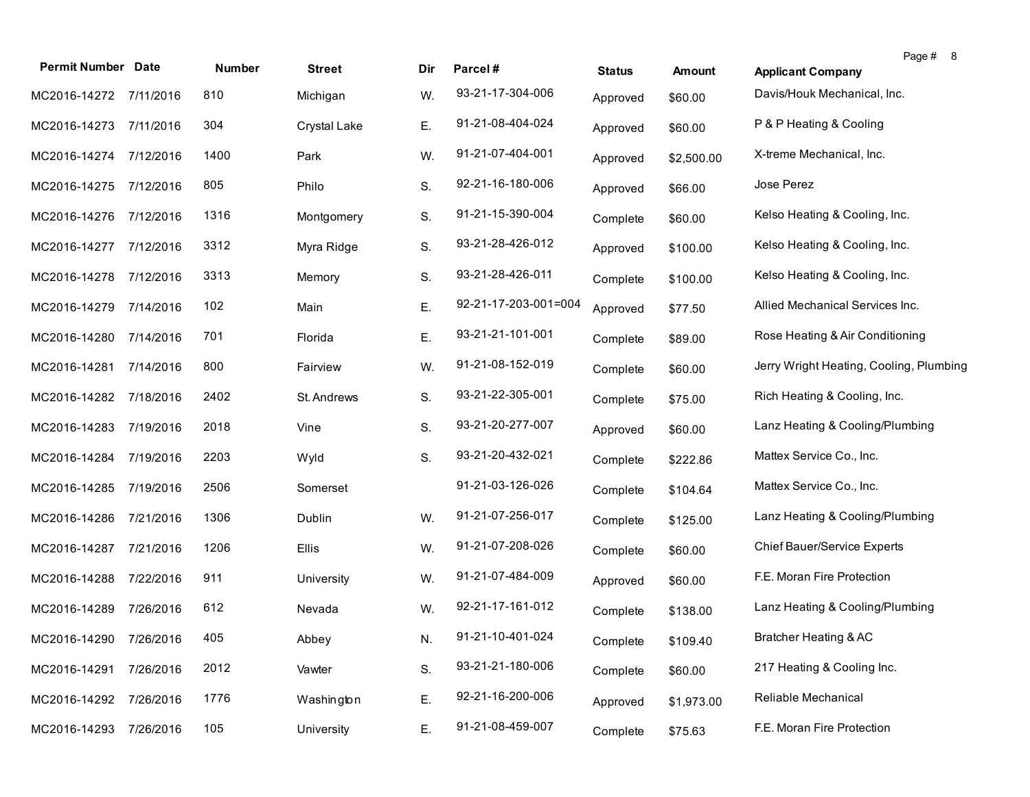| Permit Number | Date | Number | Street | Dir | Parcel # | Status | Amount | Applicant Company |
|---|---|---|---|---|---|---|---|---|
| MC2016-14272 | 7/11/2016 | 810 | Michigan | W. | 93-21-17-304-006 | Approved | $60.00 | Davis/Houk Mechanical, Inc. |
| MC2016-14273 | 7/11/2016 | 304 | Crystal Lake | E. | 91-21-08-404-024 | Approved | $60.00 | P & P Heating & Cooling |
| MC2016-14274 | 7/12/2016 | 1400 | Park | W. | 91-21-07-404-001 | Approved | $2,500.00 | X-treme Mechanical, Inc. |
| MC2016-14275 | 7/12/2016 | 805 | Philo | S. | 92-21-16-180-006 | Approved | $66.00 | Jose Perez |
| MC2016-14276 | 7/12/2016 | 1316 | Montgomery | S. | 91-21-15-390-004 | Complete | $60.00 | Kelso Heating & Cooling, Inc. |
| MC2016-14277 | 7/12/2016 | 3312 | Myra Ridge | S. | 93-21-28-426-012 | Approved | $100.00 | Kelso Heating & Cooling, Inc. |
| MC2016-14278 | 7/12/2016 | 3313 | Memory | S. | 93-21-28-426-011 | Complete | $100.00 | Kelso Heating & Cooling, Inc. |
| MC2016-14279 | 7/14/2016 | 102 | Main | E. | 92-21-17-203-001=004 | Approved | $77.50 | Allied Mechanical Services Inc. |
| MC2016-14280 | 7/14/2016 | 701 | Florida | E. | 93-21-21-101-001 | Complete | $89.00 | Rose Heating & Air Conditioning |
| MC2016-14281 | 7/14/2016 | 800 | Fairview | W. | 91-21-08-152-019 | Complete | $60.00 | Jerry Wright Heating, Cooling, Plumbing |
| MC2016-14282 | 7/18/2016 | 2402 | St. Andrews | S. | 93-21-22-305-001 | Complete | $75.00 | Rich Heating & Cooling, Inc. |
| MC2016-14283 | 7/19/2016 | 2018 | Vine | S. | 93-21-20-277-007 | Approved | $60.00 | Lanz Heating & Cooling/Plumbing |
| MC2016-14284 | 7/19/2016 | 2203 | Wyld | S. | 93-21-20-432-021 | Complete | $222.86 | Mattex Service Co., Inc. |
| MC2016-14285 | 7/19/2016 | 2506 | Somerset | | 91-21-03-126-026 | Complete | $104.64 | Mattex Service Co., Inc. |
| MC2016-14286 | 7/21/2016 | 1306 | Dublin | W. | 91-21-07-256-017 | Complete | $125.00 | Lanz Heating & Cooling/Plumbing |
| MC2016-14287 | 7/21/2016 | 1206 | Ellis | W. | 91-21-07-208-026 | Complete | $60.00 | Chief Bauer/Service Experts |
| MC2016-14288 | 7/22/2016 | 911 | University | W. | 91-21-07-484-009 | Approved | $60.00 | F.E. Moran Fire Protection |
| MC2016-14289 | 7/26/2016 | 612 | Nevada | W. | 92-21-17-161-012 | Complete | $138.00 | Lanz Heating & Cooling/Plumbing |
| MC2016-14290 | 7/26/2016 | 405 | Abbey | N. | 91-21-10-401-024 | Complete | $109.40 | Bratcher Heating & AC |
| MC2016-14291 | 7/26/2016 | 2012 | Vawter | S. | 93-21-21-180-006 | Complete | $60.00 | 217 Heating & Cooling Inc. |
| MC2016-14292 | 7/26/2016 | 1776 | Washington | E. | 92-21-16-200-006 | Approved | $1,973.00 | Reliable Mechanical |
| MC2016-14293 | 7/26/2016 | 105 | University | E. | 91-21-08-459-007 | Complete | $75.63 | F.E. Moran Fire Protection |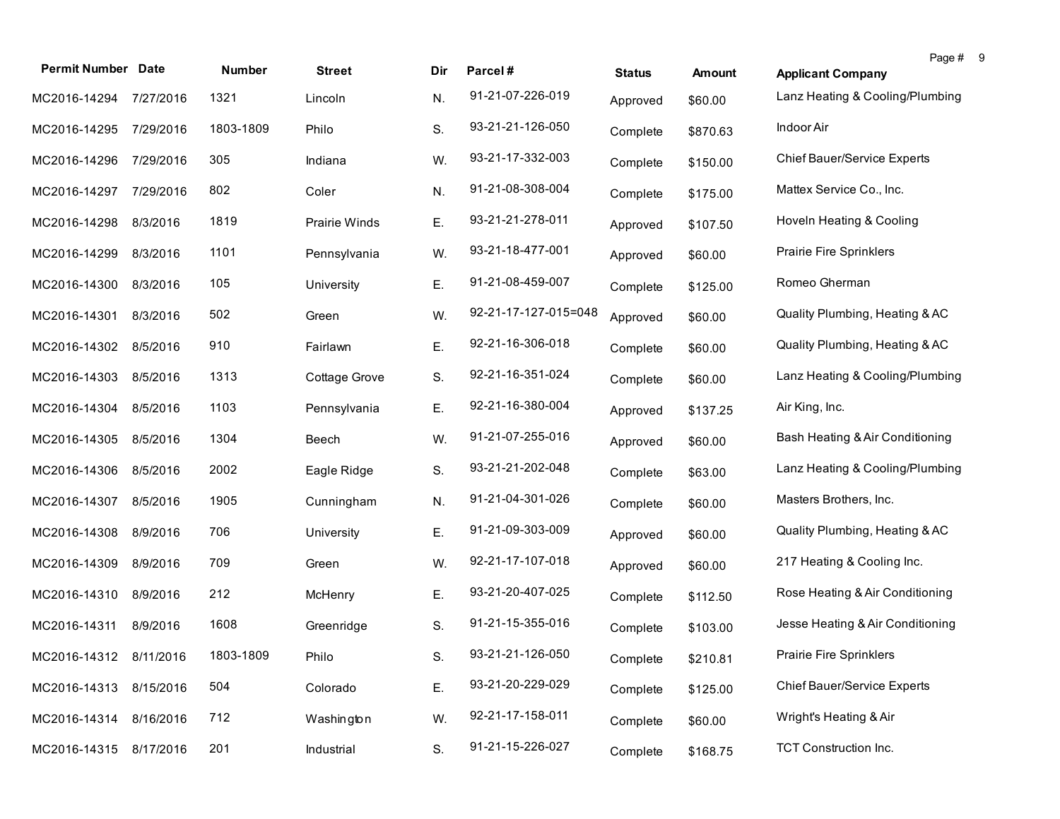| Permit Number | Date | Number | Street | Dir | Parcel # | Status | Amount | Applicant Company |
|---|---|---|---|---|---|---|---|---|
| MC2016-14294 | 7/27/2016 | 1321 | Lincoln | N. | 91-21-07-226-019 | Approved | $60.00 | Lanz Heating & Cooling/Plumbing |
| MC2016-14295 | 7/29/2016 | 1803-1809 | Philo | S. | 93-21-21-126-050 | Complete | $870.63 | Indoor Air |
| MC2016-14296 | 7/29/2016 | 305 | Indiana | W. | 93-21-17-332-003 | Complete | $150.00 | Chief Bauer/Service Experts |
| MC2016-14297 | 7/29/2016 | 802 | Coler | N. | 91-21-08-308-004 | Complete | $175.00 | Mattex Service Co., Inc. |
| MC2016-14298 | 8/3/2016 | 1819 | Prairie Winds | E. | 93-21-21-278-011 | Approved | $107.50 | Hoveln Heating & Cooling |
| MC2016-14299 | 8/3/2016 | 1101 | Pennsylvania | W. | 93-21-18-477-001 | Approved | $60.00 | Prairie Fire Sprinklers |
| MC2016-14300 | 8/3/2016 | 105 | University | E. | 91-21-08-459-007 | Complete | $125.00 | Romeo Gherman |
| MC2016-14301 | 8/3/2016 | 502 | Green | W. | 92-21-17-127-015=048 | Approved | $60.00 | Quality Plumbing, Heating & AC |
| MC2016-14302 | 8/5/2016 | 910 | Fairlawn | E. | 92-21-16-306-018 | Complete | $60.00 | Quality Plumbing, Heating & AC |
| MC2016-14303 | 8/5/2016 | 1313 | Cottage Grove | S. | 92-21-16-351-024 | Complete | $60.00 | Lanz Heating & Cooling/Plumbing |
| MC2016-14304 | 8/5/2016 | 1103 | Pennsylvania | E. | 92-21-16-380-004 | Approved | $137.25 | Air King, Inc. |
| MC2016-14305 | 8/5/2016 | 1304 | Beech | W. | 91-21-07-255-016 | Approved | $60.00 | Bash Heating & Air Conditioning |
| MC2016-14306 | 8/5/2016 | 2002 | Eagle Ridge | S. | 93-21-21-202-048 | Complete | $63.00 | Lanz Heating & Cooling/Plumbing |
| MC2016-14307 | 8/5/2016 | 1905 | Cunningham | N. | 91-21-04-301-026 | Complete | $60.00 | Masters Brothers, Inc. |
| MC2016-14308 | 8/9/2016 | 706 | University | E. | 91-21-09-303-009 | Approved | $60.00 | Quality Plumbing, Heating & AC |
| MC2016-14309 | 8/9/2016 | 709 | Green | W. | 92-21-17-107-018 | Approved | $60.00 | 217 Heating & Cooling Inc. |
| MC2016-14310 | 8/9/2016 | 212 | McHenry | E. | 93-21-20-407-025 | Complete | $112.50 | Rose Heating & Air Conditioning |
| MC2016-14311 | 8/9/2016 | 1608 | Greenridge | S. | 91-21-15-355-016 | Complete | $103.00 | Jesse Heating & Air Conditioning |
| MC2016-14312 | 8/11/2016 | 1803-1809 | Philo | S. | 93-21-21-126-050 | Complete | $210.81 | Prairie Fire Sprinklers |
| MC2016-14313 | 8/15/2016 | 504 | Colorado | E. | 93-21-20-229-029 | Complete | $125.00 | Chief Bauer/Service Experts |
| MC2016-14314 | 8/16/2016 | 712 | Washington | W. | 92-21-17-158-011 | Complete | $60.00 | Wright's Heating & Air |
| MC2016-14315 | 8/17/2016 | 201 | Industrial | S. | 91-21-15-226-027 | Complete | $168.75 | TCT Construction Inc. |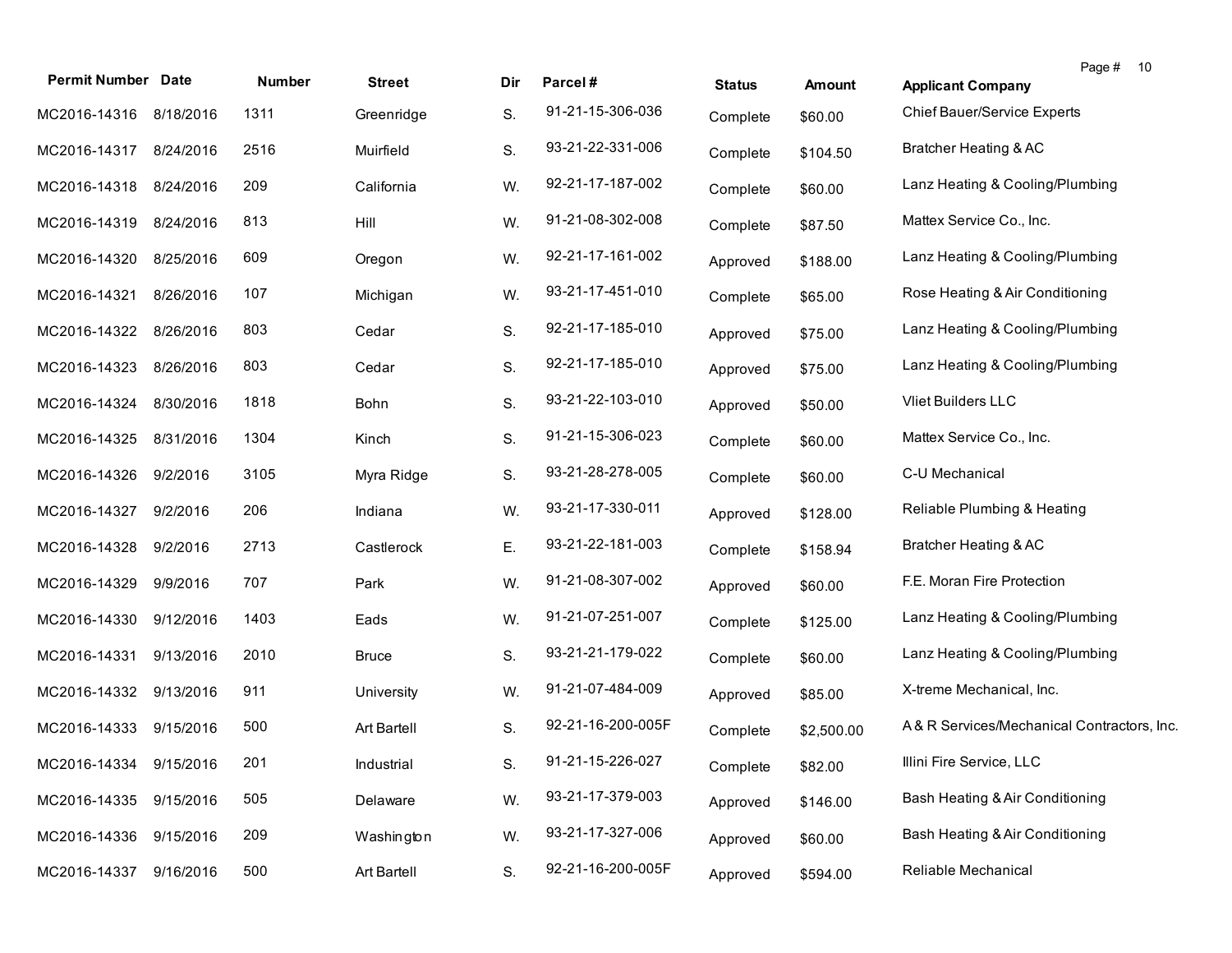| Permit Number | Date | Number | Street | Dir | Parcel # | Status | Amount | Applicant Company |
|---|---|---|---|---|---|---|---|---|
| MC2016-14316 | 8/18/2016 | 1311 | Greenridge | S. | 91-21-15-306-036 | Complete | $60.00 | Chief Bauer/Service Experts |
| MC2016-14317 | 8/24/2016 | 2516 | Muirfield | S. | 93-21-22-331-006 | Complete | $104.50 | Bratcher Heating & AC |
| MC2016-14318 | 8/24/2016 | 209 | California | W. | 92-21-17-187-002 | Complete | $60.00 | Lanz Heating & Cooling/Plumbing |
| MC2016-14319 | 8/24/2016 | 813 | Hill | W. | 91-21-08-302-008 | Complete | $87.50 | Mattex Service Co., Inc. |
| MC2016-14320 | 8/25/2016 | 609 | Oregon | W. | 92-21-17-161-002 | Approved | $188.00 | Lanz Heating & Cooling/Plumbing |
| MC2016-14321 | 8/26/2016 | 107 | Michigan | W. | 93-21-17-451-010 | Complete | $65.00 | Rose Heating & Air Conditioning |
| MC2016-14322 | 8/26/2016 | 803 | Cedar | S. | 92-21-17-185-010 | Approved | $75.00 | Lanz Heating & Cooling/Plumbing |
| MC2016-14323 | 8/26/2016 | 803 | Cedar | S. | 92-21-17-185-010 | Approved | $75.00 | Lanz Heating & Cooling/Plumbing |
| MC2016-14324 | 8/30/2016 | 1818 | Bohn | S. | 93-21-22-103-010 | Approved | $50.00 | Vliet Builders LLC |
| MC2016-14325 | 8/31/2016 | 1304 | Kinch | S. | 91-21-15-306-023 | Complete | $60.00 | Mattex Service Co., Inc. |
| MC2016-14326 | 9/2/2016 | 3105 | Myra Ridge | S. | 93-21-28-278-005 | Complete | $60.00 | C-U Mechanical |
| MC2016-14327 | 9/2/2016 | 206 | Indiana | W. | 93-21-17-330-011 | Approved | $128.00 | Reliable Plumbing & Heating |
| MC2016-14328 | 9/2/2016 | 2713 | Castlerock | E. | 93-21-22-181-003 | Complete | $158.94 | Bratcher Heating & AC |
| MC2016-14329 | 9/9/2016 | 707 | Park | W. | 91-21-08-307-002 | Approved | $60.00 | F.E. Moran Fire Protection |
| MC2016-14330 | 9/12/2016 | 1403 | Eads | W. | 91-21-07-251-007 | Complete | $125.00 | Lanz Heating & Cooling/Plumbing |
| MC2016-14331 | 9/13/2016 | 2010 | Bruce | S. | 93-21-21-179-022 | Complete | $60.00 | Lanz Heating & Cooling/Plumbing |
| MC2016-14332 | 9/13/2016 | 911 | University | W. | 91-21-07-484-009 | Approved | $85.00 | X-treme Mechanical, Inc. |
| MC2016-14333 | 9/15/2016 | 500 | Art Bartell | S. | 92-21-16-200-005F | Complete | $2,500.00 | A & R Services/Mechanical Contractors, Inc. |
| MC2016-14334 | 9/15/2016 | 201 | Industrial | S. | 91-21-15-226-027 | Complete | $82.00 | Illini Fire Service, LLC |
| MC2016-14335 | 9/15/2016 | 505 | Delaware | W. | 93-21-17-379-003 | Approved | $146.00 | Bash Heating & Air Conditioning |
| MC2016-14336 | 9/15/2016 | 209 | Washington | W. | 93-21-17-327-006 | Approved | $60.00 | Bash Heating & Air Conditioning |
| MC2016-14337 | 9/16/2016 | 500 | Art Bartell | S. | 92-21-16-200-005F | Approved | $594.00 | Reliable Mechanical |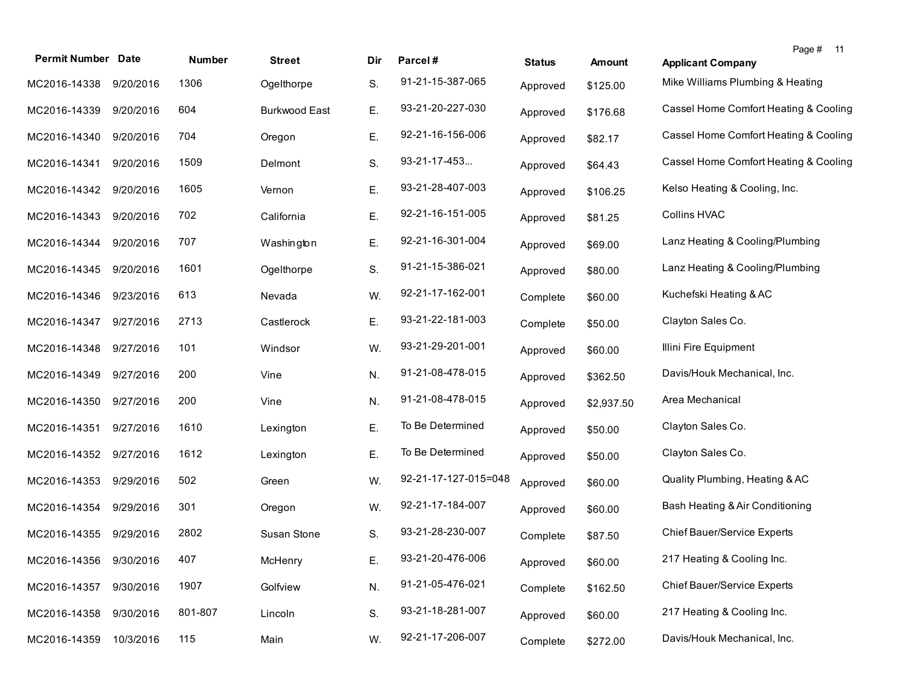| Permit Number | Date | Number | Street | Dir | Parcel # | Status | Amount | Applicant Company |
|---|---|---|---|---|---|---|---|---|
| MC2016-14338 | 9/20/2016 | 1306 | Ogelthorpe | S. | 91-21-15-387-065 | Approved | $125.00 | Mike Williams Plumbing & Heating |
| MC2016-14339 | 9/20/2016 | 604 | Burkwood East | E. | 93-21-20-227-030 | Approved | $176.68 | Cassel Home Comfort Heating & Cooling |
| MC2016-14340 | 9/20/2016 | 704 | Oregon | E. | 92-21-16-156-006 | Approved | $82.17 | Cassel Home Comfort Heating & Cooling |
| MC2016-14341 | 9/20/2016 | 1509 | Delmont | S. | 93-21-17-453... | Approved | $64.43 | Cassel Home Comfort Heating & Cooling |
| MC2016-14342 | 9/20/2016 | 1605 | Vernon | E. | 93-21-28-407-003 | Approved | $106.25 | Kelso Heating & Cooling, Inc. |
| MC2016-14343 | 9/20/2016 | 702 | California | E. | 92-21-16-151-005 | Approved | $81.25 | Collins HVAC |
| MC2016-14344 | 9/20/2016 | 707 | Washington | E. | 92-21-16-301-004 | Approved | $69.00 | Lanz Heating & Cooling/Plumbing |
| MC2016-14345 | 9/20/2016 | 1601 | Ogelthorpe | S. | 91-21-15-386-021 | Approved | $80.00 | Lanz Heating & Cooling/Plumbing |
| MC2016-14346 | 9/23/2016 | 613 | Nevada | W. | 92-21-17-162-001 | Complete | $60.00 | Kuchefski Heating & AC |
| MC2016-14347 | 9/27/2016 | 2713 | Castlerock | E. | 93-21-22-181-003 | Complete | $50.00 | Clayton Sales Co. |
| MC2016-14348 | 9/27/2016 | 101 | Windsor | W. | 93-21-29-201-001 | Approved | $60.00 | Illini Fire Equipment |
| MC2016-14349 | 9/27/2016 | 200 | Vine | N. | 91-21-08-478-015 | Approved | $362.50 | Davis/Houk Mechanical, Inc. |
| MC2016-14350 | 9/27/2016 | 200 | Vine | N. | 91-21-08-478-015 | Approved | $2,937.50 | Area Mechanical |
| MC2016-14351 | 9/27/2016 | 1610 | Lexington | E. | To Be Determined | Approved | $50.00 | Clayton Sales Co. |
| MC2016-14352 | 9/27/2016 | 1612 | Lexington | E. | To Be Determined | Approved | $50.00 | Clayton Sales Co. |
| MC2016-14353 | 9/29/2016 | 502 | Green | W. | 92-21-17-127-015=048 | Approved | $60.00 | Quality Plumbing, Heating & AC |
| MC2016-14354 | 9/29/2016 | 301 | Oregon | W. | 92-21-17-184-007 | Approved | $60.00 | Bash Heating & Air Conditioning |
| MC2016-14355 | 9/29/2016 | 2802 | Susan Stone | S. | 93-21-28-230-007 | Complete | $87.50 | Chief Bauer/Service Experts |
| MC2016-14356 | 9/30/2016 | 407 | McHenry | E. | 93-21-20-476-006 | Approved | $60.00 | 217 Heating & Cooling Inc. |
| MC2016-14357 | 9/30/2016 | 1907 | Golfview | N. | 91-21-05-476-021 | Complete | $162.50 | Chief Bauer/Service Experts |
| MC2016-14358 | 9/30/2016 | 801-807 | Lincoln | S. | 93-21-18-281-007 | Approved | $60.00 | 217 Heating & Cooling Inc. |
| MC2016-14359 | 10/3/2016 | 115 | Main | W. | 92-21-17-206-007 | Complete | $272.00 | Davis/Houk Mechanical, Inc. |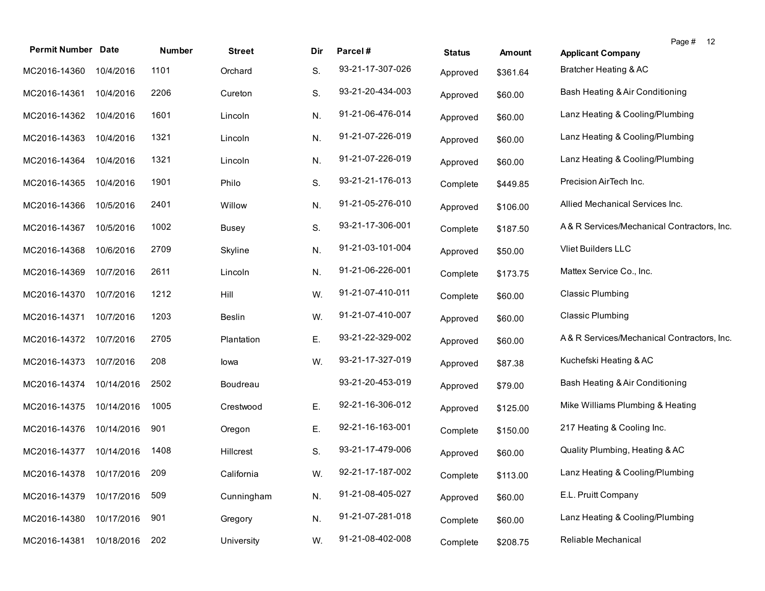| Permit Number | Date | Number | Street | Dir | Parcel # | Status | Amount | Applicant Company |
|---|---|---|---|---|---|---|---|---|
| MC2016-14360 | 10/4/2016 | 1101 | Orchard | S. | 93-21-17-307-026 | Approved | $361.64 | Bratcher Heating & AC |
| MC2016-14361 | 10/4/2016 | 2206 | Cureton | S. | 93-21-20-434-003 | Approved | $60.00 | Bash Heating & Air Conditioning |
| MC2016-14362 | 10/4/2016 | 1601 | Lincoln | N. | 91-21-06-476-014 | Approved | $60.00 | Lanz Heating & Cooling/Plumbing |
| MC2016-14363 | 10/4/2016 | 1321 | Lincoln | N. | 91-21-07-226-019 | Approved | $60.00 | Lanz Heating & Cooling/Plumbing |
| MC2016-14364 | 10/4/2016 | 1321 | Lincoln | N. | 91-21-07-226-019 | Approved | $60.00 | Lanz Heating & Cooling/Plumbing |
| MC2016-14365 | 10/4/2016 | 1901 | Philo | S. | 93-21-21-176-013 | Complete | $449.85 | Precision AirTech Inc. |
| MC2016-14366 | 10/5/2016 | 2401 | Willow | N. | 91-21-05-276-010 | Approved | $106.00 | Allied Mechanical Services Inc. |
| MC2016-14367 | 10/5/2016 | 1002 | Busey | S. | 93-21-17-306-001 | Complete | $187.50 | A & R Services/Mechanical Contractors, Inc. |
| MC2016-14368 | 10/6/2016 | 2709 | Skyline | N. | 91-21-03-101-004 | Approved | $50.00 | Vliet Builders LLC |
| MC2016-14369 | 10/7/2016 | 2611 | Lincoln | N. | 91-21-06-226-001 | Complete | $173.75 | Mattex Service Co., Inc. |
| MC2016-14370 | 10/7/2016 | 1212 | Hill | W. | 91-21-07-410-011 | Complete | $60.00 | Classic Plumbing |
| MC2016-14371 | 10/7/2016 | 1203 | Beslin | W. | 91-21-07-410-007 | Approved | $60.00 | Classic Plumbing |
| MC2016-14372 | 10/7/2016 | 2705 | Plantation | E. | 93-21-22-329-002 | Approved | $60.00 | A & R Services/Mechanical Contractors, Inc. |
| MC2016-14373 | 10/7/2016 | 208 | Iowa | W. | 93-21-17-327-019 | Approved | $87.38 | Kuchefski Heating & AC |
| MC2016-14374 | 10/14/2016 | 2502 | Boudreau | | 93-21-20-453-019 | Approved | $79.00 | Bash Heating & Air Conditioning |
| MC2016-14375 | 10/14/2016 | 1005 | Crestwood | E. | 92-21-16-306-012 | Approved | $125.00 | Mike Williams Plumbing & Heating |
| MC2016-14376 | 10/14/2016 | 901 | Oregon | E. | 92-21-16-163-001 | Complete | $150.00 | 217 Heating & Cooling Inc. |
| MC2016-14377 | 10/14/2016 | 1408 | Hillcrest | S. | 93-21-17-479-006 | Approved | $60.00 | Quality Plumbing, Heating & AC |
| MC2016-14378 | 10/17/2016 | 209 | California | W. | 92-21-17-187-002 | Complete | $113.00 | Lanz Heating & Cooling/Plumbing |
| MC2016-14379 | 10/17/2016 | 509 | Cunningham | N. | 91-21-08-405-027 | Approved | $60.00 | E.L. Pruitt Company |
| MC2016-14380 | 10/17/2016 | 901 | Gregory | N. | 91-21-07-281-018 | Complete | $60.00 | Lanz Heating & Cooling/Plumbing |
| MC2016-14381 | 10/18/2016 | 202 | University | W. | 91-21-08-402-008 | Complete | $208.75 | Reliable Mechanical |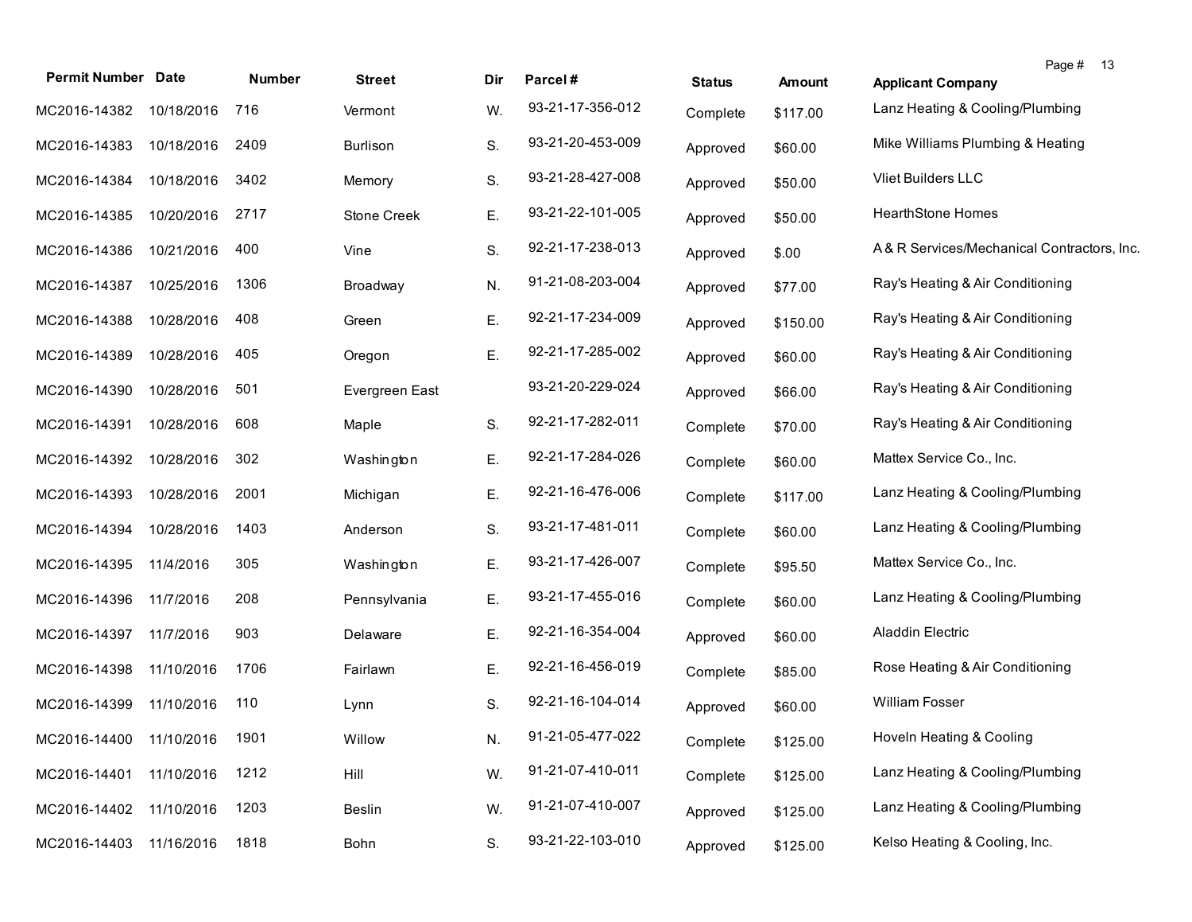| Permit Number | Date | Number | Street | Dir | Parcel # | Status | Amount | Applicant Company |
|---|---|---|---|---|---|---|---|---|
| MC2016-14382 | 10/18/2016 | 716 | Vermont | W. | 93-21-17-356-012 | Complete | $117.00 | Lanz Heating & Cooling/Plumbing |
| MC2016-14383 | 10/18/2016 | 2409 | Burlison | S. | 93-21-20-453-009 | Approved | $60.00 | Mike Williams Plumbing & Heating |
| MC2016-14384 | 10/18/2016 | 3402 | Memory | S. | 93-21-28-427-008 | Approved | $50.00 | Vliet Builders LLC |
| MC2016-14385 | 10/20/2016 | 2717 | Stone Creek | E. | 93-21-22-101-005 | Approved | $50.00 | HearthStone Homes |
| MC2016-14386 | 10/21/2016 | 400 | Vine | S. | 92-21-17-238-013 | Approved | $.00 | A & R Services/Mechanical Contractors, Inc. |
| MC2016-14387 | 10/25/2016 | 1306 | Broadway | N. | 91-21-08-203-004 | Approved | $77.00 | Ray's Heating & Air Conditioning |
| MC2016-14388 | 10/28/2016 | 408 | Green | E. | 92-21-17-234-009 | Approved | $150.00 | Ray's Heating & Air Conditioning |
| MC2016-14389 | 10/28/2016 | 405 | Oregon | E. | 92-21-17-285-002 | Approved | $60.00 | Ray's Heating & Air Conditioning |
| MC2016-14390 | 10/28/2016 | 501 | Evergreen East | | 93-21-20-229-024 | Approved | $66.00 | Ray's Heating & Air Conditioning |
| MC2016-14391 | 10/28/2016 | 608 | Maple | S. | 92-21-17-282-011 | Complete | $70.00 | Ray's Heating & Air Conditioning |
| MC2016-14392 | 10/28/2016 | 302 | Washington | E. | 92-21-17-284-026 | Complete | $60.00 | Mattex Service Co., Inc. |
| MC2016-14393 | 10/28/2016 | 2001 | Michigan | E. | 92-21-16-476-006 | Complete | $117.00 | Lanz Heating & Cooling/Plumbing |
| MC2016-14394 | 10/28/2016 | 1403 | Anderson | S. | 93-21-17-481-011 | Complete | $60.00 | Lanz Heating & Cooling/Plumbing |
| MC2016-14395 | 11/4/2016 | 305 | Washington | E. | 93-21-17-426-007 | Complete | $95.50 | Mattex Service Co., Inc. |
| MC2016-14396 | 11/7/2016 | 208 | Pennsylvania | E. | 93-21-17-455-016 | Complete | $60.00 | Lanz Heating & Cooling/Plumbing |
| MC2016-14397 | 11/7/2016 | 903 | Delaware | E. | 92-21-16-354-004 | Approved | $60.00 | Aladdin Electric |
| MC2016-14398 | 11/10/2016 | 1706 | Fairlawn | E. | 92-21-16-456-019 | Complete | $85.00 | Rose Heating & Air Conditioning |
| MC2016-14399 | 11/10/2016 | 110 | Lynn | S. | 92-21-16-104-014 | Approved | $60.00 | William Fosser |
| MC2016-14400 | 11/10/2016 | 1901 | Willow | N. | 91-21-05-477-022 | Complete | $125.00 | Hoveln Heating & Cooling |
| MC2016-14401 | 11/10/2016 | 1212 | Hill | W. | 91-21-07-410-011 | Complete | $125.00 | Lanz Heating & Cooling/Plumbing |
| MC2016-14402 | 11/10/2016 | 1203 | Beslin | W. | 91-21-07-410-007 | Approved | $125.00 | Lanz Heating & Cooling/Plumbing |
| MC2016-14403 | 11/16/2016 | 1818 | Bohn | S. | 93-21-22-103-010 | Approved | $125.00 | Kelso Heating & Cooling, Inc. |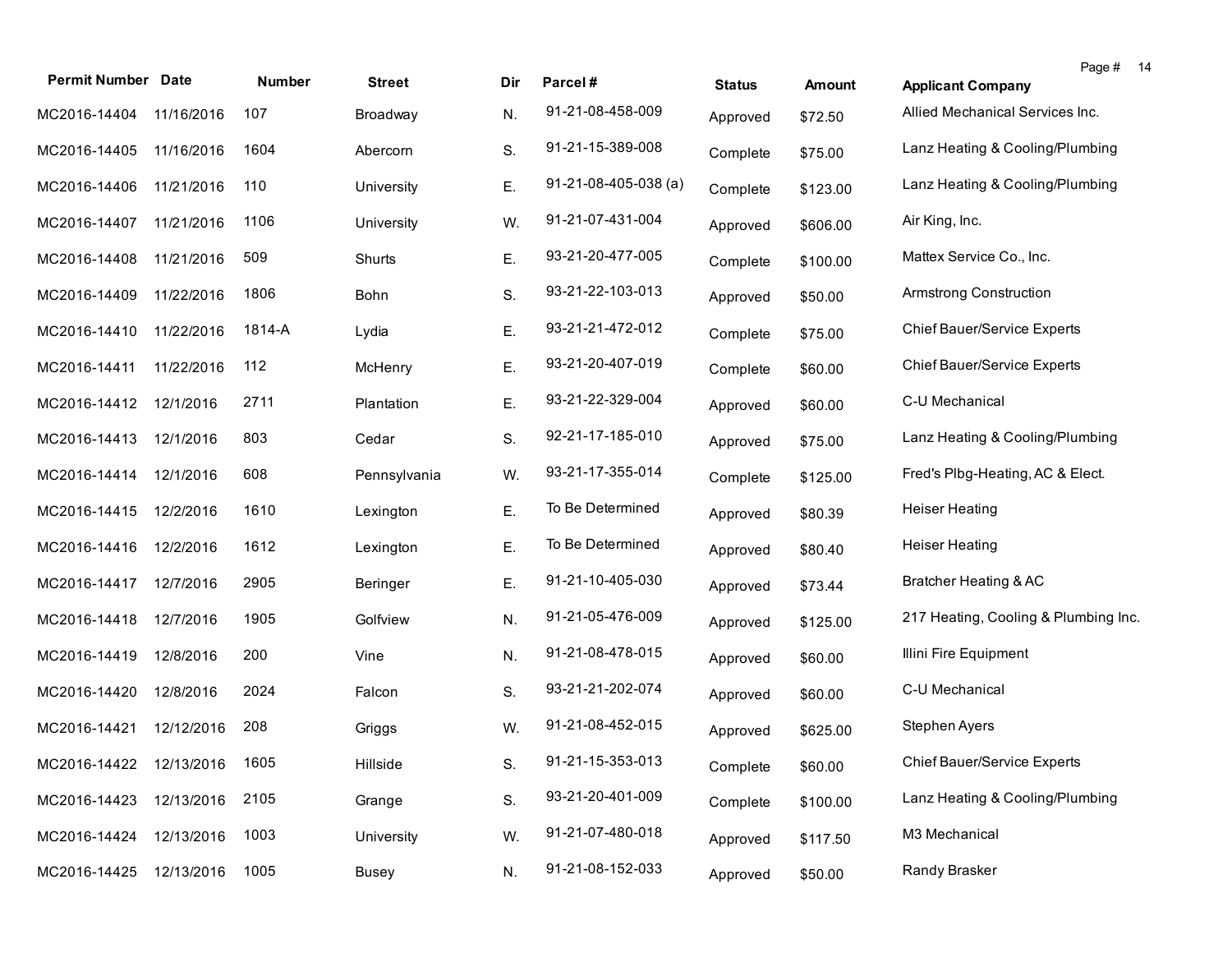| Permit Number | Date | Number | Street | Dir | Parcel # | Status | Amount | Applicant Company |
|---|---|---|---|---|---|---|---|---|
| MC2016-14404 | 11/16/2016 | 107 | Broadway | N. | 91-21-08-458-009 | Approved | $72.50 | Allied Mechanical Services Inc. |
| MC2016-14405 | 11/16/2016 | 1604 | Abercorn | S. | 91-21-15-389-008 | Complete | $75.00 | Lanz Heating & Cooling/Plumbing |
| MC2016-14406 | 11/21/2016 | 110 | University | E. | 91-21-08-405-038 (a) | Complete | $123.00 | Lanz Heating & Cooling/Plumbing |
| MC2016-14407 | 11/21/2016 | 1106 | University | W. | 91-21-07-431-004 | Approved | $606.00 | Air King, Inc. |
| MC2016-14408 | 11/21/2016 | 509 | Shurts | E. | 93-21-20-477-005 | Complete | $100.00 | Mattex Service Co., Inc. |
| MC2016-14409 | 11/22/2016 | 1806 | Bohn | S. | 93-21-22-103-013 | Approved | $50.00 | Armstrong Construction |
| MC2016-14410 | 11/22/2016 | 1814-A | Lydia | E. | 93-21-21-472-012 | Complete | $75.00 | Chief Bauer/Service Experts |
| MC2016-14411 | 11/22/2016 | 112 | McHenry | E. | 93-21-20-407-019 | Complete | $60.00 | Chief Bauer/Service Experts |
| MC2016-14412 | 12/1/2016 | 2711 | Plantation | E. | 93-21-22-329-004 | Approved | $60.00 | C-U Mechanical |
| MC2016-14413 | 12/1/2016 | 803 | Cedar | S. | 92-21-17-185-010 | Approved | $75.00 | Lanz Heating & Cooling/Plumbing |
| MC2016-14414 | 12/1/2016 | 608 | Pennsylvania | W. | 93-21-17-355-014 | Complete | $125.00 | Fred's Plbg-Heating, AC & Elect. |
| MC2016-14415 | 12/2/2016 | 1610 | Lexington | E. | To Be Determined | Approved | $80.39 | Heiser Heating |
| MC2016-14416 | 12/2/2016 | 1612 | Lexington | E. | To Be Determined | Approved | $80.40 | Heiser Heating |
| MC2016-14417 | 12/7/2016 | 2905 | Beringer | E. | 91-21-10-405-030 | Approved | $73.44 | Bratcher Heating & AC |
| MC2016-14418 | 12/7/2016 | 1905 | Golfview | N. | 91-21-05-476-009 | Approved | $125.00 | 217 Heating, Cooling & Plumbing Inc. |
| MC2016-14419 | 12/8/2016 | 200 | Vine | N. | 91-21-08-478-015 | Approved | $60.00 | Illini Fire Equipment |
| MC2016-14420 | 12/8/2016 | 2024 | Falcon | S. | 93-21-21-202-074 | Approved | $60.00 | C-U Mechanical |
| MC2016-14421 | 12/12/2016 | 208 | Griggs | W. | 91-21-08-452-015 | Approved | $625.00 | Stephen Ayers |
| MC2016-14422 | 12/13/2016 | 1605 | Hillside | S. | 91-21-15-353-013 | Complete | $60.00 | Chief Bauer/Service Experts |
| MC2016-14423 | 12/13/2016 | 2105 | Grange | S. | 93-21-20-401-009 | Complete | $100.00 | Lanz Heating & Cooling/Plumbing |
| MC2016-14424 | 12/13/2016 | 1003 | University | W. | 91-21-07-480-018 | Approved | $117.50 | M3 Mechanical |
| MC2016-14425 | 12/13/2016 | 1005 | Busey | N. | 91-21-08-152-033 | Approved | $50.00 | Randy Brasker |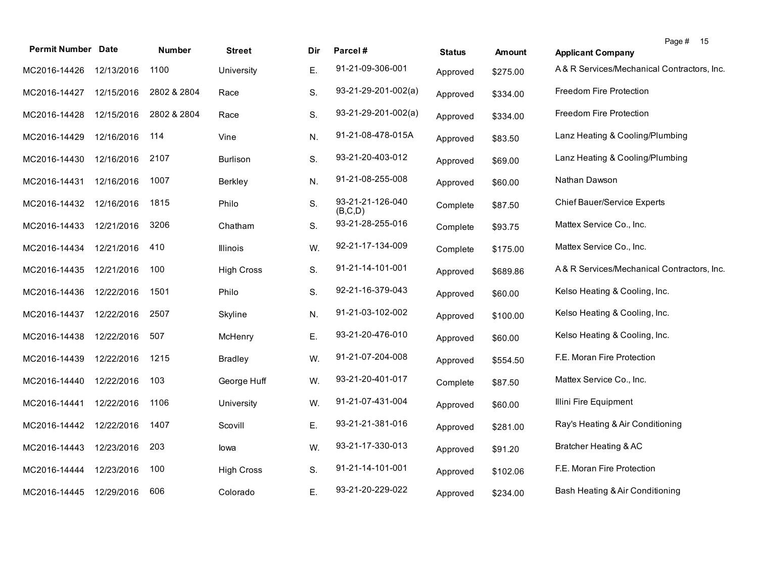| Permit Number | Date | Number | Street | Dir | Parcel # | Status | Amount | Applicant Company |
|---|---|---|---|---|---|---|---|---|
| MC2016-14426 | 12/13/2016 | 1100 | University | E. | 91-21-09-306-001 | Approved | $275.00 | A & R Services/Mechanical Contractors, Inc. |
| MC2016-14427 | 12/15/2016 | 2802 & 2804 | Race | S. | 93-21-29-201-002(a) | Approved | $334.00 | Freedom Fire Protection |
| MC2016-14428 | 12/15/2016 | 2802 & 2804 | Race | S. | 93-21-29-201-002(a) | Approved | $334.00 | Freedom Fire Protection |
| MC2016-14429 | 12/16/2016 | 114 | Vine | N. | 91-21-08-478-015A | Approved | $83.50 | Lanz Heating & Cooling/Plumbing |
| MC2016-14430 | 12/16/2016 | 2107 | Burlison | S. | 93-21-20-403-012 | Approved | $69.00 | Lanz Heating & Cooling/Plumbing |
| MC2016-14431 | 12/16/2016 | 1007 | Berkley | N. | 91-21-08-255-008 | Approved | $60.00 | Nathan Dawson |
| MC2016-14432 | 12/16/2016 | 1815 | Philo | S. | 93-21-21-126-040 (B,C,D) | Complete | $87.50 | Chief Bauer/Service Experts |
| MC2016-14433 | 12/21/2016 | 3206 | Chatham | S. | 93-21-28-255-016 | Complete | $93.75 | Mattex Service Co., Inc. |
| MC2016-14434 | 12/21/2016 | 410 | Illinois | W. | 92-21-17-134-009 | Complete | $175.00 | Mattex Service Co., Inc. |
| MC2016-14435 | 12/21/2016 | 100 | High Cross | S. | 91-21-14-101-001 | Approved | $689.86 | A & R Services/Mechanical Contractors, Inc. |
| MC2016-14436 | 12/22/2016 | 1501 | Philo | S. | 92-21-16-379-043 | Approved | $60.00 | Kelso Heating & Cooling, Inc. |
| MC2016-14437 | 12/22/2016 | 2507 | Skyline | N. | 91-21-03-102-002 | Approved | $100.00 | Kelso Heating & Cooling, Inc. |
| MC2016-14438 | 12/22/2016 | 507 | McHenry | E. | 93-21-20-476-010 | Approved | $60.00 | Kelso Heating & Cooling, Inc. |
| MC2016-14439 | 12/22/2016 | 1215 | Bradley | W. | 91-21-07-204-008 | Approved | $554.50 | F.E. Moran Fire Protection |
| MC2016-14440 | 12/22/2016 | 103 | George Huff | W. | 93-21-20-401-017 | Complete | $87.50 | Mattex Service Co., Inc. |
| MC2016-14441 | 12/22/2016 | 1106 | University | W. | 91-21-07-431-004 | Approved | $60.00 | Illini Fire Equipment |
| MC2016-14442 | 12/22/2016 | 1407 | Scovill | E. | 93-21-21-381-016 | Approved | $281.00 | Ray's Heating & Air Conditioning |
| MC2016-14443 | 12/23/2016 | 203 | Iowa | W. | 93-21-17-330-013 | Approved | $91.20 | Bratcher Heating & AC |
| MC2016-14444 | 12/23/2016 | 100 | High Cross | S. | 91-21-14-101-001 | Approved | $102.06 | F.E. Moran Fire Protection |
| MC2016-14445 | 12/29/2016 | 606 | Colorado | E. | 93-21-20-229-022 | Approved | $234.00 | Bash Heating & Air Conditioning |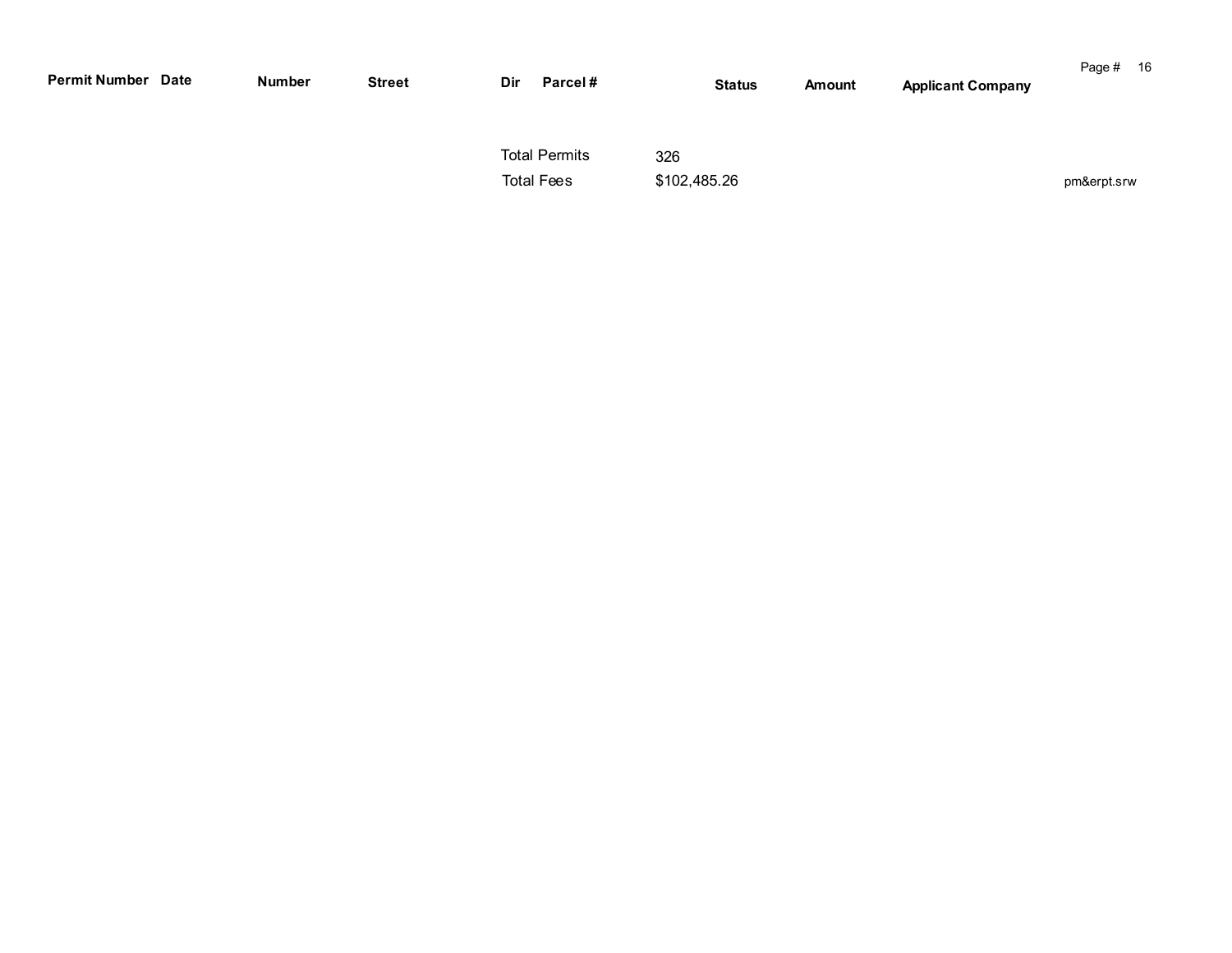| Permit Number | Date | Number | Street | Dir | Parcel # | Status | Amount | Applicant Company |
|---|---|---|---|---|---|---|---|---|

Total Permits 326

Total Fees $102,485.26

pm&erpt.srw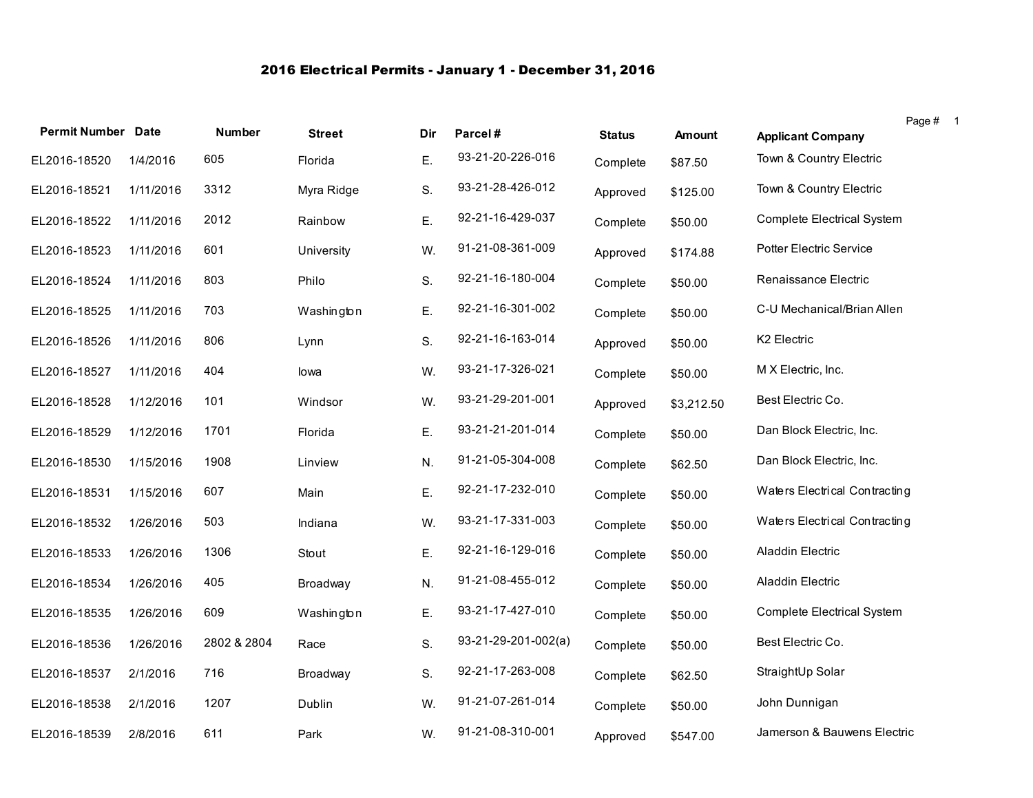# 2016 Electrical Permits - January 1 - December 31, 2016

| Permit Number | Date | Number | Street | Dir | Parcel # | Status | Amount | Applicant Company |
|---|---|---|---|---|---|---|---|---|
| EL2016-18520 | 1/4/2016 | 605 | Florida | E. | 93-21-20-226-016 | Complete | $87.50 | Town & Country Electric |
| EL2016-18521 | 1/11/2016 | 3312 | Myra Ridge | S. | 93-21-28-426-012 | Approved | $125.00 | Town & Country Electric |
| EL2016-18522 | 1/11/2016 | 2012 | Rainbow | E. | 92-21-16-429-037 | Complete | $50.00 | Complete Electrical System |
| EL2016-18523 | 1/11/2016 | 601 | University | W. | 91-21-08-361-009 | Approved | $174.88 | Potter Electric Service |
| EL2016-18524 | 1/11/2016 | 803 | Philo | S. | 92-21-16-180-004 | Complete | $50.00 | Renaissance Electric |
| EL2016-18525 | 1/11/2016 | 703 | Washington | E. | 92-21-16-301-002 | Complete | $50.00 | C-U Mechanical/Brian Allen |
| EL2016-18526 | 1/11/2016 | 806 | Lynn | S. | 92-21-16-163-014 | Approved | $50.00 | K2 Electric |
| EL2016-18527 | 1/11/2016 | 404 | Iowa | W. | 93-21-17-326-021 | Complete | $50.00 | M X Electric, Inc. |
| EL2016-18528 | 1/12/2016 | 101 | Windsor | W. | 93-21-29-201-001 | Approved | $3,212.50 | Best Electric Co. |
| EL2016-18529 | 1/12/2016 | 1701 | Florida | E. | 93-21-21-201-014 | Complete | $50.00 | Dan Block Electric, Inc. |
| EL2016-18530 | 1/15/2016 | 1908 | Linview | N. | 91-21-05-304-008 | Complete | $62.50 | Dan Block Electric, Inc. |
| EL2016-18531 | 1/15/2016 | 607 | Main | E. | 92-21-17-232-010 | Complete | $50.00 | Waters Electrical Contracting |
| EL2016-18532 | 1/26/2016 | 503 | Indiana | W. | 93-21-17-331-003 | Complete | $50.00 | Waters Electrical Contracting |
| EL2016-18533 | 1/26/2016 | 1306 | Stout | E. | 92-21-16-129-016 | Complete | $50.00 | Aladdin Electric |
| EL2016-18534 | 1/26/2016 | 405 | Broadway | N. | 91-21-08-455-012 | Complete | $50.00 | Aladdin Electric |
| EL2016-18535 | 1/26/2016 | 609 | Washington | E. | 93-21-17-427-010 | Complete | $50.00 | Complete Electrical System |
| EL2016-18536 | 1/26/2016 | 2802 & 2804 | Race | S. | 93-21-29-201-002(a) | Complete | $50.00 | Best Electric Co. |
| EL2016-18537 | 2/1/2016 | 716 | Broadway | S. | 92-21-17-263-008 | Complete | $62.50 | StraightUp Solar |
| EL2016-18538 | 2/1/2016 | 1207 | Dublin | W. | 91-21-07-261-014 | Complete | $50.00 | John Dunnigan |
| EL2016-18539 | 2/8/2016 | 611 | Park | W. | 91-21-08-310-001 | Approved | $547.00 | Jamerson & Bauwens Electric |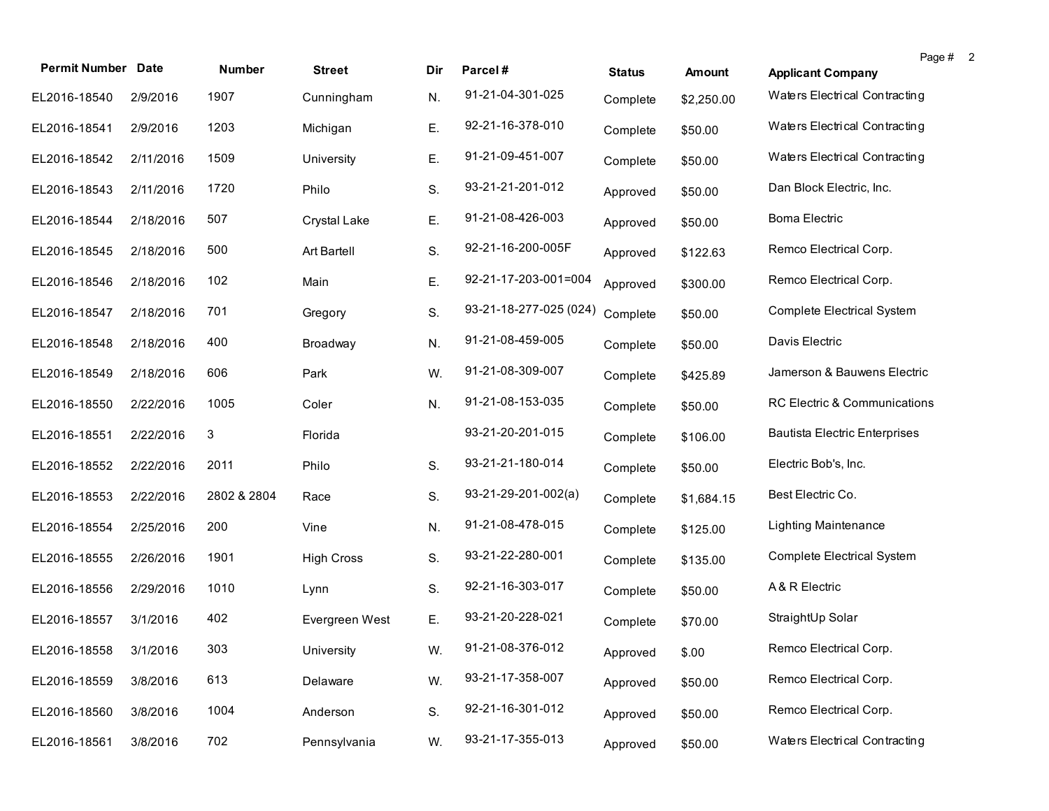| Permit Number | Date | Number | Street | Dir | Parcel # | Status | Amount | Applicant Company |
|---|---|---|---|---|---|---|---|---|
| EL2016-18540 | 2/9/2016 | 1907 | Cunningham | N. | 91-21-04-301-025 | Complete | $2,250.00 | Waters Electrical Contracting |
| EL2016-18541 | 2/9/2016 | 1203 | Michigan | E. | 92-21-16-378-010 | Complete | $50.00 | Waters Electrical Contracting |
| EL2016-18542 | 2/11/2016 | 1509 | University | E. | 91-21-09-451-007 | Complete | $50.00 | Waters Electrical Contracting |
| EL2016-18543 | 2/11/2016 | 1720 | Philo | S. | 93-21-21-201-012 | Approved | $50.00 | Dan Block Electric, Inc. |
| EL2016-18544 | 2/18/2016 | 507 | Crystal Lake | E. | 91-21-08-426-003 | Approved | $50.00 | Boma Electric |
| EL2016-18545 | 2/18/2016 | 500 | Art Bartell | S. | 92-21-16-200-005F | Approved | $122.63 | Remco Electrical Corp. |
| EL2016-18546 | 2/18/2016 | 102 | Main | E. | 92-21-17-203-001=004 | Approved | $300.00 | Remco Electrical Corp. |
| EL2016-18547 | 2/18/2016 | 701 | Gregory | S. | 93-21-18-277-025 (024) | Complete | $50.00 | Complete Electrical System |
| EL2016-18548 | 2/18/2016 | 400 | Broadway | N. | 91-21-08-459-005 | Complete | $50.00 | Davis Electric |
| EL2016-18549 | 2/18/2016 | 606 | Park | W. | 91-21-08-309-007 | Complete | $425.89 | Jamerson & Bauwens Electric |
| EL2016-18550 | 2/22/2016 | 1005 | Coler | N. | 91-21-08-153-035 | Complete | $50.00 | RC Electric & Communications |
| EL2016-18551 | 2/22/2016 | 3 | Florida | | 93-21-20-201-015 | Complete | $106.00 | Bautista Electric Enterprises |
| EL2016-18552 | 2/22/2016 | 2011 | Philo | S. | 93-21-21-180-014 | Complete | $50.00 | Electric Bob's, Inc. |
| EL2016-18553 | 2/22/2016 | 2802 & 2804 | Race | S. | 93-21-29-201-002(a) | Complete | $1,684.15 | Best Electric Co. |
| EL2016-18554 | 2/25/2016 | 200 | Vine | N. | 91-21-08-478-015 | Complete | $125.00 | Lighting Maintenance |
| EL2016-18555 | 2/26/2016 | 1901 | High Cross | S. | 93-21-22-280-001 | Complete | $135.00 | Complete Electrical System |
| EL2016-18556 | 2/29/2016 | 1010 | Lynn | S. | 92-21-16-303-017 | Complete | $50.00 | A & R Electric |
| EL2016-18557 | 3/1/2016 | 402 | Evergreen West | E. | 93-21-20-228-021 | Complete | $70.00 | StraightUp Solar |
| EL2016-18558 | 3/1/2016 | 303 | University | W. | 91-21-08-376-012 | Approved | $.00 | Remco Electrical Corp. |
| EL2016-18559 | 3/8/2016 | 613 | Delaware | W. | 93-21-17-358-007 | Approved | $50.00 | Remco Electrical Corp. |
| EL2016-18560 | 3/8/2016 | 1004 | Anderson | S. | 92-21-16-301-012 | Approved | $50.00 | Remco Electrical Corp. |
| EL2016-18561 | 3/8/2016 | 702 | Pennsylvania | W. | 93-21-17-355-013 | Approved | $50.00 | Waters Electrical Contracting |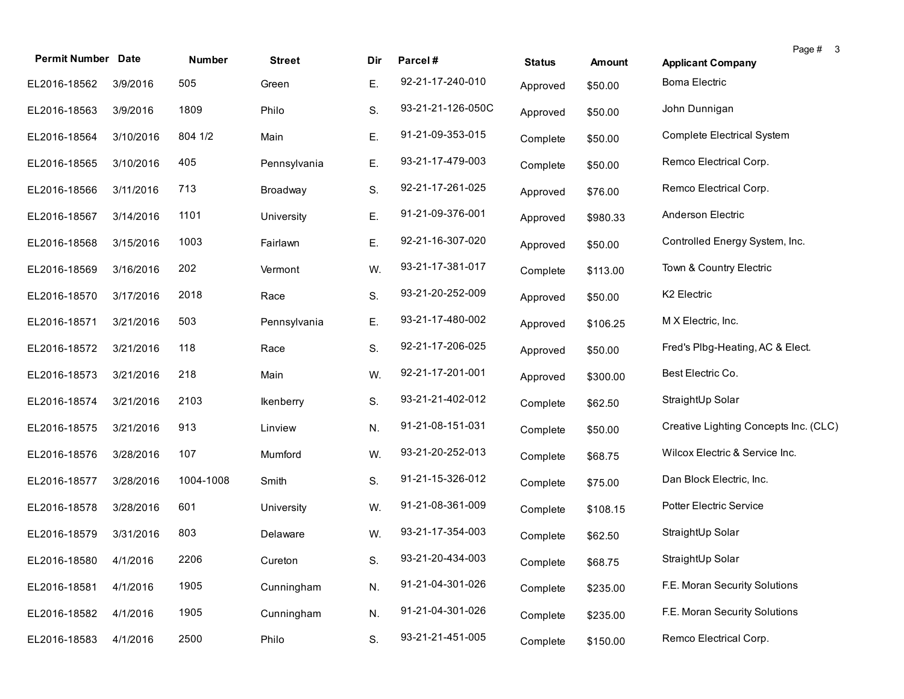| Permit Number | Date | Number | Street | Dir | Parcel # | Status | Amount | Applicant Company |
|---|---|---|---|---|---|---|---|---|
| EL2016-18562 | 3/9/2016 | 505 | Green | E. | 92-21-17-240-010 | Approved | $50.00 | Boma Electric |
| EL2016-18563 | 3/9/2016 | 1809 | Philo | S. | 93-21-21-126-050C | Approved | $50.00 | John Dunnigan |
| EL2016-18564 | 3/10/2016 | 804 1/2 | Main | E. | 91-21-09-353-015 | Complete | $50.00 | Complete Electrical System |
| EL2016-18565 | 3/10/2016 | 405 | Pennsylvania | E. | 93-21-17-479-003 | Complete | $50.00 | Remco Electrical Corp. |
| EL2016-18566 | 3/11/2016 | 713 | Broadway | S. | 92-21-17-261-025 | Approved | $76.00 | Remco Electrical Corp. |
| EL2016-18567 | 3/14/2016 | 1101 | University | E. | 91-21-09-376-001 | Approved | $980.33 | Anderson Electric |
| EL2016-18568 | 3/15/2016 | 1003 | Fairlawn | E. | 92-21-16-307-020 | Approved | $50.00 | Controlled Energy System, Inc. |
| EL2016-18569 | 3/16/2016 | 202 | Vermont | W. | 93-21-17-381-017 | Complete | $113.00 | Town & Country Electric |
| EL2016-18570 | 3/17/2016 | 2018 | Race | S. | 93-21-20-252-009 | Approved | $50.00 | K2 Electric |
| EL2016-18571 | 3/21/2016 | 503 | Pennsylvania | E. | 93-21-17-480-002 | Approved | $106.25 | M X Electric, Inc. |
| EL2016-18572 | 3/21/2016 | 118 | Race | S. | 92-21-17-206-025 | Approved | $50.00 | Fred's Plbg-Heating, AC & Elect. |
| EL2016-18573 | 3/21/2016 | 218 | Main | W. | 92-21-17-201-001 | Approved | $300.00 | Best Electric Co. |
| EL2016-18574 | 3/21/2016 | 2103 | Ikenberry | S. | 93-21-21-402-012 | Complete | $62.50 | StraightUp Solar |
| EL2016-18575 | 3/21/2016 | 913 | Linview | N. | 91-21-08-151-031 | Complete | $50.00 | Creative Lighting Concepts Inc. (CLC) |
| EL2016-18576 | 3/28/2016 | 107 | Mumford | W. | 93-21-20-252-013 | Complete | $68.75 | Wilcox Electric & Service Inc. |
| EL2016-18577 | 3/28/2016 | 1004-1008 | Smith | S. | 91-21-15-326-012 | Complete | $75.00 | Dan Block Electric, Inc. |
| EL2016-18578 | 3/28/2016 | 601 | University | W. | 91-21-08-361-009 | Complete | $108.15 | Potter Electric Service |
| EL2016-18579 | 3/31/2016 | 803 | Delaware | W. | 93-21-17-354-003 | Complete | $62.50 | StraightUp Solar |
| EL2016-18580 | 4/1/2016 | 2206 | Cureton | S. | 93-21-20-434-003 | Complete | $68.75 | StraightUp Solar |
| EL2016-18581 | 4/1/2016 | 1905 | Cunningham | N. | 91-21-04-301-026 | Complete | $235.00 | F.E. Moran Security Solutions |
| EL2016-18582 | 4/1/2016 | 1905 | Cunningham | N. | 91-21-04-301-026 | Complete | $235.00 | F.E. Moran Security Solutions |
| EL2016-18583 | 4/1/2016 | 2500 | Philo | S. | 93-21-21-451-005 | Complete | $150.00 | Remco Electrical Corp. |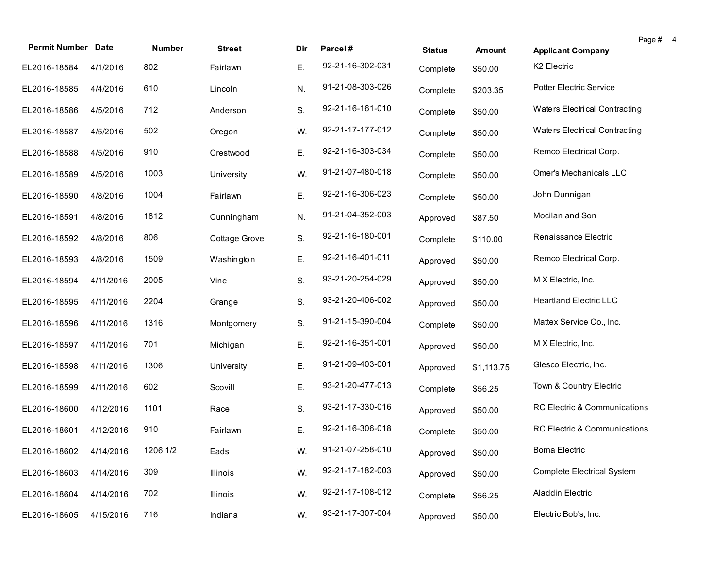| Permit Number | Date | Number | Street | Dir | Parcel # | Status | Amount | Applicant Company |
|---|---|---|---|---|---|---|---|---|
| EL2016-18584 | 4/1/2016 | 802 | Fairlawn | E. | 92-21-16-302-031 | Complete | $50.00 | K2 Electric |
| EL2016-18585 | 4/4/2016 | 610 | Lincoln | N. | 91-21-08-303-026 | Complete | $203.35 | Potter Electric Service |
| EL2016-18586 | 4/5/2016 | 712 | Anderson | S. | 92-21-16-161-010 | Complete | $50.00 | Waters Electrical Contracting |
| EL2016-18587 | 4/5/2016 | 502 | Oregon | W. | 92-21-17-177-012 | Complete | $50.00 | Waters Electrical Contracting |
| EL2016-18588 | 4/5/2016 | 910 | Crestwood | E. | 92-21-16-303-034 | Complete | $50.00 | Remco Electrical Corp. |
| EL2016-18589 | 4/5/2016 | 1003 | University | W. | 91-21-07-480-018 | Complete | $50.00 | Omer's Mechanicals LLC |
| EL2016-18590 | 4/8/2016 | 1004 | Fairlawn | E. | 92-21-16-306-023 | Complete | $50.00 | John Dunnigan |
| EL2016-18591 | 4/8/2016 | 1812 | Cunningham | N. | 91-21-04-352-003 | Approved | $87.50 | Mocilan and Son |
| EL2016-18592 | 4/8/2016 | 806 | Cottage Grove | S. | 92-21-16-180-001 | Complete | $110.00 | Renaissance Electric |
| EL2016-18593 | 4/8/2016 | 1509 | Washington | E. | 92-21-16-401-011 | Approved | $50.00 | Remco Electrical Corp. |
| EL2016-18594 | 4/11/2016 | 2005 | Vine | S. | 93-21-20-254-029 | Approved | $50.00 | M X Electric, Inc. |
| EL2016-18595 | 4/11/2016 | 2204 | Grange | S. | 93-21-20-406-002 | Approved | $50.00 | Heartland Electric LLC |
| EL2016-18596 | 4/11/2016 | 1316 | Montgomery | S. | 91-21-15-390-004 | Complete | $50.00 | Mattex Service Co., Inc. |
| EL2016-18597 | 4/11/2016 | 701 | Michigan | E. | 92-21-16-351-001 | Approved | $50.00 | M X Electric, Inc. |
| EL2016-18598 | 4/11/2016 | 1306 | University | E. | 91-21-09-403-001 | Approved | $1,113.75 | Glesco Electric, Inc. |
| EL2016-18599 | 4/11/2016 | 602 | Scovill | E. | 93-21-20-477-013 | Complete | $56.25 | Town & Country Electric |
| EL2016-18600 | 4/12/2016 | 1101 | Race | S. | 93-21-17-330-016 | Approved | $50.00 | RC Electric & Communications |
| EL2016-18601 | 4/12/2016 | 910 | Fairlawn | E. | 92-21-16-306-018 | Complete | $50.00 | RC Electric & Communications |
| EL2016-18602 | 4/14/2016 | 1206 1/2 | Eads | W. | 91-21-07-258-010 | Approved | $50.00 | Boma Electric |
| EL2016-18603 | 4/14/2016 | 309 | Illinois | W. | 92-21-17-182-003 | Approved | $50.00 | Complete Electrical System |
| EL2016-18604 | 4/14/2016 | 702 | Illinois | W. | 92-21-17-108-012 | Complete | $56.25 | Aladdin Electric |
| EL2016-18605 | 4/15/2016 | 716 | Indiana | W. | 93-21-17-307-004 | Approved | $50.00 | Electric Bob's, Inc. |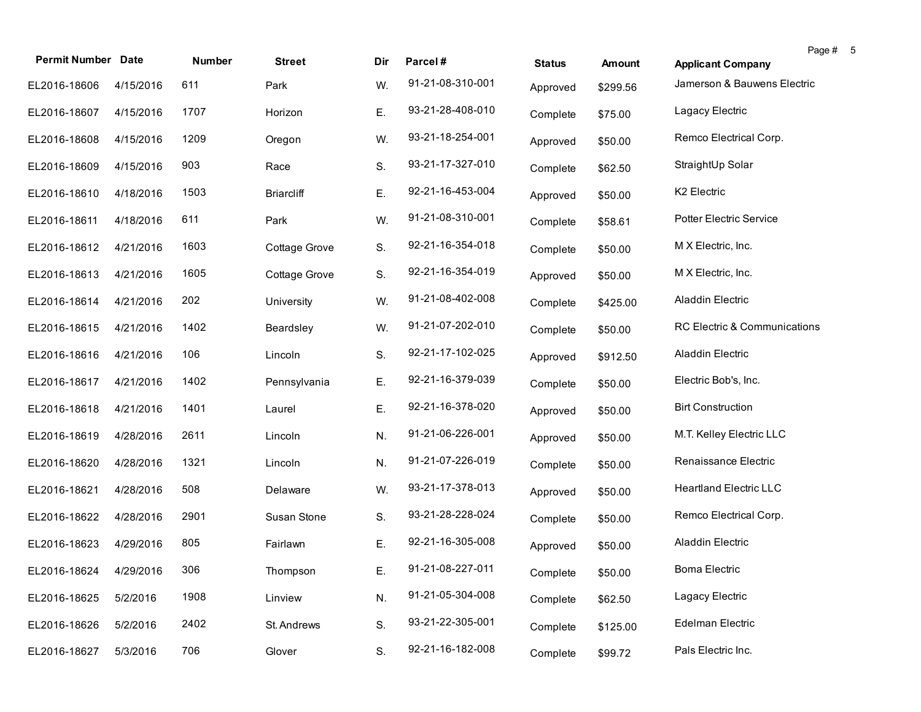| Permit Number | Date | Number | Street | Dir | Parcel # | Status | Amount | Applicant Company |
|---|---|---|---|---|---|---|---|---|
| EL2016-18606 | 4/15/2016 | 611 | Park | W. | 91-21-08-310-001 | Approved | $299.56 | Jamerson & Bauwens Electric |
| EL2016-18607 | 4/15/2016 | 1707 | Horizon | E. | 93-21-28-408-010 | Complete | $75.00 | Lagacy Electric |
| EL2016-18608 | 4/15/2016 | 1209 | Oregon | W. | 93-21-18-254-001 | Approved | $50.00 | Remco Electrical Corp. |
| EL2016-18609 | 4/15/2016 | 903 | Race | S. | 93-21-17-327-010 | Complete | $62.50 | StraightUp Solar |
| EL2016-18610 | 4/18/2016 | 1503 | Briarcliff | E. | 92-21-16-453-004 | Approved | $50.00 | K2 Electric |
| EL2016-18611 | 4/18/2016 | 611 | Park | W. | 91-21-08-310-001 | Complete | $58.61 | Potter Electric Service |
| EL2016-18612 | 4/21/2016 | 1603 | Cottage Grove | S. | 92-21-16-354-018 | Complete | $50.00 | M X Electric, Inc. |
| EL2016-18613 | 4/21/2016 | 1605 | Cottage Grove | S. | 92-21-16-354-019 | Approved | $50.00 | M X Electric, Inc. |
| EL2016-18614 | 4/21/2016 | 202 | University | W. | 91-21-08-402-008 | Complete | $425.00 | Aladdin Electric |
| EL2016-18615 | 4/21/2016 | 1402 | Beardsley | W. | 91-21-07-202-010 | Complete | $50.00 | RC Electric & Communications |
| EL2016-18616 | 4/21/2016 | 106 | Lincoln | S. | 92-21-17-102-025 | Approved | $912.50 | Aladdin Electric |
| EL2016-18617 | 4/21/2016 | 1402 | Pennsylvania | E. | 92-21-16-379-039 | Complete | $50.00 | Electric Bob's, Inc. |
| EL2016-18618 | 4/21/2016 | 1401 | Laurel | E. | 92-21-16-378-020 | Approved | $50.00 | Birt Construction |
| EL2016-18619 | 4/28/2016 | 2611 | Lincoln | N. | 91-21-06-226-001 | Approved | $50.00 | M.T. Kelley Electric LLC |
| EL2016-18620 | 4/28/2016 | 1321 | Lincoln | N. | 91-21-07-226-019 | Complete | $50.00 | Renaissance Electric |
| EL2016-18621 | 4/28/2016 | 508 | Delaware | W. | 93-21-17-378-013 | Approved | $50.00 | Heartland Electric LLC |
| EL2016-18622 | 4/28/2016 | 2901 | Susan Stone | S. | 93-21-28-228-024 | Complete | $50.00 | Remco Electrical Corp. |
| EL2016-18623 | 4/29/2016 | 805 | Fairlawn | E. | 92-21-16-305-008 | Approved | $50.00 | Aladdin Electric |
| EL2016-18624 | 4/29/2016 | 306 | Thompson | E. | 91-21-08-227-011 | Complete | $50.00 | Boma Electric |
| EL2016-18625 | 5/2/2016 | 1908 | Linview | N. | 91-21-05-304-008 | Complete | $62.50 | Lagacy Electric |
| EL2016-18626 | 5/2/2016 | 2402 | St. Andrews | S. | 93-21-22-305-001 | Complete | $125.00 | Edelman Electric |
| EL2016-18627 | 5/3/2016 | 706 | Glover | S. | 92-21-16-182-008 | Complete | $99.72 | Pals Electric Inc. |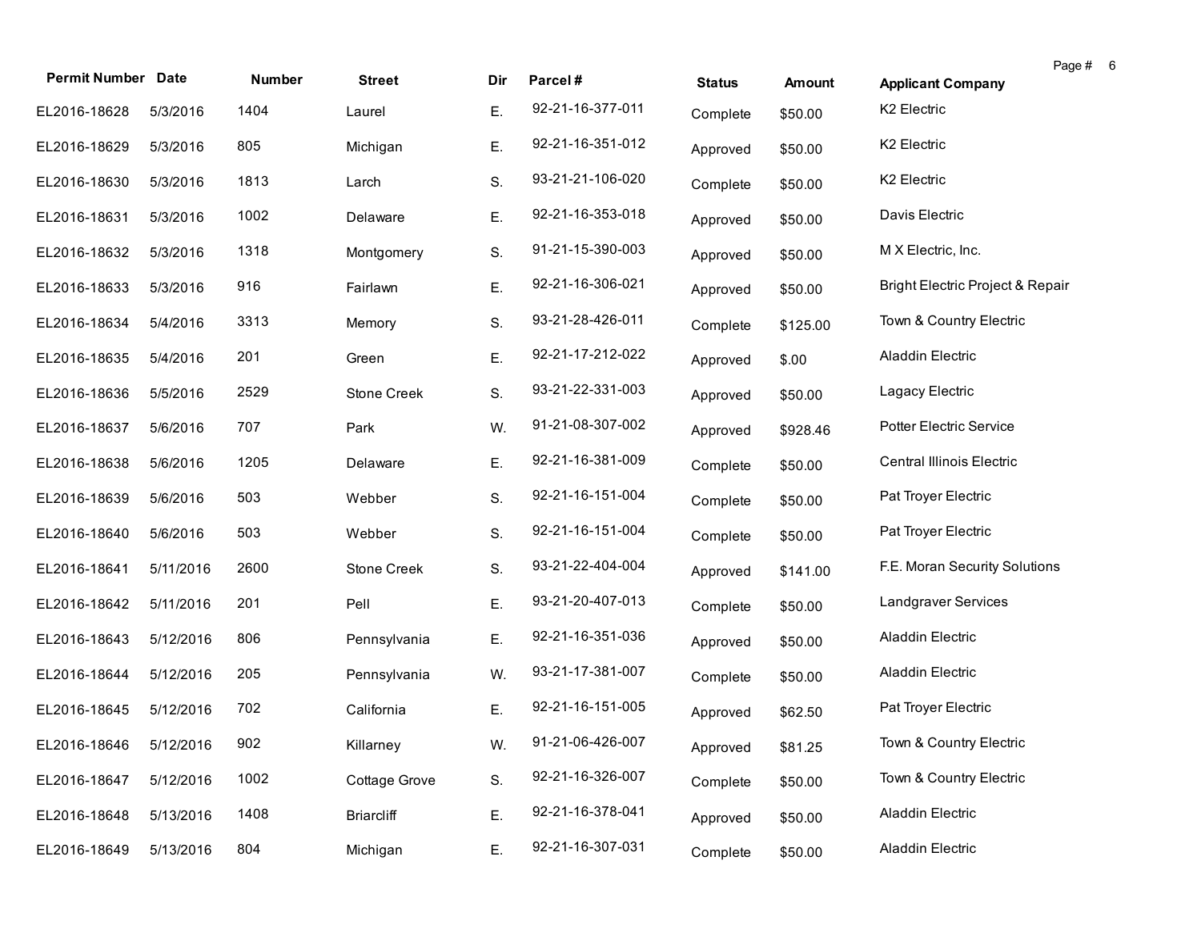| Permit Number | Date | Number | Street | Dir | Parcel # | Status | Amount | Applicant Company |
|---|---|---|---|---|---|---|---|---|
| EL2016-18628 | 5/3/2016 | 1404 | Laurel | E. | 92-21-16-377-011 | Complete | $50.00 | K2 Electric |
| EL2016-18629 | 5/3/2016 | 805 | Michigan | E. | 92-21-16-351-012 | Approved | $50.00 | K2 Electric |
| EL2016-18630 | 5/3/2016 | 1813 | Larch | S. | 93-21-21-106-020 | Complete | $50.00 | K2 Electric |
| EL2016-18631 | 5/3/2016 | 1002 | Delaware | E. | 92-21-16-353-018 | Approved | $50.00 | Davis Electric |
| EL2016-18632 | 5/3/2016 | 1318 | Montgomery | S. | 91-21-15-390-003 | Approved | $50.00 | M X Electric, Inc. |
| EL2016-18633 | 5/3/2016 | 916 | Fairlawn | E. | 92-21-16-306-021 | Approved | $50.00 | Bright Electric Project & Repair |
| EL2016-18634 | 5/4/2016 | 3313 | Memory | S. | 93-21-28-426-011 | Complete | $125.00 | Town & Country Electric |
| EL2016-18635 | 5/4/2016 | 201 | Green | E. | 92-21-17-212-022 | Approved | $.00 | Aladdin Electric |
| EL2016-18636 | 5/5/2016 | 2529 | Stone Creek | S. | 93-21-22-331-003 | Approved | $50.00 | Lagacy Electric |
| EL2016-18637 | 5/6/2016 | 707 | Park | W. | 91-21-08-307-002 | Approved | $928.46 | Potter Electric Service |
| EL2016-18638 | 5/6/2016 | 1205 | Delaware | E. | 92-21-16-381-009 | Complete | $50.00 | Central Illinois Electric |
| EL2016-18639 | 5/6/2016 | 503 | Webber | S. | 92-21-16-151-004 | Complete | $50.00 | Pat Troyer Electric |
| EL2016-18640 | 5/6/2016 | 503 | Webber | S. | 92-21-16-151-004 | Complete | $50.00 | Pat Troyer Electric |
| EL2016-18641 | 5/11/2016 | 2600 | Stone Creek | S. | 93-21-22-404-004 | Approved | $141.00 | F.E. Moran Security Solutions |
| EL2016-18642 | 5/11/2016 | 201 | Pell | E. | 93-21-20-407-013 | Complete | $50.00 | Landgraver Services |
| EL2016-18643 | 5/12/2016 | 806 | Pennsylvania | E. | 92-21-16-351-036 | Approved | $50.00 | Aladdin Electric |
| EL2016-18644 | 5/12/2016 | 205 | Pennsylvania | W. | 93-21-17-381-007 | Complete | $50.00 | Aladdin Electric |
| EL2016-18645 | 5/12/2016 | 702 | California | E. | 92-21-16-151-005 | Approved | $62.50 | Pat Troyer Electric |
| EL2016-18646 | 5/12/2016 | 902 | Killarney | W. | 91-21-06-426-007 | Approved | $81.25 | Town & Country Electric |
| EL2016-18647 | 5/12/2016 | 1002 | Cottage Grove | S. | 92-21-16-326-007 | Complete | $50.00 | Town & Country Electric |
| EL2016-18648 | 5/13/2016 | 1408 | Briarcliff | E. | 92-21-16-378-041 | Approved | $50.00 | Aladdin Electric |
| EL2016-18649 | 5/13/2016 | 804 | Michigan | E. | 92-21-16-307-031 | Complete | $50.00 | Aladdin Electric |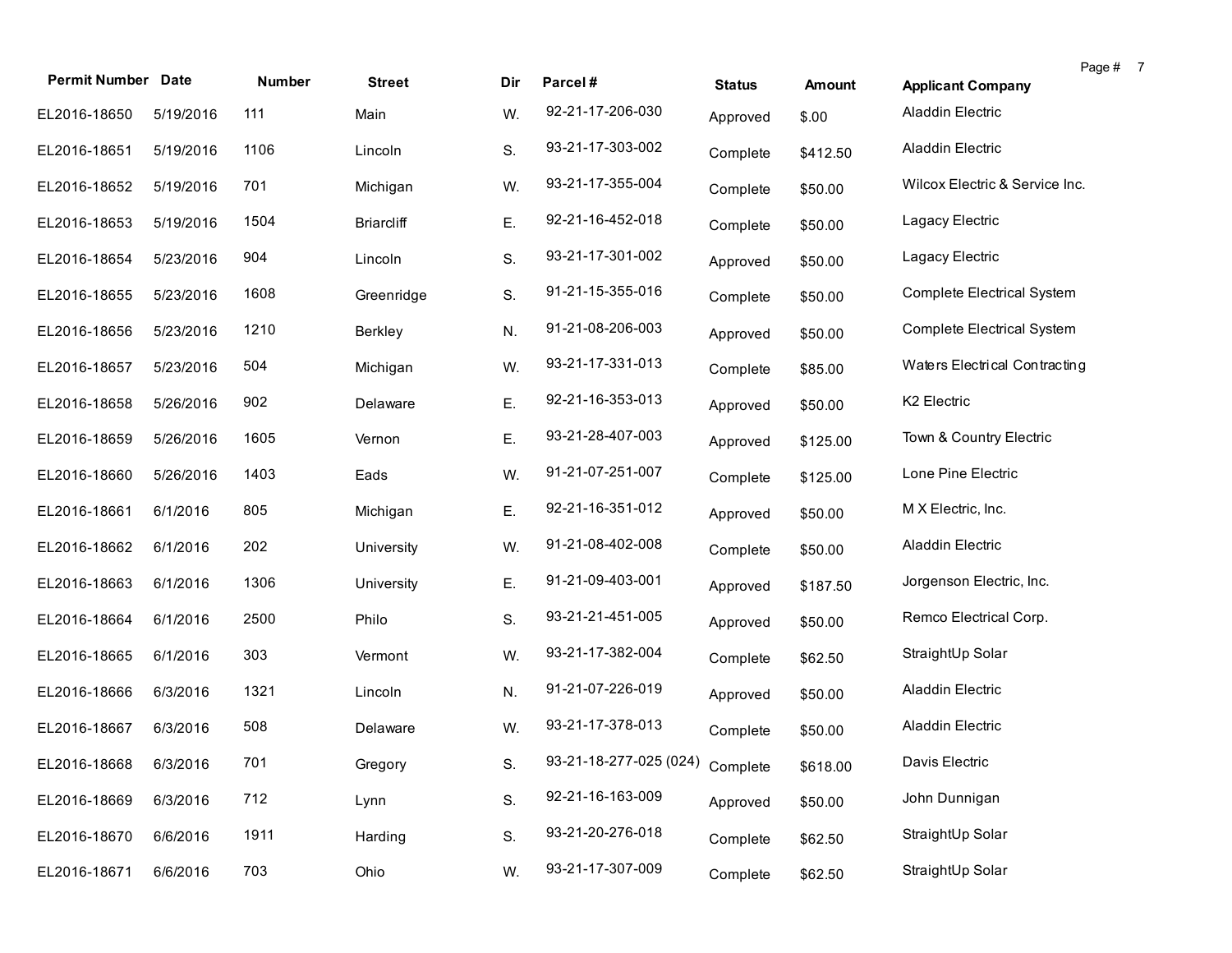| Permit Number | Date | Number | Street | Dir | Parcel # | Status | Amount | Applicant Company |
|---|---|---|---|---|---|---|---|---|
| EL2016-18650 | 5/19/2016 | 111 | Main | W. | 92-21-17-206-030 | Approved | $.00 | Aladdin Electric |
| EL2016-18651 | 5/19/2016 | 1106 | Lincoln | S. | 93-21-17-303-002 | Complete | $412.50 | Aladdin Electric |
| EL2016-18652 | 5/19/2016 | 701 | Michigan | W. | 93-21-17-355-004 | Complete | $50.00 | Wilcox Electric & Service Inc. |
| EL2016-18653 | 5/19/2016 | 1504 | Briarcliff | E. | 92-21-16-452-018 | Complete | $50.00 | Lagacy Electric |
| EL2016-18654 | 5/23/2016 | 904 | Lincoln | S. | 93-21-17-301-002 | Approved | $50.00 | Lagacy Electric |
| EL2016-18655 | 5/23/2016 | 1608 | Greenridge | S. | 91-21-15-355-016 | Complete | $50.00 | Complete Electrical System |
| EL2016-18656 | 5/23/2016 | 1210 | Berkley | N. | 91-21-08-206-003 | Approved | $50.00 | Complete Electrical System |
| EL2016-18657 | 5/23/2016 | 504 | Michigan | W. | 93-21-17-331-013 | Complete | $85.00 | Waters Electrical Contracting |
| EL2016-18658 | 5/26/2016 | 902 | Delaware | E. | 92-21-16-353-013 | Approved | $50.00 | K2 Electric |
| EL2016-18659 | 5/26/2016 | 1605 | Vernon | E. | 93-21-28-407-003 | Approved | $125.00 | Town & Country Electric |
| EL2016-18660 | 5/26/2016 | 1403 | Eads | W. | 91-21-07-251-007 | Complete | $125.00 | Lone Pine Electric |
| EL2016-18661 | 6/1/2016 | 805 | Michigan | E. | 92-21-16-351-012 | Approved | $50.00 | M X Electric, Inc. |
| EL2016-18662 | 6/1/2016 | 202 | University | W. | 91-21-08-402-008 | Complete | $50.00 | Aladdin Electric |
| EL2016-18663 | 6/1/2016 | 1306 | University | E. | 91-21-09-403-001 | Approved | $187.50 | Jorgenson Electric, Inc. |
| EL2016-18664 | 6/1/2016 | 2500 | Philo | S. | 93-21-21-451-005 | Approved | $50.00 | Remco Electrical Corp. |
| EL2016-18665 | 6/1/2016 | 303 | Vermont | W. | 93-21-17-382-004 | Complete | $62.50 | StraightUp Solar |
| EL2016-18666 | 6/3/2016 | 1321 | Lincoln | N. | 91-21-07-226-019 | Approved | $50.00 | Aladdin Electric |
| EL2016-18667 | 6/3/2016 | 508 | Delaware | W. | 93-21-17-378-013 | Complete | $50.00 | Aladdin Electric |
| EL2016-18668 | 6/3/2016 | 701 | Gregory | S. | 93-21-18-277-025 (024) | Complete | $618.00 | Davis Electric |
| EL2016-18669 | 6/3/2016 | 712 | Lynn | S. | 92-21-16-163-009 | Approved | $50.00 | John Dunnigan |
| EL2016-18670 | 6/6/2016 | 1911 | Harding | S. | 93-21-20-276-018 | Complete | $62.50 | StraightUp Solar |
| EL2016-18671 | 6/6/2016 | 703 | Ohio | W. | 93-21-17-307-009 | Complete | $62.50 | StraightUp Solar |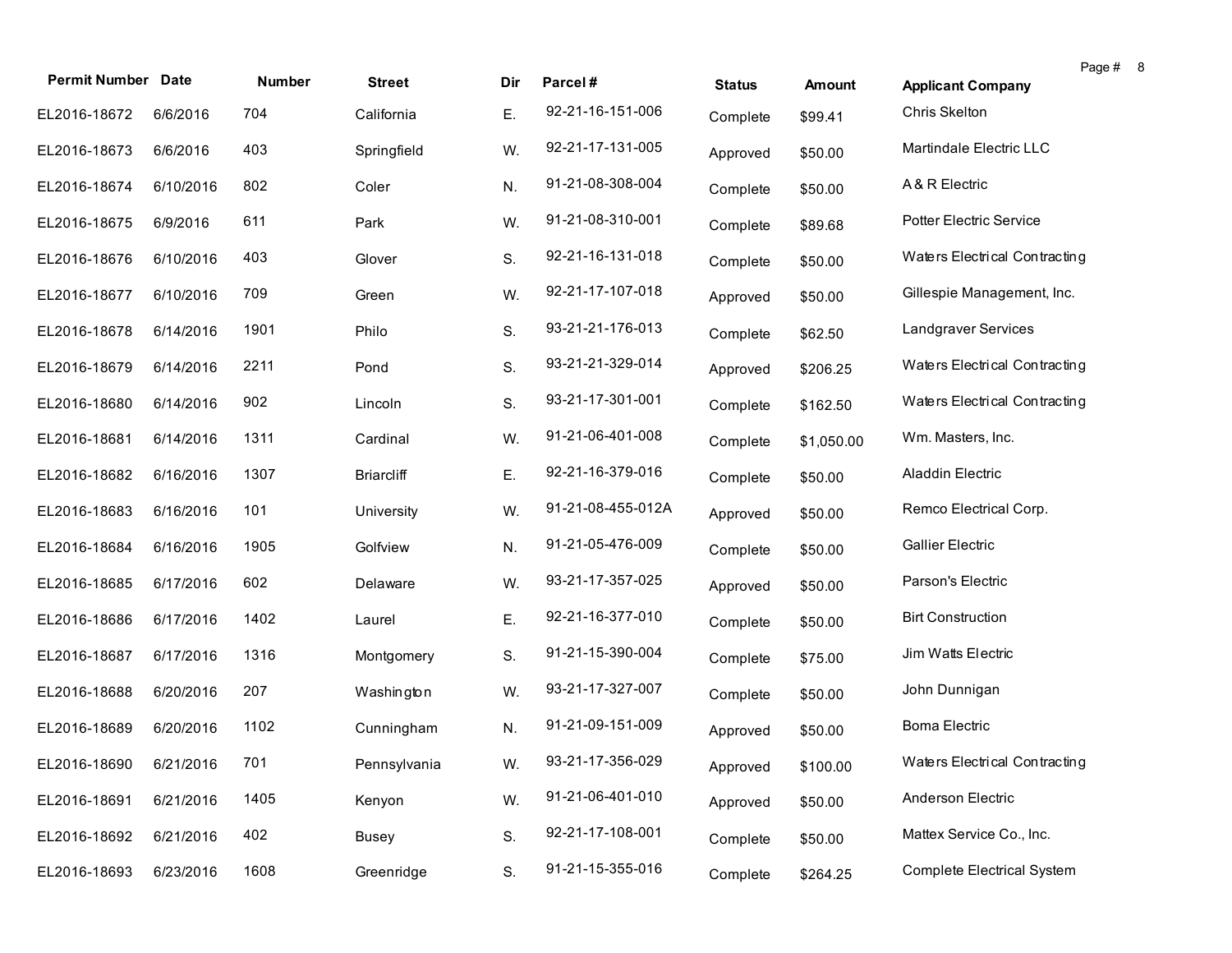| Permit Number | Date | Number | Street | Dir | Parcel # | Status | Amount | Applicant Company |
|---|---|---|---|---|---|---|---|---|
| EL2016-18672 | 6/6/2016 | 704 | California | E. | 92-21-16-151-006 | Complete | $99.41 | Chris Skelton |
| EL2016-18673 | 6/6/2016 | 403 | Springfield | W. | 92-21-17-131-005 | Approved | $50.00 | Martindale Electric LLC |
| EL2016-18674 | 6/10/2016 | 802 | Coler | N. | 91-21-08-308-004 | Complete | $50.00 | A & R Electric |
| EL2016-18675 | 6/9/2016 | 611 | Park | W. | 91-21-08-310-001 | Complete | $89.68 | Potter Electric Service |
| EL2016-18676 | 6/10/2016 | 403 | Glover | S. | 92-21-16-131-018 | Complete | $50.00 | Waters Electrical Contracting |
| EL2016-18677 | 6/10/2016 | 709 | Green | W. | 92-21-17-107-018 | Approved | $50.00 | Gillespie Management, Inc. |
| EL2016-18678 | 6/14/2016 | 1901 | Philo | S. | 93-21-21-176-013 | Complete | $62.50 | Landgraver Services |
| EL2016-18679 | 6/14/2016 | 2211 | Pond | S. | 93-21-21-329-014 | Approved | $206.25 | Waters Electrical Contracting |
| EL2016-18680 | 6/14/2016 | 902 | Lincoln | S. | 93-21-17-301-001 | Complete | $162.50 | Waters Electrical Contracting |
| EL2016-18681 | 6/14/2016 | 1311 | Cardinal | W. | 91-21-06-401-008 | Complete | $1,050.00 | Wm. Masters, Inc. |
| EL2016-18682 | 6/16/2016 | 1307 | Briarcliff | E. | 92-21-16-379-016 | Complete | $50.00 | Aladdin Electric |
| EL2016-18683 | 6/16/2016 | 101 | University | W. | 91-21-08-455-012A | Approved | $50.00 | Remco Electrical Corp. |
| EL2016-18684 | 6/16/2016 | 1905 | Golfview | N. | 91-21-05-476-009 | Complete | $50.00 | Gallier Electric |
| EL2016-18685 | 6/17/2016 | 602 | Delaware | W. | 93-21-17-357-025 | Approved | $50.00 | Parson's Electric |
| EL2016-18686 | 6/17/2016 | 1402 | Laurel | E. | 92-21-16-377-010 | Complete | $50.00 | Birt Construction |
| EL2016-18687 | 6/17/2016 | 1316 | Montgomery | S. | 91-21-15-390-004 | Complete | $75.00 | Jim Watts Electric |
| EL2016-18688 | 6/20/2016 | 207 | Washington | W. | 93-21-17-327-007 | Complete | $50.00 | John Dunnigan |
| EL2016-18689 | 6/20/2016 | 1102 | Cunningham | N. | 91-21-09-151-009 | Approved | $50.00 | Boma Electric |
| EL2016-18690 | 6/21/2016 | 701 | Pennsylvania | W. | 93-21-17-356-029 | Approved | $100.00 | Waters Electrical Contracting |
| EL2016-18691 | 6/21/2016 | 1405 | Kenyon | W. | 91-21-06-401-010 | Approved | $50.00 | Anderson Electric |
| EL2016-18692 | 6/21/2016 | 402 | Busey | S. | 92-21-17-108-001 | Complete | $50.00 | Mattex Service Co., Inc. |
| EL2016-18693 | 6/23/2016 | 1608 | Greenridge | S. | 91-21-15-355-016 | Complete | $264.25 | Complete Electrical System |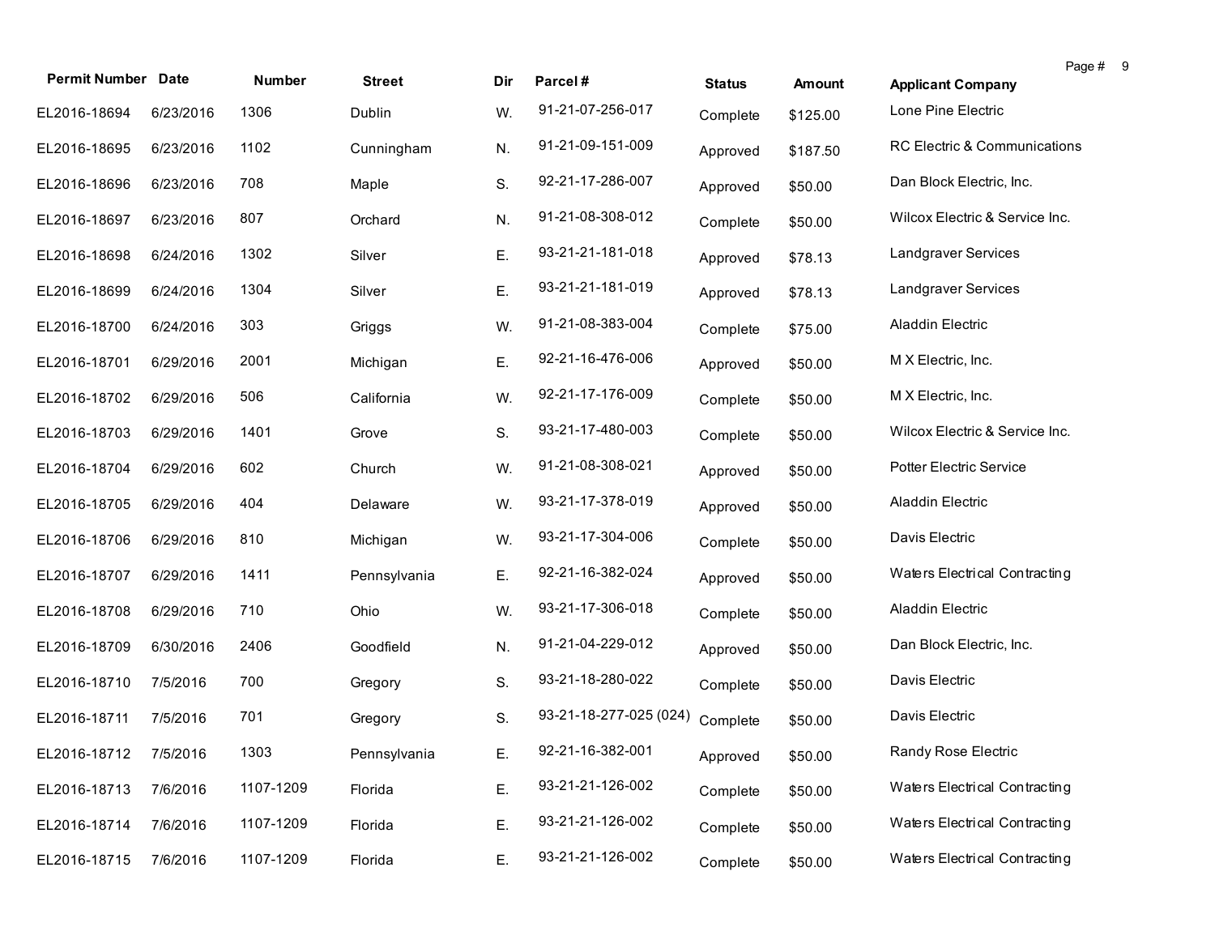| Permit Number | Date | Number | Street | Dir | Parcel # | Status | Amount | Applicant Company |
|---|---|---|---|---|---|---|---|---|
| EL2016-18694 | 6/23/2016 | 1306 | Dublin | W. | 91-21-07-256-017 | Complete | $125.00 | Lone Pine Electric |
| EL2016-18695 | 6/23/2016 | 1102 | Cunningham | N. | 91-21-09-151-009 | Approved | $187.50 | RC Electric & Communications |
| EL2016-18696 | 6/23/2016 | 708 | Maple | S. | 92-21-17-286-007 | Approved | $50.00 | Dan Block Electric, Inc. |
| EL2016-18697 | 6/23/2016 | 807 | Orchard | N. | 91-21-08-308-012 | Complete | $50.00 | Wilcox Electric & Service Inc. |
| EL2016-18698 | 6/24/2016 | 1302 | Silver | E. | 93-21-21-181-018 | Approved | $78.13 | Landgraver Services |
| EL2016-18699 | 6/24/2016 | 1304 | Silver | E. | 93-21-21-181-019 | Approved | $78.13 | Landgraver Services |
| EL2016-18700 | 6/24/2016 | 303 | Griggs | W. | 91-21-08-383-004 | Complete | $75.00 | Aladdin Electric |
| EL2016-18701 | 6/29/2016 | 2001 | Michigan | E. | 92-21-16-476-006 | Approved | $50.00 | M X Electric, Inc. |
| EL2016-18702 | 6/29/2016 | 506 | California | W. | 92-21-17-176-009 | Complete | $50.00 | M X Electric, Inc. |
| EL2016-18703 | 6/29/2016 | 1401 | Grove | S. | 93-21-17-480-003 | Complete | $50.00 | Wilcox Electric & Service Inc. |
| EL2016-18704 | 6/29/2016 | 602 | Church | W. | 91-21-08-308-021 | Approved | $50.00 | Potter Electric Service |
| EL2016-18705 | 6/29/2016 | 404 | Delaware | W. | 93-21-17-378-019 | Approved | $50.00 | Aladdin Electric |
| EL2016-18706 | 6/29/2016 | 810 | Michigan | W. | 93-21-17-304-006 | Complete | $50.00 | Davis Electric |
| EL2016-18707 | 6/29/2016 | 1411 | Pennsylvania | E. | 92-21-16-382-024 | Approved | $50.00 | Waters Electrical Contracting |
| EL2016-18708 | 6/29/2016 | 710 | Ohio | W. | 93-21-17-306-018 | Complete | $50.00 | Aladdin Electric |
| EL2016-18709 | 6/30/2016 | 2406 | Goodfield | N. | 91-21-04-229-012 | Approved | $50.00 | Dan Block Electric, Inc. |
| EL2016-18710 | 7/5/2016 | 700 | Gregory | S. | 93-21-18-280-022 | Complete | $50.00 | Davis Electric |
| EL2016-18711 | 7/5/2016 | 701 | Gregory | S. | 93-21-18-277-025 (024) | Complete | $50.00 | Davis Electric |
| EL2016-18712 | 7/5/2016 | 1303 | Pennsylvania | E. | 92-21-16-382-001 | Approved | $50.00 | Randy Rose Electric |
| EL2016-18713 | 7/6/2016 | 1107-1209 | Florida | E. | 93-21-21-126-002 | Complete | $50.00 | Waters Electrical Contracting |
| EL2016-18714 | 7/6/2016 | 1107-1209 | Florida | E. | 93-21-21-126-002 | Complete | $50.00 | Waters Electrical Contracting |
| EL2016-18715 | 7/6/2016 | 1107-1209 | Florida | E. | 93-21-21-126-002 | Complete | $50.00 | Waters Electrical Contracting |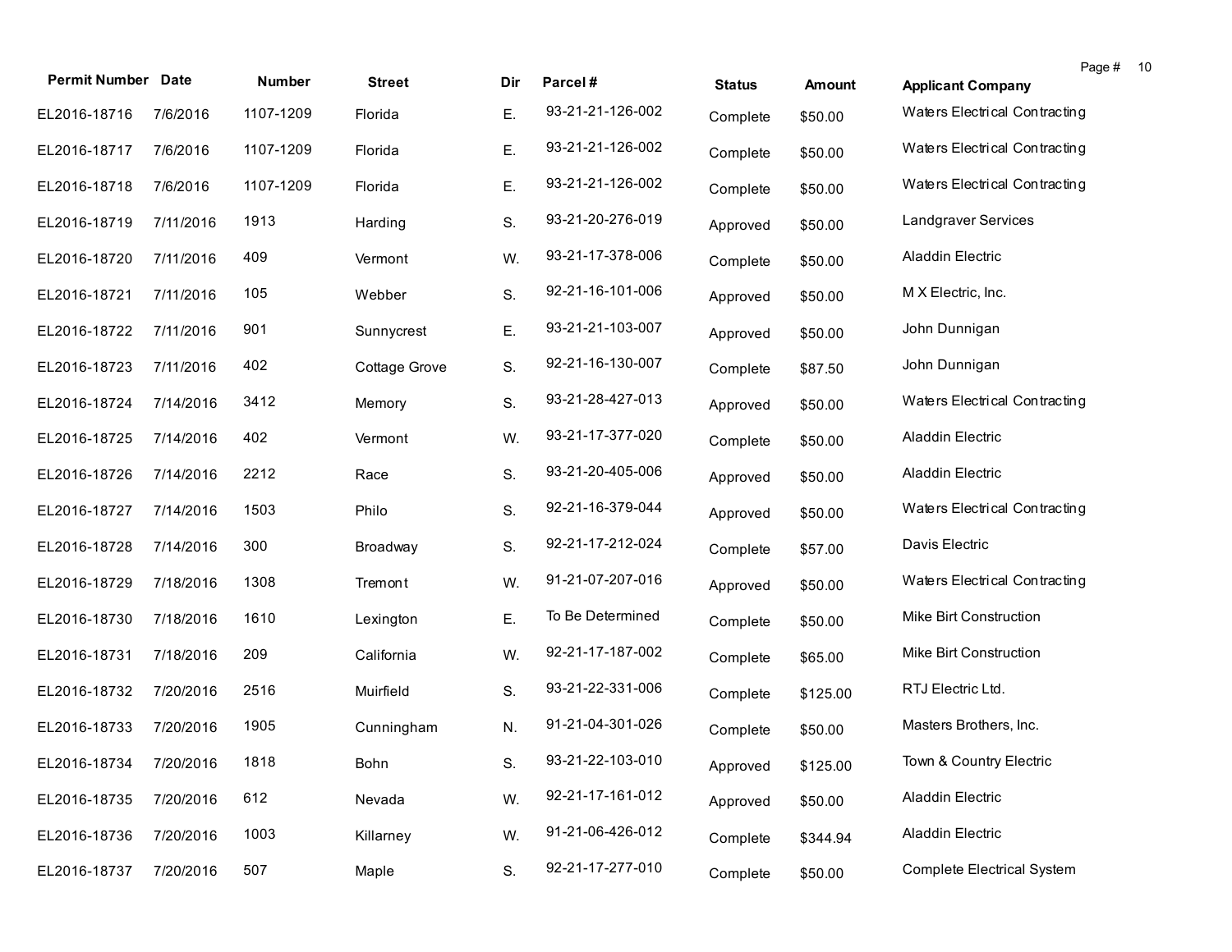| Permit Number | Date | Number | Street | Dir | Parcel # | Status | Amount | Applicant Company |
|---|---|---|---|---|---|---|---|---|
| EL2016-18716 | 7/6/2016 | 1107-1209 | Florida | E. | 93-21-21-126-002 | Complete | $50.00 | Waters Electrical Contracting |
| EL2016-18717 | 7/6/2016 | 1107-1209 | Florida | E. | 93-21-21-126-002 | Complete | $50.00 | Waters Electrical Contracting |
| EL2016-18718 | 7/6/2016 | 1107-1209 | Florida | E. | 93-21-21-126-002 | Complete | $50.00 | Waters Electrical Contracting |
| EL2016-18719 | 7/11/2016 | 1913 | Harding | S. | 93-21-20-276-019 | Approved | $50.00 | Landgraver Services |
| EL2016-18720 | 7/11/2016 | 409 | Vermont | W. | 93-21-17-378-006 | Complete | $50.00 | Aladdin Electric |
| EL2016-18721 | 7/11/2016 | 105 | Webber | S. | 92-21-16-101-006 | Approved | $50.00 | M X Electric, Inc. |
| EL2016-18722 | 7/11/2016 | 901 | Sunnycrest | E. | 93-21-21-103-007 | Approved | $50.00 | John Dunnigan |
| EL2016-18723 | 7/11/2016 | 402 | Cottage Grove | S. | 92-21-16-130-007 | Complete | $87.50 | John Dunnigan |
| EL2016-18724 | 7/14/2016 | 3412 | Memory | S. | 93-21-28-427-013 | Approved | $50.00 | Waters Electrical Contracting |
| EL2016-18725 | 7/14/2016 | 402 | Vermont | W. | 93-21-17-377-020 | Complete | $50.00 | Aladdin Electric |
| EL2016-18726 | 7/14/2016 | 2212 | Race | S. | 93-21-20-405-006 | Approved | $50.00 | Aladdin Electric |
| EL2016-18727 | 7/14/2016 | 1503 | Philo | S. | 92-21-16-379-044 | Approved | $50.00 | Waters Electrical Contracting |
| EL2016-18728 | 7/14/2016 | 300 | Broadway | S. | 92-21-17-212-024 | Complete | $57.00 | Davis Electric |
| EL2016-18729 | 7/18/2016 | 1308 | Tremont | W. | 91-21-07-207-016 | Approved | $50.00 | Waters Electrical Contracting |
| EL2016-18730 | 7/18/2016 | 1610 | Lexington | E. | To Be Determined | Complete | $50.00 | Mike Birt Construction |
| EL2016-18731 | 7/18/2016 | 209 | California | W. | 92-21-17-187-002 | Complete | $65.00 | Mike Birt Construction |
| EL2016-18732 | 7/20/2016 | 2516 | Muirfield | S. | 93-21-22-331-006 | Complete | $125.00 | RTJ Electric Ltd. |
| EL2016-18733 | 7/20/2016 | 1905 | Cunningham | N. | 91-21-04-301-026 | Complete | $50.00 | Masters Brothers, Inc. |
| EL2016-18734 | 7/20/2016 | 1818 | Bohn | S. | 93-21-22-103-010 | Approved | $125.00 | Town & Country Electric |
| EL2016-18735 | 7/20/2016 | 612 | Nevada | W. | 92-21-17-161-012 | Approved | $50.00 | Aladdin Electric |
| EL2016-18736 | 7/20/2016 | 1003 | Killarney | W. | 91-21-06-426-012 | Complete | $344.94 | Aladdin Electric |
| EL2016-18737 | 7/20/2016 | 507 | Maple | S. | 92-21-17-277-010 | Complete | $50.00 | Complete Electrical System |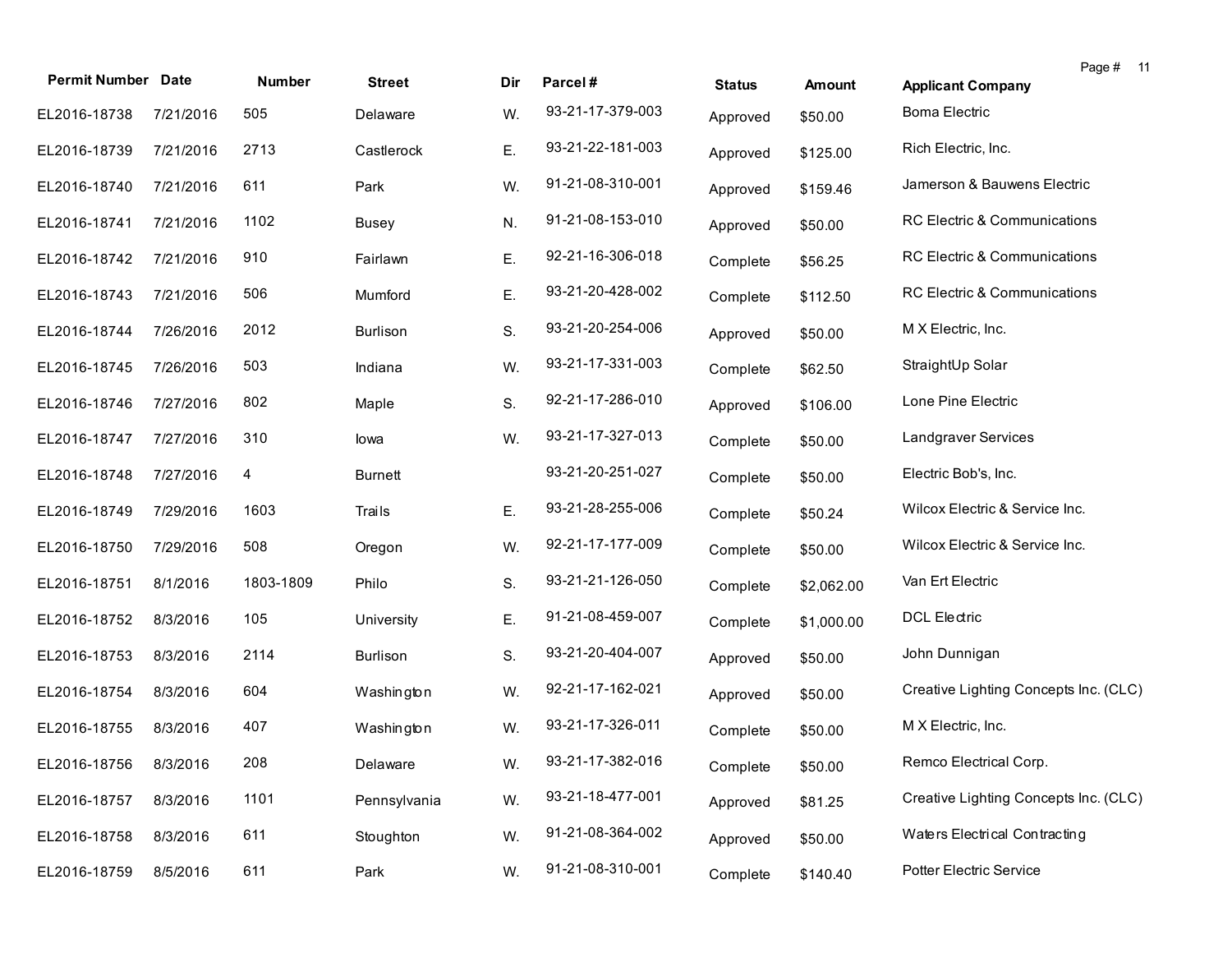| Permit Number | Date | Number | Street | Dir | Parcel # | Status | Amount | Applicant Company |
|---|---|---|---|---|---|---|---|---|
| EL2016-18738 | 7/21/2016 | 505 | Delaware | W. | 93-21-17-379-003 | Approved | $50.00 | Boma Electric |
| EL2016-18739 | 7/21/2016 | 2713 | Castlerock | E. | 93-21-22-181-003 | Approved | $125.00 | Rich Electric, Inc. |
| EL2016-18740 | 7/21/2016 | 611 | Park | W. | 91-21-08-310-001 | Approved | $159.46 | Jamerson & Bauwens Electric |
| EL2016-18741 | 7/21/2016 | 1102 | Busey | N. | 91-21-08-153-010 | Approved | $50.00 | RC Electric & Communications |
| EL2016-18742 | 7/21/2016 | 910 | Fairlawn | E. | 92-21-16-306-018 | Complete | $56.25 | RC Electric & Communications |
| EL2016-18743 | 7/21/2016 | 506 | Mumford | E. | 93-21-20-428-002 | Complete | $112.50 | RC Electric & Communications |
| EL2016-18744 | 7/26/2016 | 2012 | Burlison | S. | 93-21-20-254-006 | Approved | $50.00 | M X Electric, Inc. |
| EL2016-18745 | 7/26/2016 | 503 | Indiana | W. | 93-21-17-331-003 | Complete | $62.50 | StraightUp Solar |
| EL2016-18746 | 7/27/2016 | 802 | Maple | S. | 92-21-17-286-010 | Approved | $106.00 | Lone Pine Electric |
| EL2016-18747 | 7/27/2016 | 310 | Iowa | W. | 93-21-17-327-013 | Complete | $50.00 | Landgraver Services |
| EL2016-18748 | 7/27/2016 | 4 | Burnett | | 93-21-20-251-027 | Complete | $50.00 | Electric Bob's, Inc. |
| EL2016-18749 | 7/29/2016 | 1603 | Trails | E. | 93-21-28-255-006 | Complete | $50.24 | Wilcox Electric & Service Inc. |
| EL2016-18750 | 7/29/2016 | 508 | Oregon | W. | 92-21-17-177-009 | Complete | $50.00 | Wilcox Electric & Service Inc. |
| EL2016-18751 | 8/1/2016 | 1803-1809 | Philo | S. | 93-21-21-126-050 | Complete | $2,062.00 | Van Ert Electric |
| EL2016-18752 | 8/3/2016 | 105 | University | E. | 91-21-08-459-007 | Complete | $1,000.00 | DCL Electric |
| EL2016-18753 | 8/3/2016 | 2114 | Burlison | S. | 93-21-20-404-007 | Approved | $50.00 | John Dunnigan |
| EL2016-18754 | 8/3/2016 | 604 | Washington | W. | 92-21-17-162-021 | Approved | $50.00 | Creative Lighting Concepts Inc. (CLC) |
| EL2016-18755 | 8/3/2016 | 407 | Washington | W. | 93-21-17-326-011 | Complete | $50.00 | M X Electric, Inc. |
| EL2016-18756 | 8/3/2016 | 208 | Delaware | W. | 93-21-17-382-016 | Complete | $50.00 | Remco Electrical Corp. |
| EL2016-18757 | 8/3/2016 | 1101 | Pennsylvania | W. | 93-21-18-477-001 | Approved | $81.25 | Creative Lighting Concepts Inc. (CLC) |
| EL2016-18758 | 8/3/2016 | 611 | Stoughton | W. | 91-21-08-364-002 | Approved | $50.00 | Waters Electrical Contracting |
| EL2016-18759 | 8/5/2016 | 611 | Park | W. | 91-21-08-310-001 | Complete | $140.40 | Potter Electric Service |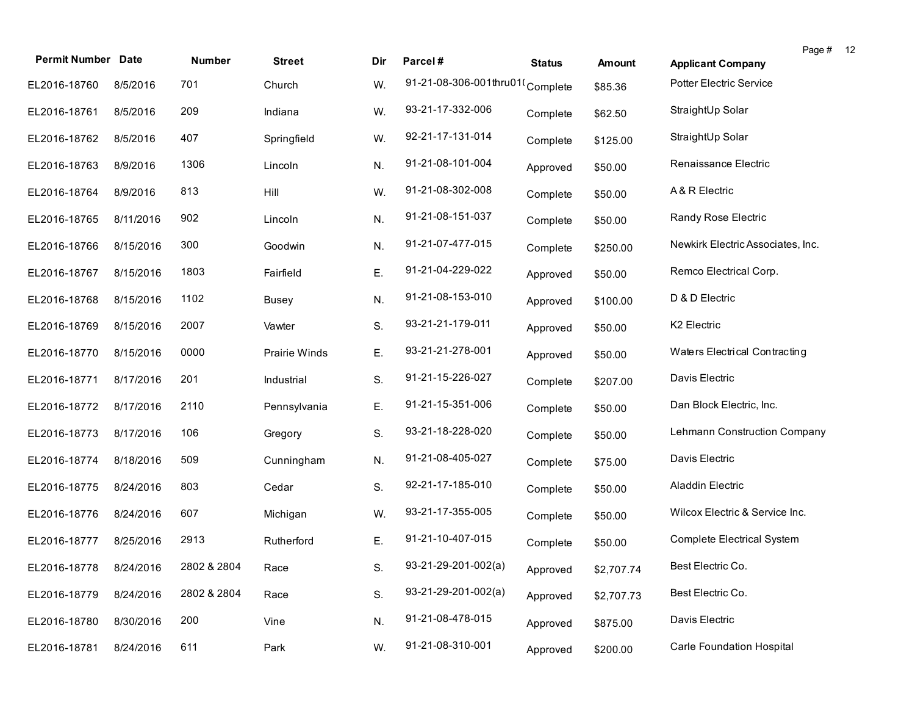| Permit Number | Date | Number | Street | Dir | Parcel # | Status | Amount | Applicant Company |
|---|---|---|---|---|---|---|---|---|
| EL2016-18760 | 8/5/2016 | 701 | Church | W. | 91-21-08-306-001thru01( | Complete | $85.36 | Potter Electric Service |
| EL2016-18761 | 8/5/2016 | 209 | Indiana | W. | 93-21-17-332-006 | Complete | $62.50 | StraightUp Solar |
| EL2016-18762 | 8/5/2016 | 407 | Springfield | W. | 92-21-17-131-014 | Complete | $125.00 | StraightUp Solar |
| EL2016-18763 | 8/9/2016 | 1306 | Lincoln | N. | 91-21-08-101-004 | Approved | $50.00 | Renaissance Electric |
| EL2016-18764 | 8/9/2016 | 813 | Hill | W. | 91-21-08-302-008 | Complete | $50.00 | A & R Electric |
| EL2016-18765 | 8/11/2016 | 902 | Lincoln | N. | 91-21-08-151-037 | Complete | $50.00 | Randy Rose Electric |
| EL2016-18766 | 8/15/2016 | 300 | Goodwin | N. | 91-21-07-477-015 | Complete | $250.00 | Newkirk Electric Associates, Inc. |
| EL2016-18767 | 8/15/2016 | 1803 | Fairfield | E. | 91-21-04-229-022 | Approved | $50.00 | Remco Electrical Corp. |
| EL2016-18768 | 8/15/2016 | 1102 | Busey | N. | 91-21-08-153-010 | Approved | $100.00 | D & D Electric |
| EL2016-18769 | 8/15/2016 | 2007 | Vawter | S. | 93-21-21-179-011 | Approved | $50.00 | K2 Electric |
| EL2016-18770 | 8/15/2016 | 0000 | Prairie Winds | E. | 93-21-21-278-001 | Approved | $50.00 | Waters Electrical Contracting |
| EL2016-18771 | 8/17/2016 | 201 | Industrial | S. | 91-21-15-226-027 | Complete | $207.00 | Davis Electric |
| EL2016-18772 | 8/17/2016 | 2110 | Pennsylvania | E. | 91-21-15-351-006 | Complete | $50.00 | Dan Block Electric, Inc. |
| EL2016-18773 | 8/17/2016 | 106 | Gregory | S. | 93-21-18-228-020 | Complete | $50.00 | Lehmann Construction Company |
| EL2016-18774 | 8/18/2016 | 509 | Cunningham | N. | 91-21-08-405-027 | Complete | $75.00 | Davis Electric |
| EL2016-18775 | 8/24/2016 | 803 | Cedar | S. | 92-21-17-185-010 | Complete | $50.00 | Aladdin Electric |
| EL2016-18776 | 8/24/2016 | 607 | Michigan | W. | 93-21-17-355-005 | Complete | $50.00 | Wilcox Electric & Service Inc. |
| EL2016-18777 | 8/25/2016 | 2913 | Rutherford | E. | 91-21-10-407-015 | Complete | $50.00 | Complete Electrical System |
| EL2016-18778 | 8/24/2016 | 2802 & 2804 | Race | S. | 93-21-29-201-002(a) | Approved | $2,707.74 | Best Electric Co. |
| EL2016-18779 | 8/24/2016 | 2802 & 2804 | Race | S. | 93-21-29-201-002(a) | Approved | $2,707.73 | Best Electric Co. |
| EL2016-18780 | 8/30/2016 | 200 | Vine | N. | 91-21-08-478-015 | Approved | $875.00 | Davis Electric |
| EL2016-18781 | 8/24/2016 | 611 | Park | W. | 91-21-08-310-001 | Approved | $200.00 | Carle Foundation Hospital |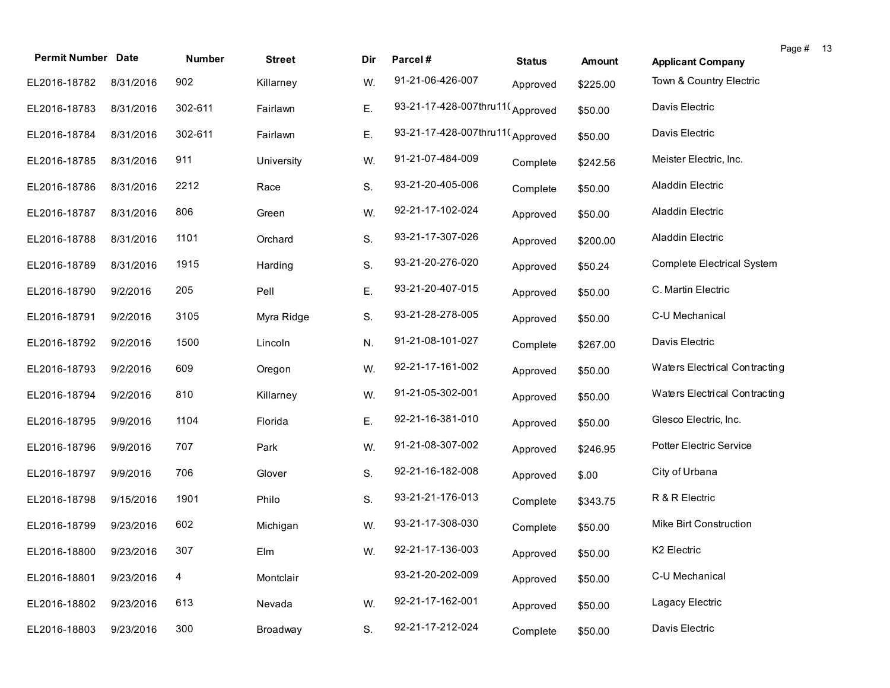| Permit Number | Date | Number | Street | Dir | Parcel # | Status | Amount | Applicant Company |
|---|---|---|---|---|---|---|---|---|
| EL2016-18782 | 8/31/2016 | 902 | Killarney | W. | 91-21-06-426-007 | Approved | $225.00 | Town & Country Electric |
| EL2016-18783 | 8/31/2016 | 302-611 | Fairlawn | E. | 93-21-17-428-007thru110 | Approved | $50.00 | Davis Electric |
| EL2016-18784 | 8/31/2016 | 302-611 | Fairlawn | E. | 93-21-17-428-007thru110 | Approved | $50.00 | Davis Electric |
| EL2016-18785 | 8/31/2016 | 911 | University | W. | 91-21-07-484-009 | Complete | $242.56 | Meister Electric, Inc. |
| EL2016-18786 | 8/31/2016 | 2212 | Race | S. | 93-21-20-405-006 | Complete | $50.00 | Aladdin Electric |
| EL2016-18787 | 8/31/2016 | 806 | Green | W. | 92-21-17-102-024 | Approved | $50.00 | Aladdin Electric |
| EL2016-18788 | 8/31/2016 | 1101 | Orchard | S. | 93-21-17-307-026 | Approved | $200.00 | Aladdin Electric |
| EL2016-18789 | 8/31/2016 | 1915 | Harding | S. | 93-21-20-276-020 | Approved | $50.24 | Complete Electrical System |
| EL2016-18790 | 9/2/2016 | 205 | Pell | E. | 93-21-20-407-015 | Approved | $50.00 | C. Martin Electric |
| EL2016-18791 | 9/2/2016 | 3105 | Myra Ridge | S. | 93-21-28-278-005 | Approved | $50.00 | C-U Mechanical |
| EL2016-18792 | 9/2/2016 | 1500 | Lincoln | N. | 91-21-08-101-027 | Complete | $267.00 | Davis Electric |
| EL2016-18793 | 9/2/2016 | 609 | Oregon | W. | 92-21-17-161-002 | Approved | $50.00 | Waters Electrical Contracting |
| EL2016-18794 | 9/2/2016 | 810 | Killarney | W. | 91-21-05-302-001 | Approved | $50.00 | Waters Electrical Contracting |
| EL2016-18795 | 9/9/2016 | 1104 | Florida | E. | 92-21-16-381-010 | Approved | $50.00 | Glesco Electric, Inc. |
| EL2016-18796 | 9/9/2016 | 707 | Park | W. | 91-21-08-307-002 | Approved | $246.95 | Potter Electric Service |
| EL2016-18797 | 9/9/2016 | 706 | Glover | S. | 92-21-16-182-008 | Approved | $.00 | City of Urbana |
| EL2016-18798 | 9/15/2016 | 1901 | Philo | S. | 93-21-21-176-013 | Complete | $343.75 | R & R Electric |
| EL2016-18799 | 9/23/2016 | 602 | Michigan | W. | 93-21-17-308-030 | Complete | $50.00 | Mike Birt Construction |
| EL2016-18800 | 9/23/2016 | 307 | Elm | W. | 92-21-17-136-003 | Approved | $50.00 | K2 Electric |
| EL2016-18801 | 9/23/2016 | 4 | Montclair | | 93-21-20-202-009 | Approved | $50.00 | C-U Mechanical |
| EL2016-18802 | 9/23/2016 | 613 | Nevada | W. | 92-21-17-162-001 | Approved | $50.00 | Lagacy Electric |
| EL2016-18803 | 9/23/2016 | 300 | Broadway | S. | 92-21-17-212-024 | Complete | $50.00 | Davis Electric |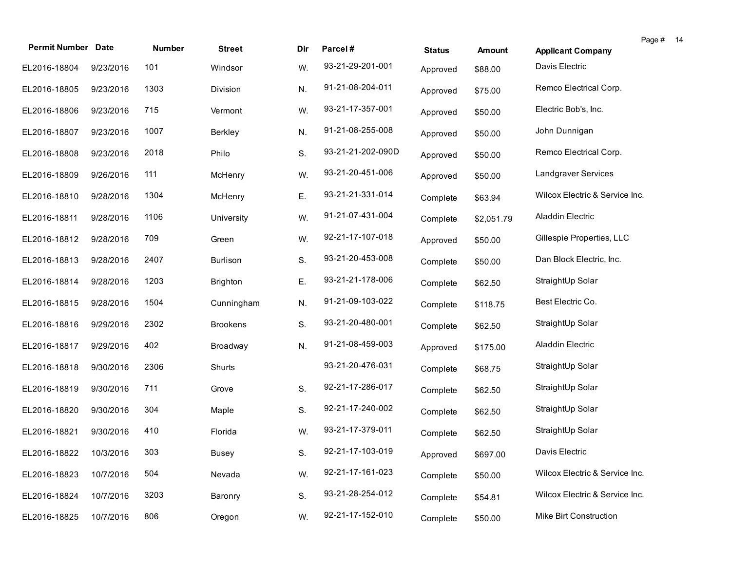| Permit Number | Date | Number | Street | Dir | Parcel # | Status | Amount | Applicant Company |
|---|---|---|---|---|---|---|---|---|
| EL2016-18804 | 9/23/2016 | 101 | Windsor | W. | 93-21-29-201-001 | Approved | $88.00 | Davis Electric |
| EL2016-18805 | 9/23/2016 | 1303 | Division | N. | 91-21-08-204-011 | Approved | $75.00 | Remco Electrical Corp. |
| EL2016-18806 | 9/23/2016 | 715 | Vermont | W. | 93-21-17-357-001 | Approved | $50.00 | Electric Bob's, Inc. |
| EL2016-18807 | 9/23/2016 | 1007 | Berkley | N. | 91-21-08-255-008 | Approved | $50.00 | John Dunnigan |
| EL2016-18808 | 9/23/2016 | 2018 | Philo | S. | 93-21-21-202-090D | Approved | $50.00 | Remco Electrical Corp. |
| EL2016-18809 | 9/26/2016 | 111 | McHenry | W. | 93-21-20-451-006 | Approved | $50.00 | Landgraver Services |
| EL2016-18810 | 9/28/2016 | 1304 | McHenry | E. | 93-21-21-331-014 | Complete | $63.94 | Wilcox Electric & Service Inc. |
| EL2016-18811 | 9/28/2016 | 1106 | University | W. | 91-21-07-431-004 | Complete | $2,051.79 | Aladdin Electric |
| EL2016-18812 | 9/28/2016 | 709 | Green | W. | 92-21-17-107-018 | Approved | $50.00 | Gillespie Properties, LLC |
| EL2016-18813 | 9/28/2016 | 2407 | Burlison | S. | 93-21-20-453-008 | Complete | $50.00 | Dan Block Electric, Inc. |
| EL2016-18814 | 9/28/2016 | 1203 | Brighton | E. | 93-21-21-178-006 | Complete | $62.50 | StraightUp Solar |
| EL2016-18815 | 9/28/2016 | 1504 | Cunningham | N. | 91-21-09-103-022 | Complete | $118.75 | Best Electric Co. |
| EL2016-18816 | 9/29/2016 | 2302 | Brookens | S. | 93-21-20-480-001 | Complete | $62.50 | StraightUp Solar |
| EL2016-18817 | 9/29/2016 | 402 | Broadway | N. | 91-21-08-459-003 | Approved | $175.00 | Aladdin Electric |
| EL2016-18818 | 9/30/2016 | 2306 | Shurts | | 93-21-20-476-031 | Complete | $68.75 | StraightUp Solar |
| EL2016-18819 | 9/30/2016 | 711 | Grove | S. | 92-21-17-286-017 | Complete | $62.50 | StraightUp Solar |
| EL2016-18820 | 9/30/2016 | 304 | Maple | S. | 92-21-17-240-002 | Complete | $62.50 | StraightUp Solar |
| EL2016-18821 | 9/30/2016 | 410 | Florida | W. | 93-21-17-379-011 | Complete | $62.50 | StraightUp Solar |
| EL2016-18822 | 10/3/2016 | 303 | Busey | S. | 92-21-17-103-019 | Approved | $697.00 | Davis Electric |
| EL2016-18823 | 10/7/2016 | 504 | Nevada | W. | 92-21-17-161-023 | Complete | $50.00 | Wilcox Electric & Service Inc. |
| EL2016-18824 | 10/7/2016 | 3203 | Baronry | S. | 93-21-28-254-012 | Complete | $54.81 | Wilcox Electric & Service Inc. |
| EL2016-18825 | 10/7/2016 | 806 | Oregon | W. | 92-21-17-152-010 | Complete | $50.00 | Mike Birt Construction |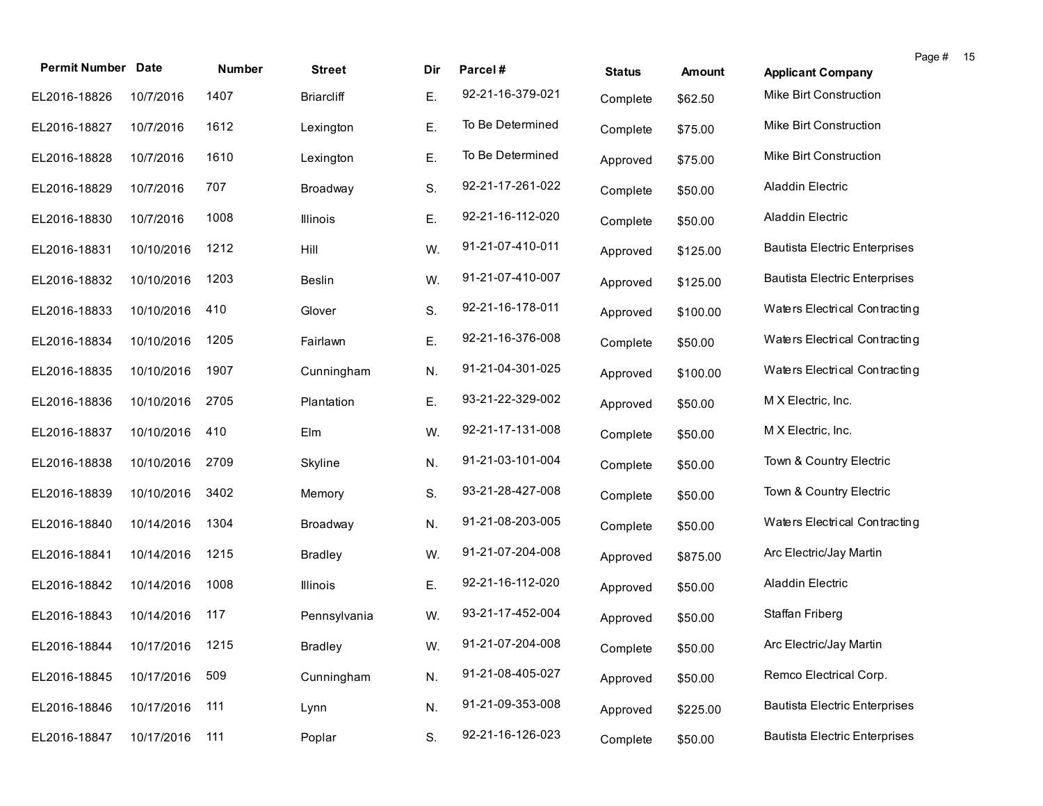| Permit Number | Date | Number | Street | Dir | Parcel # | Status | Amount | Applicant Company |
|---|---|---|---|---|---|---|---|---|
| EL2016-18826 | 10/7/2016 | 1407 | Briarcliff | E. | 92-21-16-379-021 | Complete | $62.50 | Mike Birt Construction |
| EL2016-18827 | 10/7/2016 | 1612 | Lexington | E. | To Be Determined | Complete | $75.00 | Mike Birt Construction |
| EL2016-18828 | 10/7/2016 | 1610 | Lexington | E. | To Be Determined | Approved | $75.00 | Mike Birt Construction |
| EL2016-18829 | 10/7/2016 | 707 | Broadway | S. | 92-21-17-261-022 | Complete | $50.00 | Aladdin Electric |
| EL2016-18830 | 10/7/2016 | 1008 | Illinois | E. | 92-21-16-112-020 | Complete | $50.00 | Aladdin Electric |
| EL2016-18831 | 10/10/2016 | 1212 | Hill | W. | 91-21-07-410-011 | Approved | $125.00 | Bautista Electric Enterprises |
| EL2016-18832 | 10/10/2016 | 1203 | Beslin | W. | 91-21-07-410-007 | Approved | $125.00 | Bautista Electric Enterprises |
| EL2016-18833 | 10/10/2016 | 410 | Glover | S. | 92-21-16-178-011 | Approved | $100.00 | Waters Electrical Contracting |
| EL2016-18834 | 10/10/2016 | 1205 | Fairlawn | E. | 92-21-16-376-008 | Complete | $50.00 | Waters Electrical Contracting |
| EL2016-18835 | 10/10/2016 | 1907 | Cunningham | N. | 91-21-04-301-025 | Approved | $100.00 | Waters Electrical Contracting |
| EL2016-18836 | 10/10/2016 | 2705 | Plantation | E. | 93-21-22-329-002 | Approved | $50.00 | M X Electric, Inc. |
| EL2016-18837 | 10/10/2016 | 410 | Elm | W. | 92-21-17-131-008 | Complete | $50.00 | M X Electric, Inc. |
| EL2016-18838 | 10/10/2016 | 2709 | Skyline | N. | 91-21-03-101-004 | Complete | $50.00 | Town & Country Electric |
| EL2016-18839 | 10/10/2016 | 3402 | Memory | S. | 93-21-28-427-008 | Complete | $50.00 | Town & Country Electric |
| EL2016-18840 | 10/14/2016 | 1304 | Broadway | N. | 91-21-08-203-005 | Complete | $50.00 | Waters Electrical Contracting |
| EL2016-18841 | 10/14/2016 | 1215 | Bradley | W. | 91-21-07-204-008 | Approved | $875.00 | Arc Electric/Jay Martin |
| EL2016-18842 | 10/14/2016 | 1008 | Illinois | E. | 92-21-16-112-020 | Approved | $50.00 | Aladdin Electric |
| EL2016-18843 | 10/14/2016 | 117 | Pennsylvania | W. | 93-21-17-452-004 | Approved | $50.00 | Staffan Friberg |
| EL2016-18844 | 10/17/2016 | 1215 | Bradley | W. | 91-21-07-204-008 | Complete | $50.00 | Arc Electric/Jay Martin |
| EL2016-18845 | 10/17/2016 | 509 | Cunningham | N. | 91-21-08-405-027 | Approved | $50.00 | Remco Electrical Corp. |
| EL2016-18846 | 10/17/2016 | 111 | Lynn | N. | 91-21-09-353-008 | Approved | $225.00 | Bautista Electric Enterprises |
| EL2016-18847 | 10/17/2016 | 111 | Poplar | S. | 92-21-16-126-023 | Complete | $50.00 | Bautista Electric Enterprises |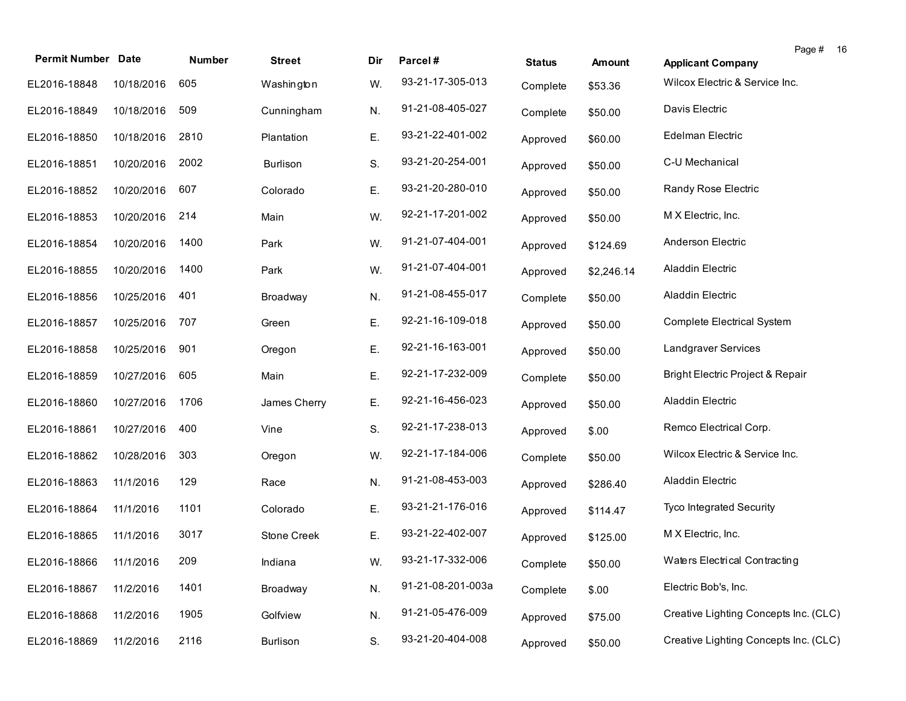| Permit Number | Date | Number | Street | Dir | Parcel # | Status | Amount | Applicant Company |
|---|---|---|---|---|---|---|---|---|
| EL2016-18848 | 10/18/2016 | 605 | Washington | W. | 93-21-17-305-013 | Complete | $53.36 | Wilcox Electric & Service Inc. |
| EL2016-18849 | 10/18/2016 | 509 | Cunningham | N. | 91-21-08-405-027 | Complete | $50.00 | Davis Electric |
| EL2016-18850 | 10/18/2016 | 2810 | Plantation | E. | 93-21-22-401-002 | Approved | $60.00 | Edelman Electric |
| EL2016-18851 | 10/20/2016 | 2002 | Burlison | S. | 93-21-20-254-001 | Approved | $50.00 | C-U Mechanical |
| EL2016-18852 | 10/20/2016 | 607 | Colorado | E. | 93-21-20-280-010 | Approved | $50.00 | Randy Rose Electric |
| EL2016-18853 | 10/20/2016 | 214 | Main | W. | 92-21-17-201-002 | Approved | $50.00 | M X Electric, Inc. |
| EL2016-18854 | 10/20/2016 | 1400 | Park | W. | 91-21-07-404-001 | Approved | $124.69 | Anderson Electric |
| EL2016-18855 | 10/20/2016 | 1400 | Park | W. | 91-21-07-404-001 | Approved | $2,246.14 | Aladdin Electric |
| EL2016-18856 | 10/25/2016 | 401 | Broadway | N. | 91-21-08-455-017 | Complete | $50.00 | Aladdin Electric |
| EL2016-18857 | 10/25/2016 | 707 | Green | E. | 92-21-16-109-018 | Approved | $50.00 | Complete Electrical System |
| EL2016-18858 | 10/25/2016 | 901 | Oregon | E. | 92-21-16-163-001 | Approved | $50.00 | Landgraver Services |
| EL2016-18859 | 10/27/2016 | 605 | Main | E. | 92-21-17-232-009 | Complete | $50.00 | Bright Electric Project & Repair |
| EL2016-18860 | 10/27/2016 | 1706 | James Cherry | E. | 92-21-16-456-023 | Approved | $50.00 | Aladdin Electric |
| EL2016-18861 | 10/27/2016 | 400 | Vine | S. | 92-21-17-238-013 | Approved | $.00 | Remco Electrical Corp. |
| EL2016-18862 | 10/28/2016 | 303 | Oregon | W. | 92-21-17-184-006 | Complete | $50.00 | Wilcox Electric & Service Inc. |
| EL2016-18863 | 11/1/2016 | 129 | Race | N. | 91-21-08-453-003 | Approved | $286.40 | Aladdin Electric |
| EL2016-18864 | 11/1/2016 | 1101 | Colorado | E. | 93-21-21-176-016 | Approved | $114.47 | Tyco Integrated Security |
| EL2016-18865 | 11/1/2016 | 3017 | Stone Creek | E. | 93-21-22-402-007 | Approved | $125.00 | M X Electric, Inc. |
| EL2016-18866 | 11/1/2016 | 209 | Indiana | W. | 93-21-17-332-006 | Complete | $50.00 | Waters Electrical Contracting |
| EL2016-18867 | 11/2/2016 | 1401 | Broadway | N. | 91-21-08-201-003a | Complete | $.00 | Electric Bob's, Inc. |
| EL2016-18868 | 11/2/2016 | 1905 | Golfview | N. | 91-21-05-476-009 | Approved | $75.00 | Creative Lighting Concepts Inc. (CLC) |
| EL2016-18869 | 11/2/2016 | 2116 | Burlison | S. | 93-21-20-404-008 | Approved | $50.00 | Creative Lighting Concepts Inc. (CLC) |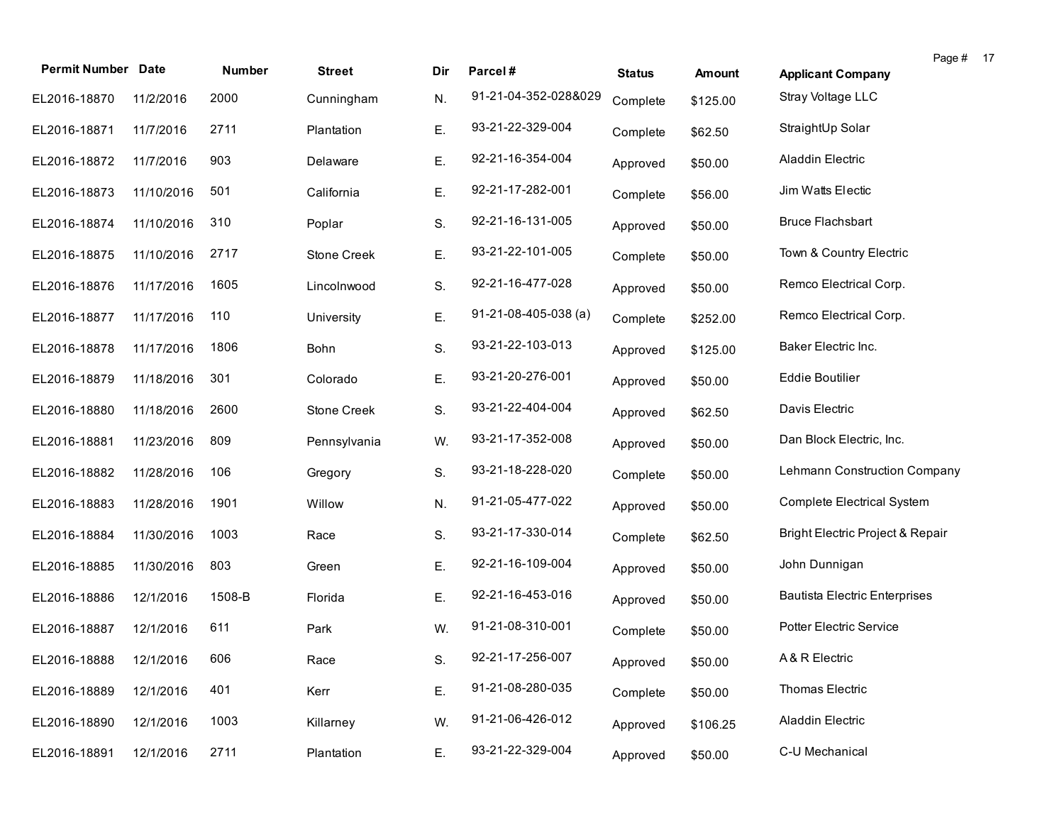| Permit Number | Date | Number | Street | Dir | Parcel # | Status | Amount | Applicant Company |
|---|---|---|---|---|---|---|---|---|
| EL2016-18870 | 11/2/2016 | 2000 | Cunningham | N. | 91-21-04-352-028&029 | Complete | $125.00 | Stray Voltage LLC |
| EL2016-18871 | 11/7/2016 | 2711 | Plantation | E. | 93-21-22-329-004 | Complete | $62.50 | StraightUp Solar |
| EL2016-18872 | 11/7/2016 | 903 | Delaware | E. | 92-21-16-354-004 | Approved | $50.00 | Aladdin Electric |
| EL2016-18873 | 11/10/2016 | 501 | California | E. | 92-21-17-282-001 | Complete | $56.00 | Jim Watts Electic |
| EL2016-18874 | 11/10/2016 | 310 | Poplar | S. | 92-21-16-131-005 | Approved | $50.00 | Bruce Flachsbart |
| EL2016-18875 | 11/10/2016 | 2717 | Stone Creek | E. | 93-21-22-101-005 | Complete | $50.00 | Town & Country Electric |
| EL2016-18876 | 11/17/2016 | 1605 | Lincolnwood | S. | 92-21-16-477-028 | Approved | $50.00 | Remco Electrical Corp. |
| EL2016-18877 | 11/17/2016 | 110 | University | E. | 91-21-08-405-038 (a) | Complete | $252.00 | Remco Electrical Corp. |
| EL2016-18878 | 11/17/2016 | 1806 | Bohn | S. | 93-21-22-103-013 | Approved | $125.00 | Baker Electric Inc. |
| EL2016-18879 | 11/18/2016 | 301 | Colorado | E. | 93-21-20-276-001 | Approved | $50.00 | Eddie Boutilier |
| EL2016-18880 | 11/18/2016 | 2600 | Stone Creek | S. | 93-21-22-404-004 | Approved | $62.50 | Davis Electric |
| EL2016-18881 | 11/23/2016 | 809 | Pennsylvania | W. | 93-21-17-352-008 | Approved | $50.00 | Dan Block Electric, Inc. |
| EL2016-18882 | 11/28/2016 | 106 | Gregory | S. | 93-21-18-228-020 | Complete | $50.00 | Lehmann Construction Company |
| EL2016-18883 | 11/28/2016 | 1901 | Willow | N. | 91-21-05-477-022 | Approved | $50.00 | Complete Electrical System |
| EL2016-18884 | 11/30/2016 | 1003 | Race | S. | 93-21-17-330-014 | Complete | $62.50 | Bright Electric Project & Repair |
| EL2016-18885 | 11/30/2016 | 803 | Green | E. | 92-21-16-109-004 | Approved | $50.00 | John Dunnigan |
| EL2016-18886 | 12/1/2016 | 1508-B | Florida | E. | 92-21-16-453-016 | Approved | $50.00 | Bautista Electric Enterprises |
| EL2016-18887 | 12/1/2016 | 611 | Park | W. | 91-21-08-310-001 | Complete | $50.00 | Potter Electric Service |
| EL2016-18888 | 12/1/2016 | 606 | Race | S. | 92-21-17-256-007 | Approved | $50.00 | A & R Electric |
| EL2016-18889 | 12/1/2016 | 401 | Kerr | E. | 91-21-08-280-035 | Complete | $50.00 | Thomas Electric |
| EL2016-18890 | 12/1/2016 | 1003 | Killarney | W. | 91-21-06-426-012 | Approved | $106.25 | Aladdin Electric |
| EL2016-18891 | 12/1/2016 | 2711 | Plantation | E. | 93-21-22-329-004 | Approved | $50.00 | C-U Mechanical |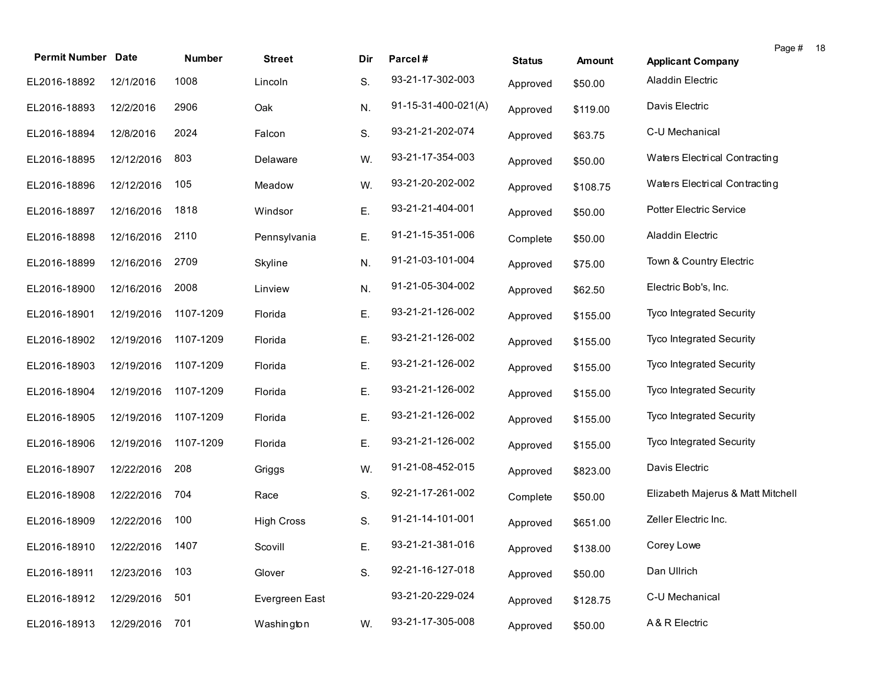| Permit Number | Date | Number | Street | Dir | Parcel # | Status | Amount | Applicant Company |
|---|---|---|---|---|---|---|---|---|
| EL2016-18892 | 12/1/2016 | 1008 | Lincoln | S. | 93-21-17-302-003 | Approved | $50.00 | Aladdin Electric |
| EL2016-18893 | 12/2/2016 | 2906 | Oak | N. | 91-15-31-400-021(A) | Approved | $119.00 | Davis Electric |
| EL2016-18894 | 12/8/2016 | 2024 | Falcon | S. | 93-21-21-202-074 | Approved | $63.75 | C-U Mechanical |
| EL2016-18895 | 12/12/2016 | 803 | Delaware | W. | 93-21-17-354-003 | Approved | $50.00 | Waters Electrical Contracting |
| EL2016-18896 | 12/12/2016 | 105 | Meadow | W. | 93-21-20-202-002 | Approved | $108.75 | Waters Electrical Contracting |
| EL2016-18897 | 12/16/2016 | 1818 | Windsor | E. | 93-21-21-404-001 | Approved | $50.00 | Potter Electric Service |
| EL2016-18898 | 12/16/2016 | 2110 | Pennsylvania | E. | 91-21-15-351-006 | Complete | $50.00 | Aladdin Electric |
| EL2016-18899 | 12/16/2016 | 2709 | Skyline | N. | 91-21-03-101-004 | Approved | $75.00 | Town & Country Electric |
| EL2016-18900 | 12/16/2016 | 2008 | Linview | N. | 91-21-05-304-002 | Approved | $62.50 | Electric Bob's, Inc. |
| EL2016-18901 | 12/19/2016 | 1107-1209 | Florida | E. | 93-21-21-126-002 | Approved | $155.00 | Tyco Integrated Security |
| EL2016-18902 | 12/19/2016 | 1107-1209 | Florida | E. | 93-21-21-126-002 | Approved | $155.00 | Tyco Integrated Security |
| EL2016-18903 | 12/19/2016 | 1107-1209 | Florida | E. | 93-21-21-126-002 | Approved | $155.00 | Tyco Integrated Security |
| EL2016-18904 | 12/19/2016 | 1107-1209 | Florida | E. | 93-21-21-126-002 | Approved | $155.00 | Tyco Integrated Security |
| EL2016-18905 | 12/19/2016 | 1107-1209 | Florida | E. | 93-21-21-126-002 | Approved | $155.00 | Tyco Integrated Security |
| EL2016-18906 | 12/19/2016 | 1107-1209 | Florida | E. | 93-21-21-126-002 | Approved | $155.00 | Tyco Integrated Security |
| EL2016-18907 | 12/22/2016 | 208 | Griggs | W. | 91-21-08-452-015 | Approved | $823.00 | Davis Electric |
| EL2016-18908 | 12/22/2016 | 704 | Race | S. | 92-21-17-261-002 | Complete | $50.00 | Elizabeth Majerus & Matt Mitchell |
| EL2016-18909 | 12/22/2016 | 100 | High Cross | S. | 91-21-14-101-001 | Approved | $651.00 | Zeller Electric Inc. |
| EL2016-18910 | 12/22/2016 | 1407 | Scovill | E. | 93-21-21-381-016 | Approved | $138.00 | Corey Lowe |
| EL2016-18911 | 12/23/2016 | 103 | Glover | S. | 92-21-16-127-018 | Approved | $50.00 | Dan Ullrich |
| EL2016-18912 | 12/29/2016 | 501 | Evergreen East | | 93-21-20-229-024 | Approved | $128.75 | C-U Mechanical |
| EL2016-18913 | 12/29/2016 | 701 | Washington | W. | 93-21-17-305-008 | Approved | $50.00 | A & R Electric |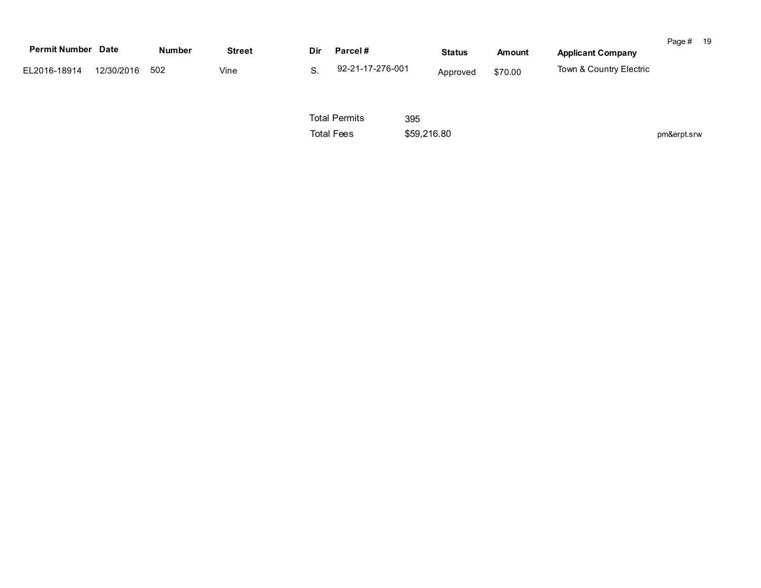| Permit Number | Date | Number | Street | Dir | Parcel # | Status | Amount | Applicant Company |
| --- | --- | --- | --- | --- | --- | --- | --- | --- |
| EL2016-18914 | 12/30/2016 | 502 | Vine | S. | 92-21-17-276-001 | Approved | $70.00 | Town & Country Electric |

| | |
| --- | --- |
| Total Permits | 395 |
| Total Fees | $59,216.80 |

pm&erpt.srw